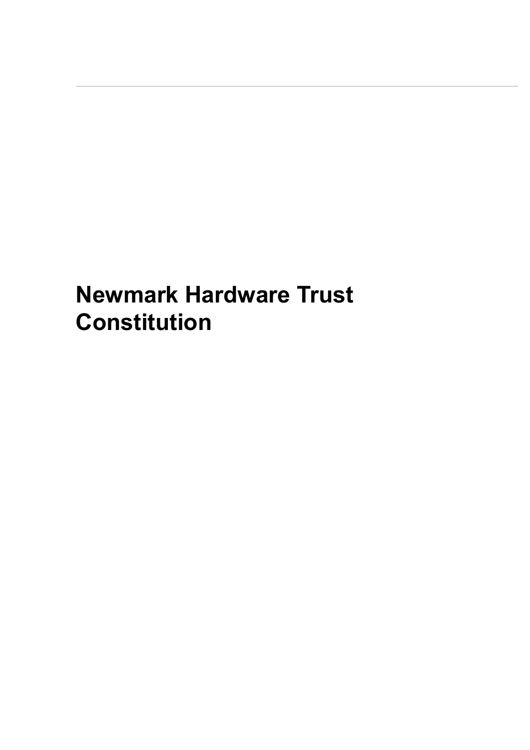# Newmark Hardware Trust Constitution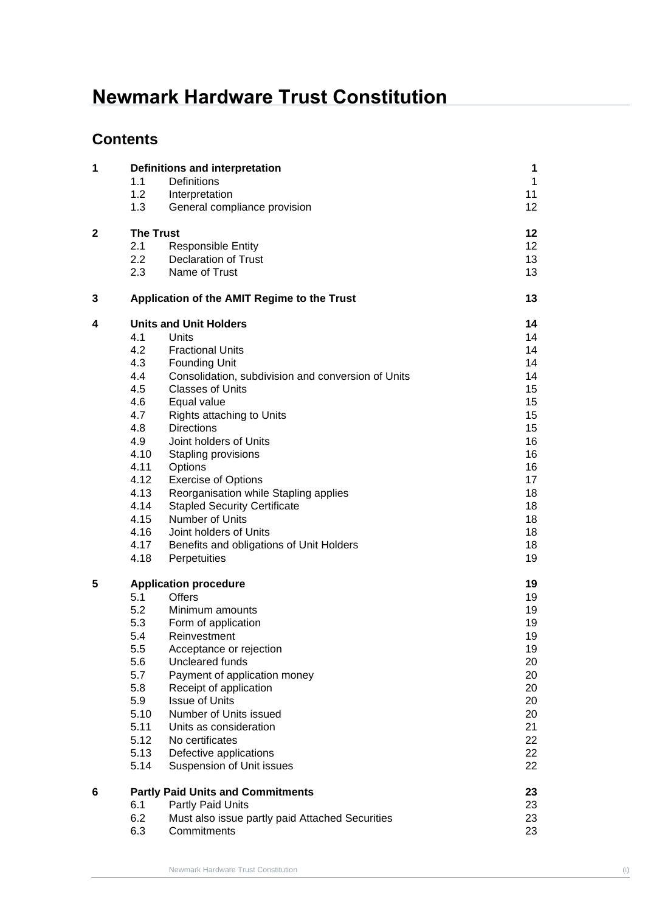# Newmark Hardware Trust Constitution

## Contents

| | | | |
|---|---|---|---|
| **1** | **Definitions and interpretation** | | **1** |
| | 1.1 | Definitions | 1 |
| | 1.2 | Interpretation | 11 |
| | 1.3 | General compliance provision | 12 |
| **2** | **The Trust** | | **12** |
| | 2.1 | Responsible Entity | 12 |
| | 2.2 | Declaration of Trust | 13 |
| | 2.3 | Name of Trust | 13 |
| **3** | **Application of the AMIT Regime to the Trust** | | **13** |
| **4** | **Units and Unit Holders** | | **14** |
| | 4.1 | Units | 14 |
| | 4.2 | Fractional Units | 14 |
| | 4.3 | Founding Unit | 14 |
| | 4.4 | Consolidation, subdivision and conversion of Units | 14 |
| | 4.5 | Classes of Units | 15 |
| | 4.6 | Equal value | 15 |
| | 4.7 | Rights attaching to Units | 15 |
| | 4.8 | Directions | 15 |
| | 4.9 | Joint holders of Units | 16 |
| | 4.10 | Stapling provisions | 16 |
| | 4.11 | Options | 16 |
| | 4.12 | Exercise of Options | 17 |
| | 4.13 | Reorganisation while Stapling applies | 18 |
| | 4.14 | Stapled Security Certificate | 18 |
| | 4.15 | Number of Units | 18 |
| | 4.16 | Joint holders of Units | 18 |
| | 4.17 | Benefits and obligations of Unit Holders | 18 |
| | 4.18 | Perpetuities | 19 |
| **5** | **Application procedure** | | **19** |
| | 5.1 | Offers | 19 |
| | 5.2 | Minimum amounts | 19 |
| | 5.3 | Form of application | 19 |
| | 5.4 | Reinvestment | 19 |
| | 5.5 | Acceptance or rejection | 19 |
| | 5.6 | Uncleared funds | 20 |
| | 5.7 | Payment of application money | 20 |
| | 5.8 | Receipt of application | 20 |
| | 5.9 | Issue of Units | 20 |
| | 5.10 | Number of Units issued | 20 |
| | 5.11 | Units as consideration | 21 |
| | 5.12 | No certificates | 22 |
| | 5.13 | Defective applications | 22 |
| | 5.14 | Suspension of Unit issues | 22 |
| **6** | **Partly Paid Units and Commitments** | | **23** |
| | 6.1 | Partly Paid Units | 23 |
| | 6.2 | Must also issue partly paid Attached Securities | 23 |
| | 6.3 | Commitments | 23 |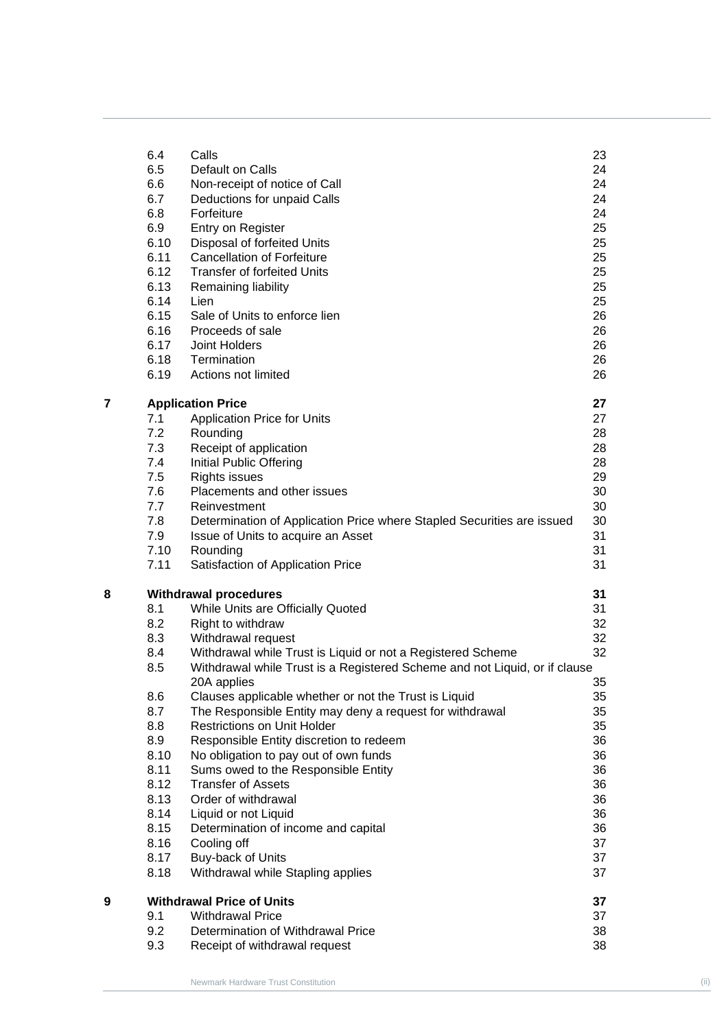| | | | |
|---|---|---|---|
| | 6.4 | Calls | 23 |
| | 6.5 | Default on Calls | 24 |
| | 6.6 | Non-receipt of notice of Call | 24 |
| | 6.7 | Deductions for unpaid Calls | 24 |
| | 6.8 | Forfeiture | 24 |
| | 6.9 | Entry on Register | 25 |
| | 6.10 | Disposal of forfeited Units | 25 |
| | 6.11 | Cancellation of Forfeiture | 25 |
| | 6.12 | Transfer of forfeited Units | 25 |
| | 6.13 | Remaining liability | 25 |
| | 6.14 | Lien | 25 |
| | 6.15 | Sale of Units to enforce lien | 26 |
| | 6.16 | Proceeds of sale | 26 |
| | 6.17 | Joint Holders | 26 |
| | 6.18 | Termination | 26 |
| | 6.19 | Actions not limited | 26 |
| **7** | **Application Price** | | **27** |
| | 7.1 | Application Price for Units | 27 |
| | 7.2 | Rounding | 28 |
| | 7.3 | Receipt of application | 28 |
| | 7.4 | Initial Public Offering | 28 |
| | 7.5 | Rights issues | 29 |
| | 7.6 | Placements and other issues | 30 |
| | 7.7 | Reinvestment | 30 |
| | 7.8 | Determination of Application Price where Stapled Securities are issued | 30 |
| | 7.9 | Issue of Units to acquire an Asset | 31 |
| | 7.10 | Rounding | 31 |
| | 7.11 | Satisfaction of Application Price | 31 |
| **8** | **Withdrawal procedures** | | **31** |
| | 8.1 | While Units are Officially Quoted | 31 |
| | 8.2 | Right to withdraw | 32 |
| | 8.3 | Withdrawal request | 32 |
| | 8.4 | Withdrawal while Trust is Liquid or not a Registered Scheme | 32 |
| | 8.5 | Withdrawal while Trust is a Registered Scheme and not Liquid, or if clause 20A applies | 35 |
| | 8.6 | Clauses applicable whether or not the Trust is Liquid | 35 |
| | 8.7 | The Responsible Entity may deny a request for withdrawal | 35 |
| | 8.8 | Restrictions on Unit Holder | 35 |
| | 8.9 | Responsible Entity discretion to redeem | 36 |
| | 8.10 | No obligation to pay out of own funds | 36 |
| | 8.11 | Sums owed to the Responsible Entity | 36 |
| | 8.12 | Transfer of Assets | 36 |
| | 8.13 | Order of withdrawal | 36 |
| | 8.14 | Liquid or not Liquid | 36 |
| | 8.15 | Determination of income and capital | 36 |
| | 8.16 | Cooling off | 37 |
| | 8.17 | Buy-back of Units | 37 |
| | 8.18 | Withdrawal while Stapling applies | 37 |
| **9** | **Withdrawal Price of Units** | | **37** |
| | 9.1 | Withdrawal Price | 37 |
| | 9.2 | Determination of Withdrawal Price | 38 |
| | 9.3 | Receipt of withdrawal request | 38 |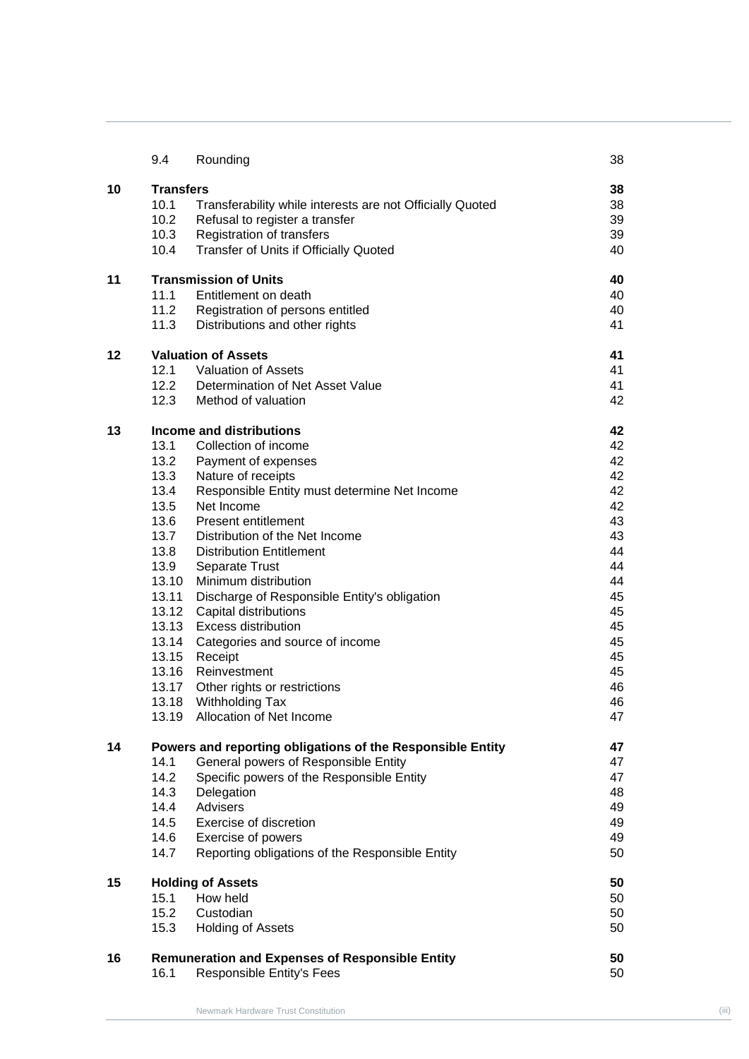| | | | |
|---|---|---|---|
| | 9.4 | Rounding | 38 |
| **10** | **Transfers** | | **38** |
| | 10.1 | Transferability while interests are not Officially Quoted | 38 |
| | 10.2 | Refusal to register a transfer | 39 |
| | 10.3 | Registration of transfers | 39 |
| | 10.4 | Transfer of Units if Officially Quoted | 40 |
| **11** | **Transmission of Units** | | **40** |
| | 11.1 | Entitlement on death | 40 |
| | 11.2 | Registration of persons entitled | 40 |
| | 11.3 | Distributions and other rights | 41 |
| **12** | **Valuation of Assets** | | **41** |
| | 12.1 | Valuation of Assets | 41 |
| | 12.2 | Determination of Net Asset Value | 41 |
| | 12.3 | Method of valuation | 42 |
| **13** | **Income and distributions** | | **42** |
| | 13.1 | Collection of income | 42 |
| | 13.2 | Payment of expenses | 42 |
| | 13.3 | Nature of receipts | 42 |
| | 13.4 | Responsible Entity must determine Net Income | 42 |
| | 13.5 | Net Income | 42 |
| | 13.6 | Present entitlement | 43 |
| | 13.7 | Distribution of the Net Income | 43 |
| | 13.8 | Distribution Entitlement | 44 |
| | 13.9 | Separate Trust | 44 |
| | 13.10 | Minimum distribution | 44 |
| | 13.11 | Discharge of Responsible Entity's obligation | 45 |
| | 13.12 | Capital distributions | 45 |
| | 13.13 | Excess distribution | 45 |
| | 13.14 | Categories and source of income | 45 |
| | 13.15 | Receipt | 45 |
| | 13.16 | Reinvestment | 45 |
| | 13.17 | Other rights or restrictions | 46 |
| | 13.18 | Withholding Tax | 46 |
| | 13.19 | Allocation of Net Income | 47 |
| **14** | **Powers and reporting obligations of the Responsible Entity** | | **47** |
| | 14.1 | General powers of Responsible Entity | 47 |
| | 14.2 | Specific powers of the Responsible Entity | 47 |
| | 14.3 | Delegation | 48 |
| | 14.4 | Advisers | 49 |
| | 14.5 | Exercise of discretion | 49 |
| | 14.6 | Exercise of powers | 49 |
| | 14.7 | Reporting obligations of the Responsible Entity | 50 |
| **15** | **Holding of Assets** | | **50** |
| | 15.1 | How held | 50 |
| | 15.2 | Custodian | 50 |
| | 15.3 | Holding of Assets | 50 |
| **16** | **Remuneration and Expenses of Responsible Entity** | | **50** |
| | 16.1 | Responsible Entity's Fees | 50 |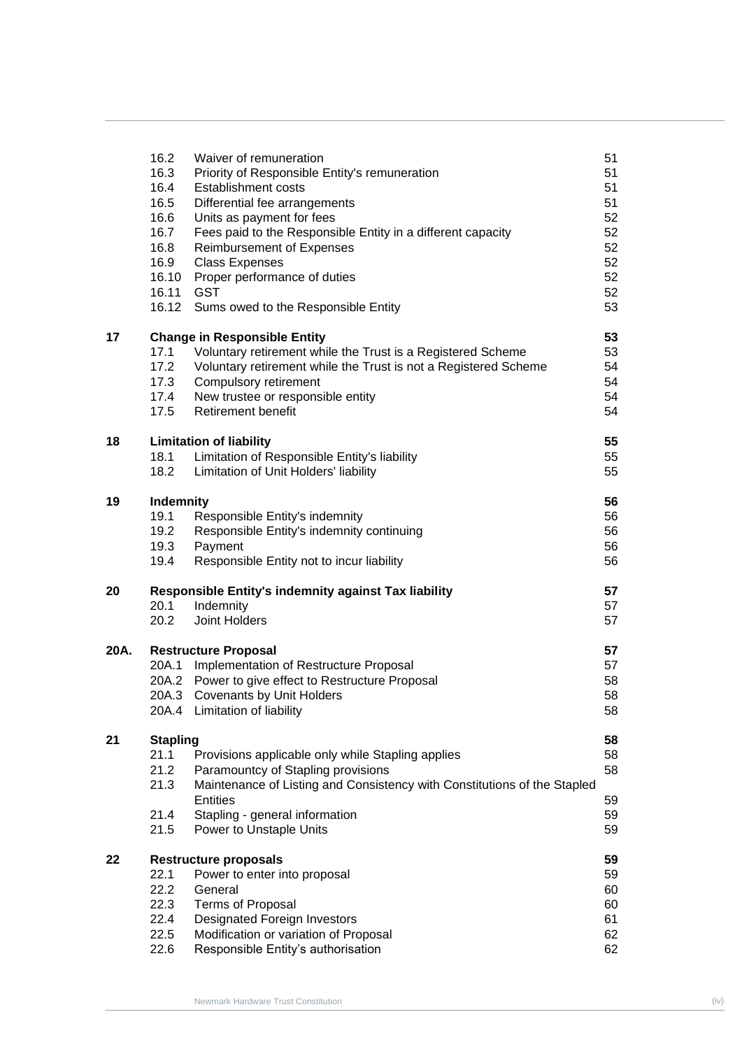| | | | |
|---|---|---|---|
| | 16.2 | Waiver of remuneration | 51 |
| | 16.3 | Priority of Responsible Entity's remuneration | 51 |
| | 16.4 | Establishment costs | 51 |
| | 16.5 | Differential fee arrangements | 51 |
| | 16.6 | Units as payment for fees | 52 |
| | 16.7 | Fees paid to the Responsible Entity in a different capacity | 52 |
| | 16.8 | Reimbursement of Expenses | 52 |
| | 16.9 | Class Expenses | 52 |
| | 16.10 | Proper performance of duties | 52 |
| | 16.11 | GST | 52 |
| | 16.12 | Sums owed to the Responsible Entity | 53 |
| **17** | **Change in Responsible Entity** | | **53** |
| | 17.1 | Voluntary retirement while the Trust is a Registered Scheme | 53 |
| | 17.2 | Voluntary retirement while the Trust is not a Registered Scheme | 54 |
| | 17.3 | Compulsory retirement | 54 |
| | 17.4 | New trustee or responsible entity | 54 |
| | 17.5 | Retirement benefit | 54 |
| **18** | **Limitation of liability** | | **55** |
| | 18.1 | Limitation of Responsible Entity's liability | 55 |
| | 18.2 | Limitation of Unit Holders' liability | 55 |
| **19** | **Indemnity** | | **56** |
| | 19.1 | Responsible Entity's indemnity | 56 |
| | 19.2 | Responsible Entity's indemnity continuing | 56 |
| | 19.3 | Payment | 56 |
| | 19.4 | Responsible Entity not to incur liability | 56 |
| **20** | **Responsible Entity's indemnity against Tax liability** | | **57** |
| | 20.1 | Indemnity | 57 |
| | 20.2 | Joint Holders | 57 |
| **20A.** | **Restructure Proposal** | | **57** |
| | 20A.1 | Implementation of Restructure Proposal | 57 |
| | 20A.2 | Power to give effect to Restructure Proposal | 58 |
| | 20A.3 | Covenants by Unit Holders | 58 |
| | 20A.4 | Limitation of liability | 58 |
| **21** | **Stapling** | | **58** |
| | 21.1 | Provisions applicable only while Stapling applies | 58 |
| | 21.2 | Paramountcy of Stapling provisions | 58 |
| | 21.3 | Maintenance of Listing and Consistency with Constitutions of the Stapled Entities | 59 |
| | 21.4 | Stapling - general information | 59 |
| | 21.5 | Power to Unstaple Units | 59 |
| **22** | **Restructure proposals** | | **59** |
| | 22.1 | Power to enter into proposal | 59 |
| | 22.2 | General | 60 |
| | 22.3 | Terms of Proposal | 60 |
| | 22.4 | Designated Foreign Investors | 61 |
| | 22.5 | Modification or variation of Proposal | 62 |
| | 22.6 | Responsible Entity's authorisation | 62 |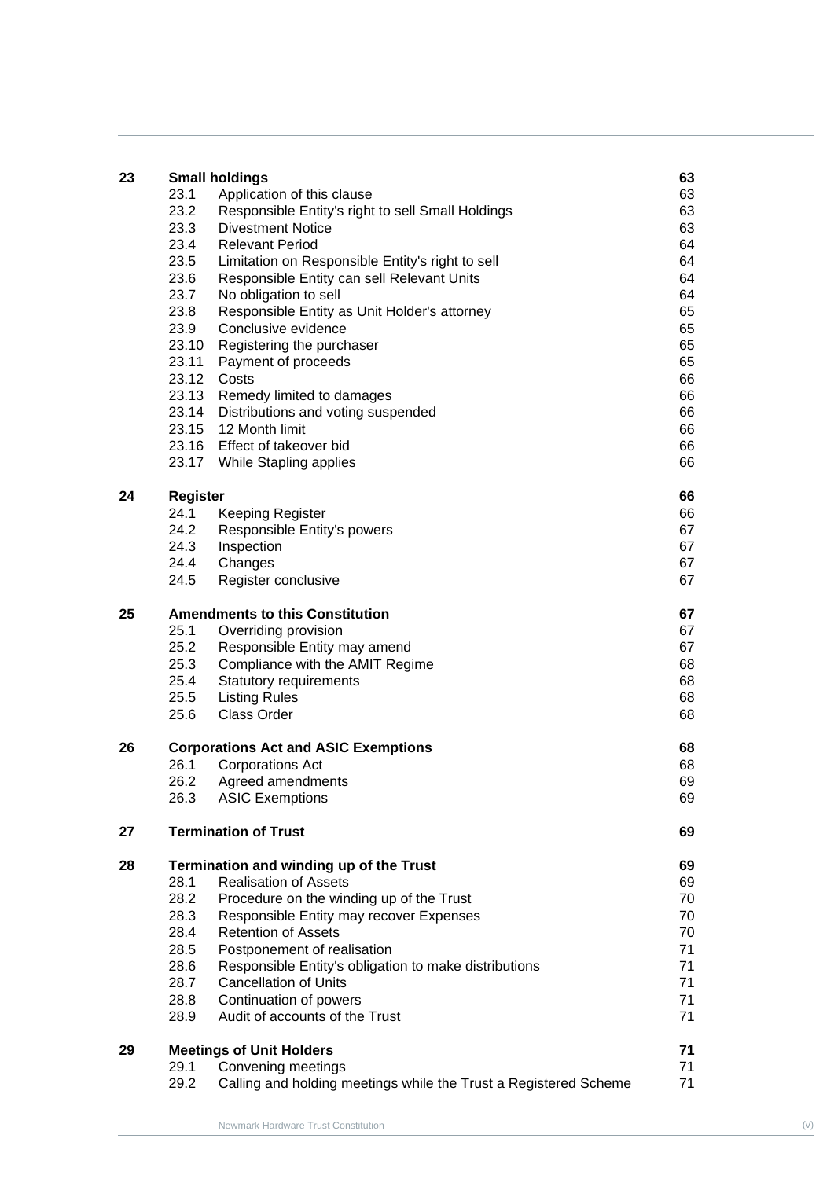| | | | |
|---|---|---|---|
| **23** | **Small holdings** | | **63** |
| | 23.1 | Application of this clause | 63 |
| | 23.2 | Responsible Entity's right to sell Small Holdings | 63 |
| | 23.3 | Divestment Notice | 63 |
| | 23.4 | Relevant Period | 64 |
| | 23.5 | Limitation on Responsible Entity's right to sell | 64 |
| | 23.6 | Responsible Entity can sell Relevant Units | 64 |
| | 23.7 | No obligation to sell | 64 |
| | 23.8 | Responsible Entity as Unit Holder's attorney | 65 |
| | 23.9 | Conclusive evidence | 65 |
| | 23.10 | Registering the purchaser | 65 |
| | 23.11 | Payment of proceeds | 65 |
| | 23.12 | Costs | 66 |
| | 23.13 | Remedy limited to damages | 66 |
| | 23.14 | Distributions and voting suspended | 66 |
| | 23.15 | 12 Month limit | 66 |
| | 23.16 | Effect of takeover bid | 66 |
| | 23.17 | While Stapling applies | 66 |
| **24** | **Register** | | **66** |
| | 24.1 | Keeping Register | 66 |
| | 24.2 | Responsible Entity's powers | 67 |
| | 24.3 | Inspection | 67 |
| | 24.4 | Changes | 67 |
| | 24.5 | Register conclusive | 67 |
| **25** | **Amendments to this Constitution** | | **67** |
| | 25.1 | Overriding provision | 67 |
| | 25.2 | Responsible Entity may amend | 67 |
| | 25.3 | Compliance with the AMIT Regime | 68 |
| | 25.4 | Statutory requirements | 68 |
| | 25.5 | Listing Rules | 68 |
| | 25.6 | Class Order | 68 |
| **26** | **Corporations Act and ASIC Exemptions** | | **68** |
| | 26.1 | Corporations Act | 68 |
| | 26.2 | Agreed amendments | 69 |
| | 26.3 | ASIC Exemptions | 69 |
| **27** | **Termination of Trust** | | **69** |
| **28** | **Termination and winding up of the Trust** | | **69** |
| | 28.1 | Realisation of Assets | 69 |
| | 28.2 | Procedure on the winding up of the Trust | 70 |
| | 28.3 | Responsible Entity may recover Expenses | 70 |
| | 28.4 | Retention of Assets | 70 |
| | 28.5 | Postponement of realisation | 71 |
| | 28.6 | Responsible Entity's obligation to make distributions | 71 |
| | 28.7 | Cancellation of Units | 71 |
| | 28.8 | Continuation of powers | 71 |
| | 28.9 | Audit of accounts of the Trust | 71 |
| **29** | **Meetings of Unit Holders** | | **71** |
| | 29.1 | Convening meetings | 71 |
| | 29.2 | Calling and holding meetings while the Trust a Registered Scheme | 71 |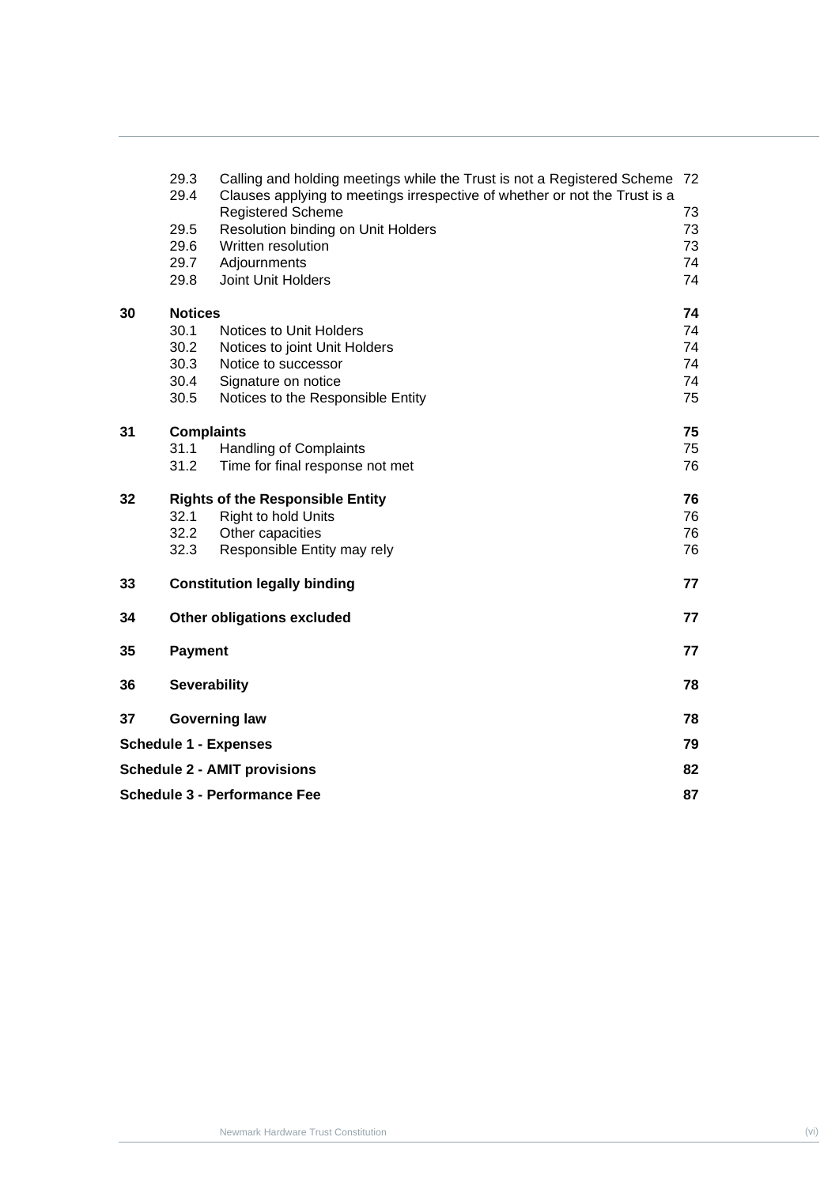| | | | |
|---|---|---|---|
| | 29.3 | Calling and holding meetings while the Trust is not a Registered Scheme | 72 |
| | 29.4 | Clauses applying to meetings irrespective of whether or not the Trust is a Registered Scheme | 73 |
| | 29.5 | Resolution binding on Unit Holders | 73 |
| | 29.6 | Written resolution | 73 |
| | 29.7 | Adjournments | 74 |
| | 29.8 | Joint Unit Holders | 74 |
| **30** | **Notices** | | **74** |
| | 30.1 | Notices to Unit Holders | 74 |
| | 30.2 | Notices to joint Unit Holders | 74 |
| | 30.3 | Notice to successor | 74 |
| | 30.4 | Signature on notice | 74 |
| | 30.5 | Notices to the Responsible Entity | 75 |
| **31** | **Complaints** | | **75** |
| | 31.1 | Handling of Complaints | 75 |
| | 31.2 | Time for final response not met | 76 |
| **32** | **Rights of the Responsible Entity** | | **76** |
| | 32.1 | Right to hold Units | 76 |
| | 32.2 | Other capacities | 76 |
| | 32.3 | Responsible Entity may rely | 76 |
| **33** | **Constitution legally binding** | | **77** |
| **34** | **Other obligations excluded** | | **77** |
| **35** | **Payment** | | **77** |
| **36** | **Severability** | | **78** |
| **37** | **Governing law** | | **78** |
| **Schedule 1 - Expenses** | | | **79** |
| **Schedule 2 - AMIT provisions** | | | **82** |
| **Schedule 3 - Performance Fee** | | | **87** |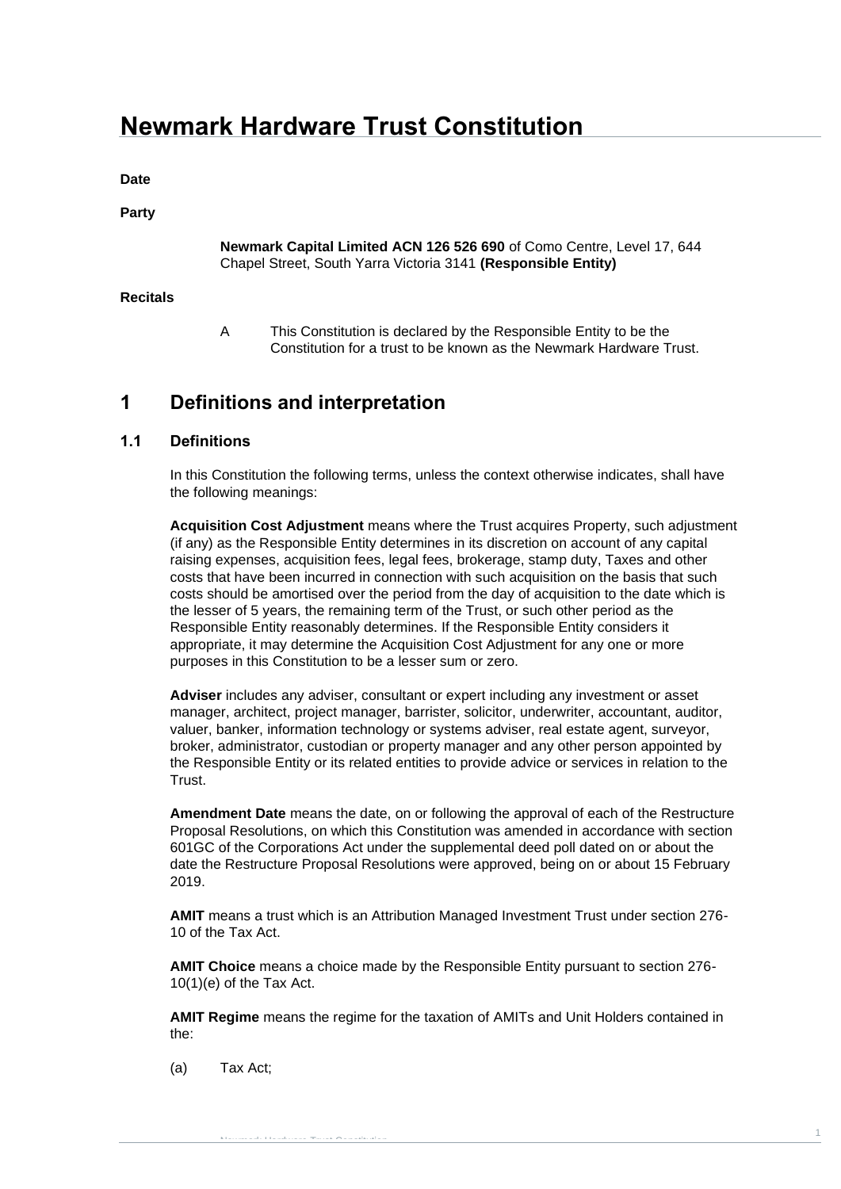# Newmark Hardware Trust Constitution

**Date**

**Party**

**Newmark Capital Limited ACN 126 526 690** of Como Centre, Level 17, 644 Chapel Street, South Yarra Victoria 3141 **(Responsible Entity)**

**Recitals**

A This Constitution is declared by the Responsible Entity to be the Constitution for a trust to be known as the Newmark Hardware Trust.

## 1 Definitions and interpretation

### 1.1 Definitions

In this Constitution the following terms, unless the context otherwise indicates, shall have the following meanings:

**Acquisition Cost Adjustment** means where the Trust acquires Property, such adjustment (if any) as the Responsible Entity determines in its discretion on account of any capital raising expenses, acquisition fees, legal fees, brokerage, stamp duty, Taxes and other costs that have been incurred in connection with such acquisition on the basis that such costs should be amortised over the period from the day of acquisition to the date which is the lesser of 5 years, the remaining term of the Trust, or such other period as the Responsible Entity reasonably determines. If the Responsible Entity considers it appropriate, it may determine the Acquisition Cost Adjustment for any one or more purposes in this Constitution to be a lesser sum or zero.

**Adviser** includes any adviser, consultant or expert including any investment or asset manager, architect, project manager, barrister, solicitor, underwriter, accountant, auditor, valuer, banker, information technology or systems adviser, real estate agent, surveyor, broker, administrator, custodian or property manager and any other person appointed by the Responsible Entity or its related entities to provide advice or services in relation to the Trust.

**Amendment Date** means the date, on or following the approval of each of the Restructure Proposal Resolutions, on which this Constitution was amended in accordance with section 601GC of the Corporations Act under the supplemental deed poll dated on or about the date the Restructure Proposal Resolutions were approved, being on or about 15 February 2019.

**AMIT** means a trust which is an Attribution Managed Investment Trust under section 276-10 of the Tax Act.

**AMIT Choice** means a choice made by the Responsible Entity pursuant to section 276-10(1)(e) of the Tax Act.

**AMIT Regime** means the regime for the taxation of AMITs and Unit Holders contained in the:

(a) Tax Act;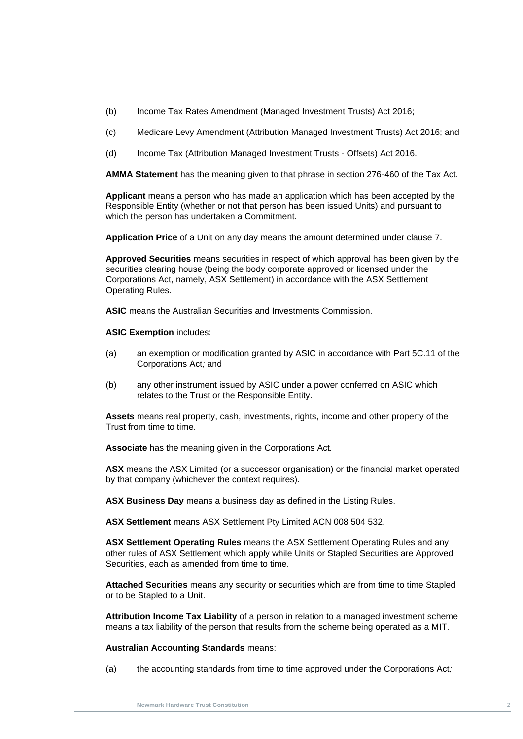(b) Income Tax Rates Amendment (Managed Investment Trusts) Act 2016;

(c) Medicare Levy Amendment (Attribution Managed Investment Trusts) Act 2016; and

(d) Income Tax (Attribution Managed Investment Trusts - Offsets) Act 2016.

**AMMA Statement** has the meaning given to that phrase in section 276-460 of the Tax Act.

**Applicant** means a person who has made an application which has been accepted by the Responsible Entity (whether or not that person has been issued Units) and pursuant to which the person has undertaken a Commitment.

**Application Price** of a Unit on any day means the amount determined under clause 7.

**Approved Securities** means securities in respect of which approval has been given by the securities clearing house (being the body corporate approved or licensed under the Corporations Act, namely, ASX Settlement) in accordance with the ASX Settlement Operating Rules.

**ASIC** means the Australian Securities and Investments Commission.

**ASIC Exemption** includes:

(a) an exemption or modification granted by ASIC in accordance with Part 5C.11 of the Corporations Act*;* and

(b) any other instrument issued by ASIC under a power conferred on ASIC which relates to the Trust or the Responsible Entity.

**Assets** means real property, cash, investments, rights, income and other property of the Trust from time to time.

**Associate** has the meaning given in the Corporations Act*.*

**ASX** means the ASX Limited (or a successor organisation) or the financial market operated by that company (whichever the context requires).

**ASX Business Day** means a business day as defined in the Listing Rules.

**ASX Settlement** means ASX Settlement Pty Limited ACN 008 504 532.

**ASX Settlement Operating Rules** means the ASX Settlement Operating Rules and any other rules of ASX Settlement which apply while Units or Stapled Securities are Approved Securities, each as amended from time to time.

**Attached Securities** means any security or securities which are from time to time Stapled or to be Stapled to a Unit.

**Attribution Income Tax Liability** of a person in relation to a managed investment scheme means a tax liability of the person that results from the scheme being operated as a MIT.

**Australian Accounting Standards** means:

(a) the accounting standards from time to time approved under the Corporations Act*;*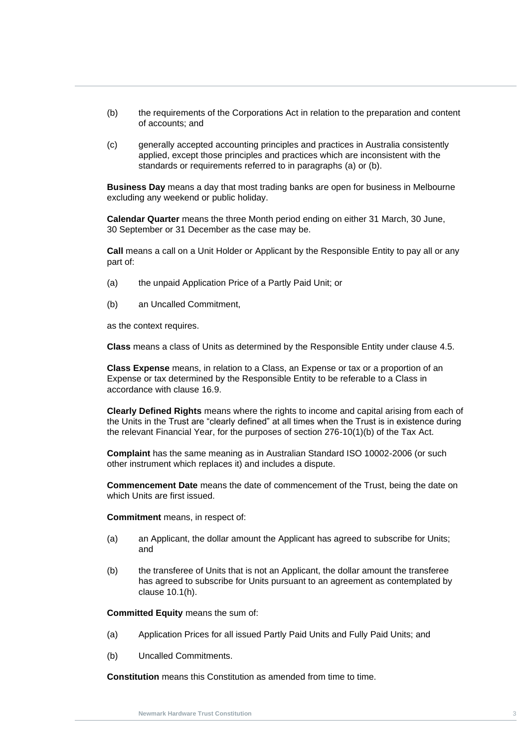(b) the requirements of the Corporations Act in relation to the preparation and content of accounts; and

(c) generally accepted accounting principles and practices in Australia consistently applied, except those principles and practices which are inconsistent with the standards or requirements referred to in paragraphs (a) or (b).

**Business Day** means a day that most trading banks are open for business in Melbourne excluding any weekend or public holiday.

**Calendar Quarter** means the three Month period ending on either 31 March, 30 June, 30 September or 31 December as the case may be.

**Call** means a call on a Unit Holder or Applicant by the Responsible Entity to pay all or any part of:

(a) the unpaid Application Price of a Partly Paid Unit; or

(b) an Uncalled Commitment,

as the context requires.

**Class** means a class of Units as determined by the Responsible Entity under clause 4.5.

**Class Expense** means, in relation to a Class, an Expense or tax or a proportion of an Expense or tax determined by the Responsible Entity to be referable to a Class in accordance with clause 16.9.

**Clearly Defined Rights** means where the rights to income and capital arising from each of the Units in the Trust are "clearly defined" at all times when the Trust is in existence during the relevant Financial Year, for the purposes of section 276-10(1)(b) of the Tax Act.

**Complaint** has the same meaning as in Australian Standard ISO 10002-2006 (or such other instrument which replaces it) and includes a dispute.

**Commencement Date** means the date of commencement of the Trust, being the date on which Units are first issued.

**Commitment** means, in respect of:

(a) an Applicant, the dollar amount the Applicant has agreed to subscribe for Units; and

(b) the transferee of Units that is not an Applicant, the dollar amount the transferee has agreed to subscribe for Units pursuant to an agreement as contemplated by clause 10.1(h).

**Committed Equity** means the sum of:

(a) Application Prices for all issued Partly Paid Units and Fully Paid Units; and

(b) Uncalled Commitments.

**Constitution** means this Constitution as amended from time to time.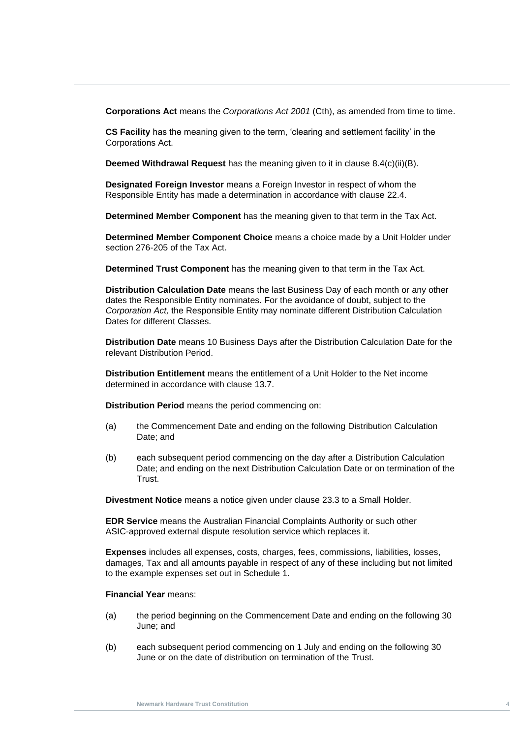**Corporations Act** means the *Corporations Act 2001* (Cth), as amended from time to time.

**CS Facility** has the meaning given to the term, 'clearing and settlement facility' in the Corporations Act.

**Deemed Withdrawal Request** has the meaning given to it in clause 8.4(c)(ii)(B).

**Designated Foreign Investor** means a Foreign Investor in respect of whom the Responsible Entity has made a determination in accordance with clause 22.4.

**Determined Member Component** has the meaning given to that term in the Tax Act.

**Determined Member Component Choice** means a choice made by a Unit Holder under section 276-205 of the Tax Act.

**Determined Trust Component** has the meaning given to that term in the Tax Act.

**Distribution Calculation Date** means the last Business Day of each month or any other dates the Responsible Entity nominates. For the avoidance of doubt, subject to the *Corporation Act,* the Responsible Entity may nominate different Distribution Calculation Dates for different Classes.

**Distribution Date** means 10 Business Days after the Distribution Calculation Date for the relevant Distribution Period.

**Distribution Entitlement** means the entitlement of a Unit Holder to the Net income determined in accordance with clause 13.7.

**Distribution Period** means the period commencing on:

(a) the Commencement Date and ending on the following Distribution Calculation Date; and

(b) each subsequent period commencing on the day after a Distribution Calculation Date; and ending on the next Distribution Calculation Date or on termination of the Trust.

**Divestment Notice** means a notice given under clause 23.3 to a Small Holder.

**EDR Service** means the Australian Financial Complaints Authority or such other ASIC-approved external dispute resolution service which replaces it.

**Expenses** includes all expenses, costs, charges, fees, commissions, liabilities, losses, damages, Tax and all amounts payable in respect of any of these including but not limited to the example expenses set out in Schedule 1.

**Financial Year** means:

(a) the period beginning on the Commencement Date and ending on the following 30 June; and

(b) each subsequent period commencing on 1 July and ending on the following 30 June or on the date of distribution on termination of the Trust.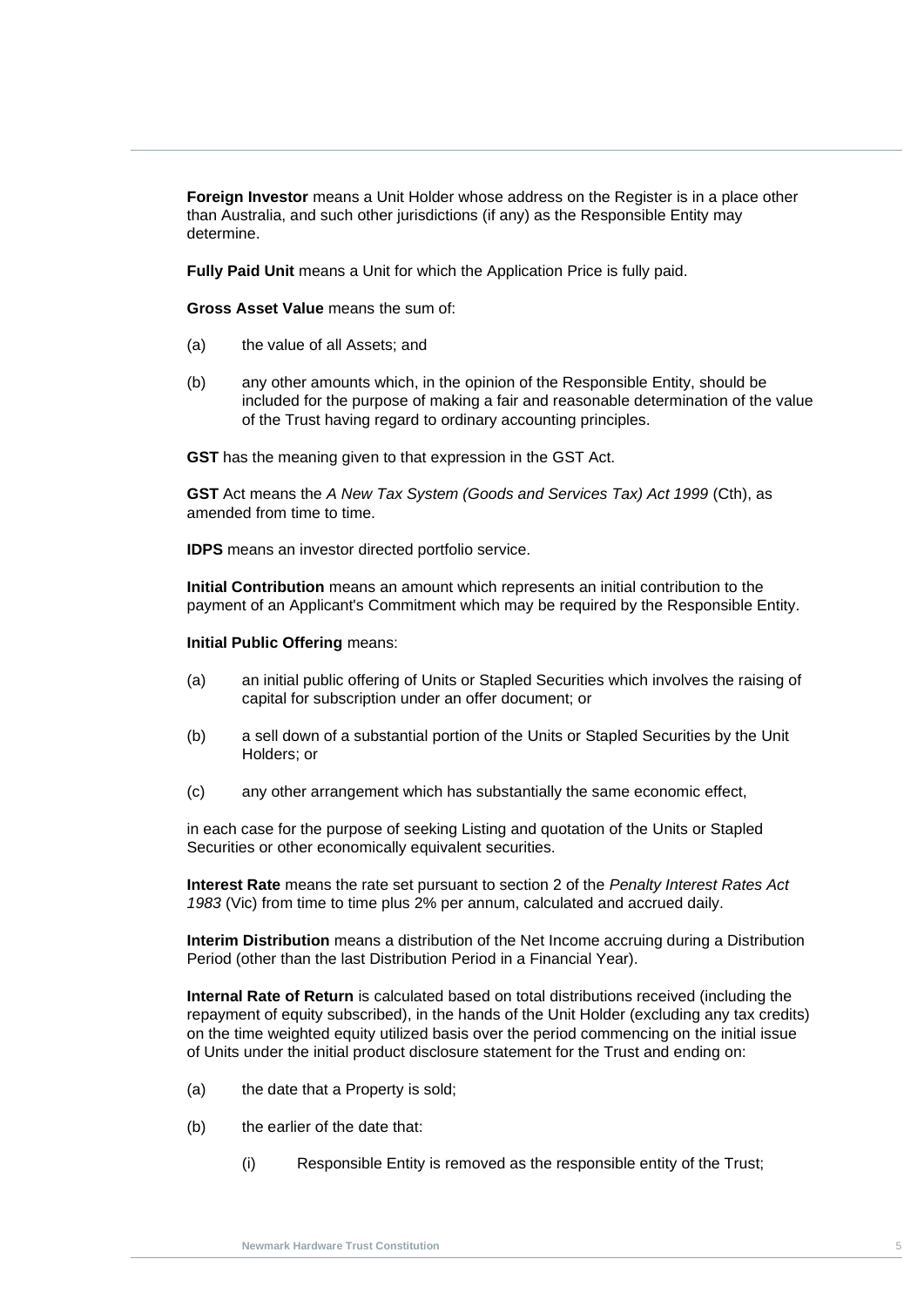**Foreign Investor** means a Unit Holder whose address on the Register is in a place other than Australia, and such other jurisdictions (if any) as the Responsible Entity may determine.

**Fully Paid Unit** means a Unit for which the Application Price is fully paid.

**Gross Asset Value** means the sum of:

(a) the value of all Assets; and

(b) any other amounts which, in the opinion of the Responsible Entity, should be included for the purpose of making a fair and reasonable determination of the value of the Trust having regard to ordinary accounting principles.

**GST** has the meaning given to that expression in the GST Act.

**GST** Act means the *A New Tax System (Goods and Services Tax) Act 1999* (Cth), as amended from time to time.

**IDPS** means an investor directed portfolio service.

**Initial Contribution** means an amount which represents an initial contribution to the payment of an Applicant's Commitment which may be required by the Responsible Entity.

**Initial Public Offering** means:

(a) an initial public offering of Units or Stapled Securities which involves the raising of capital for subscription under an offer document; or

(b) a sell down of a substantial portion of the Units or Stapled Securities by the Unit Holders; or

(c) any other arrangement which has substantially the same economic effect,

in each case for the purpose of seeking Listing and quotation of the Units or Stapled Securities or other economically equivalent securities.

**Interest Rate** means the rate set pursuant to section 2 of the *Penalty Interest Rates Act 1983* (Vic) from time to time plus 2% per annum, calculated and accrued daily.

**Interim Distribution** means a distribution of the Net Income accruing during a Distribution Period (other than the last Distribution Period in a Financial Year).

**Internal Rate of Return** is calculated based on total distributions received (including the repayment of equity subscribed), in the hands of the Unit Holder (excluding any tax credits) on the time weighted equity utilized basis over the period commencing on the initial issue of Units under the initial product disclosure statement for the Trust and ending on:

(a) the date that a Property is sold;

(b) the earlier of the date that:

(i) Responsible Entity is removed as the responsible entity of the Trust;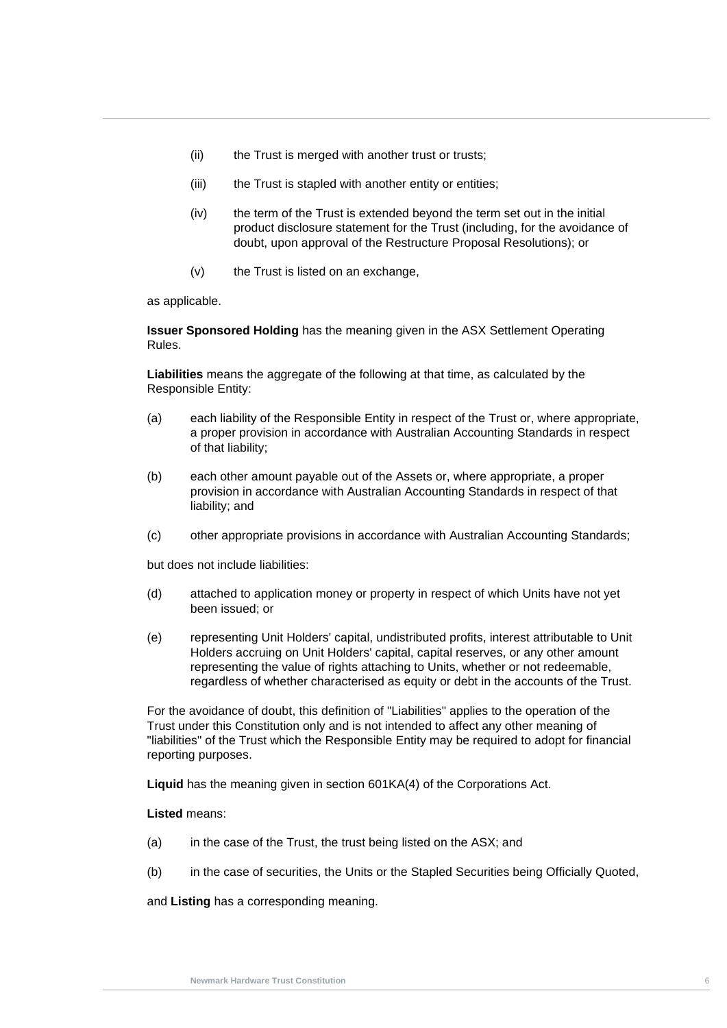(ii) the Trust is merged with another trust or trusts;

(iii) the Trust is stapled with another entity or entities;

(iv) the term of the Trust is extended beyond the term set out in the initial product disclosure statement for the Trust (including, for the avoidance of doubt, upon approval of the Restructure Proposal Resolutions); or

(v) the Trust is listed on an exchange,

as applicable.

**Issuer Sponsored Holding** has the meaning given in the ASX Settlement Operating Rules.

**Liabilities** means the aggregate of the following at that time, as calculated by the Responsible Entity:

(a) each liability of the Responsible Entity in respect of the Trust or, where appropriate, a proper provision in accordance with Australian Accounting Standards in respect of that liability;

(b) each other amount payable out of the Assets or, where appropriate, a proper provision in accordance with Australian Accounting Standards in respect of that liability; and

(c) other appropriate provisions in accordance with Australian Accounting Standards;

but does not include liabilities:

(d) attached to application money or property in respect of which Units have not yet been issued; or

(e) representing Unit Holders' capital, undistributed profits, interest attributable to Unit Holders accruing on Unit Holders' capital, capital reserves, or any other amount representing the value of rights attaching to Units, whether or not redeemable, regardless of whether characterised as equity or debt in the accounts of the Trust.

For the avoidance of doubt, this definition of "Liabilities" applies to the operation of the Trust under this Constitution only and is not intended to affect any other meaning of "liabilities" of the Trust which the Responsible Entity may be required to adopt for financial reporting purposes.

**Liquid** has the meaning given in section 601KA(4) of the Corporations Act.

**Listed** means:

(a) in the case of the Trust, the trust being listed on the ASX; and

(b) in the case of securities, the Units or the Stapled Securities being Officially Quoted,

and **Listing** has a corresponding meaning.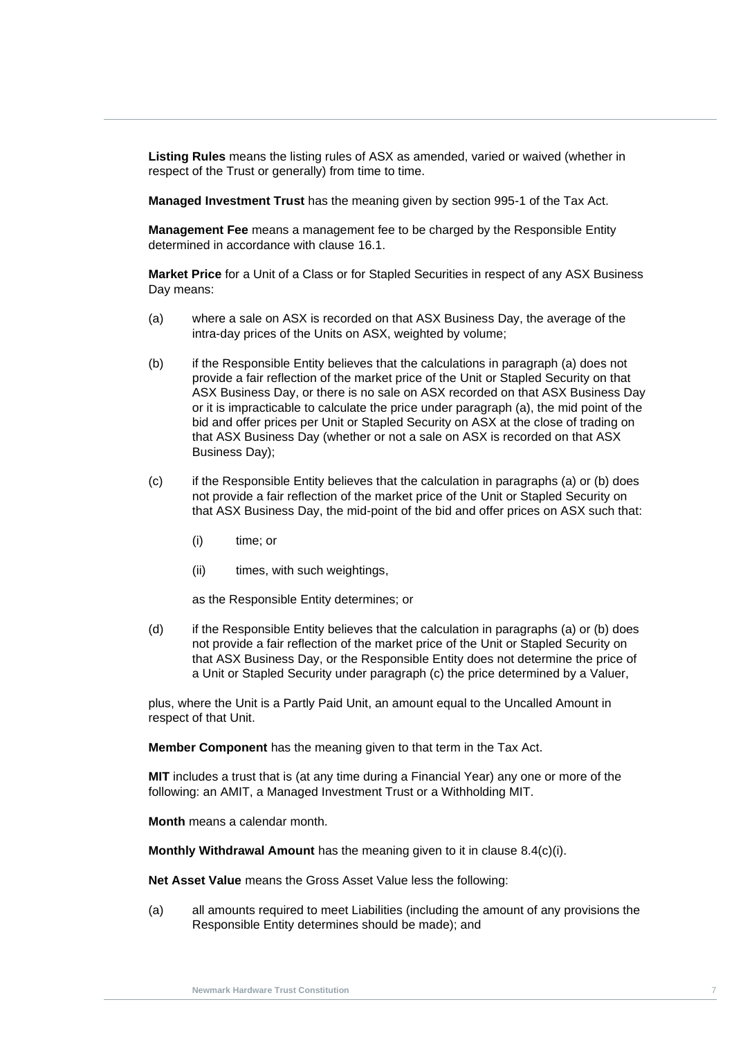**Listing Rules** means the listing rules of ASX as amended, varied or waived (whether in respect of the Trust or generally) from time to time.

**Managed Investment Trust** has the meaning given by section 995-1 of the Tax Act.

**Management Fee** means a management fee to be charged by the Responsible Entity determined in accordance with clause 16.1.

**Market Price** for a Unit of a Class or for Stapled Securities in respect of any ASX Business Day means:

(a) where a sale on ASX is recorded on that ASX Business Day, the average of the intra-day prices of the Units on ASX, weighted by volume;

(b) if the Responsible Entity believes that the calculations in paragraph (a) does not provide a fair reflection of the market price of the Unit or Stapled Security on that ASX Business Day, or there is no sale on ASX recorded on that ASX Business Day or it is impracticable to calculate the price under paragraph (a), the mid point of the bid and offer prices per Unit or Stapled Security on ASX at the close of trading on that ASX Business Day (whether or not a sale on ASX is recorded on that ASX Business Day);

(c) if the Responsible Entity believes that the calculation in paragraphs (a) or (b) does not provide a fair reflection of the market price of the Unit or Stapled Security on that ASX Business Day, the mid-point of the bid and offer prices on ASX such that:

 (i) time; or

 (ii) times, with such weightings,

 as the Responsible Entity determines; or

(d) if the Responsible Entity believes that the calculation in paragraphs (a) or (b) does not provide a fair reflection of the market price of the Unit or Stapled Security on that ASX Business Day, or the Responsible Entity does not determine the price of a Unit or Stapled Security under paragraph (c) the price determined by a Valuer,

plus, where the Unit is a Partly Paid Unit, an amount equal to the Uncalled Amount in respect of that Unit.

**Member Component** has the meaning given to that term in the Tax Act.

**MIT** includes a trust that is (at any time during a Financial Year) any one or more of the following: an AMIT, a Managed Investment Trust or a Withholding MIT.

**Month** means a calendar month.

**Monthly Withdrawal Amount** has the meaning given to it in clause 8.4(c)(i).

**Net Asset Value** means the Gross Asset Value less the following:

(a) all amounts required to meet Liabilities (including the amount of any provisions the Responsible Entity determines should be made); and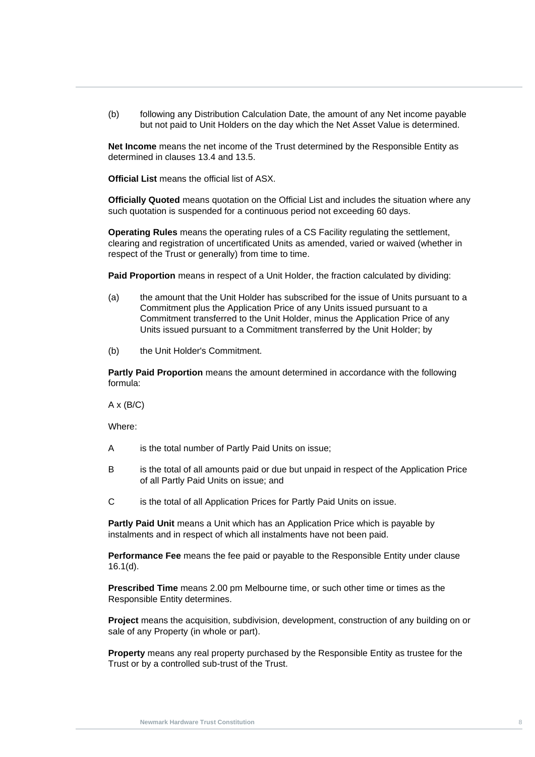(b) following any Distribution Calculation Date, the amount of any Net income payable but not paid to Unit Holders on the day which the Net Asset Value is determined.

**Net Income** means the net income of the Trust determined by the Responsible Entity as determined in clauses 13.4 and 13.5.

**Official List** means the official list of ASX.

**Officially Quoted** means quotation on the Official List and includes the situation where any such quotation is suspended for a continuous period not exceeding 60 days.

**Operating Rules** means the operating rules of a CS Facility regulating the settlement, clearing and registration of uncertificated Units as amended, varied or waived (whether in respect of the Trust or generally) from time to time.

**Paid Proportion** means in respect of a Unit Holder, the fraction calculated by dividing:

(a) the amount that the Unit Holder has subscribed for the issue of Units pursuant to a Commitment plus the Application Price of any Units issued pursuant to a Commitment transferred to the Unit Holder, minus the Application Price of any Units issued pursuant to a Commitment transferred by the Unit Holder; by

(b) the Unit Holder's Commitment.

**Partly Paid Proportion** means the amount determined in accordance with the following formula:

$A \times (B/C)$

Where:

A is the total number of Partly Paid Units on issue;

B is the total of all amounts paid or due but unpaid in respect of the Application Price of all Partly Paid Units on issue; and

C is the total of all Application Prices for Partly Paid Units on issue.

**Partly Paid Unit** means a Unit which has an Application Price which is payable by instalments and in respect of which all instalments have not been paid.

**Performance Fee** means the fee paid or payable to the Responsible Entity under clause 16.1(d).

**Prescribed Time** means 2.00 pm Melbourne time, or such other time or times as the Responsible Entity determines.

**Project** means the acquisition, subdivision, development, construction of any building on or sale of any Property (in whole or part).

**Property** means any real property purchased by the Responsible Entity as trustee for the Trust or by a controlled sub-trust of the Trust.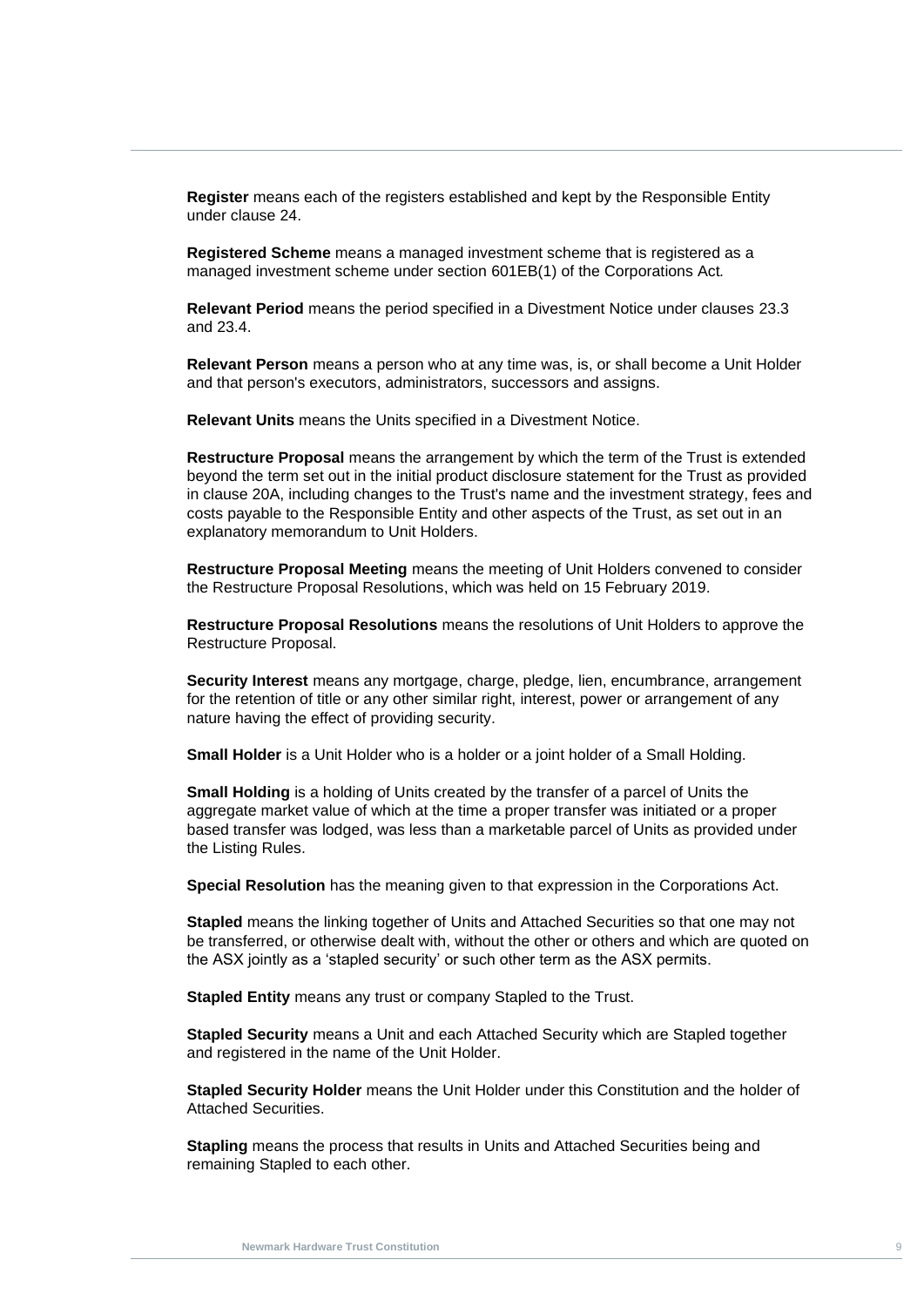**Register** means each of the registers established and kept by the Responsible Entity under clause 24.

**Registered Scheme** means a managed investment scheme that is registered as a managed investment scheme under section 601EB(1) of the Corporations Act.

**Relevant Period** means the period specified in a Divestment Notice under clauses 23.3 and 23.4.

**Relevant Person** means a person who at any time was, is, or shall become a Unit Holder and that person's executors, administrators, successors and assigns.

**Relevant Units** means the Units specified in a Divestment Notice.

**Restructure Proposal** means the arrangement by which the term of the Trust is extended beyond the term set out in the initial product disclosure statement for the Trust as provided in clause 20A, including changes to the Trust's name and the investment strategy, fees and costs payable to the Responsible Entity and other aspects of the Trust, as set out in an explanatory memorandum to Unit Holders.

**Restructure Proposal Meeting** means the meeting of Unit Holders convened to consider the Restructure Proposal Resolutions, which was held on 15 February 2019.

**Restructure Proposal Resolutions** means the resolutions of Unit Holders to approve the Restructure Proposal.

**Security Interest** means any mortgage, charge, pledge, lien, encumbrance, arrangement for the retention of title or any other similar right, interest, power or arrangement of any nature having the effect of providing security.

**Small Holder** is a Unit Holder who is a holder or a joint holder of a Small Holding.

**Small Holding** is a holding of Units created by the transfer of a parcel of Units the aggregate market value of which at the time a proper transfer was initiated or a proper based transfer was lodged, was less than a marketable parcel of Units as provided under the Listing Rules.

**Special Resolution** has the meaning given to that expression in the Corporations Act.

**Stapled** means the linking together of Units and Attached Securities so that one may not be transferred, or otherwise dealt with, without the other or others and which are quoted on the ASX jointly as a 'stapled security' or such other term as the ASX permits.

**Stapled Entity** means any trust or company Stapled to the Trust.

**Stapled Security** means a Unit and each Attached Security which are Stapled together and registered in the name of the Unit Holder.

**Stapled Security Holder** means the Unit Holder under this Constitution and the holder of Attached Securities.

**Stapling** means the process that results in Units and Attached Securities being and remaining Stapled to each other.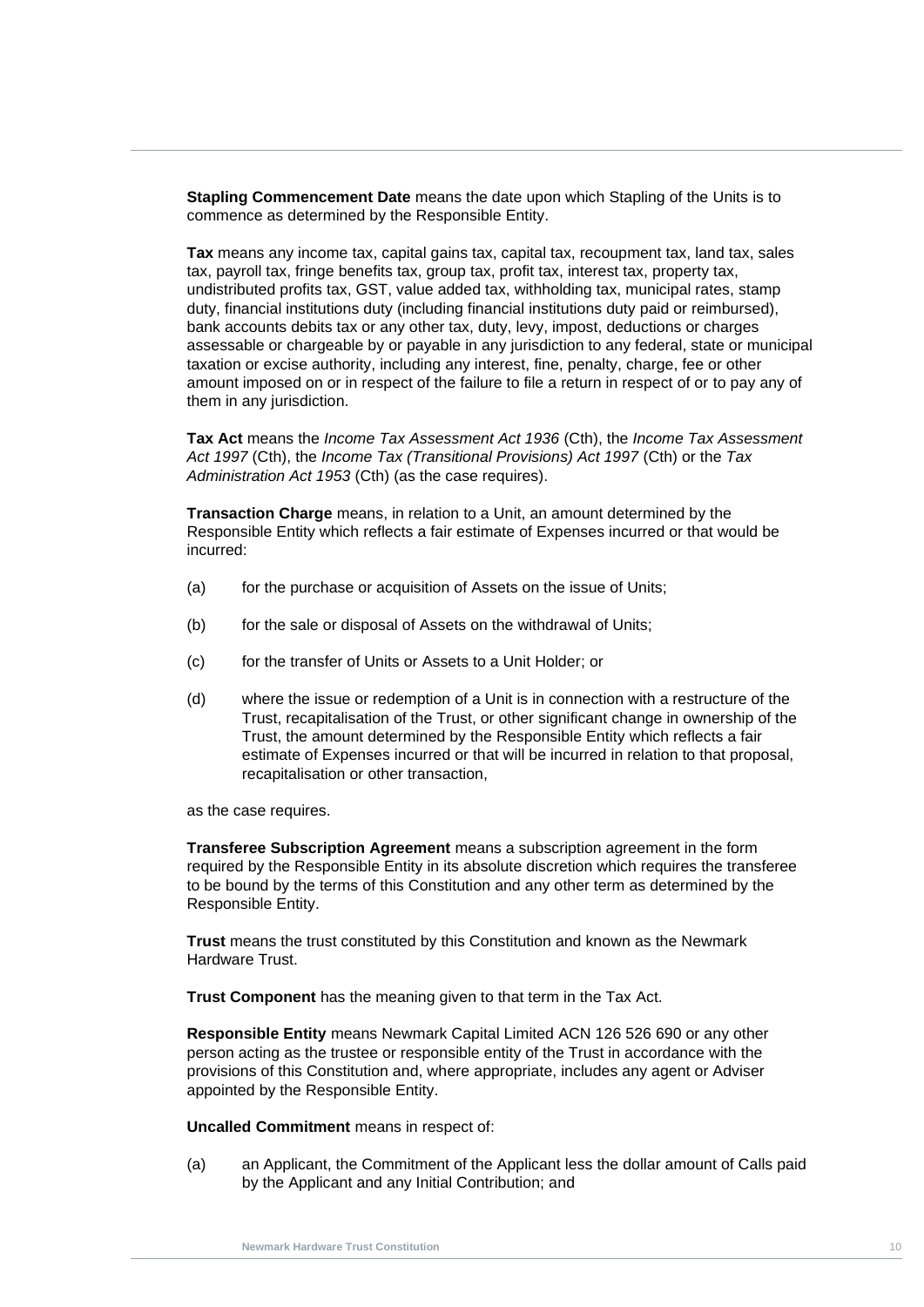**Stapling Commencement Date** means the date upon which Stapling of the Units is to commence as determined by the Responsible Entity.

**Tax** means any income tax, capital gains tax, capital tax, recoupment tax, land tax, sales tax, payroll tax, fringe benefits tax, group tax, profit tax, interest tax, property tax, undistributed profits tax, GST, value added tax, withholding tax, municipal rates, stamp duty, financial institutions duty (including financial institutions duty paid or reimbursed), bank accounts debits tax or any other tax, duty, levy, impost, deductions or charges assessable or chargeable by or payable in any jurisdiction to any federal, state or municipal taxation or excise authority, including any interest, fine, penalty, charge, fee or other amount imposed on or in respect of the failure to file a return in respect of or to pay any of them in any jurisdiction.

**Tax Act** means the *Income Tax Assessment Act 1936* (Cth), the *Income Tax Assessment Act 1997* (Cth), the *Income Tax (Transitional Provisions) Act 1997* (Cth) or the *Tax Administration Act 1953* (Cth) (as the case requires).

**Transaction Charge** means, in relation to a Unit, an amount determined by the Responsible Entity which reflects a fair estimate of Expenses incurred or that would be incurred:

(a) for the purchase or acquisition of Assets on the issue of Units;

(b) for the sale or disposal of Assets on the withdrawal of Units;

(c) for the transfer of Units or Assets to a Unit Holder; or

(d) where the issue or redemption of a Unit is in connection with a restructure of the Trust, recapitalisation of the Trust, or other significant change in ownership of the Trust, the amount determined by the Responsible Entity which reflects a fair estimate of Expenses incurred or that will be incurred in relation to that proposal, recapitalisation or other transaction,

as the case requires.

**Transferee Subscription Agreement** means a subscription agreement in the form required by the Responsible Entity in its absolute discretion which requires the transferee to be bound by the terms of this Constitution and any other term as determined by the Responsible Entity.

**Trust** means the trust constituted by this Constitution and known as the Newmark Hardware Trust.

**Trust Component** has the meaning given to that term in the Tax Act.

**Responsible Entity** means Newmark Capital Limited ACN 126 526 690 or any other person acting as the trustee or responsible entity of the Trust in accordance with the provisions of this Constitution and, where appropriate, includes any agent or Adviser appointed by the Responsible Entity.

**Uncalled Commitment** means in respect of:

(a) an Applicant, the Commitment of the Applicant less the dollar amount of Calls paid by the Applicant and any Initial Contribution; and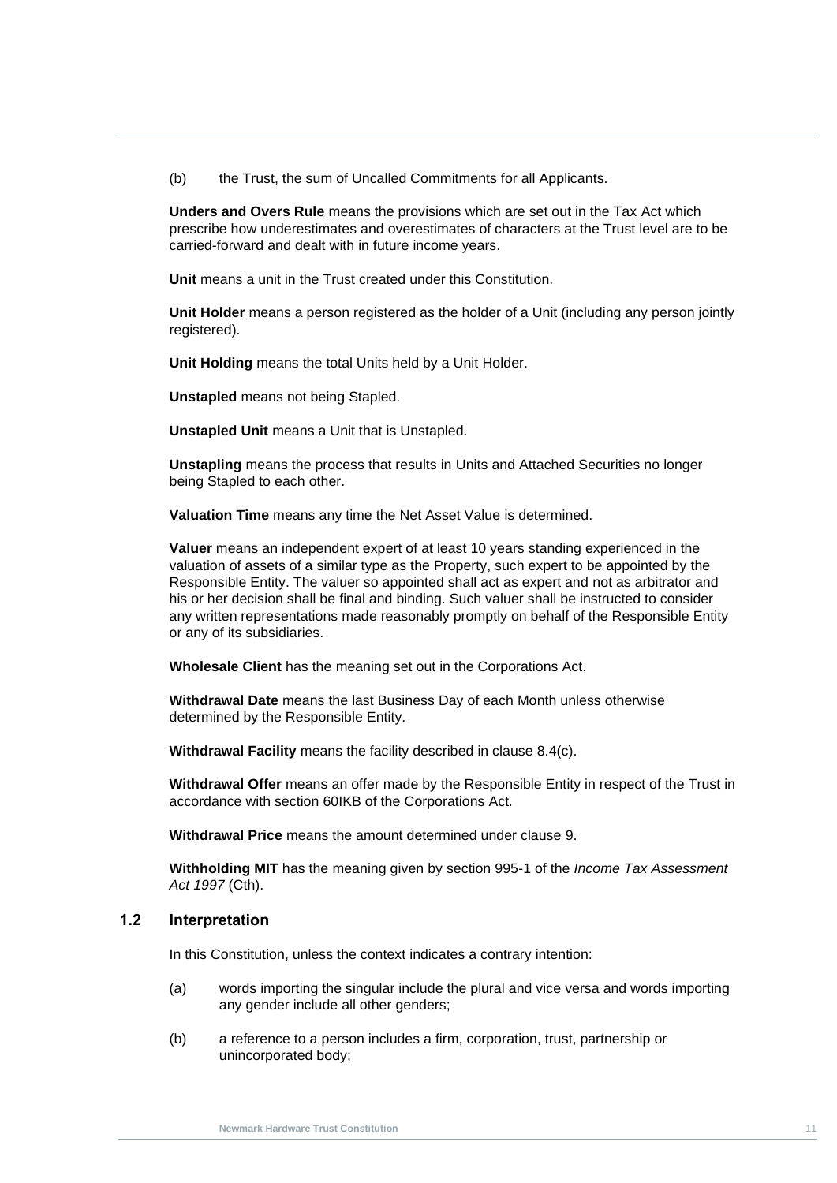(b) the Trust, the sum of Uncalled Commitments for all Applicants.

**Unders and Overs Rule** means the provisions which are set out in the Tax Act which prescribe how underestimates and overestimates of characters at the Trust level are to be carried-forward and dealt with in future income years.

**Unit** means a unit in the Trust created under this Constitution.

**Unit Holder** means a person registered as the holder of a Unit (including any person jointly registered).

**Unit Holding** means the total Units held by a Unit Holder.

**Unstapled** means not being Stapled.

**Unstapled Unit** means a Unit that is Unstapled.

**Unstapling** means the process that results in Units and Attached Securities no longer being Stapled to each other.

**Valuation Time** means any time the Net Asset Value is determined.

**Valuer** means an independent expert of at least 10 years standing experienced in the valuation of assets of a similar type as the Property, such expert to be appointed by the Responsible Entity. The valuer so appointed shall act as expert and not as arbitrator and his or her decision shall be final and binding. Such valuer shall be instructed to consider any written representations made reasonably promptly on behalf of the Responsible Entity or any of its subsidiaries.

**Wholesale Client** has the meaning set out in the Corporations Act.

**Withdrawal Date** means the last Business Day of each Month unless otherwise determined by the Responsible Entity.

**Withdrawal Facility** means the facility described in clause 8.4(c).

**Withdrawal Offer** means an offer made by the Responsible Entity in respect of the Trust in accordance with section 60IKB of the Corporations Act.

**Withdrawal Price** means the amount determined under clause 9.

**Withholding MIT** has the meaning given by section 995-1 of the *Income Tax Assessment Act 1997* (Cth).

## 1.2 Interpretation

In this Constitution, unless the context indicates a contrary intention:

(a) words importing the singular include the plural and vice versa and words importing any gender include all other genders;

(b) a reference to a person includes a firm, corporation, trust, partnership or unincorporated body;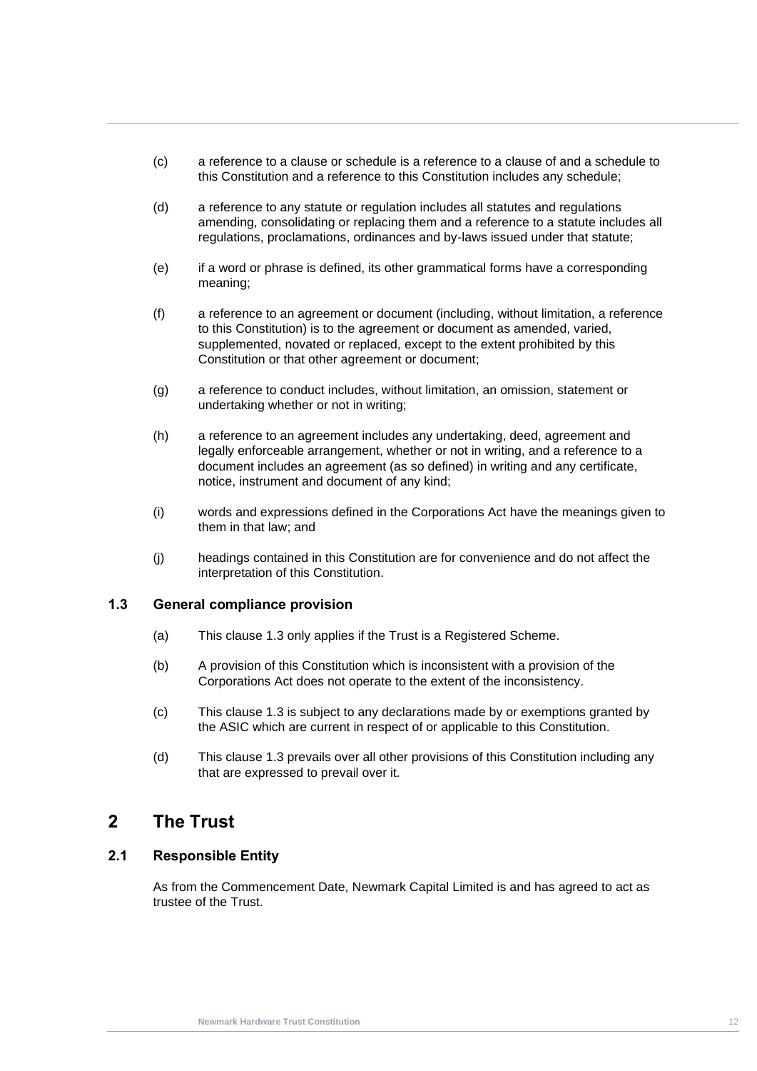(c) a reference to a clause or schedule is a reference to a clause of and a schedule to this Constitution and a reference to this Constitution includes any schedule;

(d) a reference to any statute or regulation includes all statutes and regulations amending, consolidating or replacing them and a reference to a statute includes all regulations, proclamations, ordinances and by-laws issued under that statute;

(e) if a word or phrase is defined, its other grammatical forms have a corresponding meaning;

(f) a reference to an agreement or document (including, without limitation, a reference to this Constitution) is to the agreement or document as amended, varied, supplemented, novated or replaced, except to the extent prohibited by this Constitution or that other agreement or document;

(g) a reference to conduct includes, without limitation, an omission, statement or undertaking whether or not in writing;

(h) a reference to an agreement includes any undertaking, deed, agreement and legally enforceable arrangement, whether or not in writing, and a reference to a document includes an agreement (as so defined) in writing and any certificate, notice, instrument and document of any kind;

(i) words and expressions defined in the Corporations Act have the meanings given to them in that law; and

(j) headings contained in this Constitution are for convenience and do not affect the interpretation of this Constitution.

### 1.3 General compliance provision

(a) This clause 1.3 only applies if the Trust is a Registered Scheme.

(b) A provision of this Constitution which is inconsistent with a provision of the Corporations Act does not operate to the extent of the inconsistency.

(c) This clause 1.3 is subject to any declarations made by or exemptions granted by the ASIC which are current in respect of or applicable to this Constitution.

(d) This clause 1.3 prevails over all other provisions of this Constitution including any that are expressed to prevail over it.

## 2 The Trust

### 2.1 Responsible Entity

As from the Commencement Date, Newmark Capital Limited is and has agreed to act as trustee of the Trust.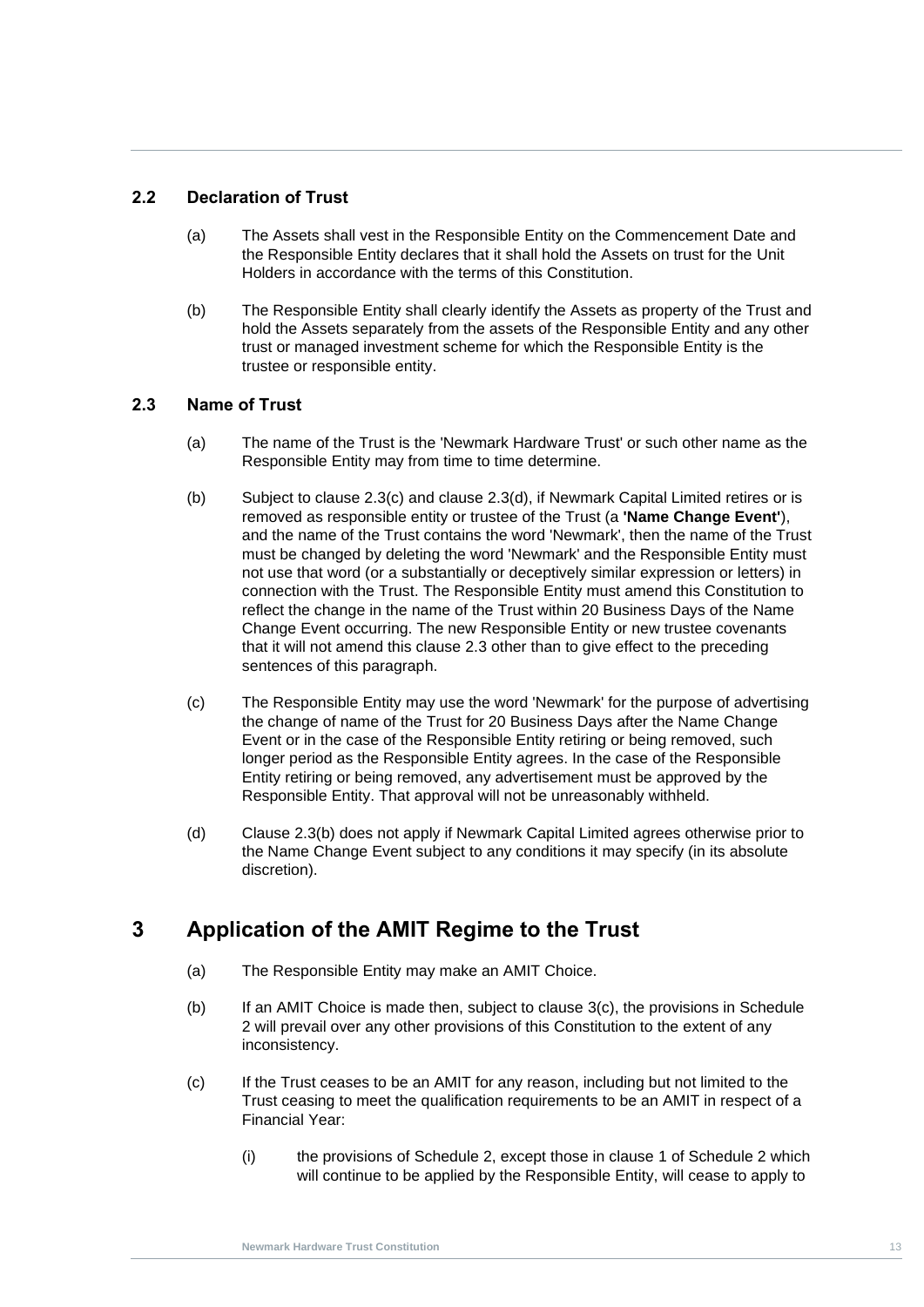### 2.2 Declaration of Trust

(a) The Assets shall vest in the Responsible Entity on the Commencement Date and the Responsible Entity declares that it shall hold the Assets on trust for the Unit Holders in accordance with the terms of this Constitution.

(b) The Responsible Entity shall clearly identify the Assets as property of the Trust and hold the Assets separately from the assets of the Responsible Entity and any other trust or managed investment scheme for which the Responsible Entity is the trustee or responsible entity.

### 2.3 Name of Trust

(a) The name of the Trust is the 'Newmark Hardware Trust' or such other name as the Responsible Entity may from time to time determine.

(b) Subject to clause 2.3(c) and clause 2.3(d), if Newmark Capital Limited retires or is removed as responsible entity or trustee of the Trust (a **'Name Change Event'**), and the name of the Trust contains the word 'Newmark', then the name of the Trust must be changed by deleting the word 'Newmark' and the Responsible Entity must not use that word (or a substantially or deceptively similar expression or letters) in connection with the Trust. The Responsible Entity must amend this Constitution to reflect the change in the name of the Trust within 20 Business Days of the Name Change Event occurring. The new Responsible Entity or new trustee covenants that it will not amend this clause 2.3 other than to give effect to the preceding sentences of this paragraph.

(c) The Responsible Entity may use the word 'Newmark' for the purpose of advertising the change of name of the Trust for 20 Business Days after the Name Change Event or in the case of the Responsible Entity retiring or being removed, such longer period as the Responsible Entity agrees. In the case of the Responsible Entity retiring or being removed, any advertisement must be approved by the Responsible Entity. That approval will not be unreasonably withheld.

(d) Clause 2.3(b) does not apply if Newmark Capital Limited agrees otherwise prior to the Name Change Event subject to any conditions it may specify (in its absolute discretion).

## 3 Application of the AMIT Regime to the Trust

(a) The Responsible Entity may make an AMIT Choice.

(b) If an AMIT Choice is made then, subject to clause 3(c), the provisions in Schedule 2 will prevail over any other provisions of this Constitution to the extent of any inconsistency.

(c) If the Trust ceases to be an AMIT for any reason, including but not limited to the Trust ceasing to meet the qualification requirements to be an AMIT in respect of a Financial Year:

(i) the provisions of Schedule 2, except those in clause 1 of Schedule 2 which will continue to be applied by the Responsible Entity, will cease to apply to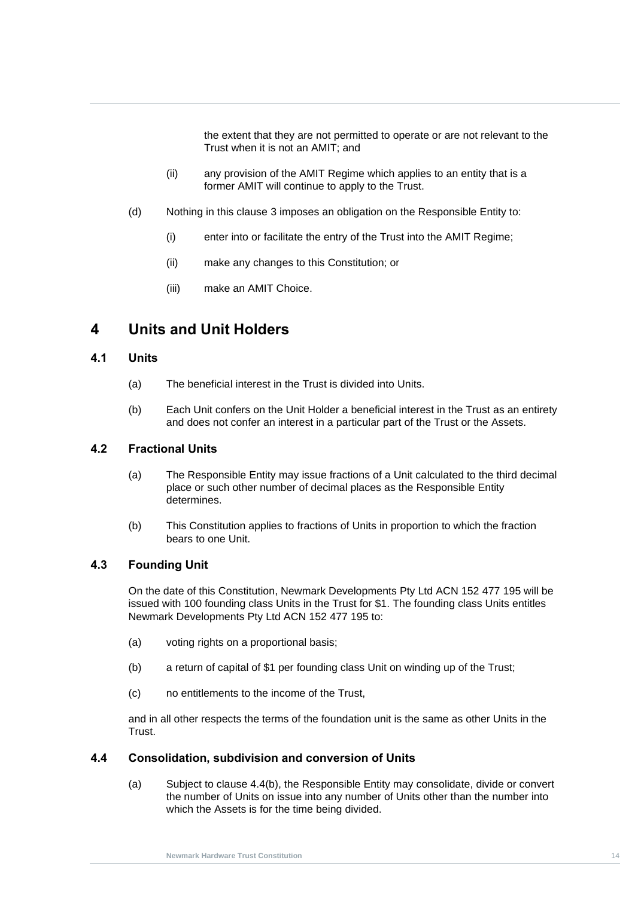the extent that they are not permitted to operate or are not relevant to the Trust when it is not an AMIT; and

(ii) any provision of the AMIT Regime which applies to an entity that is a former AMIT will continue to apply to the Trust.

(d) Nothing in this clause 3 imposes an obligation on the Responsible Entity to:

(i) enter into or facilitate the entry of the Trust into the AMIT Regime;

(ii) make any changes to this Constitution; or

(iii) make an AMIT Choice.

# 4 Units and Unit Holders

## 4.1 Units

(a) The beneficial interest in the Trust is divided into Units.

(b) Each Unit confers on the Unit Holder a beneficial interest in the Trust as an entirety and does not confer an interest in a particular part of the Trust or the Assets.

## 4.2 Fractional Units

(a) The Responsible Entity may issue fractions of a Unit calculated to the third decimal place or such other number of decimal places as the Responsible Entity determines.

(b) This Constitution applies to fractions of Units in proportion to which the fraction bears to one Unit.

## 4.3 Founding Unit

On the date of this Constitution, Newmark Developments Pty Ltd ACN 152 477 195 will be issued with 100 founding class Units in the Trust for $1. The founding class Units entitles Newmark Developments Pty Ltd ACN 152 477 195 to:

(a) voting rights on a proportional basis;

(b) a return of capital of $1 per founding class Unit on winding up of the Trust;

(c) no entitlements to the income of the Trust,

and in all other respects the terms of the foundation unit is the same as other Units in the Trust.

## 4.4 Consolidation, subdivision and conversion of Units

(a) Subject to clause 4.4(b), the Responsible Entity may consolidate, divide or convert the number of Units on issue into any number of Units other than the number into which the Assets is for the time being divided.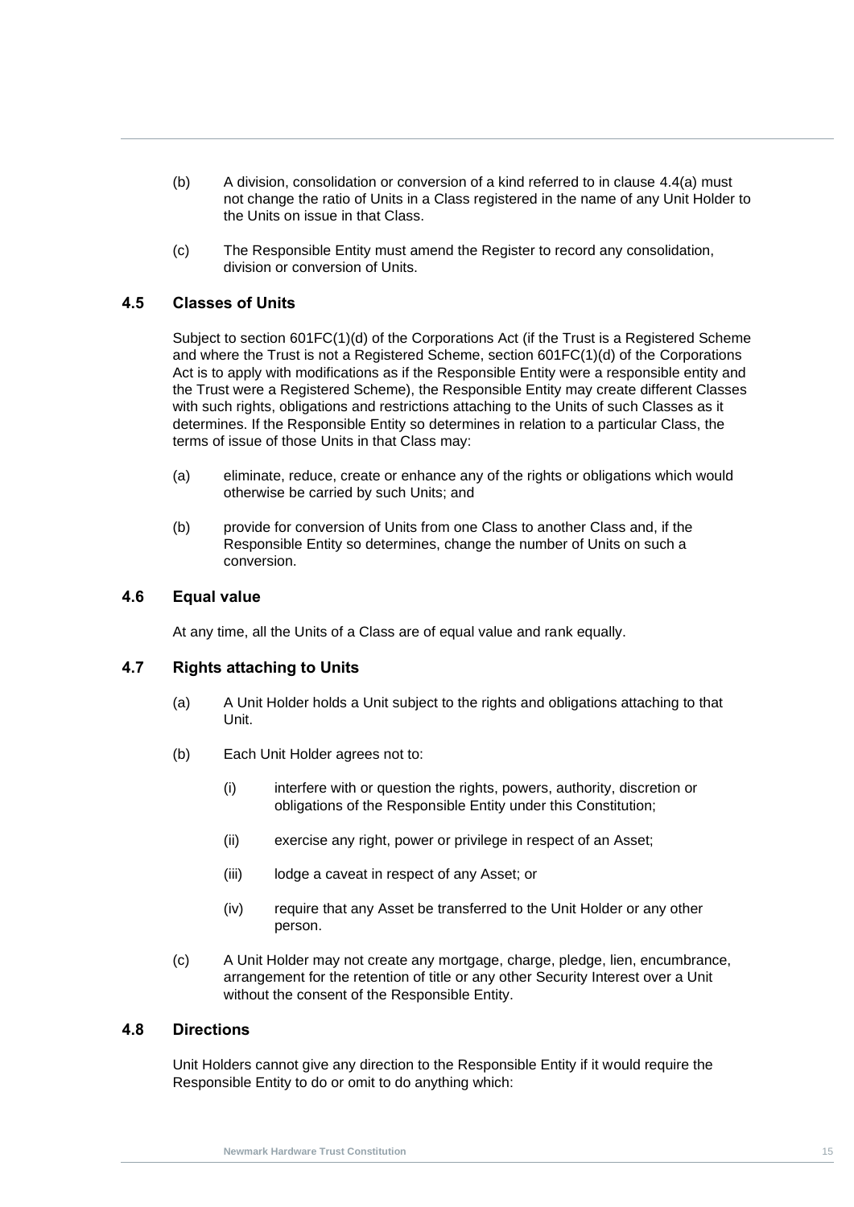(b) A division, consolidation or conversion of a kind referred to in clause 4.4(a) must not change the ratio of Units in a Class registered in the name of any Unit Holder to the Units on issue in that Class.

(c) The Responsible Entity must amend the Register to record any consolidation, division or conversion of Units.

### 4.5 Classes of Units

Subject to section 601FC(1)(d) of the Corporations Act (if the Trust is a Registered Scheme and where the Trust is not a Registered Scheme, section 601FC(1)(d) of the Corporations Act is to apply with modifications as if the Responsible Entity were a responsible entity and the Trust were a Registered Scheme), the Responsible Entity may create different Classes with such rights, obligations and restrictions attaching to the Units of such Classes as it determines. If the Responsible Entity so determines in relation to a particular Class, the terms of issue of those Units in that Class may:

(a) eliminate, reduce, create or enhance any of the rights or obligations which would otherwise be carried by such Units; and

(b) provide for conversion of Units from one Class to another Class and, if the Responsible Entity so determines, change the number of Units on such a conversion.

### 4.6 Equal value

At any time, all the Units of a Class are of equal value and rank equally.

### 4.7 Rights attaching to Units

(a) A Unit Holder holds a Unit subject to the rights and obligations attaching to that Unit.

(b) Each Unit Holder agrees not to:

  (i) interfere with or question the rights, powers, authority, discretion or obligations of the Responsible Entity under this Constitution;

  (ii) exercise any right, power or privilege in respect of an Asset;

  (iii) lodge a caveat in respect of any Asset; or

  (iv) require that any Asset be transferred to the Unit Holder or any other person.

(c) A Unit Holder may not create any mortgage, charge, pledge, lien, encumbrance, arrangement for the retention of title or any other Security Interest over a Unit without the consent of the Responsible Entity.

### 4.8 Directions

Unit Holders cannot give any direction to the Responsible Entity if it would require the Responsible Entity to do or omit to do anything which: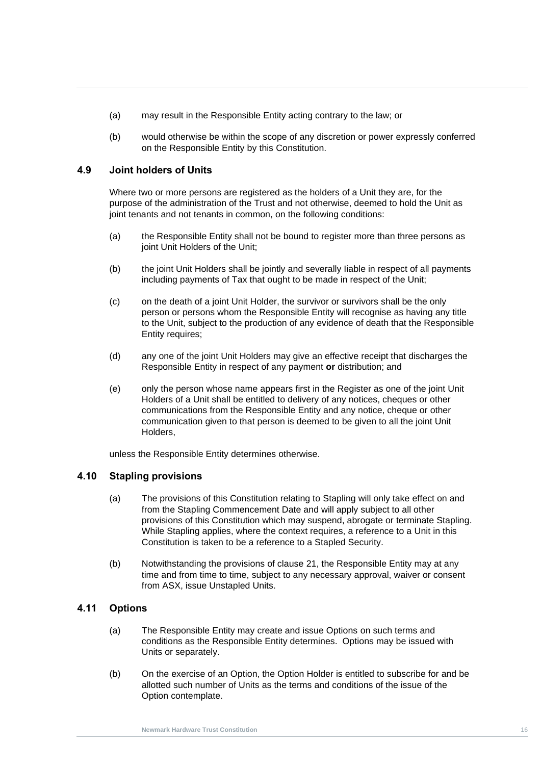(a) may result in the Responsible Entity acting contrary to the law; or

(b) would otherwise be within the scope of any discretion or power expressly conferred on the Responsible Entity by this Constitution.

### 4.9 Joint holders of Units

Where two or more persons are registered as the holders of a Unit they are, for the purpose of the administration of the Trust and not otherwise, deemed to hold the Unit as joint tenants and not tenants in common, on the following conditions:

(a) the Responsible Entity shall not be bound to register more than three persons as joint Unit Holders of the Unit;

(b) the joint Unit Holders shall be jointly and severally Iiable in respect of all payments including payments of Tax that ought to be made in respect of the Unit;

(c) on the death of a joint Unit Holder, the survivor or survivors shall be the only person or persons whom the Responsible Entity will recognise as having any title to the Unit, subject to the production of any evidence of death that the Responsible Entity requires;

(d) any one of the joint Unit Holders may give an effective receipt that discharges the Responsible Entity in respect of any payment **or** distribution; and

(e) only the person whose name appears first in the Register as one of the joint Unit Holders of a Unit shall be entitled to delivery of any notices, cheques or other communications from the Responsible Entity and any notice, cheque or other communication given to that person is deemed to be given to all the joint Unit Holders,

unless the Responsible Entity determines otherwise.

### 4.10 Stapling provisions

(a) The provisions of this Constitution relating to Stapling will only take effect on and from the Stapling Commencement Date and will apply subject to all other provisions of this Constitution which may suspend, abrogate or terminate Stapling. While Stapling applies, where the context requires, a reference to a Unit in this Constitution is taken to be a reference to a Stapled Security.

(b) Notwithstanding the provisions of clause 21, the Responsible Entity may at any time and from time to time, subject to any necessary approval, waiver or consent from ASX, issue Unstapled Units.

### 4.11 Options

(a) The Responsible Entity may create and issue Options on such terms and conditions as the Responsible Entity determines. Options may be issued with Units or separately.

(b) On the exercise of an Option, the Option Holder is entitled to subscribe for and be allotted such number of Units as the terms and conditions of the issue of the Option contemplate.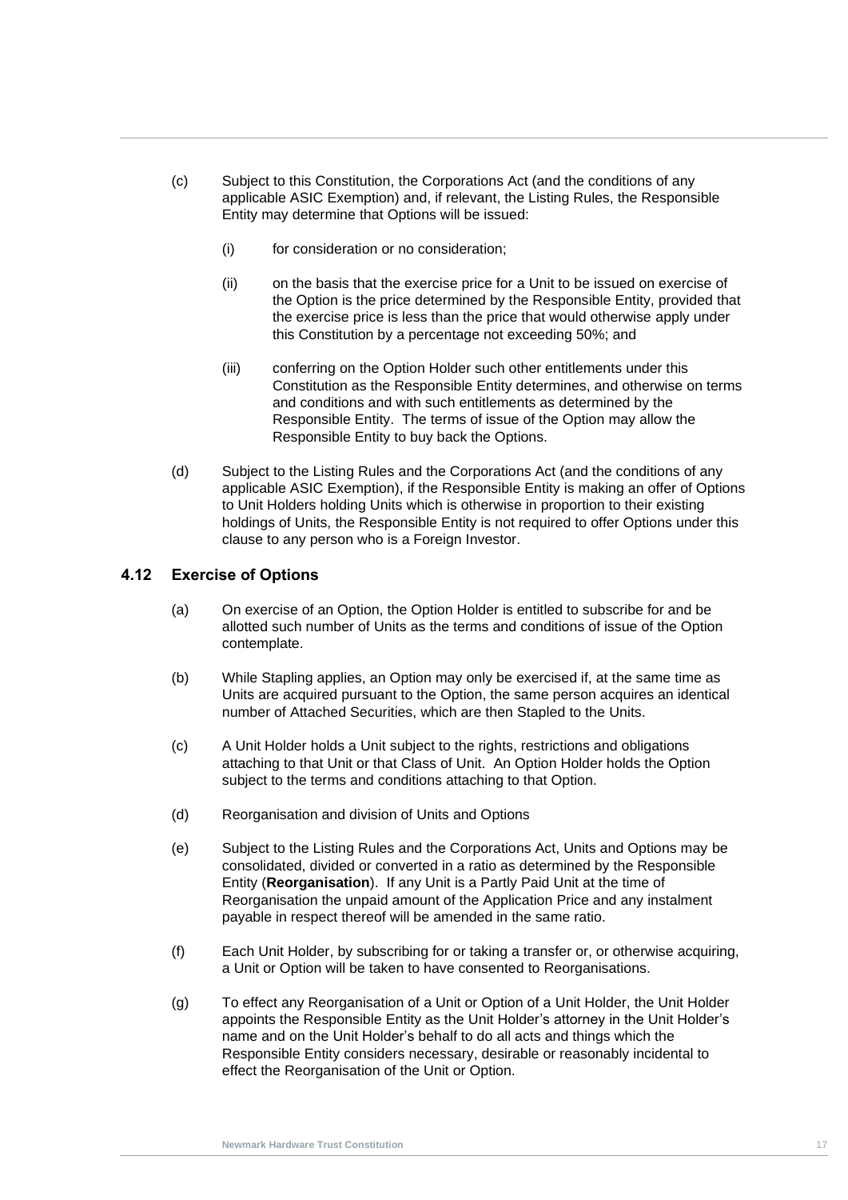(c) Subject to this Constitution, the Corporations Act (and the conditions of any applicable ASIC Exemption) and, if relevant, the Listing Rules, the Responsible Entity may determine that Options will be issued:

   (i) for consideration or no consideration;

   (ii) on the basis that the exercise price for a Unit to be issued on exercise of the Option is the price determined by the Responsible Entity, provided that the exercise price is less than the price that would otherwise apply under this Constitution by a percentage not exceeding 50%; and

   (iii) conferring on the Option Holder such other entitlements under this Constitution as the Responsible Entity determines, and otherwise on terms and conditions and with such entitlements as determined by the Responsible Entity. The terms of issue of the Option may allow the Responsible Entity to buy back the Options.

(d) Subject to the Listing Rules and the Corporations Act (and the conditions of any applicable ASIC Exemption), if the Responsible Entity is making an offer of Options to Unit Holders holding Units which is otherwise in proportion to their existing holdings of Units, the Responsible Entity is not required to offer Options under this clause to any person who is a Foreign Investor.

### 4.12 Exercise of Options

(a) On exercise of an Option, the Option Holder is entitled to subscribe for and be allotted such number of Units as the terms and conditions of issue of the Option contemplate.

(b) While Stapling applies, an Option may only be exercised if, at the same time as Units are acquired pursuant to the Option, the same person acquires an identical number of Attached Securities, which are then Stapled to the Units.

(c) A Unit Holder holds a Unit subject to the rights, restrictions and obligations attaching to that Unit or that Class of Unit. An Option Holder holds the Option subject to the terms and conditions attaching to that Option.

(d) Reorganisation and division of Units and Options

(e) Subject to the Listing Rules and the Corporations Act, Units and Options may be consolidated, divided or converted in a ratio as determined by the Responsible Entity (**Reorganisation**). If any Unit is a Partly Paid Unit at the time of Reorganisation the unpaid amount of the Application Price and any instalment payable in respect thereof will be amended in the same ratio.

(f) Each Unit Holder, by subscribing for or taking a transfer or, or otherwise acquiring, a Unit or Option will be taken to have consented to Reorganisations.

(g) To effect any Reorganisation of a Unit or Option of a Unit Holder, the Unit Holder appoints the Responsible Entity as the Unit Holder's attorney in the Unit Holder's name and on the Unit Holder's behalf to do all acts and things which the Responsible Entity considers necessary, desirable or reasonably incidental to effect the Reorganisation of the Unit or Option.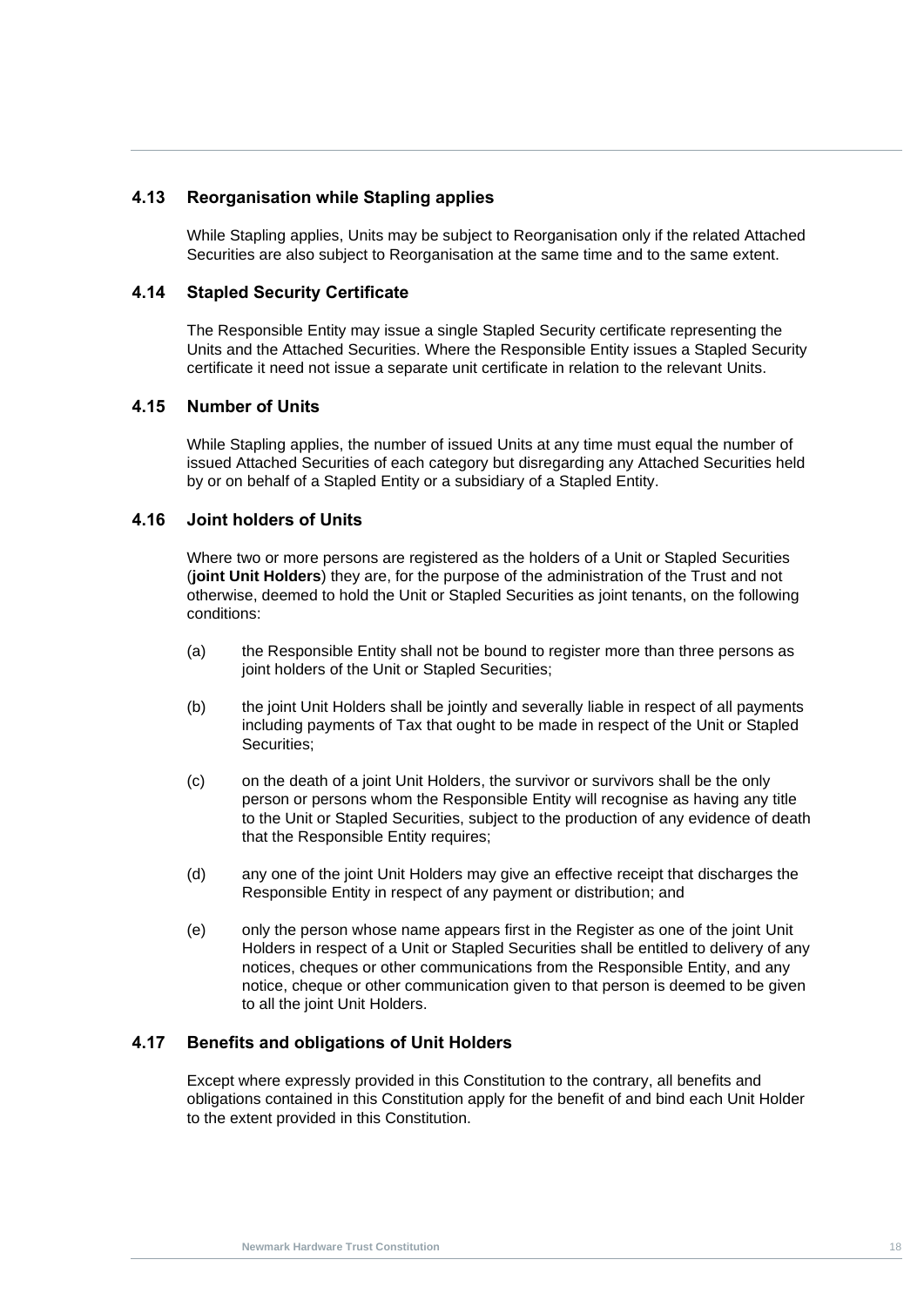### 4.13 Reorganisation while Stapling applies

While Stapling applies, Units may be subject to Reorganisation only if the related Attached Securities are also subject to Reorganisation at the same time and to the same extent.

### 4.14 Stapled Security Certificate

The Responsible Entity may issue a single Stapled Security certificate representing the Units and the Attached Securities. Where the Responsible Entity issues a Stapled Security certificate it need not issue a separate unit certificate in relation to the relevant Units.

### 4.15 Number of Units

While Stapling applies, the number of issued Units at any time must equal the number of issued Attached Securities of each category but disregarding any Attached Securities held by or on behalf of a Stapled Entity or a subsidiary of a Stapled Entity.

### 4.16 Joint holders of Units

Where two or more persons are registered as the holders of a Unit or Stapled Securities (**joint Unit Holders**) they are, for the purpose of the administration of the Trust and not otherwise, deemed to hold the Unit or Stapled Securities as joint tenants, on the following conditions:

(a) the Responsible Entity shall not be bound to register more than three persons as joint holders of the Unit or Stapled Securities;

(b) the joint Unit Holders shall be jointly and severally liable in respect of all payments including payments of Tax that ought to be made in respect of the Unit or Stapled Securities;

(c) on the death of a joint Unit Holders, the survivor or survivors shall be the only person or persons whom the Responsible Entity will recognise as having any title to the Unit or Stapled Securities, subject to the production of any evidence of death that the Responsible Entity requires;

(d) any one of the joint Unit Holders may give an effective receipt that discharges the Responsible Entity in respect of any payment or distribution; and

(e) only the person whose name appears first in the Register as one of the joint Unit Holders in respect of a Unit or Stapled Securities shall be entitled to delivery of any notices, cheques or other communications from the Responsible Entity, and any notice, cheque or other communication given to that person is deemed to be given to all the joint Unit Holders.

### 4.17 Benefits and obligations of Unit Holders

Except where expressly provided in this Constitution to the contrary, all benefits and obligations contained in this Constitution apply for the benefit of and bind each Unit Holder to the extent provided in this Constitution.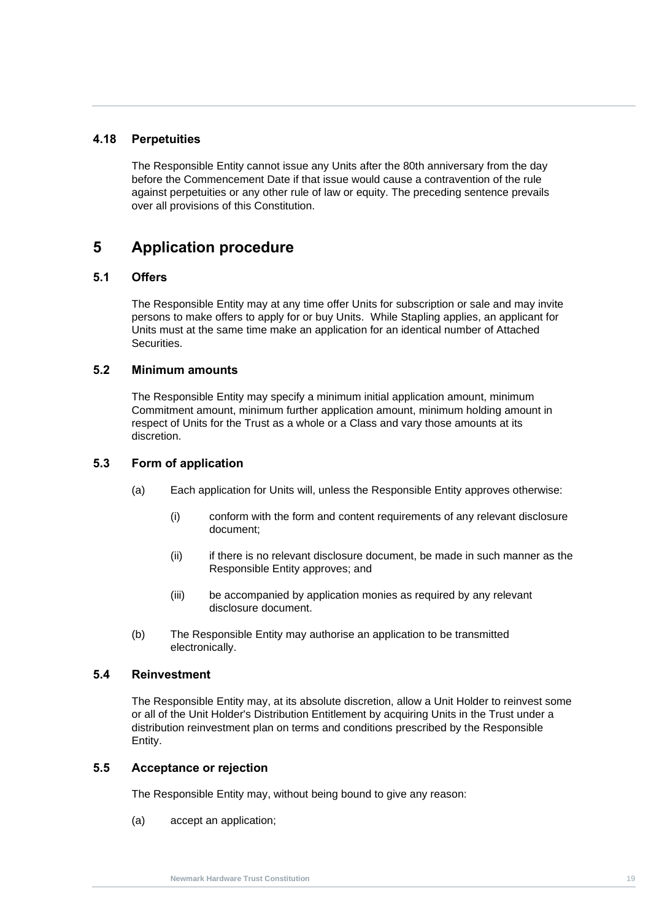### 4.18 Perpetuities

The Responsible Entity cannot issue any Units after the 80th anniversary from the day before the Commencement Date if that issue would cause a contravention of the rule against perpetuities or any other rule of law or equity. The preceding sentence prevails over all provisions of this Constitution.

## 5 Application procedure

### 5.1 Offers

The Responsible Entity may at any time offer Units for subscription or sale and may invite persons to make offers to apply for or buy Units. While Stapling applies, an applicant for Units must at the same time make an application for an identical number of Attached Securities.

### 5.2 Minimum amounts

The Responsible Entity may specify a minimum initial application amount, minimum Commitment amount, minimum further application amount, minimum holding amount in respect of Units for the Trust as a whole or a Class and vary those amounts at its discretion.

### 5.3 Form of application

(a) Each application for Units will, unless the Responsible Entity approves otherwise:

 (i) conform with the form and content requirements of any relevant disclosure document;

 (ii) if there is no relevant disclosure document, be made in such manner as the Responsible Entity approves; and

 (iii) be accompanied by application monies as required by any relevant disclosure document.

(b) The Responsible Entity may authorise an application to be transmitted electronically.

### 5.4 Reinvestment

The Responsible Entity may, at its absolute discretion, allow a Unit Holder to reinvest some or all of the Unit Holder's Distribution Entitlement by acquiring Units in the Trust under a distribution reinvestment plan on terms and conditions prescribed by the Responsible Entity.

### 5.5 Acceptance or rejection

The Responsible Entity may, without being bound to give any reason:

(a) accept an application;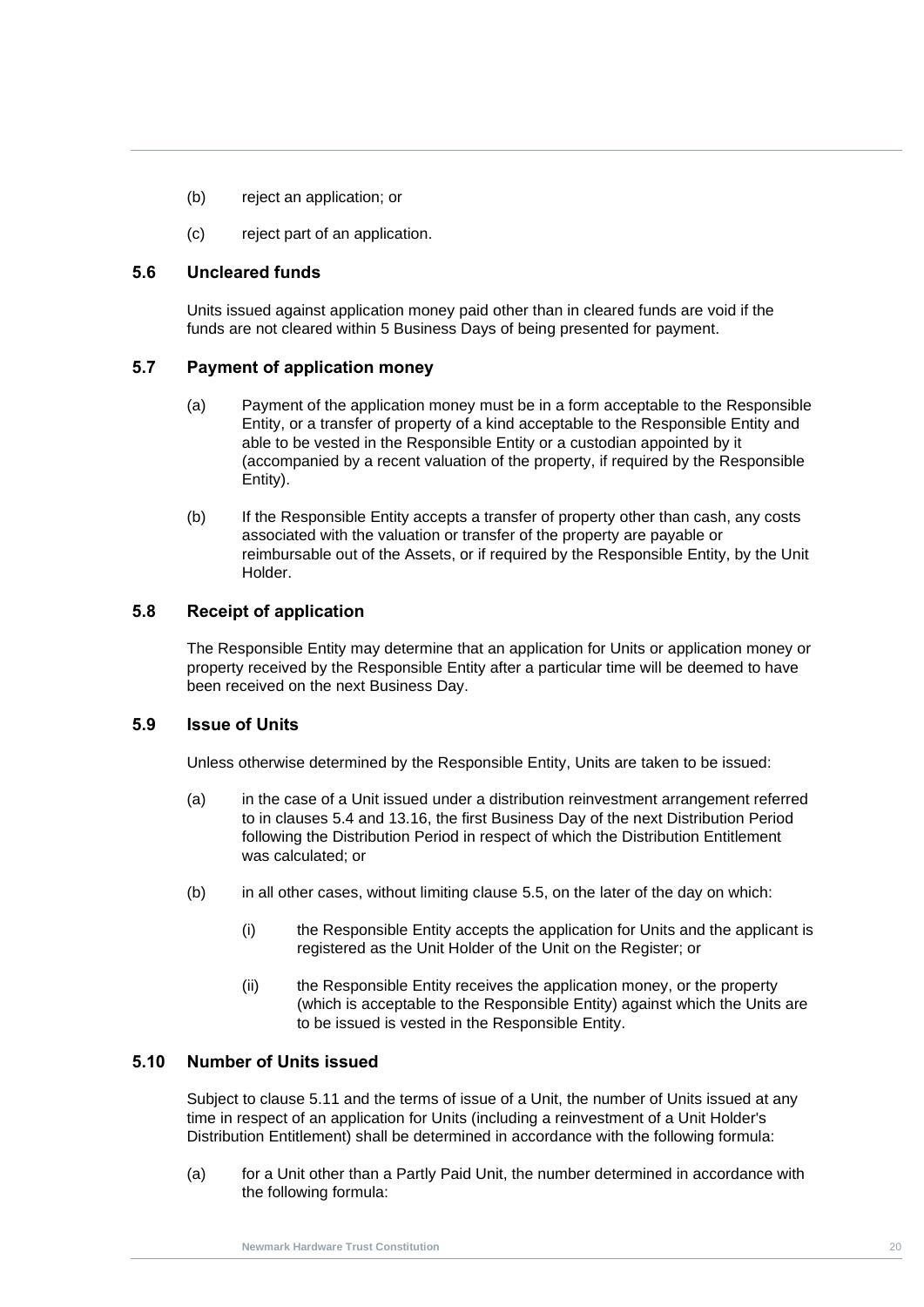(b) reject an application; or

(c) reject part of an application.

### 5.6 Uncleared funds

Units issued against application money paid other than in cleared funds are void if the funds are not cleared within 5 Business Days of being presented for payment.

### 5.7 Payment of application money

(a) Payment of the application money must be in a form acceptable to the Responsible Entity, or a transfer of property of a kind acceptable to the Responsible Entity and able to be vested in the Responsible Entity or a custodian appointed by it (accompanied by a recent valuation of the property, if required by the Responsible Entity).

(b) If the Responsible Entity accepts a transfer of property other than cash, any costs associated with the valuation or transfer of the property are payable or reimbursable out of the Assets, or if required by the Responsible Entity, by the Unit Holder.

### 5.8 Receipt of application

The Responsible Entity may determine that an application for Units or application money or property received by the Responsible Entity after a particular time will be deemed to have been received on the next Business Day.

### 5.9 Issue of Units

Unless otherwise determined by the Responsible Entity, Units are taken to be issued:

(a) in the case of a Unit issued under a distribution reinvestment arrangement referred to in clauses 5.4 and 13.16, the first Business Day of the next Distribution Period following the Distribution Period in respect of which the Distribution Entitlement was calculated; or

(b) in all other cases, without limiting clause 5.5, on the later of the day on which:

   (i) the Responsible Entity accepts the application for Units and the applicant is registered as the Unit Holder of the Unit on the Register; or

   (ii) the Responsible Entity receives the application money, or the property (which is acceptable to the Responsible Entity) against which the Units are to be issued is vested in the Responsible Entity.

### 5.10 Number of Units issued

Subject to clause 5.11 and the terms of issue of a Unit, the number of Units issued at any time in respect of an application for Units (including a reinvestment of a Unit Holder's Distribution Entitlement) shall be determined in accordance with the following formula:

(a) for a Unit other than a Partly Paid Unit, the number determined in accordance with the following formula: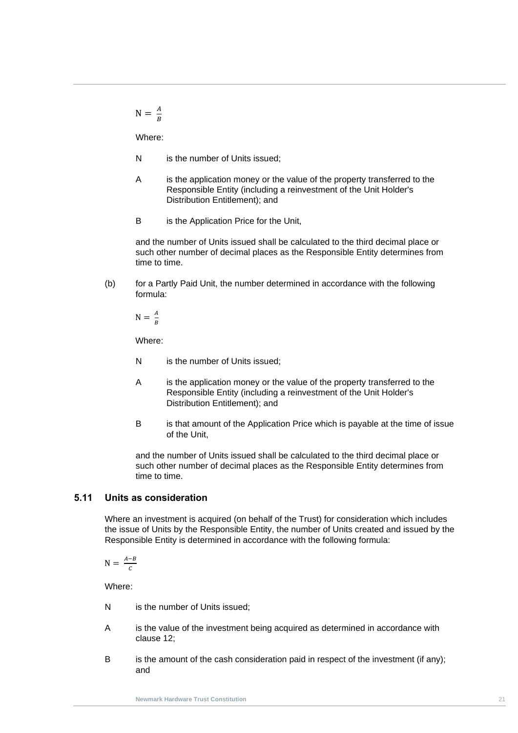$$N = \frac{A}{B}$$

Where:

N is the number of Units issued;

A is the application money or the value of the property transferred to the Responsible Entity (including a reinvestment of the Unit Holder's Distribution Entitlement); and

B is the Application Price for the Unit,

and the number of Units issued shall be calculated to the third decimal place or such other number of decimal places as the Responsible Entity determines from time to time.

(b) for a Partly Paid Unit, the number determined in accordance with the following formula:

$$N = \frac{A}{B}$$

Where:

N is the number of Units issued;

A is the application money or the value of the property transferred to the Responsible Entity (including a reinvestment of the Unit Holder's Distribution Entitlement); and

B is that amount of the Application Price which is payable at the time of issue of the Unit,

and the number of Units issued shall be calculated to the third decimal place or such other number of decimal places as the Responsible Entity determines from time to time.

### 5.11 Units as consideration

Where an investment is acquired (on behalf of the Trust) for consideration which includes the issue of Units by the Responsible Entity, the number of Units created and issued by the Responsible Entity is determined in accordance with the following formula:

$$N = \frac{A-B}{C}$$

Where:

N is the number of Units issued;

A is the value of the investment being acquired as determined in accordance with clause 12;

B is the amount of the cash consideration paid in respect of the investment (if any); and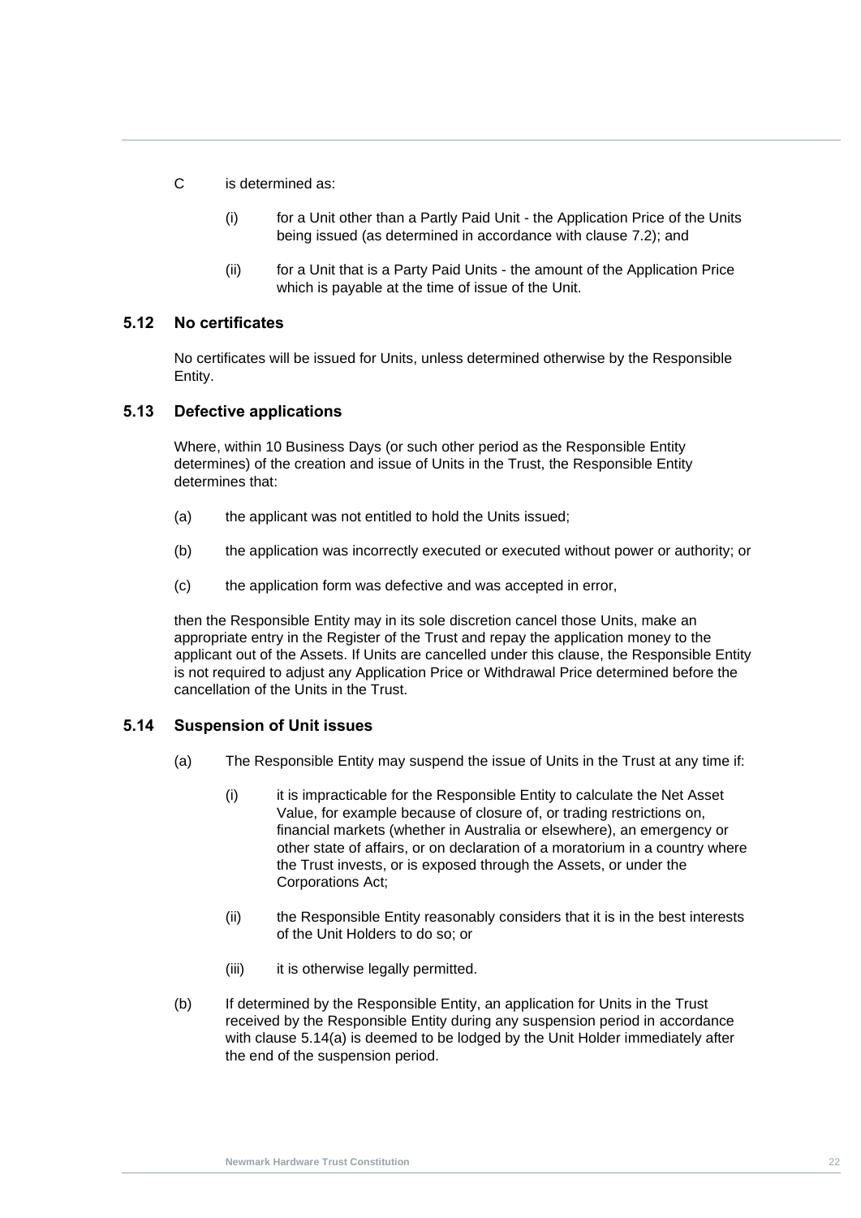C is determined as:

(i) for a Unit other than a Partly Paid Unit - the Application Price of the Units being issued (as determined in accordance with clause 7.2); and

(ii) for a Unit that is a Party Paid Units - the amount of the Application Price which is payable at the time of issue of the Unit.

### 5.12 No certificates

No certificates will be issued for Units, unless determined otherwise by the Responsible Entity.

### 5.13 Defective applications

Where, within 10 Business Days (or such other period as the Responsible Entity determines) of the creation and issue of Units in the Trust, the Responsible Entity determines that:

(a) the applicant was not entitled to hold the Units issued;

(b) the application was incorrectly executed or executed without power or authority; or

(c) the application form was defective and was accepted in error,

then the Responsible Entity may in its sole discretion cancel those Units, make an appropriate entry in the Register of the Trust and repay the application money to the applicant out of the Assets. If Units are cancelled under this clause, the Responsible Entity is not required to adjust any Application Price or Withdrawal Price determined before the cancellation of the Units in the Trust.

### 5.14 Suspension of Unit issues

(a) The Responsible Entity may suspend the issue of Units in the Trust at any time if:

(i) it is impracticable for the Responsible Entity to calculate the Net Asset Value, for example because of closure of, or trading restrictions on, financial markets (whether in Australia or elsewhere), an emergency or other state of affairs, or on declaration of a moratorium in a country where the Trust invests, or is exposed through the Assets, or under the Corporations Act;

(ii) the Responsible Entity reasonably considers that it is in the best interests of the Unit Holders to do so; or

(iii) it is otherwise legally permitted.

(b) If determined by the Responsible Entity, an application for Units in the Trust received by the Responsible Entity during any suspension period in accordance with clause 5.14(a) is deemed to be lodged by the Unit Holder immediately after the end of the suspension period.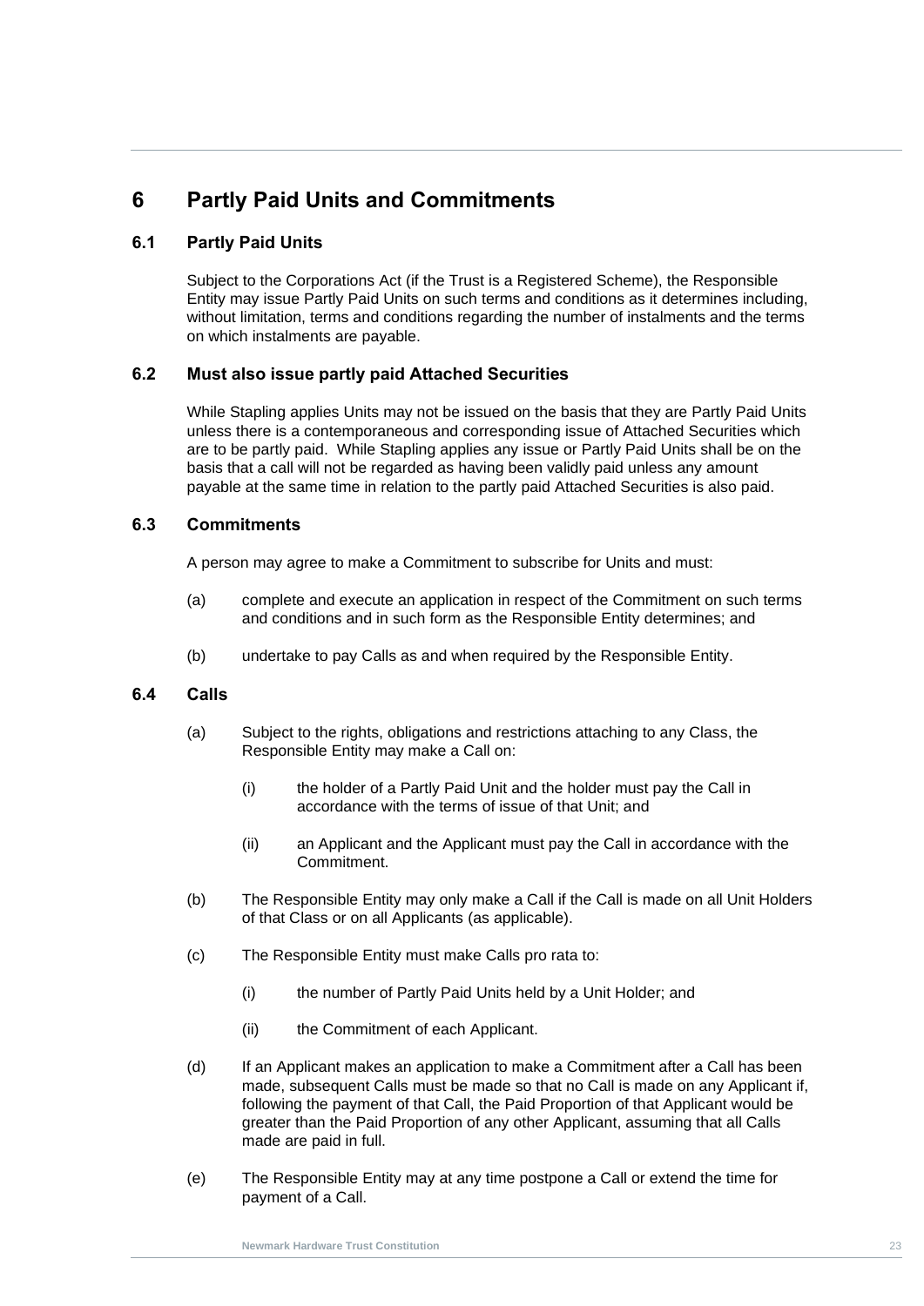# 6 Partly Paid Units and Commitments

## 6.1 Partly Paid Units

Subject to the Corporations Act (if the Trust is a Registered Scheme), the Responsible Entity may issue Partly Paid Units on such terms and conditions as it determines including, without limitation, terms and conditions regarding the number of instalments and the terms on which instalments are payable.

## 6.2 Must also issue partly paid Attached Securities

While Stapling applies Units may not be issued on the basis that they are Partly Paid Units unless there is a contemporaneous and corresponding issue of Attached Securities which are to be partly paid. While Stapling applies any issue or Partly Paid Units shall be on the basis that a call will not be regarded as having been validly paid unless any amount payable at the same time in relation to the partly paid Attached Securities is also paid.

## 6.3 Commitments

A person may agree to make a Commitment to subscribe for Units and must:

(a) complete and execute an application in respect of the Commitment on such terms and conditions and in such form as the Responsible Entity determines; and

(b) undertake to pay Calls as and when required by the Responsible Entity.

## 6.4 Calls

(a) Subject to the rights, obligations and restrictions attaching to any Class, the Responsible Entity may make a Call on:

  (i) the holder of a Partly Paid Unit and the holder must pay the Call in accordance with the terms of issue of that Unit; and

  (ii) an Applicant and the Applicant must pay the Call in accordance with the Commitment.

(b) The Responsible Entity may only make a Call if the Call is made on all Unit Holders of that Class or on all Applicants (as applicable).

(c) The Responsible Entity must make Calls pro rata to:

  (i) the number of Partly Paid Units held by a Unit Holder; and

  (ii) the Commitment of each Applicant.

(d) If an Applicant makes an application to make a Commitment after a Call has been made, subsequent Calls must be made so that no Call is made on any Applicant if, following the payment of that Call, the Paid Proportion of that Applicant would be greater than the Paid Proportion of any other Applicant, assuming that all Calls made are paid in full.

(e) The Responsible Entity may at any time postpone a Call or extend the time for payment of a Call.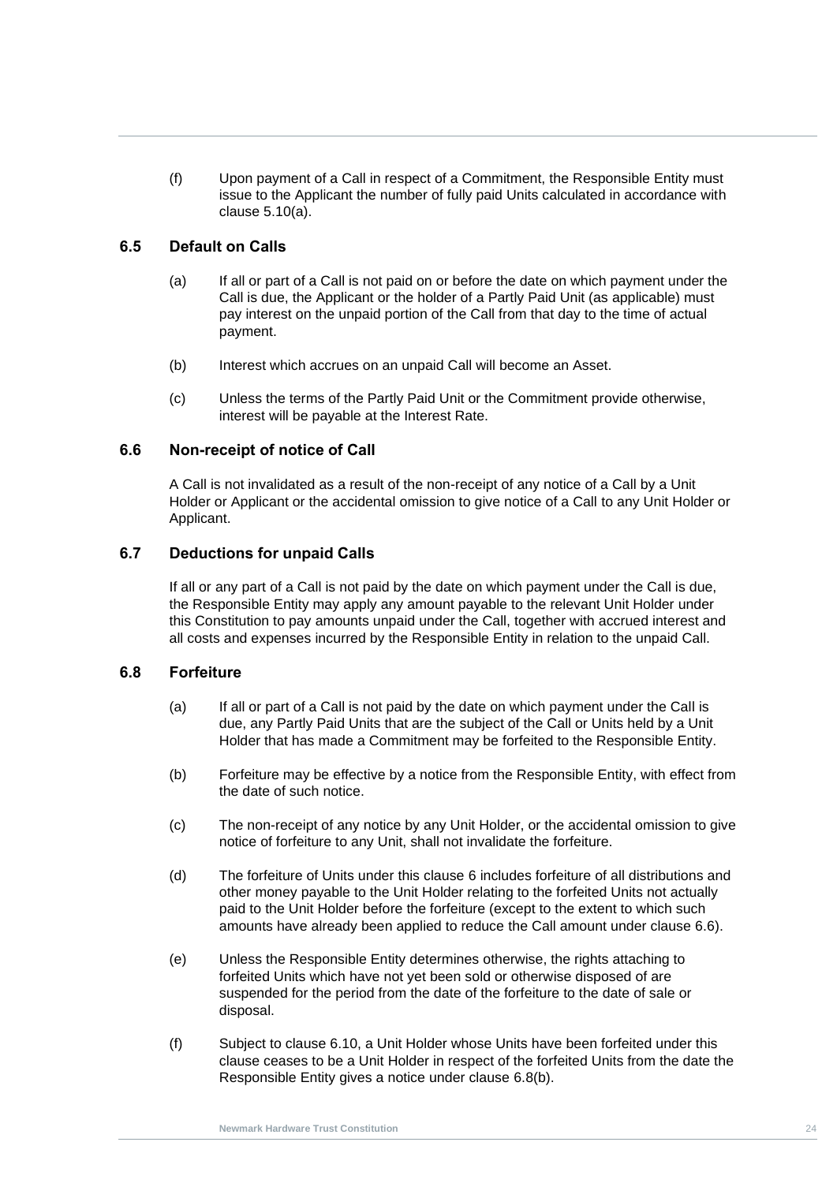(f) Upon payment of a Call in respect of a Commitment, the Responsible Entity must issue to the Applicant the number of fully paid Units calculated in accordance with clause 5.10(a).

### 6.5 Default on Calls

(a) If all or part of a Call is not paid on or before the date on which payment under the Call is due, the Applicant or the holder of a Partly Paid Unit (as applicable) must pay interest on the unpaid portion of the Call from that day to the time of actual payment.

(b) Interest which accrues on an unpaid Call will become an Asset.

(c) Unless the terms of the Partly Paid Unit or the Commitment provide otherwise, interest will be payable at the Interest Rate.

### 6.6 Non-receipt of notice of Call

A Call is not invalidated as a result of the non-receipt of any notice of a Call by a Unit Holder or Applicant or the accidental omission to give notice of a Call to any Unit Holder or Applicant.

### 6.7 Deductions for unpaid Calls

If all or any part of a Call is not paid by the date on which payment under the Call is due, the Responsible Entity may apply any amount payable to the relevant Unit Holder under this Constitution to pay amounts unpaid under the Call, together with accrued interest and all costs and expenses incurred by the Responsible Entity in relation to the unpaid Call.

### 6.8 Forfeiture

(a) If all or part of a Call is not paid by the date on which payment under the Call is due, any Partly Paid Units that are the subject of the Call or Units held by a Unit Holder that has made a Commitment may be forfeited to the Responsible Entity.

(b) Forfeiture may be effective by a notice from the Responsible Entity, with effect from the date of such notice.

(c) The non-receipt of any notice by any Unit Holder, or the accidental omission to give notice of forfeiture to any Unit, shall not invalidate the forfeiture.

(d) The forfeiture of Units under this clause 6 includes forfeiture of all distributions and other money payable to the Unit Holder relating to the forfeited Units not actually paid to the Unit Holder before the forfeiture (except to the extent to which such amounts have already been applied to reduce the Call amount under clause 6.6).

(e) Unless the Responsible Entity determines otherwise, the rights attaching to forfeited Units which have not yet been sold or otherwise disposed of are suspended for the period from the date of the forfeiture to the date of sale or disposal.

(f) Subject to clause 6.10, a Unit Holder whose Units have been forfeited under this clause ceases to be a Unit Holder in respect of the forfeited Units from the date the Responsible Entity gives a notice under clause 6.8(b).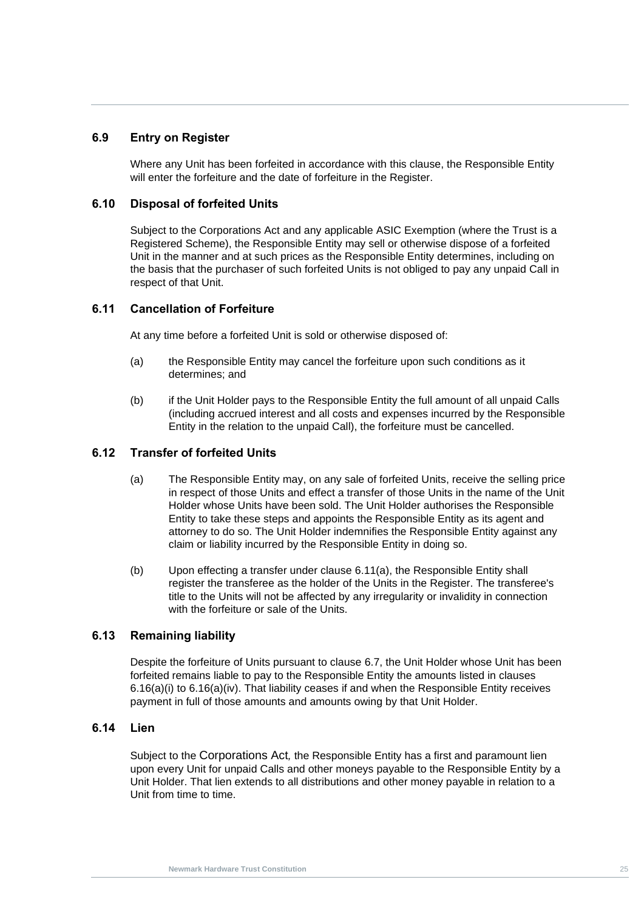## 6.9 Entry on Register

Where any Unit has been forfeited in accordance with this clause, the Responsible Entity will enter the forfeiture and the date of forfeiture in the Register.

## 6.10 Disposal of forfeited Units

Subject to the Corporations Act and any applicable ASIC Exemption (where the Trust is a Registered Scheme), the Responsible Entity may sell or otherwise dispose of a forfeited Unit in the manner and at such prices as the Responsible Entity determines, including on the basis that the purchaser of such forfeited Units is not obliged to pay any unpaid Call in respect of that Unit.

## 6.11 Cancellation of Forfeiture

At any time before a forfeited Unit is sold or otherwise disposed of:

(a) the Responsible Entity may cancel the forfeiture upon such conditions as it determines; and

(b) if the Unit Holder pays to the Responsible Entity the full amount of all unpaid Calls (including accrued interest and all costs and expenses incurred by the Responsible Entity in the relation to the unpaid Call), the forfeiture must be cancelled.

## 6.12 Transfer of forfeited Units

(a) The Responsible Entity may, on any sale of forfeited Units, receive the selling price in respect of those Units and effect a transfer of those Units in the name of the Unit Holder whose Units have been sold. The Unit Holder authorises the Responsible Entity to take these steps and appoints the Responsible Entity as its agent and attorney to do so. The Unit Holder indemnifies the Responsible Entity against any claim or liability incurred by the Responsible Entity in doing so.

(b) Upon effecting a transfer under clause 6.11(a), the Responsible Entity shall register the transferee as the holder of the Units in the Register. The transferee's title to the Units will not be affected by any irregularity or invalidity in connection with the forfeiture or sale of the Units.

## 6.13 Remaining liability

Despite the forfeiture of Units pursuant to clause 6.7, the Unit Holder whose Unit has been forfeited remains liable to pay to the Responsible Entity the amounts listed in clauses 6.16(a)(i) to 6.16(a)(iv). That liability ceases if and when the Responsible Entity receives payment in full of those amounts and amounts owing by that Unit Holder.

## 6.14 Lien

Subject to the Corporations Act*,* the Responsible Entity has a first and paramount lien upon every Unit for unpaid Calls and other moneys payable to the Responsible Entity by a Unit Holder. That lien extends to all distributions and other money payable in relation to a Unit from time to time.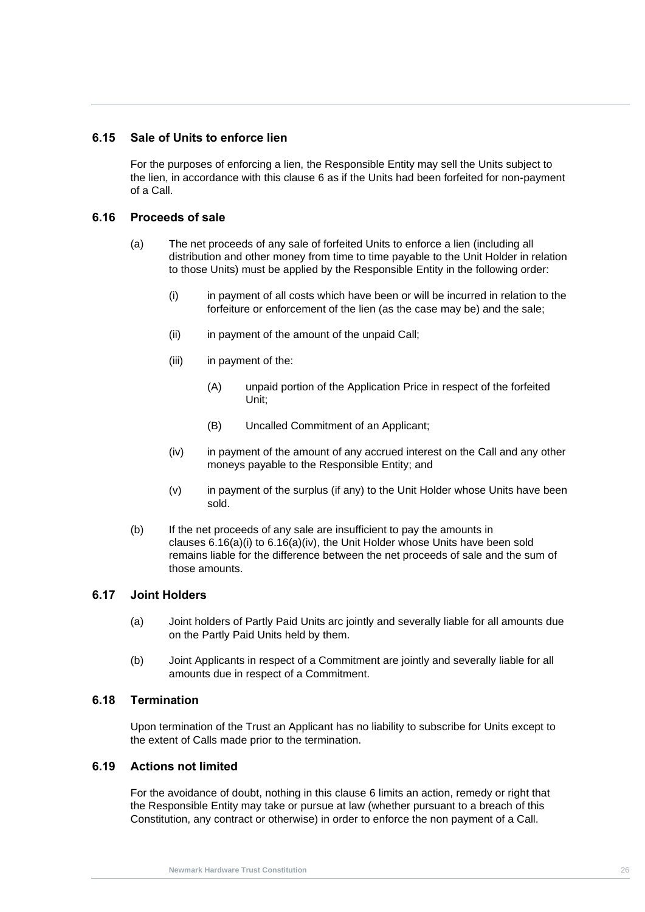## 6.15 Sale of Units to enforce lien

For the purposes of enforcing a lien, the Responsible Entity may sell the Units subject to the lien, in accordance with this clause 6 as if the Units had been forfeited for non-payment of a Call.

## 6.16 Proceeds of sale

(a) The net proceeds of any sale of forfeited Units to enforce a lien (including all distribution and other money from time to time payable to the Unit Holder in relation to those Units) must be applied by the Responsible Entity in the following order:

  (i) in payment of all costs which have been or will be incurred in relation to the forfeiture or enforcement of the lien (as the case may be) and the sale;

  (ii) in payment of the amount of the unpaid Call;

  (iii) in payment of the:

    (A) unpaid portion of the Application Price in respect of the forfeited Unit;

    (B) Uncalled Commitment of an Applicant;

  (iv) in payment of the amount of any accrued interest on the Call and any other moneys payable to the Responsible Entity; and

  (v) in payment of the surplus (if any) to the Unit Holder whose Units have been sold.

(b) If the net proceeds of any sale are insufficient to pay the amounts in clauses 6.16(a)(i) to 6.16(a)(iv), the Unit Holder whose Units have been sold remains liable for the difference between the net proceeds of sale and the sum of those amounts.

## 6.17 Joint Holders

(a) Joint holders of Partly Paid Units arc jointly and severally liable for all amounts due on the Partly Paid Units held by them.

(b) Joint Applicants in respect of a Commitment are jointly and severally liable for all amounts due in respect of a Commitment.

## 6.18 Termination

Upon termination of the Trust an Applicant has no liability to subscribe for Units except to the extent of Calls made prior to the termination.

## 6.19 Actions not limited

For the avoidance of doubt, nothing in this clause 6 limits an action, remedy or right that the Responsible Entity may take or pursue at law (whether pursuant to a breach of this Constitution, any contract or otherwise) in order to enforce the non payment of a Call.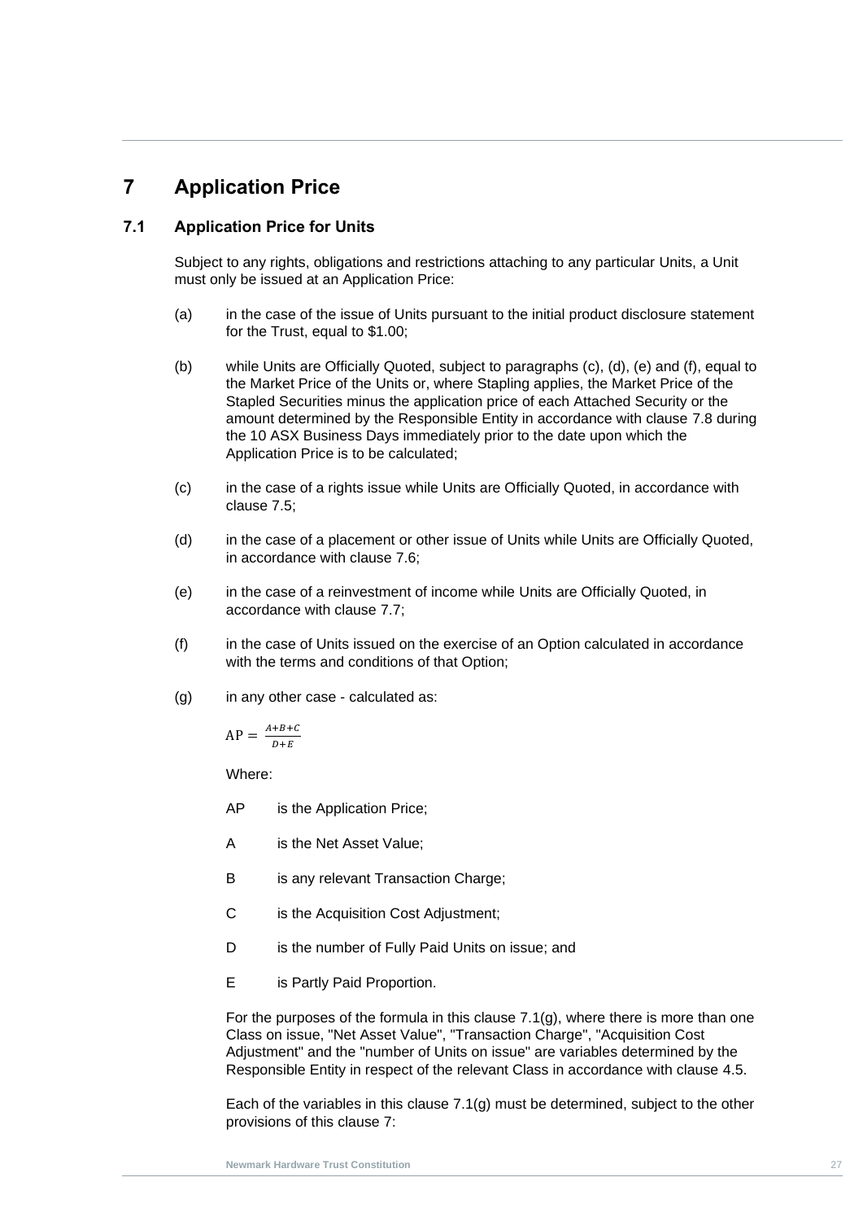# 7 Application Price

## 7.1 Application Price for Units

Subject to any rights, obligations and restrictions attaching to any particular Units, a Unit must only be issued at an Application Price:

(a) in the case of the issue of Units pursuant to the initial product disclosure statement for the Trust, equal to $1.00;

(b) while Units are Officially Quoted, subject to paragraphs (c), (d), (e) and (f), equal to the Market Price of the Units or, where Stapling applies, the Market Price of the Stapled Securities minus the application price of each Attached Security or the amount determined by the Responsible Entity in accordance with clause 7.8 during the 10 ASX Business Days immediately prior to the date upon which the Application Price is to be calculated;

(c) in the case of a rights issue while Units are Officially Quoted, in accordance with clause 7.5;

(d) in the case of a placement or other issue of Units while Units are Officially Quoted, in accordance with clause 7.6;

(e) in the case of a reinvestment of income while Units are Officially Quoted, in accordance with clause 7.7;

(f) in the case of Units issued on the exercise of an Option calculated in accordance with the terms and conditions of that Option;

(g) in any other case - calculated as:

$$\text{AP} = \frac{A+B+C}{D+E}$$

Where:

AP is the Application Price;

A is the Net Asset Value;

B is any relevant Transaction Charge;

C is the Acquisition Cost Adjustment;

D is the number of Fully Paid Units on issue; and

E is Partly Paid Proportion.

For the purposes of the formula in this clause 7.1(g), where there is more than one Class on issue, "Net Asset Value", "Transaction Charge", "Acquisition Cost Adjustment" and the "number of Units on issue" are variables determined by the Responsible Entity in respect of the relevant Class in accordance with clause 4.5.

Each of the variables in this clause 7.1(g) must be determined, subject to the other provisions of this clause 7: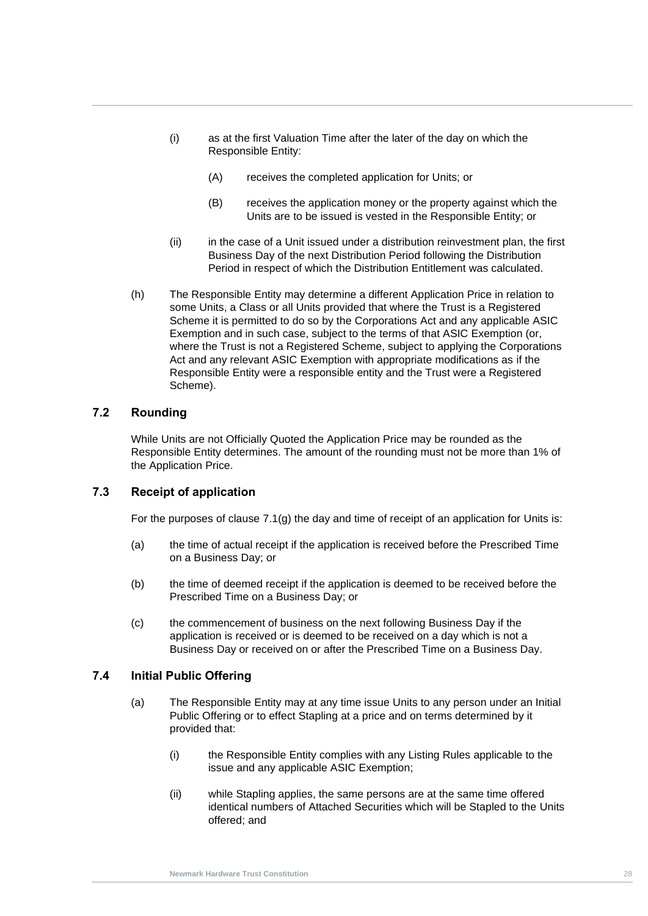(i) as at the first Valuation Time after the later of the day on which the Responsible Entity:

(A) receives the completed application for Units; or

(B) receives the application money or the property against which the Units are to be issued is vested in the Responsible Entity; or

(ii) in the case of a Unit issued under a distribution reinvestment plan, the first Business Day of the next Distribution Period following the Distribution Period in respect of which the Distribution Entitlement was calculated.

(h) The Responsible Entity may determine a different Application Price in relation to some Units, a Class or all Units provided that where the Trust is a Registered Scheme it is permitted to do so by the Corporations Act and any applicable ASIC Exemption and in such case, subject to the terms of that ASIC Exemption (or, where the Trust is not a Registered Scheme, subject to applying the Corporations Act and any relevant ASIC Exemption with appropriate modifications as if the Responsible Entity were a responsible entity and the Trust were a Registered Scheme).

### 7.2 Rounding

While Units are not Officially Quoted the Application Price may be rounded as the Responsible Entity determines. The amount of the rounding must not be more than 1% of the Application Price.

### 7.3 Receipt of application

For the purposes of clause 7.1(g) the day and time of receipt of an application for Units is:

(a) the time of actual receipt if the application is received before the Prescribed Time on a Business Day; or

(b) the time of deemed receipt if the application is deemed to be received before the Prescribed Time on a Business Day; or

(c) the commencement of business on the next following Business Day if the application is received or is deemed to be received on a day which is not a Business Day or received on or after the Prescribed Time on a Business Day.

### 7.4 Initial Public Offering

(a) The Responsible Entity may at any time issue Units to any person under an Initial Public Offering or to effect Stapling at a price and on terms determined by it provided that:

(i) the Responsible Entity complies with any Listing Rules applicable to the issue and any applicable ASIC Exemption;

(ii) while Stapling applies, the same persons are at the same time offered identical numbers of Attached Securities which will be Stapled to the Units offered; and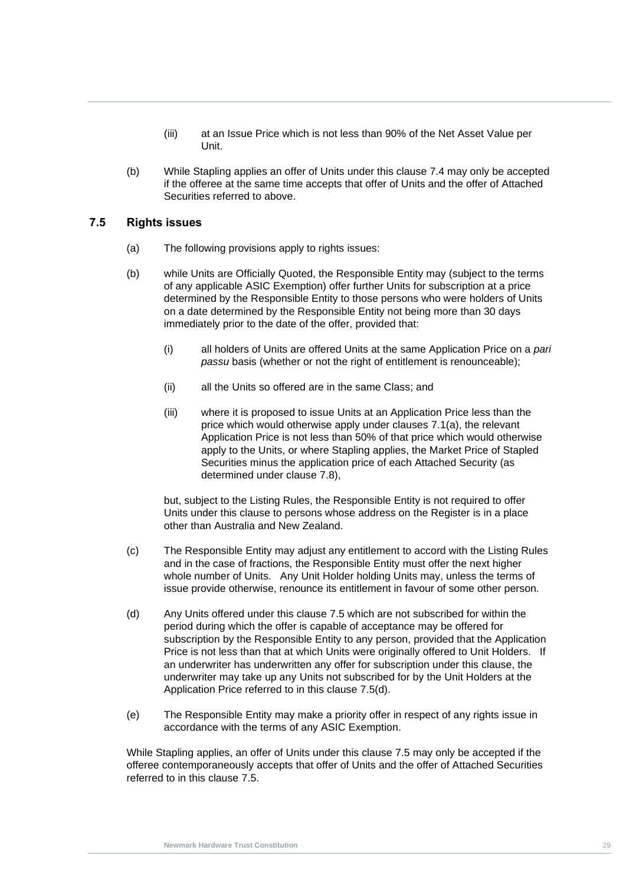(iii) at an Issue Price which is not less than 90% of the Net Asset Value per Unit.

(b) While Stapling applies an offer of Units under this clause 7.4 may only be accepted if the offeree at the same time accepts that offer of Units and the offer of Attached Securities referred to above.

### 7.5 Rights issues

(a) The following provisions apply to rights issues:

(b) while Units are Officially Quoted, the Responsible Entity may (subject to the terms of any applicable ASIC Exemption) offer further Units for subscription at a price determined by the Responsible Entity to those persons who were holders of Units on a date determined by the Responsible Entity not being more than 30 days immediately prior to the date of the offer, provided that:

(i) all holders of Units are offered Units at the same Application Price on a *pari passu* basis (whether or not the right of entitlement is renounceable);

(ii) all the Units so offered are in the same Class; and

(iii) where it is proposed to issue Units at an Application Price less than the price which would otherwise apply under clauses 7.1(a), the relevant Application Price is not less than 50% of that price which would otherwise apply to the Units, or where Stapling applies, the Market Price of Stapled Securities minus the application price of each Attached Security (as determined under clause 7.8),

but, subject to the Listing Rules, the Responsible Entity is not required to offer Units under this clause to persons whose address on the Register is in a place other than Australia and New Zealand.

(c) The Responsible Entity may adjust any entitlement to accord with the Listing Rules and in the case of fractions, the Responsible Entity must offer the next higher whole number of Units. Any Unit Holder holding Units may, unless the terms of issue provide otherwise, renounce its entitlement in favour of some other person.

(d) Any Units offered under this clause 7.5 which are not subscribed for within the period during which the offer is capable of acceptance may be offered for subscription by the Responsible Entity to any person, provided that the Application Price is not less than that at which Units were originally offered to Unit Holders. If an underwriter has underwritten any offer for subscription under this clause, the underwriter may take up any Units not subscribed for by the Unit Holders at the Application Price referred to in this clause 7.5(d).

(e) The Responsible Entity may make a priority offer in respect of any rights issue in accordance with the terms of any ASIC Exemption.

While Stapling applies, an offer of Units under this clause 7.5 may only be accepted if the offeree contemporaneously accepts that offer of Units and the offer of Attached Securities referred to in this clause 7.5.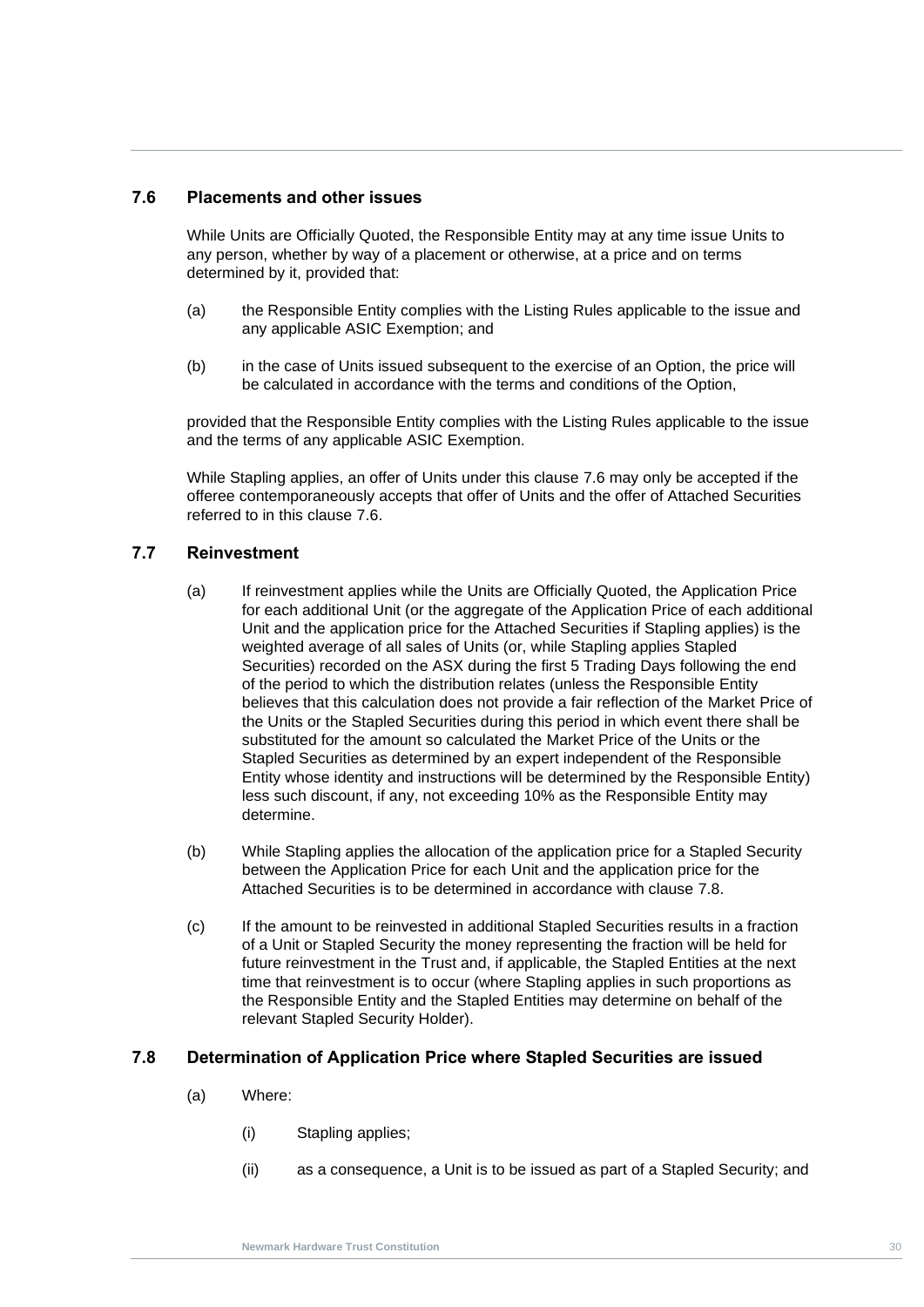### 7.6 Placements and other issues

While Units are Officially Quoted, the Responsible Entity may at any time issue Units to any person, whether by way of a placement or otherwise, at a price and on terms determined by it, provided that:

(a) the Responsible Entity complies with the Listing Rules applicable to the issue and any applicable ASIC Exemption; and

(b) in the case of Units issued subsequent to the exercise of an Option, the price will be calculated in accordance with the terms and conditions of the Option,

provided that the Responsible Entity complies with the Listing Rules applicable to the issue and the terms of any applicable ASIC Exemption.

While Stapling applies, an offer of Units under this clause 7.6 may only be accepted if the offeree contemporaneously accepts that offer of Units and the offer of Attached Securities referred to in this clause 7.6.

### 7.7 Reinvestment

(a) If reinvestment applies while the Units are Officially Quoted, the Application Price for each additional Unit (or the aggregate of the Application Price of each additional Unit and the application price for the Attached Securities if Stapling applies) is the weighted average of all sales of Units (or, while Stapling applies Stapled Securities) recorded on the ASX during the first 5 Trading Days following the end of the period to which the distribution relates (unless the Responsible Entity believes that this calculation does not provide a fair reflection of the Market Price of the Units or the Stapled Securities during this period in which event there shall be substituted for the amount so calculated the Market Price of the Units or the Stapled Securities as determined by an expert independent of the Responsible Entity whose identity and instructions will be determined by the Responsible Entity) less such discount, if any, not exceeding 10% as the Responsible Entity may determine.

(b) While Stapling applies the allocation of the application price for a Stapled Security between the Application Price for each Unit and the application price for the Attached Securities is to be determined in accordance with clause 7.8.

(c) If the amount to be reinvested in additional Stapled Securities results in a fraction of a Unit or Stapled Security the money representing the fraction will be held for future reinvestment in the Trust and, if applicable, the Stapled Entities at the next time that reinvestment is to occur (where Stapling applies in such proportions as the Responsible Entity and the Stapled Entities may determine on behalf of the relevant Stapled Security Holder).

### 7.8 Determination of Application Price where Stapled Securities are issued

(a) Where:

(i) Stapling applies;

(ii) as a consequence, a Unit is to be issued as part of a Stapled Security; and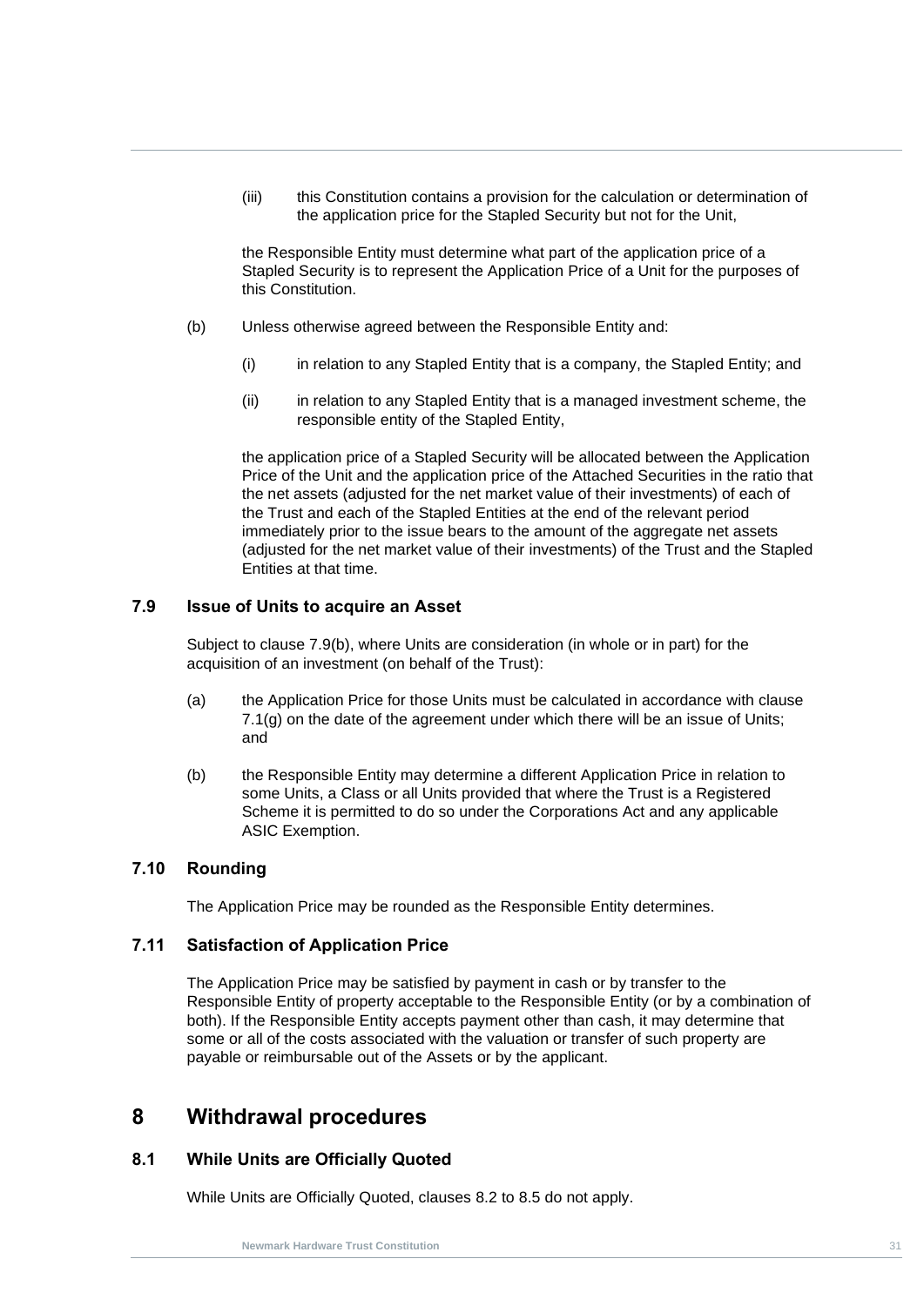(iii) this Constitution contains a provision for the calculation or determination of the application price for the Stapled Security but not for the Unit,

the Responsible Entity must determine what part of the application price of a Stapled Security is to represent the Application Price of a Unit for the purposes of this Constitution.

(b) Unless otherwise agreed between the Responsible Entity and:

(i) in relation to any Stapled Entity that is a company, the Stapled Entity; and

(ii) in relation to any Stapled Entity that is a managed investment scheme, the responsible entity of the Stapled Entity,

the application price of a Stapled Security will be allocated between the Application Price of the Unit and the application price of the Attached Securities in the ratio that the net assets (adjusted for the net market value of their investments) of each of the Trust and each of the Stapled Entities at the end of the relevant period immediately prior to the issue bears to the amount of the aggregate net assets (adjusted for the net market value of their investments) of the Trust and the Stapled Entities at that time.

### 7.9 Issue of Units to acquire an Asset

Subject to clause 7.9(b), where Units are consideration (in whole or in part) for the acquisition of an investment (on behalf of the Trust):

(a) the Application Price for those Units must be calculated in accordance with clause 7.1(g) on the date of the agreement under which there will be an issue of Units; and

(b) the Responsible Entity may determine a different Application Price in relation to some Units, a Class or all Units provided that where the Trust is a Registered Scheme it is permitted to do so under the Corporations Act and any applicable ASIC Exemption.

### 7.10 Rounding

The Application Price may be rounded as the Responsible Entity determines.

### 7.11 Satisfaction of Application Price

The Application Price may be satisfied by payment in cash or by transfer to the Responsible Entity of property acceptable to the Responsible Entity (or by a combination of both). If the Responsible Entity accepts payment other than cash, it may determine that some or all of the costs associated with the valuation or transfer of such property are payable or reimbursable out of the Assets or by the applicant.

## 8 Withdrawal procedures

### 8.1 While Units are Officially Quoted

While Units are Officially Quoted, clauses 8.2 to 8.5 do not apply.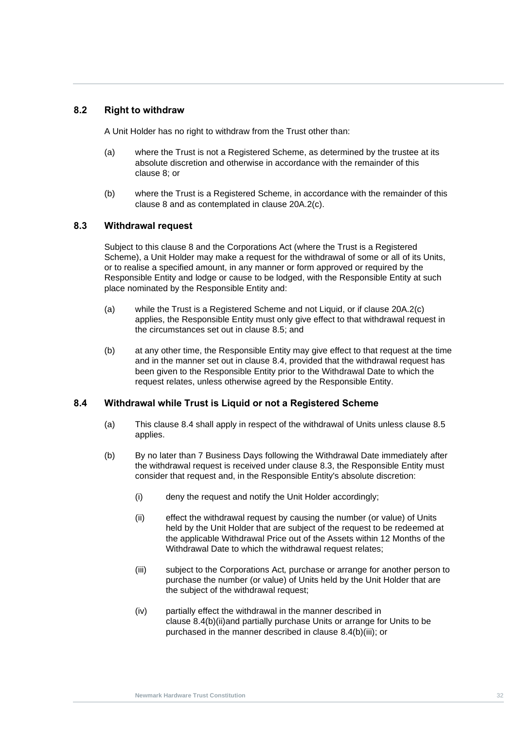### 8.2 Right to withdraw

A Unit Holder has no right to withdraw from the Trust other than:

(a) where the Trust is not a Registered Scheme, as determined by the trustee at its absolute discretion and otherwise in accordance with the remainder of this clause 8; or

(b) where the Trust is a Registered Scheme, in accordance with the remainder of this clause 8 and as contemplated in clause 20A.2(c).

### 8.3 Withdrawal request

Subject to this clause 8 and the Corporations Act (where the Trust is a Registered Scheme), a Unit Holder may make a request for the withdrawal of some or all of its Units, or to realise a specified amount, in any manner or form approved or required by the Responsible Entity and lodge or cause to be lodged, with the Responsible Entity at such place nominated by the Responsible Entity and:

(a) while the Trust is a Registered Scheme and not Liquid, or if clause 20A.2(c) applies, the Responsible Entity must only give effect to that withdrawal request in the circumstances set out in clause 8.5; and

(b) at any other time, the Responsible Entity may give effect to that request at the time and in the manner set out in clause 8.4, provided that the withdrawal request has been given to the Responsible Entity prior to the Withdrawal Date to which the request relates, unless otherwise agreed by the Responsible Entity.

### 8.4 Withdrawal while Trust is Liquid or not a Registered Scheme

(a) This clause 8.4 shall apply in respect of the withdrawal of Units unless clause 8.5 applies.

(b) By no later than 7 Business Days following the Withdrawal Date immediately after the withdrawal request is received under clause 8.3, the Responsible Entity must consider that request and, in the Responsible Entity's absolute discretion:

  (i) deny the request and notify the Unit Holder accordingly;

  (ii) effect the withdrawal request by causing the number (or value) of Units held by the Unit Holder that are subject of the request to be redeemed at the applicable Withdrawal Price out of the Assets within 12 Months of the Withdrawal Date to which the withdrawal request relates;

  (iii) subject to the Corporations Act, purchase or arrange for another person to purchase the number (or value) of Units held by the Unit Holder that are the subject of the withdrawal request;

  (iv) partially effect the withdrawal in the manner described in clause 8.4(b)(ii)and partially purchase Units or arrange for Units to be purchased in the manner described in clause 8.4(b)(iii); or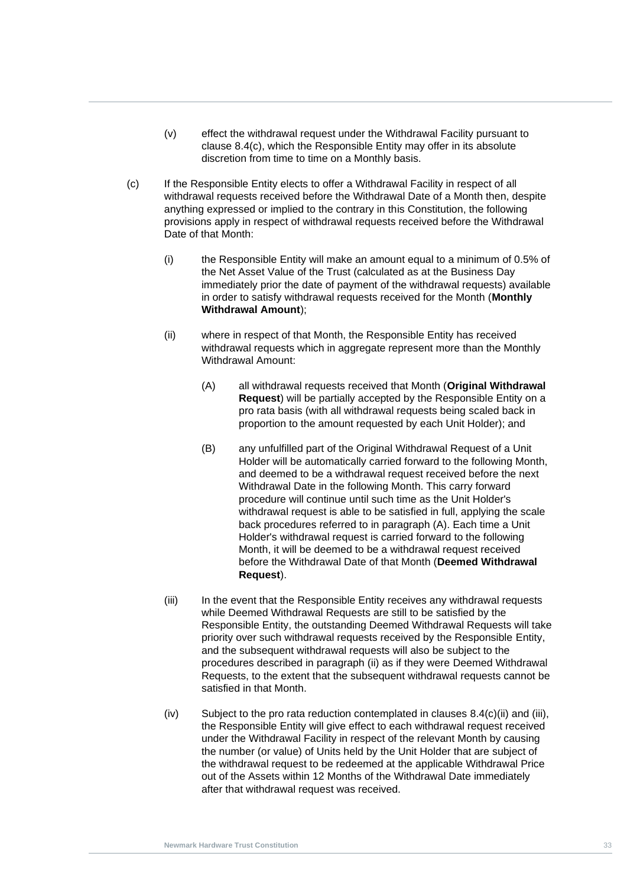(v) effect the withdrawal request under the Withdrawal Facility pursuant to clause 8.4(c), which the Responsible Entity may offer in its absolute discretion from time to time on a Monthly basis.

(c) If the Responsible Entity elects to offer a Withdrawal Facility in respect of all withdrawal requests received before the Withdrawal Date of a Month then, despite anything expressed or implied to the contrary in this Constitution, the following provisions apply in respect of withdrawal requests received before the Withdrawal Date of that Month:

(i) the Responsible Entity will make an amount equal to a minimum of 0.5% of the Net Asset Value of the Trust (calculated as at the Business Day immediately prior the date of payment of the withdrawal requests) available in order to satisfy withdrawal requests received for the Month (**Monthly Withdrawal Amount**);

(ii) where in respect of that Month, the Responsible Entity has received withdrawal requests which in aggregate represent more than the Monthly Withdrawal Amount:

(A) all withdrawal requests received that Month (**Original Withdrawal Request**) will be partially accepted by the Responsible Entity on a pro rata basis (with all withdrawal requests being scaled back in proportion to the amount requested by each Unit Holder); and

(B) any unfulfilled part of the Original Withdrawal Request of a Unit Holder will be automatically carried forward to the following Month, and deemed to be a withdrawal request received before the next Withdrawal Date in the following Month. This carry forward procedure will continue until such time as the Unit Holder's withdrawal request is able to be satisfied in full, applying the scale back procedures referred to in paragraph (A). Each time a Unit Holder's withdrawal request is carried forward to the following Month, it will be deemed to be a withdrawal request received before the Withdrawal Date of that Month (**Deemed Withdrawal Request**).

(iii) In the event that the Responsible Entity receives any withdrawal requests while Deemed Withdrawal Requests are still to be satisfied by the Responsible Entity, the outstanding Deemed Withdrawal Requests will take priority over such withdrawal requests received by the Responsible Entity, and the subsequent withdrawal requests will also be subject to the procedures described in paragraph (ii) as if they were Deemed Withdrawal Requests, to the extent that the subsequent withdrawal requests cannot be satisfied in that Month.

(iv) Subject to the pro rata reduction contemplated in clauses 8.4(c)(ii) and (iii), the Responsible Entity will give effect to each withdrawal request received under the Withdrawal Facility in respect of the relevant Month by causing the number (or value) of Units held by the Unit Holder that are subject of the withdrawal request to be redeemed at the applicable Withdrawal Price out of the Assets within 12 Months of the Withdrawal Date immediately after that withdrawal request was received.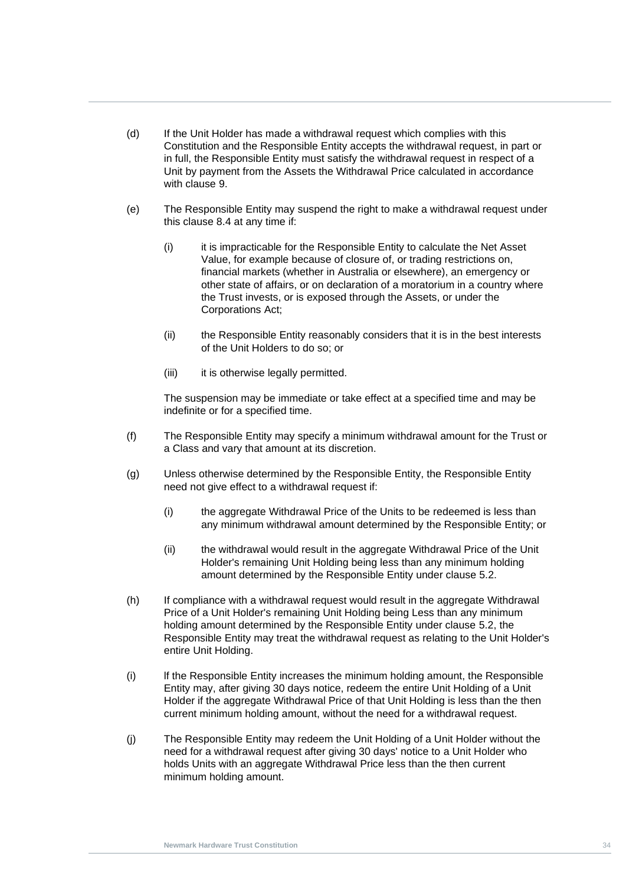(d) If the Unit Holder has made a withdrawal request which complies with this Constitution and the Responsible Entity accepts the withdrawal request, in part or in full, the Responsible Entity must satisfy the withdrawal request in respect of a Unit by payment from the Assets the Withdrawal Price calculated in accordance with clause 9.

(e) The Responsible Entity may suspend the right to make a withdrawal request under this clause 8.4 at any time if:

   (i) it is impracticable for the Responsible Entity to calculate the Net Asset Value, for example because of closure of, or trading restrictions on, financial markets (whether in Australia or elsewhere), an emergency or other state of affairs, or on declaration of a moratorium in a country where the Trust invests, or is exposed through the Assets, or under the Corporations Act;

   (ii) the Responsible Entity reasonably considers that it is in the best interests of the Unit Holders to do so; or

   (iii) it is otherwise legally permitted.

   The suspension may be immediate or take effect at a specified time and may be indefinite or for a specified time.

(f) The Responsible Entity may specify a minimum withdrawal amount for the Trust or a Class and vary that amount at its discretion.

(g) Unless otherwise determined by the Responsible Entity, the Responsible Entity need not give effect to a withdrawal request if:

   (i) the aggregate Withdrawal Price of the Units to be redeemed is less than any minimum withdrawal amount determined by the Responsible Entity; or

   (ii) the withdrawal would result in the aggregate Withdrawal Price of the Unit Holder's remaining Unit Holding being less than any minimum holding amount determined by the Responsible Entity under clause 5.2.

(h) If compliance with a withdrawal request would result in the aggregate Withdrawal Price of a Unit Holder's remaining Unit Holding being Less than any minimum holding amount determined by the Responsible Entity under clause 5.2, the Responsible Entity may treat the withdrawal request as relating to the Unit Holder's entire Unit Holding.

(i) lf the Responsible Entity increases the minimum holding amount, the Responsible Entity may, after giving 30 days notice, redeem the entire Unit Holding of a Unit Holder if the aggregate Withdrawal Price of that Unit Holding is less than the then current minimum holding amount, without the need for a withdrawal request.

(j) The Responsible Entity may redeem the Unit Holding of a Unit Holder without the need for a withdrawal request after giving 30 days' notice to a Unit Holder who holds Units with an aggregate Withdrawal Price less than the then current minimum holding amount.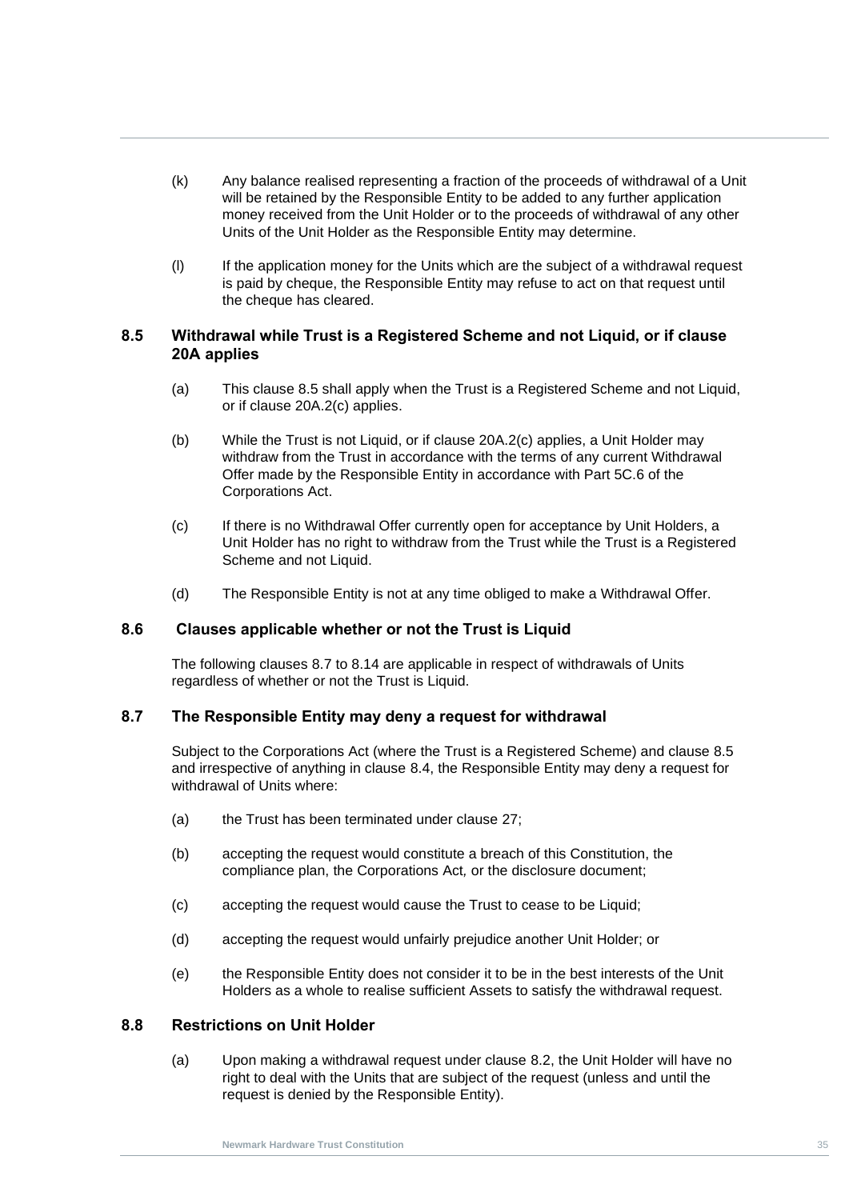(k) Any balance realised representing a fraction of the proceeds of withdrawal of a Unit will be retained by the Responsible Entity to be added to any further application money received from the Unit Holder or to the proceeds of withdrawal of any other Units of the Unit Holder as the Responsible Entity may determine.

(l) If the application money for the Units which are the subject of a withdrawal request is paid by cheque, the Responsible Entity may refuse to act on that request until the cheque has cleared.

### 8.5 Withdrawal while Trust is a Registered Scheme and not Liquid, or if clause 20A applies

(a) This clause 8.5 shall apply when the Trust is a Registered Scheme and not Liquid, or if clause 20A.2(c) applies.

(b) While the Trust is not Liquid, or if clause 20A.2(c) applies, a Unit Holder may withdraw from the Trust in accordance with the terms of any current Withdrawal Offer made by the Responsible Entity in accordance with Part 5C.6 of the Corporations Act.

(c) If there is no Withdrawal Offer currently open for acceptance by Unit Holders, a Unit Holder has no right to withdraw from the Trust while the Trust is a Registered Scheme and not Liquid.

(d) The Responsible Entity is not at any time obliged to make a Withdrawal Offer.

### 8.6 Clauses applicable whether or not the Trust is Liquid

The following clauses 8.7 to 8.14 are applicable in respect of withdrawals of Units regardless of whether or not the Trust is Liquid.

### 8.7 The Responsible Entity may deny a request for withdrawal

Subject to the Corporations Act (where the Trust is a Registered Scheme) and clause 8.5 and irrespective of anything in clause 8.4, the Responsible Entity may deny a request for withdrawal of Units where:

(a) the Trust has been terminated under clause 27;

(b) accepting the request would constitute a breach of this Constitution, the compliance plan, the Corporations Act, or the disclosure document;

(c) accepting the request would cause the Trust to cease to be Liquid;

(d) accepting the request would unfairly prejudice another Unit Holder; or

(e) the Responsible Entity does not consider it to be in the best interests of the Unit Holders as a whole to realise sufficient Assets to satisfy the withdrawal request.

### 8.8 Restrictions on Unit Holder

(a) Upon making a withdrawal request under clause 8.2, the Unit Holder will have no right to deal with the Units that are subject of the request (unless and until the request is denied by the Responsible Entity).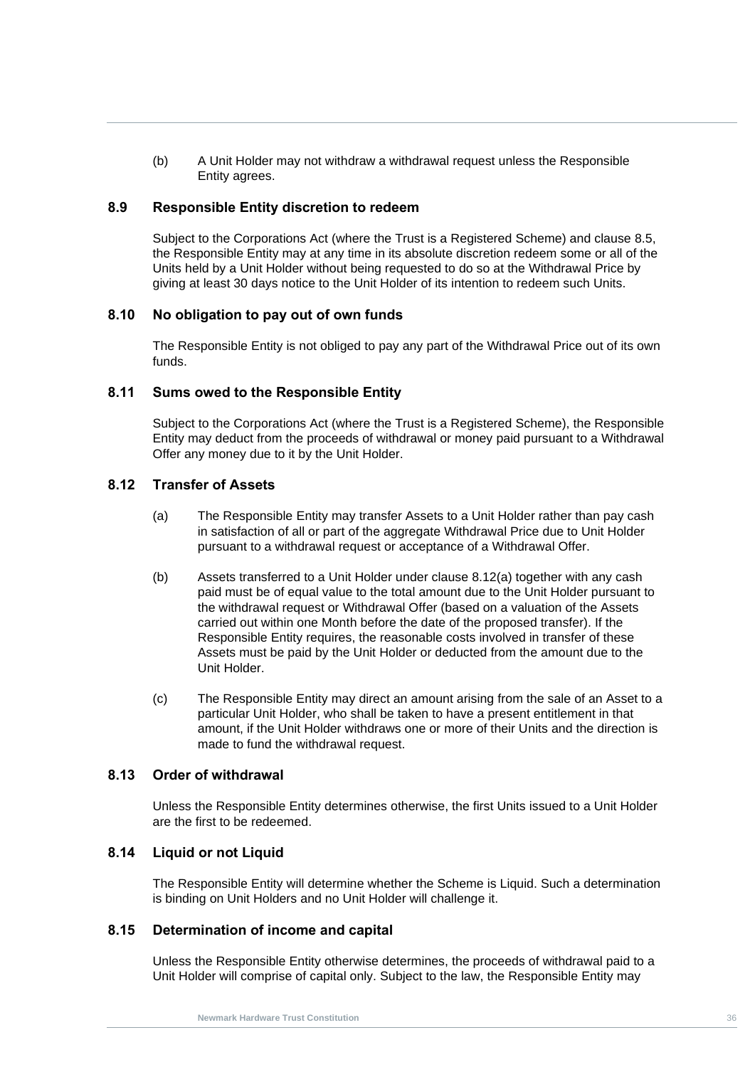(b) A Unit Holder may not withdraw a withdrawal request unless the Responsible Entity agrees.

### 8.9 Responsible Entity discretion to redeem

Subject to the Corporations Act (where the Trust is a Registered Scheme) and clause 8.5, the Responsible Entity may at any time in its absolute discretion redeem some or all of the Units held by a Unit Holder without being requested to do so at the Withdrawal Price by giving at least 30 days notice to the Unit Holder of its intention to redeem such Units.

### 8.10 No obligation to pay out of own funds

The Responsible Entity is not obliged to pay any part of the Withdrawal Price out of its own funds.

### 8.11 Sums owed to the Responsible Entity

Subject to the Corporations Act (where the Trust is a Registered Scheme), the Responsible Entity may deduct from the proceeds of withdrawal or money paid pursuant to a Withdrawal Offer any money due to it by the Unit Holder.

### 8.12 Transfer of Assets

(a) The Responsible Entity may transfer Assets to a Unit Holder rather than pay cash in satisfaction of all or part of the aggregate Withdrawal Price due to Unit Holder pursuant to a withdrawal request or acceptance of a Withdrawal Offer.

(b) Assets transferred to a Unit Holder under clause 8.12(a) together with any cash paid must be of equal value to the total amount due to the Unit Holder pursuant to the withdrawal request or Withdrawal Offer (based on a valuation of the Assets carried out within one Month before the date of the proposed transfer). If the Responsible Entity requires, the reasonable costs involved in transfer of these Assets must be paid by the Unit Holder or deducted from the amount due to the Unit Holder.

(c) The Responsible Entity may direct an amount arising from the sale of an Asset to a particular Unit Holder, who shall be taken to have a present entitlement in that amount, if the Unit Holder withdraws one or more of their Units and the direction is made to fund the withdrawal request.

### 8.13 Order of withdrawal

Unless the Responsible Entity determines otherwise, the first Units issued to a Unit Holder are the first to be redeemed.

### 8.14 Liquid or not Liquid

The Responsible Entity will determine whether the Scheme is Liquid. Such a determination is binding on Unit Holders and no Unit Holder will challenge it.

### 8.15 Determination of income and capital

Unless the Responsible Entity otherwise determines, the proceeds of withdrawal paid to a Unit Holder will comprise of capital only. Subject to the law, the Responsible Entity may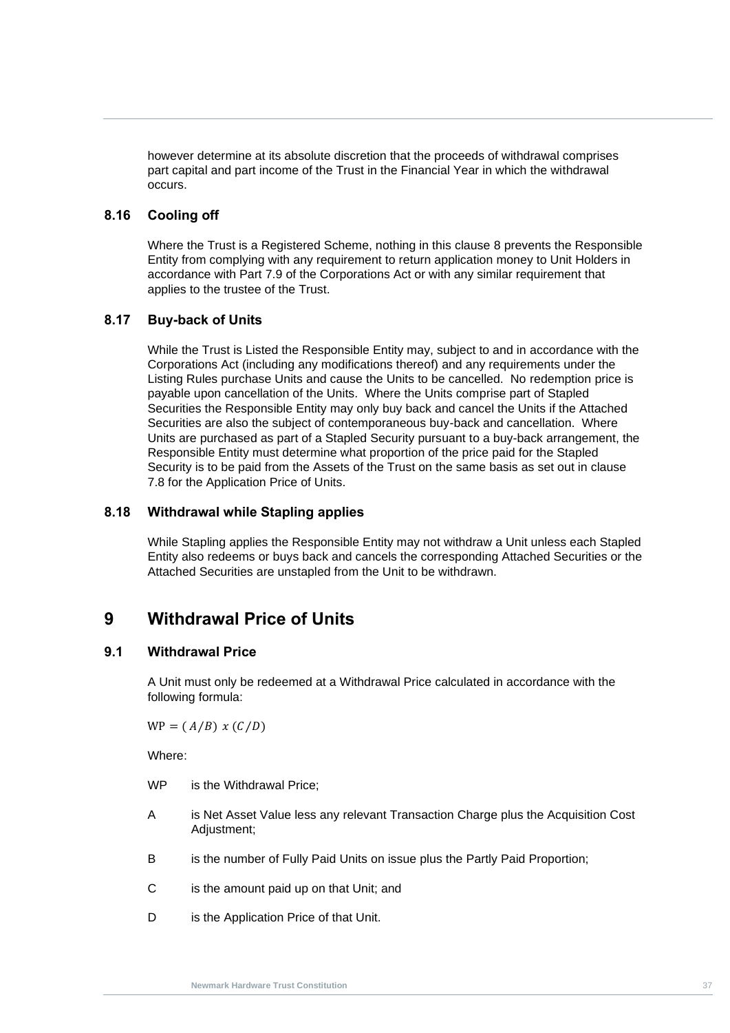however determine at its absolute discretion that the proceeds of withdrawal comprises part capital and part income of the Trust in the Financial Year in which the withdrawal occurs.

### 8.16 Cooling off

Where the Trust is a Registered Scheme, nothing in this clause 8 prevents the Responsible Entity from complying with any requirement to return application money to Unit Holders in accordance with Part 7.9 of the Corporations Act or with any similar requirement that applies to the trustee of the Trust.

### 8.17 Buy-back of Units

While the Trust is Listed the Responsible Entity may, subject to and in accordance with the Corporations Act (including any modifications thereof) and any requirements under the Listing Rules purchase Units and cause the Units to be cancelled. No redemption price is payable upon cancellation of the Units. Where the Units comprise part of Stapled Securities the Responsible Entity may only buy back and cancel the Units if the Attached Securities are also the subject of contemporaneous buy-back and cancellation. Where Units are purchased as part of a Stapled Security pursuant to a buy-back arrangement, the Responsible Entity must determine what proportion of the price paid for the Stapled Security is to be paid from the Assets of the Trust on the same basis as set out in clause 7.8 for the Application Price of Units.

### 8.18 Withdrawal while Stapling applies

While Stapling applies the Responsible Entity may not withdraw a Unit unless each Stapled Entity also redeems or buys back and cancels the corresponding Attached Securities or the Attached Securities are unstapled from the Unit to be withdrawn.

## 9 Withdrawal Price of Units

### 9.1 Withdrawal Price

A Unit must only be redeemed at a Withdrawal Price calculated in accordance with the following formula:

$$WP = (A/B) \ x \ (C/D)$$

Where:

- WP is the Withdrawal Price;
- A is Net Asset Value less any relevant Transaction Charge plus the Acquisition Cost Adjustment;
- B is the number of Fully Paid Units on issue plus the Partly Paid Proportion;
- C is the amount paid up on that Unit; and
- D is the Application Price of that Unit.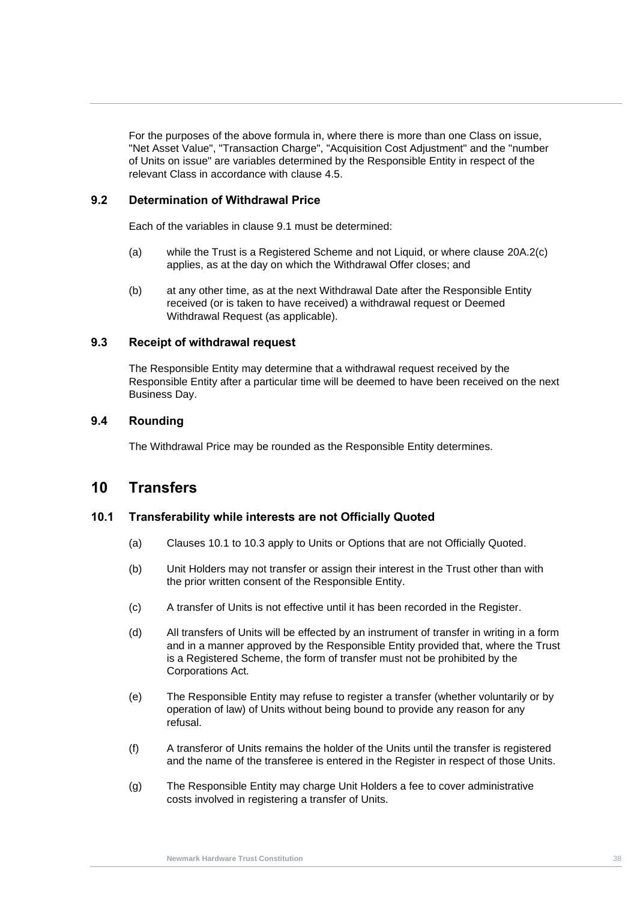For the purposes of the above formula in, where there is more than one Class on issue, "Net Asset Value", "Transaction Charge", "Acquisition Cost Adjustment" and the "number of Units on issue" are variables determined by the Responsible Entity in respect of the relevant Class in accordance with clause 4.5.

### 9.2 Determination of Withdrawal Price

Each of the variables in clause 9.1 must be determined:

(a) while the Trust is a Registered Scheme and not Liquid, or where clause 20A.2(c) applies, as at the day on which the Withdrawal Offer closes; and

(b) at any other time, as at the next Withdrawal Date after the Responsible Entity received (or is taken to have received) a withdrawal request or Deemed Withdrawal Request (as applicable).

### 9.3 Receipt of withdrawal request

The Responsible Entity may determine that a withdrawal request received by the Responsible Entity after a particular time will be deemed to have been received on the next Business Day.

### 9.4 Rounding

The Withdrawal Price may be rounded as the Responsible Entity determines.

## 10 Transfers

### 10.1 Transferability while interests are not Officially Quoted

(a) Clauses 10.1 to 10.3 apply to Units or Options that are not Officially Quoted.

(b) Unit Holders may not transfer or assign their interest in the Trust other than with the prior written consent of the Responsible Entity.

(c) A transfer of Units is not effective until it has been recorded in the Register.

(d) All transfers of Units will be effected by an instrument of transfer in writing in a form and in a manner approved by the Responsible Entity provided that, where the Trust is a Registered Scheme, the form of transfer must not be prohibited by the Corporations Act.

(e) The Responsible Entity may refuse to register a transfer (whether voluntarily or by operation of law) of Units without being bound to provide any reason for any refusal.

(f) A transferor of Units remains the holder of the Units until the transfer is registered and the name of the transferee is entered in the Register in respect of those Units.

(g) The Responsible Entity may charge Unit Holders a fee to cover administrative costs involved in registering a transfer of Units.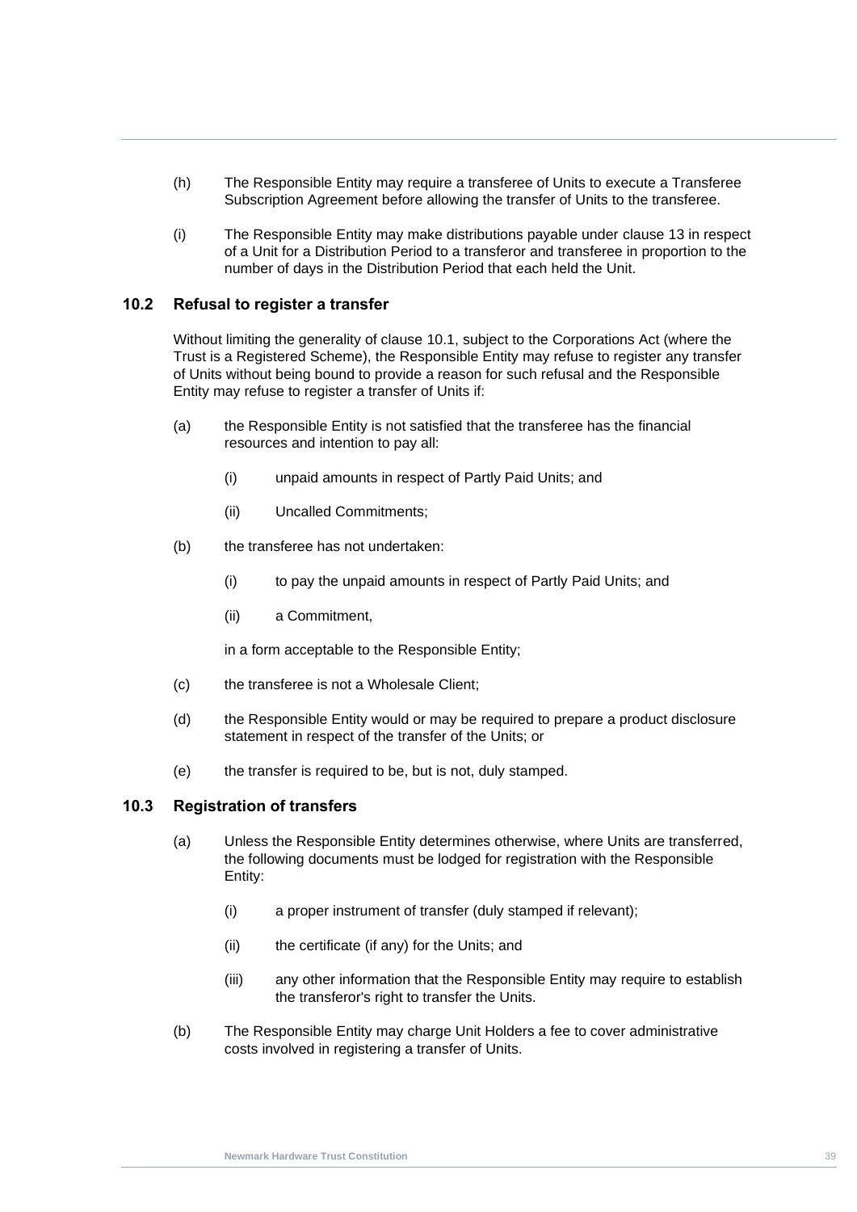(h) The Responsible Entity may require a transferee of Units to execute a Transferee Subscription Agreement before allowing the transfer of Units to the transferee.

(i) The Responsible Entity may make distributions payable under clause 13 in respect of a Unit for a Distribution Period to a transferor and transferee in proportion to the number of days in the Distribution Period that each held the Unit.

### 10.2 Refusal to register a transfer

Without limiting the generality of clause 10.1, subject to the Corporations Act (where the Trust is a Registered Scheme), the Responsible Entity may refuse to register any transfer of Units without being bound to provide a reason for such refusal and the Responsible Entity may refuse to register a transfer of Units if:

(a) the Responsible Entity is not satisfied that the transferee has the financial resources and intention to pay all:

  (i) unpaid amounts in respect of Partly Paid Units; and

  (ii) Uncalled Commitments;

(b) the transferee has not undertaken:

  (i) to pay the unpaid amounts in respect of Partly Paid Units; and

  (ii) a Commitment,

  in a form acceptable to the Responsible Entity;

(c) the transferee is not a Wholesale Client;

(d) the Responsible Entity would or may be required to prepare a product disclosure statement in respect of the transfer of the Units; or

(e) the transfer is required to be, but is not, duly stamped.

### 10.3 Registration of transfers

(a) Unless the Responsible Entity determines otherwise, where Units are transferred, the following documents must be lodged for registration with the Responsible Entity:

  (i) a proper instrument of transfer (duly stamped if relevant);

  (ii) the certificate (if any) for the Units; and

  (iii) any other information that the Responsible Entity may require to establish the transferor's right to transfer the Units.

(b) The Responsible Entity may charge Unit Holders a fee to cover administrative costs involved in registering a transfer of Units.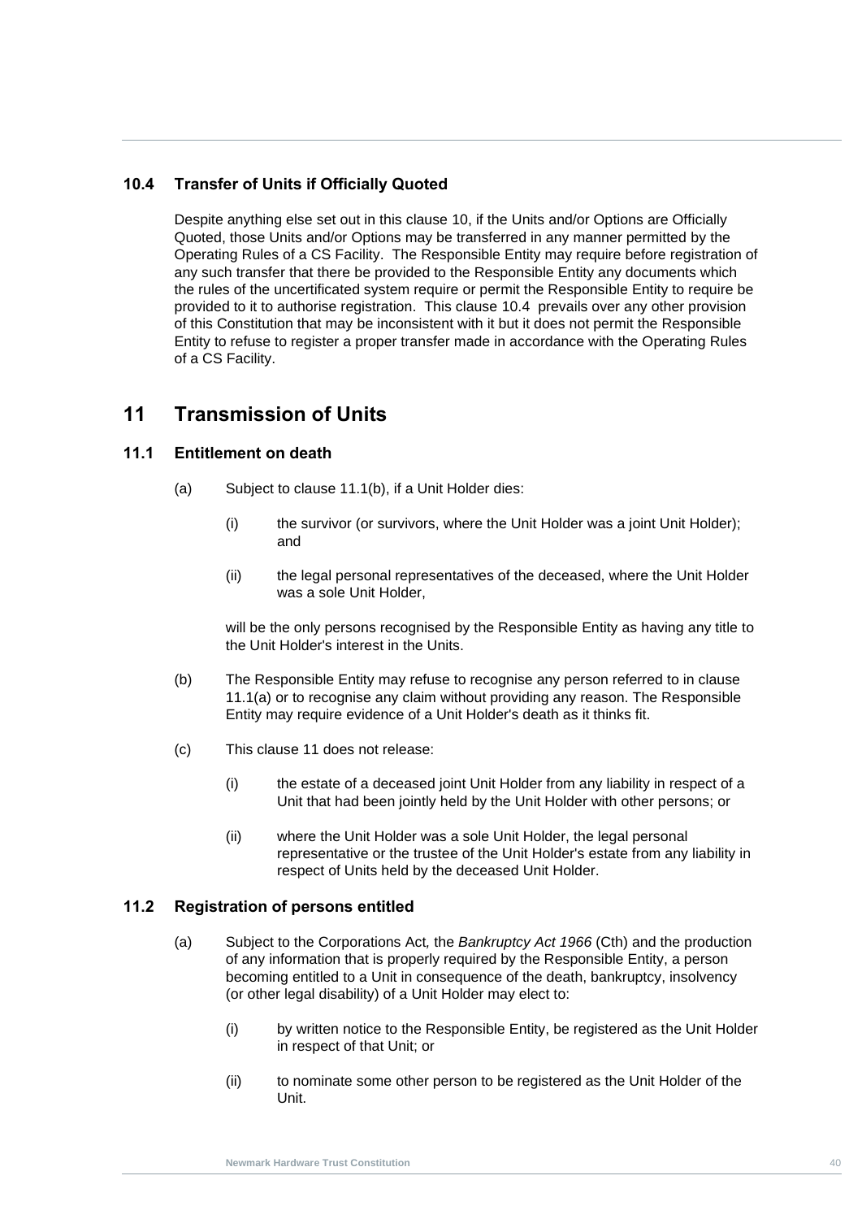### 10.4 Transfer of Units if Officially Quoted

Despite anything else set out in this clause 10, if the Units and/or Options are Officially Quoted, those Units and/or Options may be transferred in any manner permitted by the Operating Rules of a CS Facility. The Responsible Entity may require before registration of any such transfer that there be provided to the Responsible Entity any documents which the rules of the uncertificated system require or permit the Responsible Entity to require be provided to it to authorise registration. This clause 10.4 prevails over any other provision of this Constitution that may be inconsistent with it but it does not permit the Responsible Entity to refuse to register a proper transfer made in accordance with the Operating Rules of a CS Facility.

## 11 Transmission of Units

### 11.1 Entitlement on death

(a) Subject to clause 11.1(b), if a Unit Holder dies:

  (i) the survivor (or survivors, where the Unit Holder was a joint Unit Holder); and

  (ii) the legal personal representatives of the deceased, where the Unit Holder was a sole Unit Holder,

  will be the only persons recognised by the Responsible Entity as having any title to the Unit Holder's interest in the Units.

(b) The Responsible Entity may refuse to recognise any person referred to in clause 11.1(a) or to recognise any claim without providing any reason. The Responsible Entity may require evidence of a Unit Holder's death as it thinks fit.

(c) This clause 11 does not release:

  (i) the estate of a deceased joint Unit Holder from any liability in respect of a Unit that had been jointly held by the Unit Holder with other persons; or

  (ii) where the Unit Holder was a sole Unit Holder, the legal personal representative or the trustee of the Unit Holder's estate from any liability in respect of Units held by the deceased Unit Holder.

### 11.2 Registration of persons entitled

(a) Subject to the Corporations Act, the *Bankruptcy Act 1966* (Cth) and the production of any information that is properly required by the Responsible Entity, a person becoming entitled to a Unit in consequence of the death, bankruptcy, insolvency (or other legal disability) of a Unit Holder may elect to:

  (i) by written notice to the Responsible Entity, be registered as the Unit Holder in respect of that Unit; or

  (ii) to nominate some other person to be registered as the Unit Holder of the Unit.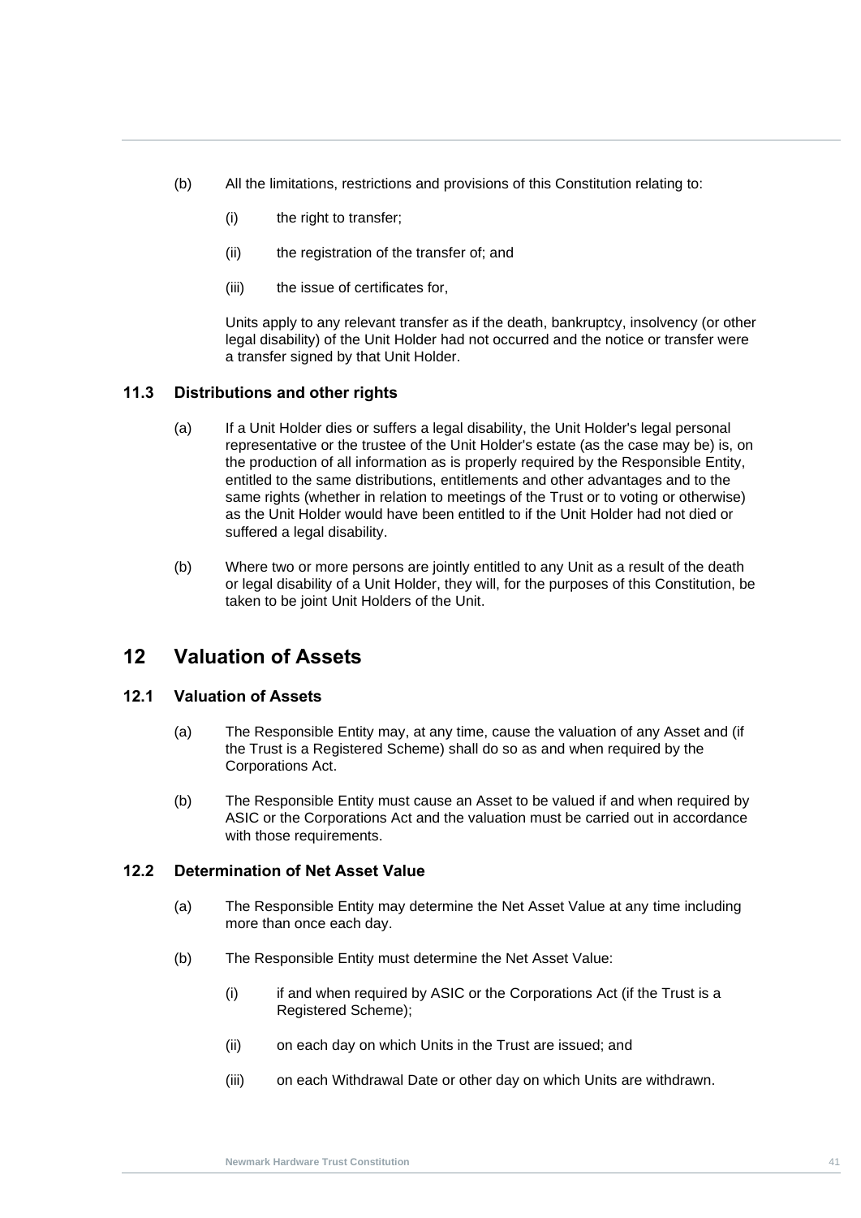(b) All the limitations, restrictions and provisions of this Constitution relating to:

   (i) the right to transfer;

   (ii) the registration of the transfer of; and

   (iii) the issue of certificates for,

   Units apply to any relevant transfer as if the death, bankruptcy, insolvency (or other legal disability) of the Unit Holder had not occurred and the notice or transfer were a transfer signed by that Unit Holder.

### 11.3 Distributions and other rights

(a) If a Unit Holder dies or suffers a legal disability, the Unit Holder's legal personal representative or the trustee of the Unit Holder's estate (as the case may be) is, on the production of all information as is properly required by the Responsible Entity, entitled to the same distributions, entitlements and other advantages and to the same rights (whether in relation to meetings of the Trust or to voting or otherwise) as the Unit Holder would have been entitled to if the Unit Holder had not died or suffered a legal disability.

(b) Where two or more persons are jointly entitled to any Unit as a result of the death or legal disability of a Unit Holder, they will, for the purposes of this Constitution, be taken to be joint Unit Holders of the Unit.

## 12 Valuation of Assets

### 12.1 Valuation of Assets

(a) The Responsible Entity may, at any time, cause the valuation of any Asset and (if the Trust is a Registered Scheme) shall do so as and when required by the Corporations Act.

(b) The Responsible Entity must cause an Asset to be valued if and when required by ASIC or the Corporations Act and the valuation must be carried out in accordance with those requirements.

### 12.2 Determination of Net Asset Value

(a) The Responsible Entity may determine the Net Asset Value at any time including more than once each day.

(b) The Responsible Entity must determine the Net Asset Value:

   (i) if and when required by ASIC or the Corporations Act (if the Trust is a Registered Scheme);

   (ii) on each day on which Units in the Trust are issued; and

   (iii) on each Withdrawal Date or other day on which Units are withdrawn.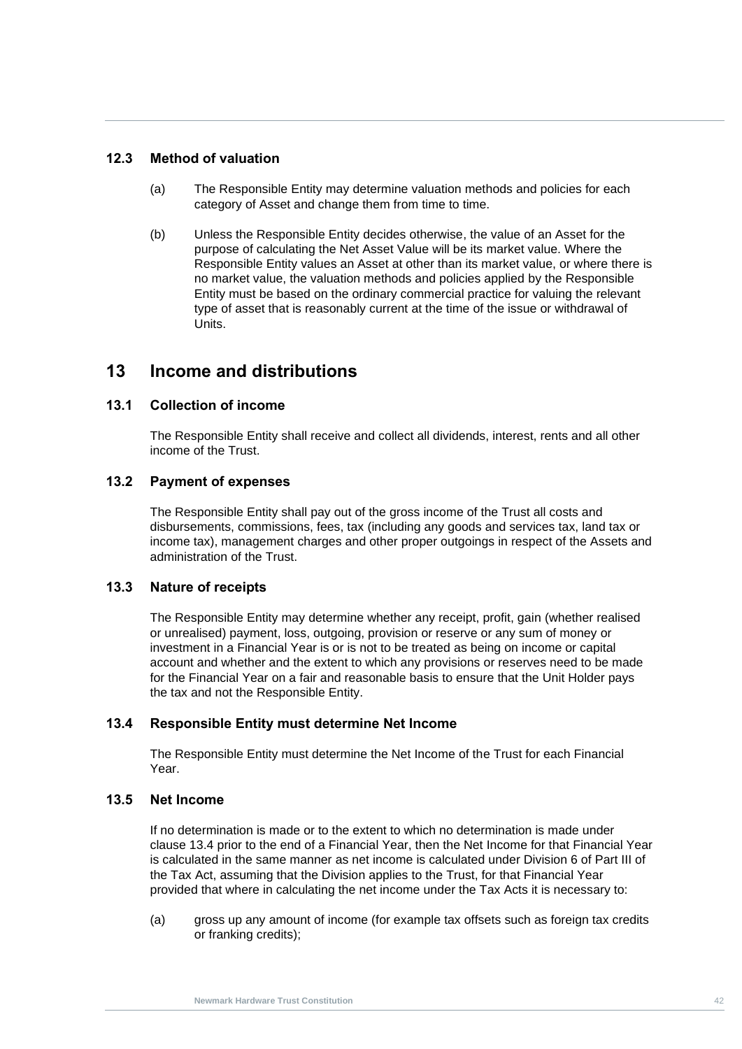### 12.3 Method of valuation

(a) The Responsible Entity may determine valuation methods and policies for each category of Asset and change them from time to time.

(b) Unless the Responsible Entity decides otherwise, the value of an Asset for the purpose of calculating the Net Asset Value will be its market value. Where the Responsible Entity values an Asset at other than its market value, or where there is no market value, the valuation methods and policies applied by the Responsible Entity must be based on the ordinary commercial practice for valuing the relevant type of asset that is reasonably current at the time of the issue or withdrawal of Units.

## 13 Income and distributions

### 13.1 Collection of income

The Responsible Entity shall receive and collect all dividends, interest, rents and all other income of the Trust.

### 13.2 Payment of expenses

The Responsible Entity shall pay out of the gross income of the Trust all costs and disbursements, commissions, fees, tax (including any goods and services tax, land tax or income tax), management charges and other proper outgoings in respect of the Assets and administration of the Trust.

### 13.3 Nature of receipts

The Responsible Entity may determine whether any receipt, profit, gain (whether realised or unrealised) payment, loss, outgoing, provision or reserve or any sum of money or investment in a Financial Year is or is not to be treated as being on income or capital account and whether and the extent to which any provisions or reserves need to be made for the Financial Year on a fair and reasonable basis to ensure that the Unit Holder pays the tax and not the Responsible Entity.

### 13.4 Responsible Entity must determine Net Income

The Responsible Entity must determine the Net Income of the Trust for each Financial Year.

### 13.5 Net Income

If no determination is made or to the extent to which no determination is made under clause 13.4 prior to the end of a Financial Year, then the Net Income for that Financial Year is calculated in the same manner as net income is calculated under Division 6 of Part III of the Tax Act, assuming that the Division applies to the Trust, for that Financial Year provided that where in calculating the net income under the Tax Acts it is necessary to:

(a) gross up any amount of income (for example tax offsets such as foreign tax credits or franking credits);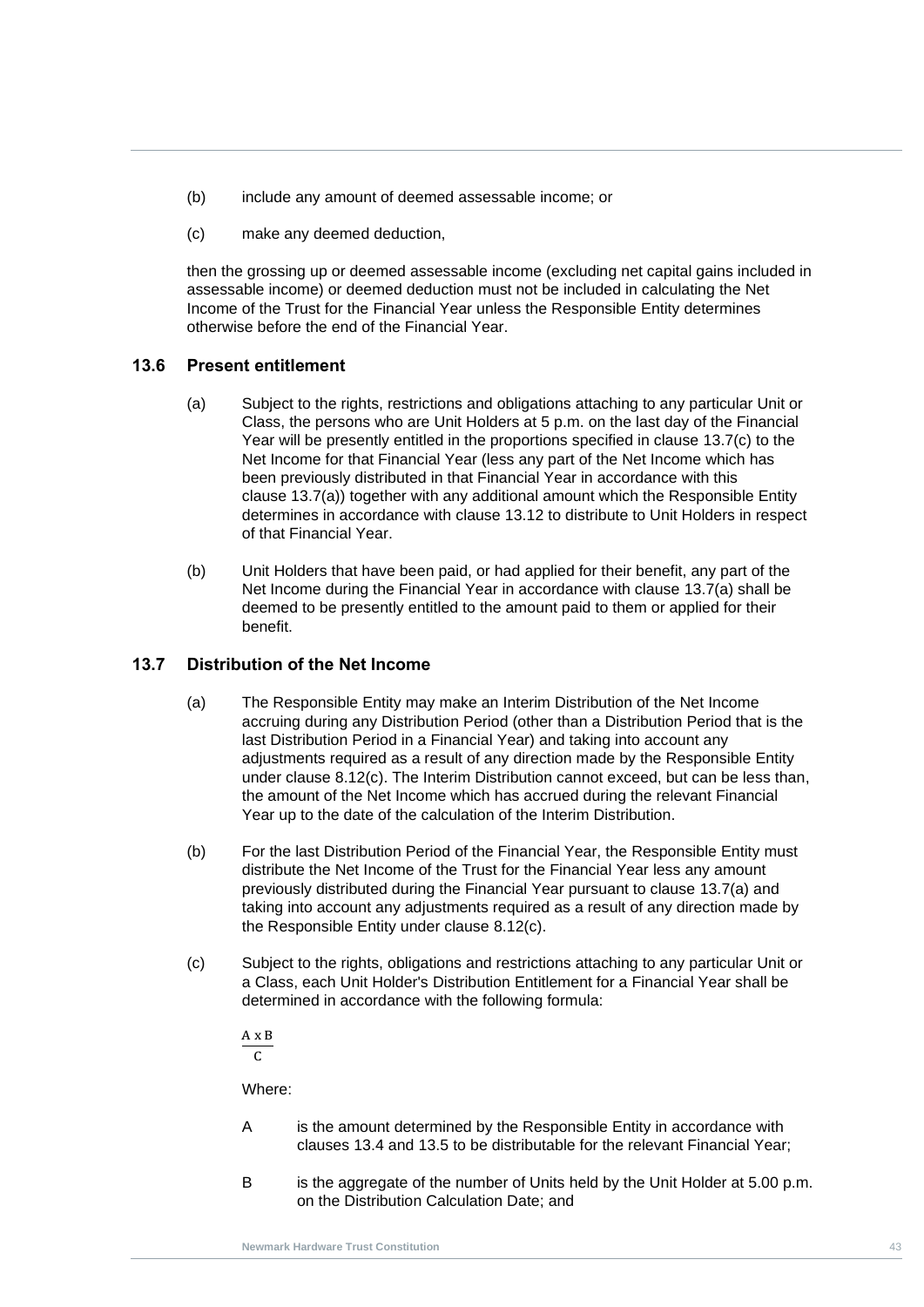(b) include any amount of deemed assessable income; or

(c) make any deemed deduction,

then the grossing up or deemed assessable income (excluding net capital gains included in assessable income) or deemed deduction must not be included in calculating the Net Income of the Trust for the Financial Year unless the Responsible Entity determines otherwise before the end of the Financial Year.

## 13.6 Present entitlement

(a) Subject to the rights, restrictions and obligations attaching to any particular Unit or Class, the persons who are Unit Holders at 5 p.m. on the last day of the Financial Year will be presently entitled in the proportions specified in clause 13.7(c) to the Net Income for that Financial Year (less any part of the Net Income which has been previously distributed in that Financial Year in accordance with this clause 13.7(a)) together with any additional amount which the Responsible Entity determines in accordance with clause 13.12 to distribute to Unit Holders in respect of that Financial Year.

(b) Unit Holders that have been paid, or had applied for their benefit, any part of the Net Income during the Financial Year in accordance with clause 13.7(a) shall be deemed to be presently entitled to the amount paid to them or applied for their benefit.

## 13.7 Distribution of the Net Income

(a) The Responsible Entity may make an Interim Distribution of the Net Income accruing during any Distribution Period (other than a Distribution Period that is the last Distribution Period in a Financial Year) and taking into account any adjustments required as a result of any direction made by the Responsible Entity under clause 8.12(c). The Interim Distribution cannot exceed, but can be less than, the amount of the Net Income which has accrued during the relevant Financial Year up to the date of the calculation of the Interim Distribution.

(b) For the last Distribution Period of the Financial Year, the Responsible Entity must distribute the Net Income of the Trust for the Financial Year less any amount previously distributed during the Financial Year pursuant to clause 13.7(a) and taking into account any adjustments required as a result of any direction made by the Responsible Entity under clause 8.12(c).

(c) Subject to the rights, obligations and restrictions attaching to any particular Unit or a Class, each Unit Holder's Distribution Entitlement for a Financial Year shall be determined in accordance with the following formula:

$$\frac{A \times B}{C}$$

Where:

A is the amount determined by the Responsible Entity in accordance with clauses 13.4 and 13.5 to be distributable for the relevant Financial Year;

B is the aggregate of the number of Units held by the Unit Holder at 5.00 p.m. on the Distribution Calculation Date; and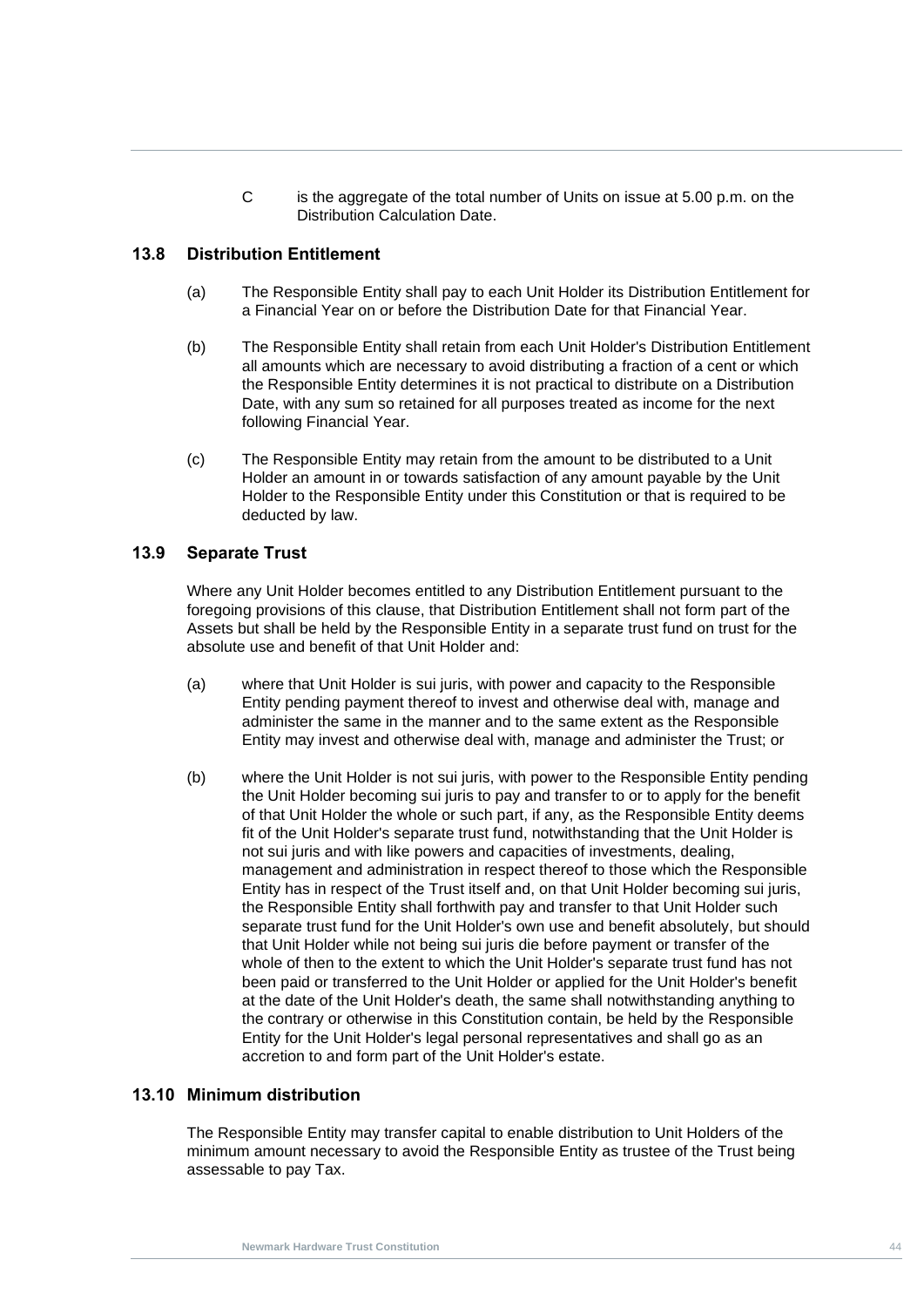C is the aggregate of the total number of Units on issue at 5.00 p.m. on the Distribution Calculation Date.

## 13.8 Distribution Entitlement

(a) The Responsible Entity shall pay to each Unit Holder its Distribution Entitlement for a Financial Year on or before the Distribution Date for that Financial Year.

(b) The Responsible Entity shall retain from each Unit Holder's Distribution Entitlement all amounts which are necessary to avoid distributing a fraction of a cent or which the Responsible Entity determines it is not practical to distribute on a Distribution Date, with any sum so retained for all purposes treated as income for the next following Financial Year.

(c) The Responsible Entity may retain from the amount to be distributed to a Unit Holder an amount in or towards satisfaction of any amount payable by the Unit Holder to the Responsible Entity under this Constitution or that is required to be deducted by law.

## 13.9 Separate Trust

Where any Unit Holder becomes entitled to any Distribution Entitlement pursuant to the foregoing provisions of this clause, that Distribution Entitlement shall not form part of the Assets but shall be held by the Responsible Entity in a separate trust fund on trust for the absolute use and benefit of that Unit Holder and:

(a) where that Unit Holder is sui juris, with power and capacity to the Responsible Entity pending payment thereof to invest and otherwise deal with, manage and administer the same in the manner and to the same extent as the Responsible Entity may invest and otherwise deal with, manage and administer the Trust; or

(b) where the Unit Holder is not sui juris, with power to the Responsible Entity pending the Unit Holder becoming sui juris to pay and transfer to or to apply for the benefit of that Unit Holder the whole or such part, if any, as the Responsible Entity deems fit of the Unit Holder's separate trust fund, notwithstanding that the Unit Holder is not sui juris and with like powers and capacities of investments, dealing, management and administration in respect thereof to those which the Responsible Entity has in respect of the Trust itself and, on that Unit Holder becoming sui juris, the Responsible Entity shall forthwith pay and transfer to that Unit Holder such separate trust fund for the Unit Holder's own use and benefit absolutely, but should that Unit Holder while not being sui juris die before payment or transfer of the whole of then to the extent to which the Unit Holder's separate trust fund has not been paid or transferred to the Unit Holder or applied for the Unit Holder's benefit at the date of the Unit Holder's death, the same shall notwithstanding anything to the contrary or otherwise in this Constitution contain, be held by the Responsible Entity for the Unit Holder's legal personal representatives and shall go as an accretion to and form part of the Unit Holder's estate.

## 13.10 Minimum distribution

The Responsible Entity may transfer capital to enable distribution to Unit Holders of the minimum amount necessary to avoid the Responsible Entity as trustee of the Trust being assessable to pay Tax.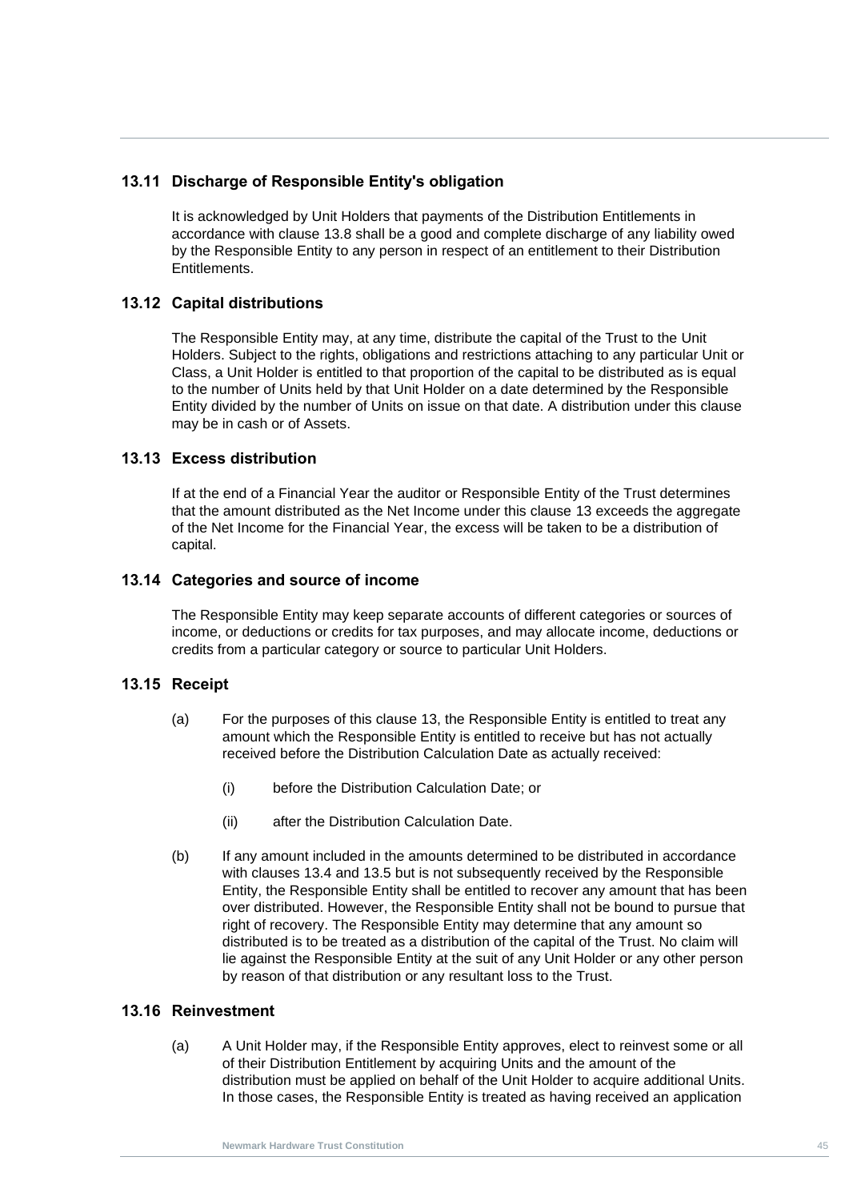### 13.11 Discharge of Responsible Entity's obligation

It is acknowledged by Unit Holders that payments of the Distribution Entitlements in accordance with clause 13.8 shall be a good and complete discharge of any liability owed by the Responsible Entity to any person in respect of an entitlement to their Distribution Entitlements.

### 13.12 Capital distributions

The Responsible Entity may, at any time, distribute the capital of the Trust to the Unit Holders. Subject to the rights, obligations and restrictions attaching to any particular Unit or Class, a Unit Holder is entitled to that proportion of the capital to be distributed as is equal to the number of Units held by that Unit Holder on a date determined by the Responsible Entity divided by the number of Units on issue on that date. A distribution under this clause may be in cash or of Assets.

### 13.13 Excess distribution

If at the end of a Financial Year the auditor or Responsible Entity of the Trust determines that the amount distributed as the Net Income under this clause 13 exceeds the aggregate of the Net Income for the Financial Year, the excess will be taken to be a distribution of capital.

### 13.14 Categories and source of income

The Responsible Entity may keep separate accounts of different categories or sources of income, or deductions or credits for tax purposes, and may allocate income, deductions or credits from a particular category or source to particular Unit Holders.

### 13.15 Receipt

(a) For the purposes of this clause 13, the Responsible Entity is entitled to treat any amount which the Responsible Entity is entitled to receive but has not actually received before the Distribution Calculation Date as actually received:

  (i) before the Distribution Calculation Date; or

  (ii) after the Distribution Calculation Date.

(b) If any amount included in the amounts determined to be distributed in accordance with clauses 13.4 and 13.5 but is not subsequently received by the Responsible Entity, the Responsible Entity shall be entitled to recover any amount that has been over distributed. However, the Responsible Entity shall not be bound to pursue that right of recovery. The Responsible Entity may determine that any amount so distributed is to be treated as a distribution of the capital of the Trust. No claim will lie against the Responsible Entity at the suit of any Unit Holder or any other person by reason of that distribution or any resultant loss to the Trust.

### 13.16 Reinvestment

(a) A Unit Holder may, if the Responsible Entity approves, elect to reinvest some or all of their Distribution Entitlement by acquiring Units and the amount of the distribution must be applied on behalf of the Unit Holder to acquire additional Units. In those cases, the Responsible Entity is treated as having received an application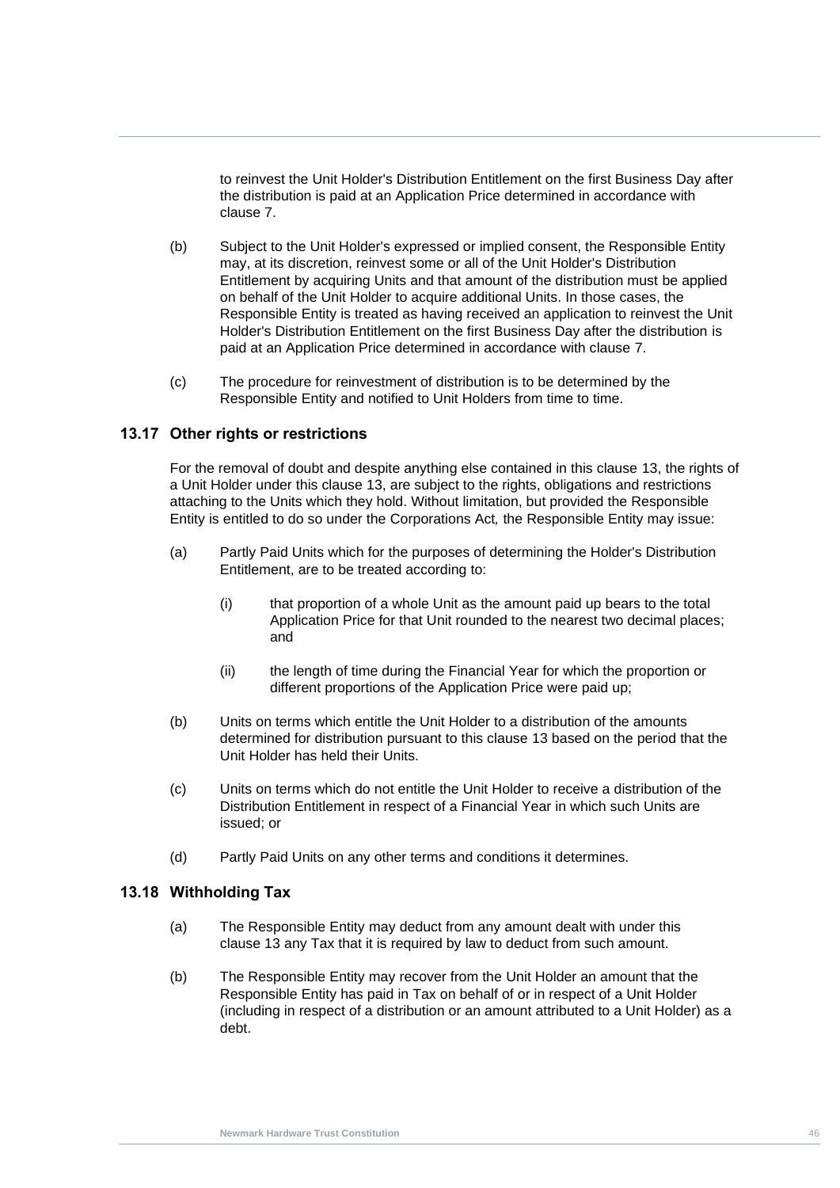to reinvest the Unit Holder's Distribution Entitlement on the first Business Day after the distribution is paid at an Application Price determined in accordance with clause 7.

(b) Subject to the Unit Holder's expressed or implied consent, the Responsible Entity may, at its discretion, reinvest some or all of the Unit Holder's Distribution Entitlement by acquiring Units and that amount of the distribution must be applied on behalf of the Unit Holder to acquire additional Units. In those cases, the Responsible Entity is treated as having received an application to reinvest the Unit Holder's Distribution Entitlement on the first Business Day after the distribution is paid at an Application Price determined in accordance with clause 7.

(c) The procedure for reinvestment of distribution is to be determined by the Responsible Entity and notified to Unit Holders from time to time.

### 13.17 Other rights or restrictions

For the removal of doubt and despite anything else contained in this clause 13, the rights of a Unit Holder under this clause 13, are subject to the rights, obligations and restrictions attaching to the Units which they hold. Without limitation, but provided the Responsible Entity is entitled to do so under the Corporations Act*,* the Responsible Entity may issue:

(a) Partly Paid Units which for the purposes of determining the Holder's Distribution Entitlement, are to be treated according to:

   (i) that proportion of a whole Unit as the amount paid up bears to the total Application Price for that Unit rounded to the nearest two decimal places; and

   (ii) the length of time during the Financial Year for which the proportion or different proportions of the Application Price were paid up;

(b) Units on terms which entitle the Unit Holder to a distribution of the amounts determined for distribution pursuant to this clause 13 based on the period that the Unit Holder has held their Units.

(c) Units on terms which do not entitle the Unit Holder to receive a distribution of the Distribution Entitlement in respect of a Financial Year in which such Units are issued; or

(d) Partly Paid Units on any other terms and conditions it determines.

### 13.18 Withholding Tax

(a) The Responsible Entity may deduct from any amount dealt with under this clause 13 any Tax that it is required by law to deduct from such amount.

(b) The Responsible Entity may recover from the Unit Holder an amount that the Responsible Entity has paid in Tax on behalf of or in respect of a Unit Holder (including in respect of a distribution or an amount attributed to a Unit Holder) as a debt.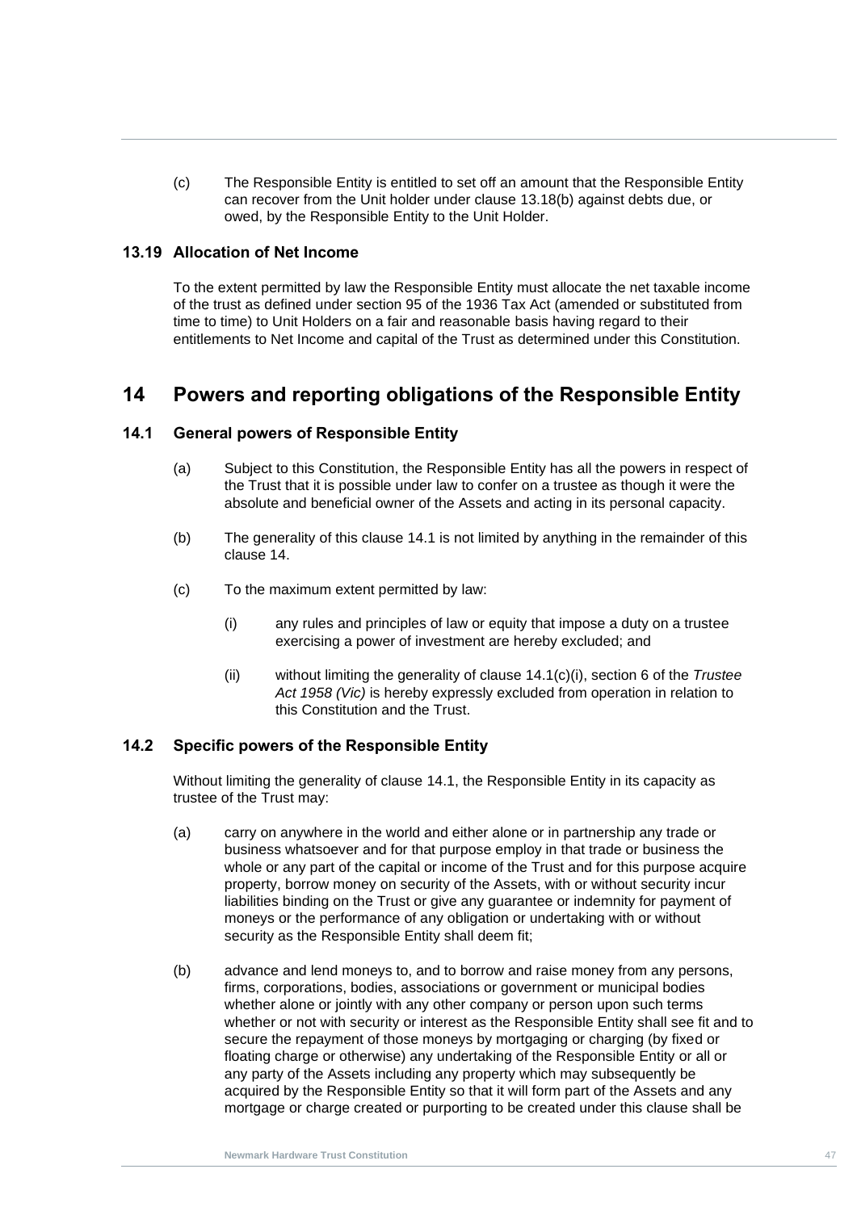(c) The Responsible Entity is entitled to set off an amount that the Responsible Entity can recover from the Unit holder under clause 13.18(b) against debts due, or owed, by the Responsible Entity to the Unit Holder.

### 13.19 Allocation of Net Income

To the extent permitted by law the Responsible Entity must allocate the net taxable income of the trust as defined under section 95 of the 1936 Tax Act (amended or substituted from time to time) to Unit Holders on a fair and reasonable basis having regard to their entitlements to Net Income and capital of the Trust as determined under this Constitution.

## 14 Powers and reporting obligations of the Responsible Entity

### 14.1 General powers of Responsible Entity

(a) Subject to this Constitution, the Responsible Entity has all the powers in respect of the Trust that it is possible under law to confer on a trustee as though it were the absolute and beneficial owner of the Assets and acting in its personal capacity.

(b) The generality of this clause 14.1 is not limited by anything in the remainder of this clause 14.

(c) To the maximum extent permitted by law:

(i) any rules and principles of law or equity that impose a duty on a trustee exercising a power of investment are hereby excluded; and

(ii) without limiting the generality of clause 14.1(c)(i), section 6 of the *Trustee Act 1958 (Vic)* is hereby expressly excluded from operation in relation to this Constitution and the Trust.

### 14.2 Specific powers of the Responsible Entity

Without limiting the generality of clause 14.1, the Responsible Entity in its capacity as trustee of the Trust may:

(a) carry on anywhere in the world and either alone or in partnership any trade or business whatsoever and for that purpose employ in that trade or business the whole or any part of the capital or income of the Trust and for this purpose acquire property, borrow money on security of the Assets, with or without security incur liabilities binding on the Trust or give any guarantee or indemnity for payment of moneys or the performance of any obligation or undertaking with or without security as the Responsible Entity shall deem fit;

(b) advance and lend moneys to, and to borrow and raise money from any persons, firms, corporations, bodies, associations or government or municipal bodies whether alone or jointly with any other company or person upon such terms whether or not with security or interest as the Responsible Entity shall see fit and to secure the repayment of those moneys by mortgaging or charging (by fixed or floating charge or otherwise) any undertaking of the Responsible Entity or all or any party of the Assets including any property which may subsequently be acquired by the Responsible Entity so that it will form part of the Assets and any mortgage or charge created or purporting to be created under this clause shall be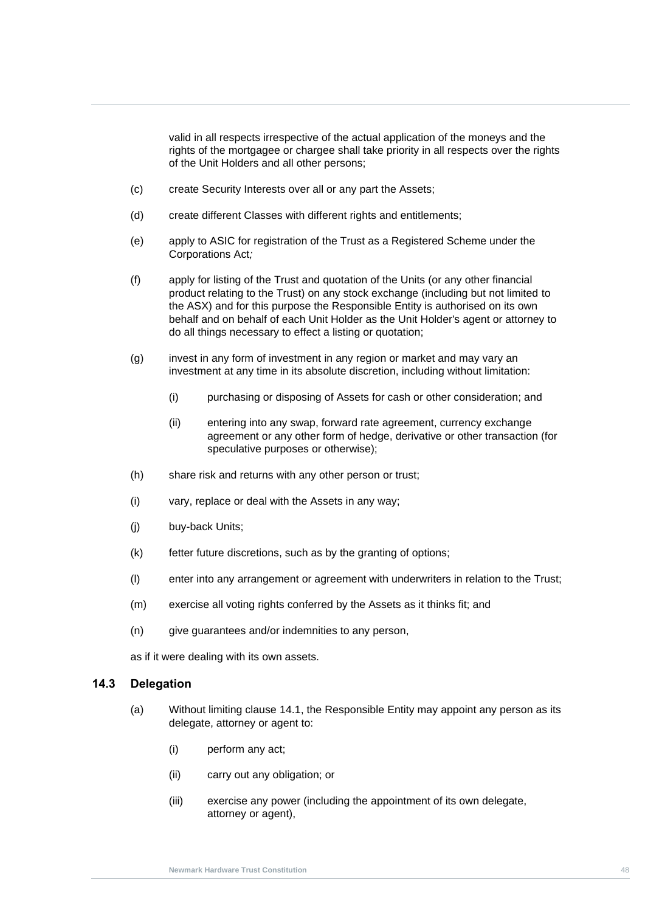valid in all respects irrespective of the actual application of the moneys and the rights of the mortgagee or chargee shall take priority in all respects over the rights of the Unit Holders and all other persons;

(c) create Security Interests over all or any part the Assets;

(d) create different Classes with different rights and entitlements;

(e) apply to ASIC for registration of the Trust as a Registered Scheme under the Corporations Act*;*

(f) apply for listing of the Trust and quotation of the Units (or any other financial product relating to the Trust) on any stock exchange (including but not limited to the ASX) and for this purpose the Responsible Entity is authorised on its own behalf and on behalf of each Unit Holder as the Unit Holder's agent or attorney to do all things necessary to effect a listing or quotation;

(g) invest in any form of investment in any region or market and may vary an investment at any time in its absolute discretion, including without limitation:

    (i) purchasing or disposing of Assets for cash or other consideration; and

    (ii) entering into any swap, forward rate agreement, currency exchange agreement or any other form of hedge, derivative or other transaction (for speculative purposes or otherwise);

(h) share risk and returns with any other person or trust;

(i) vary, replace or deal with the Assets in any way;

(j) buy-back Units;

(k) fetter future discretions, such as by the granting of options;

(l) enter into any arrangement or agreement with underwriters in relation to the Trust;

(m) exercise all voting rights conferred by the Assets as it thinks fit; and

(n) give guarantees and/or indemnities to any person,

as if it were dealing with its own assets.

### 14.3 Delegation

(a) Without limiting clause 14.1, the Responsible Entity may appoint any person as its delegate, attorney or agent to:

    (i) perform any act;

    (ii) carry out any obligation; or

    (iii) exercise any power (including the appointment of its own delegate, attorney or agent),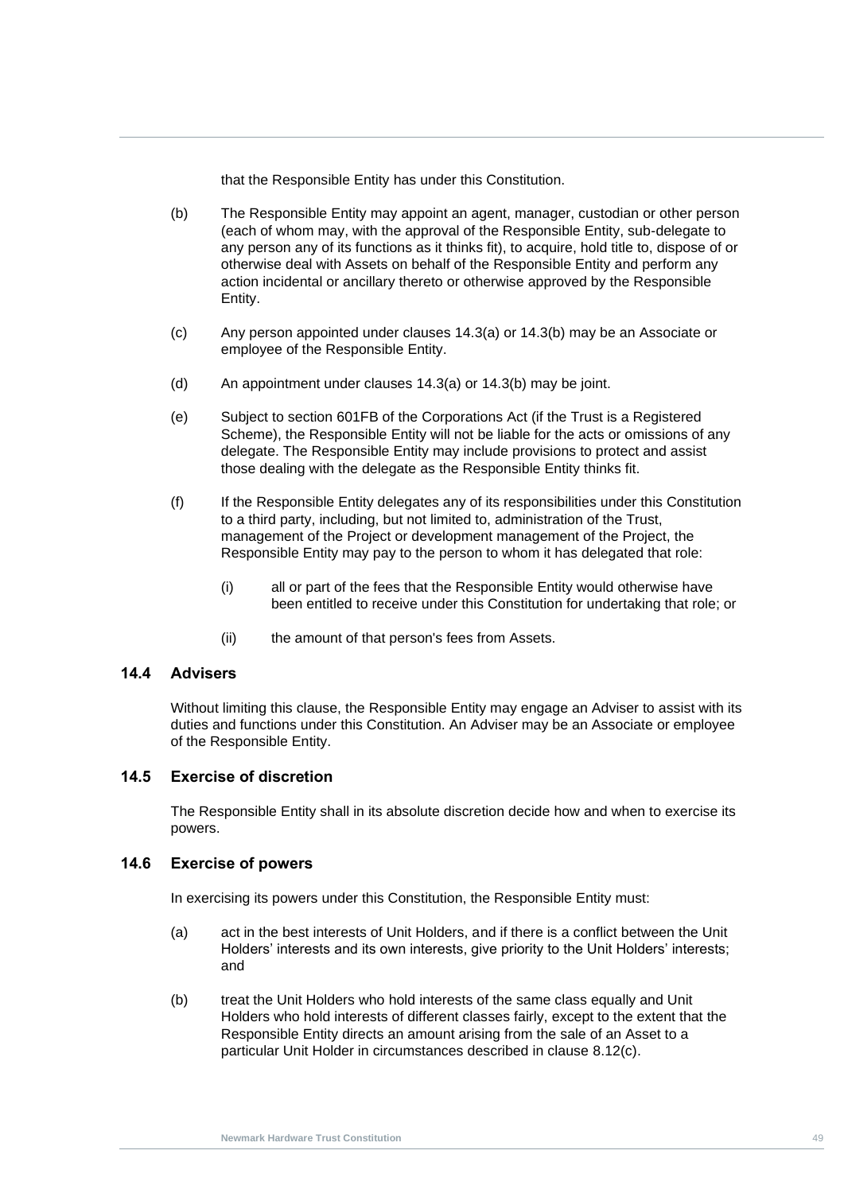that the Responsible Entity has under this Constitution.

(b) The Responsible Entity may appoint an agent, manager, custodian or other person (each of whom may, with the approval of the Responsible Entity, sub-delegate to any person any of its functions as it thinks fit), to acquire, hold title to, dispose of or otherwise deal with Assets on behalf of the Responsible Entity and perform any action incidental or ancillary thereto or otherwise approved by the Responsible Entity.

(c) Any person appointed under clauses 14.3(a) or 14.3(b) may be an Associate or employee of the Responsible Entity.

(d) An appointment under clauses 14.3(a) or 14.3(b) may be joint.

(e) Subject to section 601FB of the Corporations Act (if the Trust is a Registered Scheme), the Responsible Entity will not be liable for the acts or omissions of any delegate. The Responsible Entity may include provisions to protect and assist those dealing with the delegate as the Responsible Entity thinks fit.

(f) If the Responsible Entity delegates any of its responsibilities under this Constitution to a third party, including, but not limited to, administration of the Trust, management of the Project or development management of the Project, the Responsible Entity may pay to the person to whom it has delegated that role:

(i) all or part of the fees that the Responsible Entity would otherwise have been entitled to receive under this Constitution for undertaking that role; or

(ii) the amount of that person's fees from Assets.

### 14.4 Advisers

Without limiting this clause, the Responsible Entity may engage an Adviser to assist with its duties and functions under this Constitution. An Adviser may be an Associate or employee of the Responsible Entity.

### 14.5 Exercise of discretion

The Responsible Entity shall in its absolute discretion decide how and when to exercise its powers.

### 14.6 Exercise of powers

In exercising its powers under this Constitution, the Responsible Entity must:

(a) act in the best interests of Unit Holders, and if there is a conflict between the Unit Holders' interests and its own interests, give priority to the Unit Holders' interests; and

(b) treat the Unit Holders who hold interests of the same class equally and Unit Holders who hold interests of different classes fairly, except to the extent that the Responsible Entity directs an amount arising from the sale of an Asset to a particular Unit Holder in circumstances described in clause 8.12(c).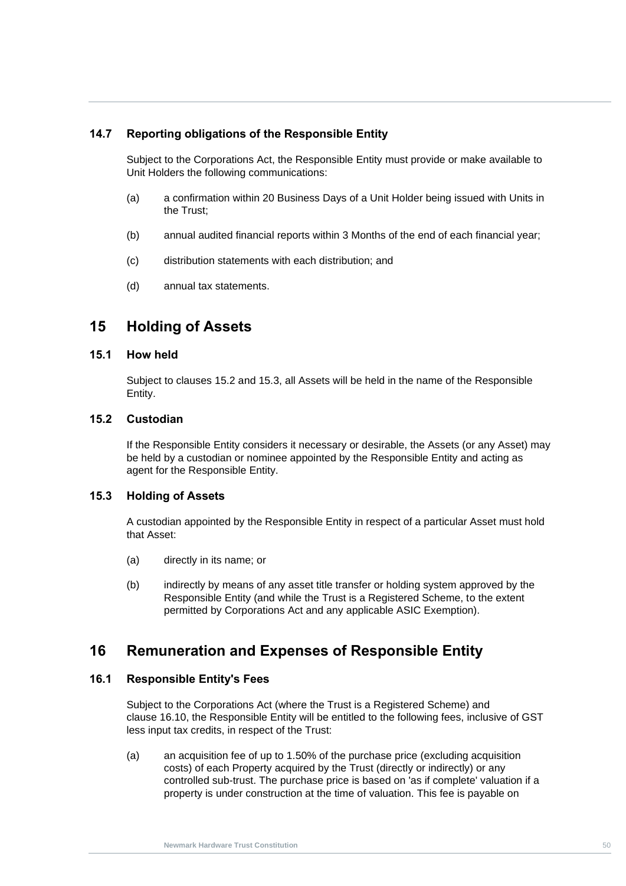### 14.7 Reporting obligations of the Responsible Entity

Subject to the Corporations Act, the Responsible Entity must provide or make available to Unit Holders the following communications:

(a) a confirmation within 20 Business Days of a Unit Holder being issued with Units in the Trust;

(b) annual audited financial reports within 3 Months of the end of each financial year;

(c) distribution statements with each distribution; and

(d) annual tax statements.

## 15 Holding of Assets

### 15.1 How held

Subject to clauses 15.2 and 15.3, all Assets will be held in the name of the Responsible Entity.

### 15.2 Custodian

If the Responsible Entity considers it necessary or desirable, the Assets (or any Asset) may be held by a custodian or nominee appointed by the Responsible Entity and acting as agent for the Responsible Entity.

### 15.3 Holding of Assets

A custodian appointed by the Responsible Entity in respect of a particular Asset must hold that Asset:

(a) directly in its name; or

(b) indirectly by means of any asset title transfer or holding system approved by the Responsible Entity (and while the Trust is a Registered Scheme, to the extent permitted by Corporations Act and any applicable ASIC Exemption).

## 16 Remuneration and Expenses of Responsible Entity

### 16.1 Responsible Entity's Fees

Subject to the Corporations Act (where the Trust is a Registered Scheme) and clause 16.10, the Responsible Entity will be entitled to the following fees, inclusive of GST less input tax credits, in respect of the Trust:

(a) an acquisition fee of up to 1.50% of the purchase price (excluding acquisition costs) of each Property acquired by the Trust (directly or indirectly) or any controlled sub-trust. The purchase price is based on 'as if complete' valuation if a property is under construction at the time of valuation. This fee is payable on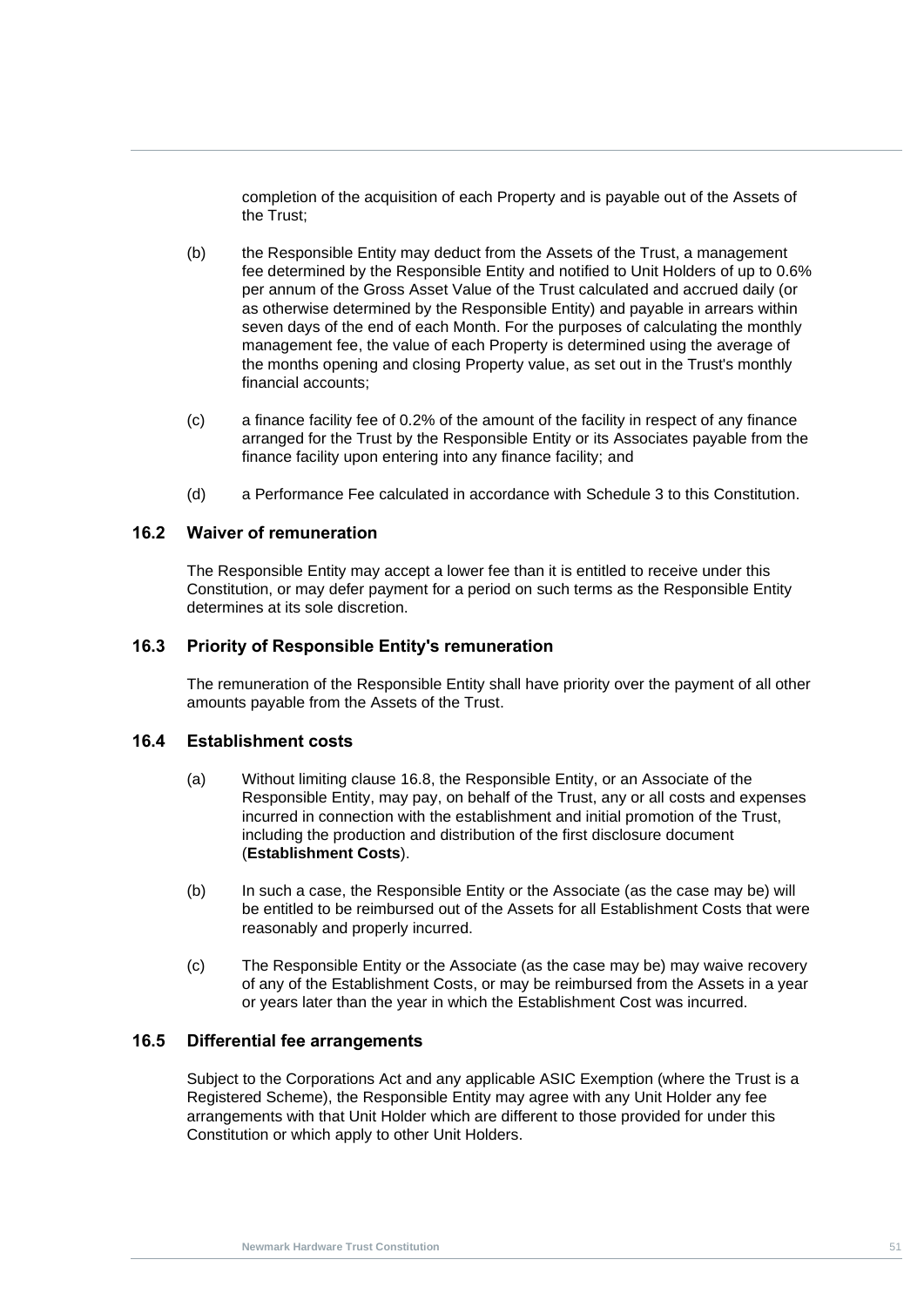completion of the acquisition of each Property and is payable out of the Assets of the Trust;

(b) the Responsible Entity may deduct from the Assets of the Trust, a management fee determined by the Responsible Entity and notified to Unit Holders of up to 0.6% per annum of the Gross Asset Value of the Trust calculated and accrued daily (or as otherwise determined by the Responsible Entity) and payable in arrears within seven days of the end of each Month. For the purposes of calculating the monthly management fee, the value of each Property is determined using the average of the months opening and closing Property value, as set out in the Trust's monthly financial accounts;

(c) a finance facility fee of 0.2% of the amount of the facility in respect of any finance arranged for the Trust by the Responsible Entity or its Associates payable from the finance facility upon entering into any finance facility; and

(d) a Performance Fee calculated in accordance with Schedule 3 to this Constitution.

### 16.2 Waiver of remuneration

The Responsible Entity may accept a lower fee than it is entitled to receive under this Constitution, or may defer payment for a period on such terms as the Responsible Entity determines at its sole discretion.

### 16.3 Priority of Responsible Entity's remuneration

The remuneration of the Responsible Entity shall have priority over the payment of all other amounts payable from the Assets of the Trust.

### 16.4 Establishment costs

(a) Without limiting clause 16.8, the Responsible Entity, or an Associate of the Responsible Entity, may pay, on behalf of the Trust, any or all costs and expenses incurred in connection with the establishment and initial promotion of the Trust, including the production and distribution of the first disclosure document (**Establishment Costs**).

(b) In such a case, the Responsible Entity or the Associate (as the case may be) will be entitled to be reimbursed out of the Assets for all Establishment Costs that were reasonably and properly incurred.

(c) The Responsible Entity or the Associate (as the case may be) may waive recovery of any of the Establishment Costs, or may be reimbursed from the Assets in a year or years later than the year in which the Establishment Cost was incurred.

### 16.5 Differential fee arrangements

Subject to the Corporations Act and any applicable ASIC Exemption (where the Trust is a Registered Scheme), the Responsible Entity may agree with any Unit Holder any fee arrangements with that Unit Holder which are different to those provided for under this Constitution or which apply to other Unit Holders.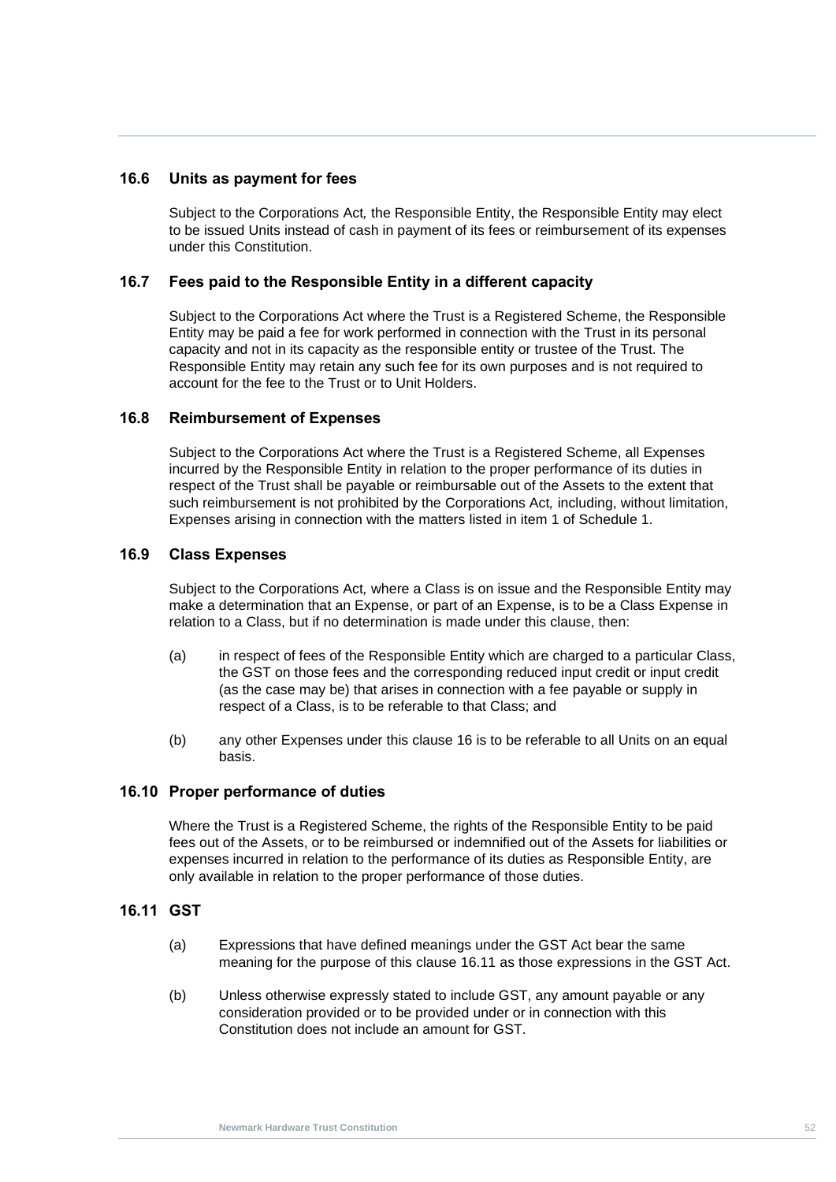### 16.6 Units as payment for fees

Subject to the Corporations Act*,* the Responsible Entity, the Responsible Entity may elect to be issued Units instead of cash in payment of its fees or reimbursement of its expenses under this Constitution.

### 16.7 Fees paid to the Responsible Entity in a different capacity

Subject to the Corporations Act where the Trust is a Registered Scheme, the Responsible Entity may be paid a fee for work performed in connection with the Trust in its personal capacity and not in its capacity as the responsible entity or trustee of the Trust. The Responsible Entity may retain any such fee for its own purposes and is not required to account for the fee to the Trust or to Unit Holders.

### 16.8 Reimbursement of Expenses

Subject to the Corporations Act where the Trust is a Registered Scheme, all Expenses incurred by the Responsible Entity in relation to the proper performance of its duties in respect of the Trust shall be payable or reimbursable out of the Assets to the extent that such reimbursement is not prohibited by the Corporations Act*,* including, without limitation, Expenses arising in connection with the matters listed in item 1 of Schedule 1.

### 16.9 Class Expenses

Subject to the Corporations Act*,* where a Class is on issue and the Responsible Entity may make a determination that an Expense, or part of an Expense, is to be a Class Expense in relation to a Class, but if no determination is made under this clause, then:

(a) in respect of fees of the Responsible Entity which are charged to a particular Class, the GST on those fees and the corresponding reduced input credit or input credit (as the case may be) that arises in connection with a fee payable or supply in respect of a Class, is to be referable to that Class; and

(b) any other Expenses under this clause 16 is to be referable to all Units on an equal basis.

### 16.10 Proper performance of duties

Where the Trust is a Registered Scheme, the rights of the Responsible Entity to be paid fees out of the Assets, or to be reimbursed or indemnified out of the Assets for liabilities or expenses incurred in relation to the performance of its duties as Responsible Entity, are only available in relation to the proper performance of those duties.

### 16.11 GST

(a) Expressions that have defined meanings under the GST Act bear the same meaning for the purpose of this clause 16.11 as those expressions in the GST Act.

(b) Unless otherwise expressly stated to include GST, any amount payable or any consideration provided or to be provided under or in connection with this Constitution does not include an amount for GST.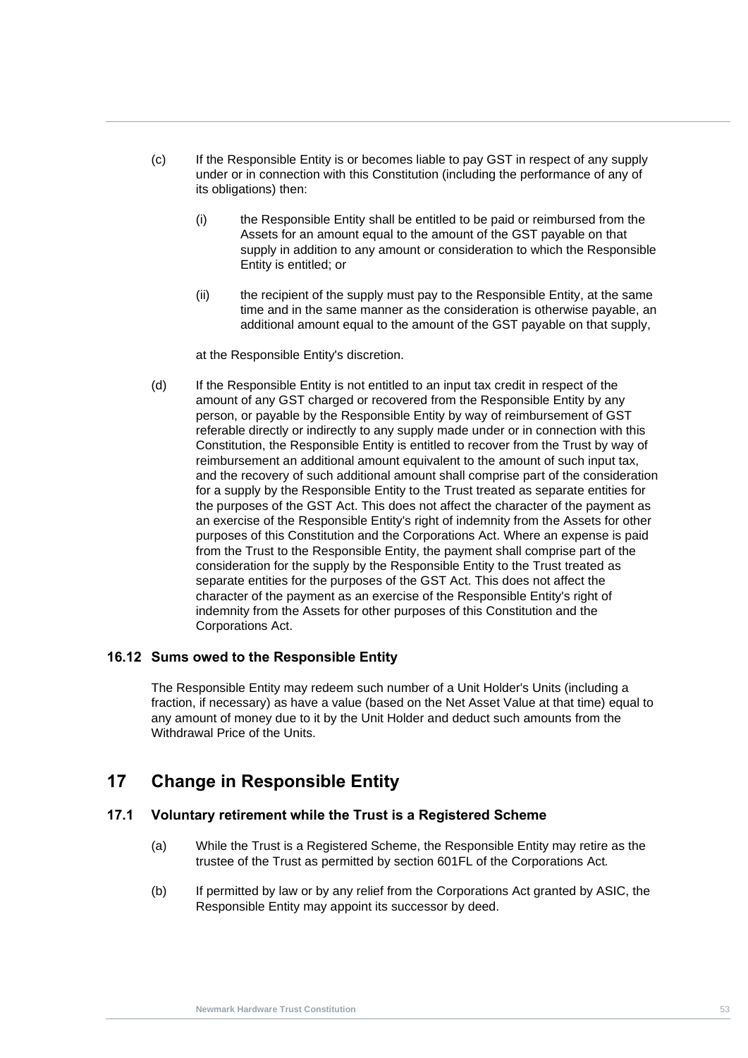(c) If the Responsible Entity is or becomes liable to pay GST in respect of any supply under or in connection with this Constitution (including the performance of any of its obligations) then:

(i) the Responsible Entity shall be entitled to be paid or reimbursed from the Assets for an amount equal to the amount of the GST payable on that supply in addition to any amount or consideration to which the Responsible Entity is entitled; or

(ii) the recipient of the supply must pay to the Responsible Entity, at the same time and in the same manner as the consideration is otherwise payable, an additional amount equal to the amount of the GST payable on that supply,

at the Responsible Entity's discretion.

(d) If the Responsible Entity is not entitled to an input tax credit in respect of the amount of any GST charged or recovered from the Responsible Entity by any person, or payable by the Responsible Entity by way of reimbursement of GST referable directly or indirectly to any supply made under or in connection with this Constitution, the Responsible Entity is entitled to recover from the Trust by way of reimbursement an additional amount equivalent to the amount of such input tax, and the recovery of such additional amount shall comprise part of the consideration for a supply by the Responsible Entity to the Trust treated as separate entities for the purposes of the GST Act. This does not affect the character of the payment as an exercise of the Responsible Entity's right of indemnity from the Assets for other purposes of this Constitution and the Corporations Act. Where an expense is paid from the Trust to the Responsible Entity, the payment shall comprise part of the consideration for the supply by the Responsible Entity to the Trust treated as separate entities for the purposes of the GST Act. This does not affect the character of the payment as an exercise of the Responsible Entity's right of indemnity from the Assets for other purposes of this Constitution and the Corporations Act.

### 16.12 Sums owed to the Responsible Entity

The Responsible Entity may redeem such number of a Unit Holder's Units (including a fraction, if necessary) as have a value (based on the Net Asset Value at that time) equal to any amount of money due to it by the Unit Holder and deduct such amounts from the Withdrawal Price of the Units.

## 17 Change in Responsible Entity

### 17.1 Voluntary retirement while the Trust is a Registered Scheme

(a) While the Trust is a Registered Scheme, the Responsible Entity may retire as the trustee of the Trust as permitted by section 601FL of the Corporations Act.

(b) If permitted by law or by any relief from the Corporations Act granted by ASIC, the Responsible Entity may appoint its successor by deed.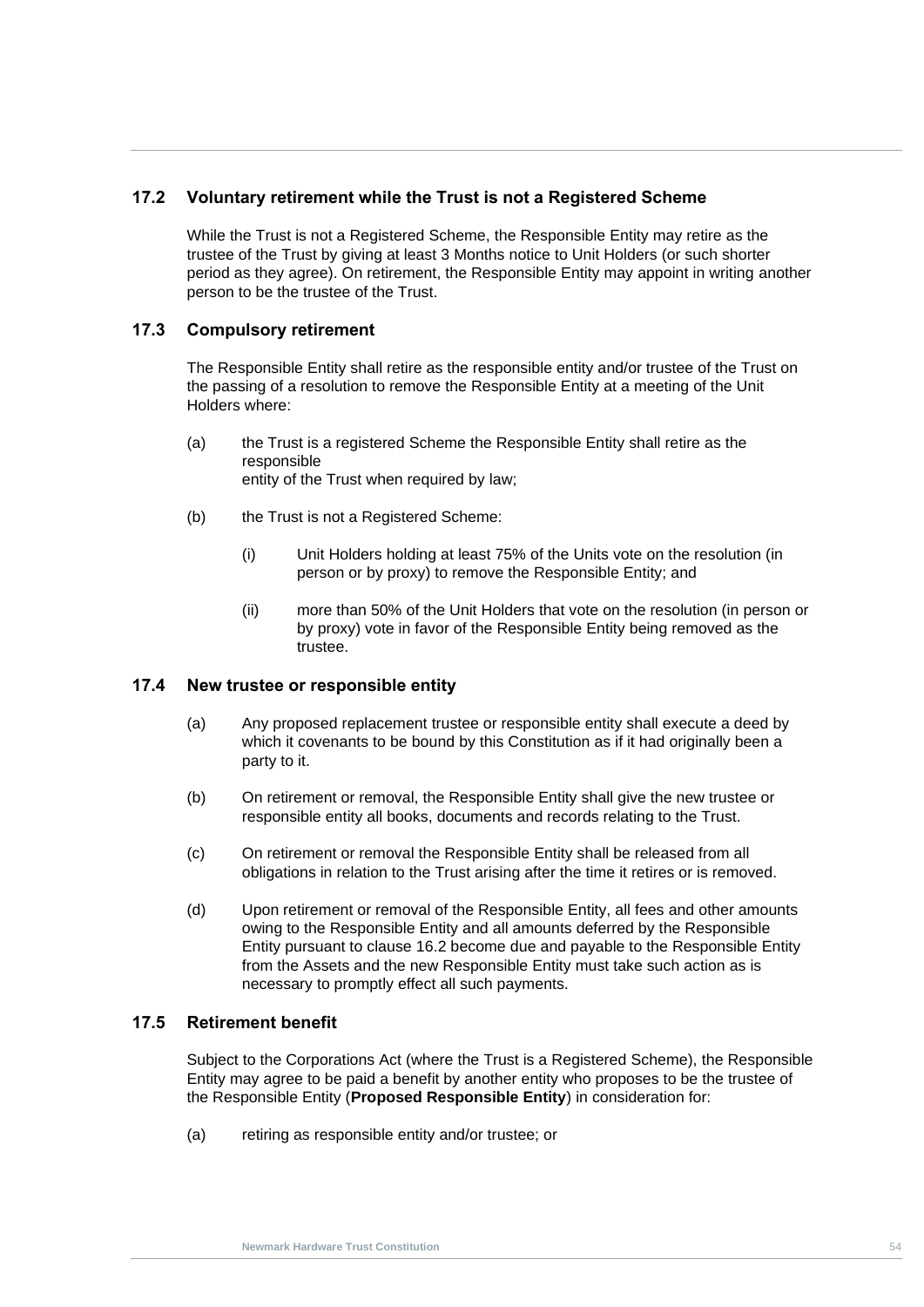### 17.2 Voluntary retirement while the Trust is not a Registered Scheme

While the Trust is not a Registered Scheme, the Responsible Entity may retire as the trustee of the Trust by giving at least 3 Months notice to Unit Holders (or such shorter period as they agree). On retirement, the Responsible Entity may appoint in writing another person to be the trustee of the Trust.

### 17.3 Compulsory retirement

The Responsible Entity shall retire as the responsible entity and/or trustee of the Trust on the passing of a resolution to remove the Responsible Entity at a meeting of the Unit Holders where:

(a) the Trust is a registered Scheme the Responsible Entity shall retire as the responsible entity of the Trust when required by law;

(b) the Trust is not a Registered Scheme:

(i) Unit Holders holding at least 75% of the Units vote on the resolution (in person or by proxy) to remove the Responsible Entity; and

(ii) more than 50% of the Unit Holders that vote on the resolution (in person or by proxy) vote in favor of the Responsible Entity being removed as the trustee.

### 17.4 New trustee or responsible entity

(a) Any proposed replacement trustee or responsible entity shall execute a deed by which it covenants to be bound by this Constitution as if it had originally been a party to it.

(b) On retirement or removal, the Responsible Entity shall give the new trustee or responsible entity all books, documents and records relating to the Trust.

(c) On retirement or removal the Responsible Entity shall be released from all obligations in relation to the Trust arising after the time it retires or is removed.

(d) Upon retirement or removal of the Responsible Entity, all fees and other amounts owing to the Responsible Entity and all amounts deferred by the Responsible Entity pursuant to clause 16.2 become due and payable to the Responsible Entity from the Assets and the new Responsible Entity must take such action as is necessary to promptly effect all such payments.

### 17.5 Retirement benefit

Subject to the Corporations Act (where the Trust is a Registered Scheme), the Responsible Entity may agree to be paid a benefit by another entity who proposes to be the trustee of the Responsible Entity (**Proposed Responsible Entity**) in consideration for:

(a) retiring as responsible entity and/or trustee; or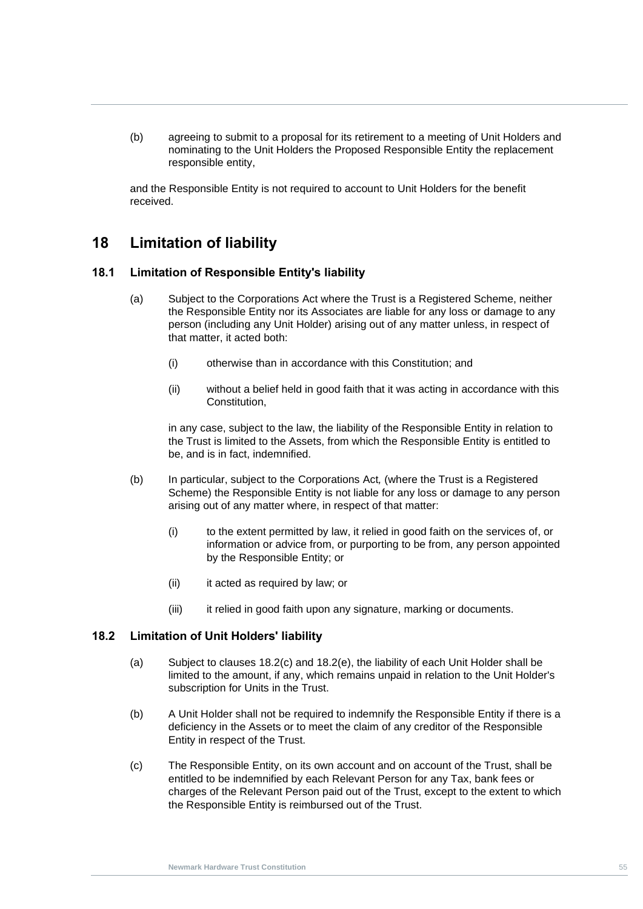(b) agreeing to submit to a proposal for its retirement to a meeting of Unit Holders and nominating to the Unit Holders the Proposed Responsible Entity the replacement responsible entity,

and the Responsible Entity is not required to account to Unit Holders for the benefit received.

# 18 Limitation of liability

## 18.1 Limitation of Responsible Entity's liability

(a) Subject to the Corporations Act where the Trust is a Registered Scheme, neither the Responsible Entity nor its Associates are liable for any loss or damage to any person (including any Unit Holder) arising out of any matter unless, in respect of that matter, it acted both:

(i) otherwise than in accordance with this Constitution; and

(ii) without a belief held in good faith that it was acting in accordance with this Constitution,

in any case, subject to the law, the liability of the Responsible Entity in relation to the Trust is limited to the Assets, from which the Responsible Entity is entitled to be, and is in fact, indemnified.

(b) In particular, subject to the Corporations Act, (where the Trust is a Registered Scheme) the Responsible Entity is not liable for any loss or damage to any person arising out of any matter where, in respect of that matter:

(i) to the extent permitted by law, it relied in good faith on the services of, or information or advice from, or purporting to be from, any person appointed by the Responsible Entity; or

(ii) it acted as required by law; or

(iii) it relied in good faith upon any signature, marking or documents.

## 18.2 Limitation of Unit Holders' liability

(a) Subject to clauses 18.2(c) and 18.2(e), the liability of each Unit Holder shall be limited to the amount, if any, which remains unpaid in relation to the Unit Holder's subscription for Units in the Trust.

(b) A Unit Holder shall not be required to indemnify the Responsible Entity if there is a deficiency in the Assets or to meet the claim of any creditor of the Responsible Entity in respect of the Trust.

(c) The Responsible Entity, on its own account and on account of the Trust, shall be entitled to be indemnified by each Relevant Person for any Tax, bank fees or charges of the Relevant Person paid out of the Trust, except to the extent to which the Responsible Entity is reimbursed out of the Trust.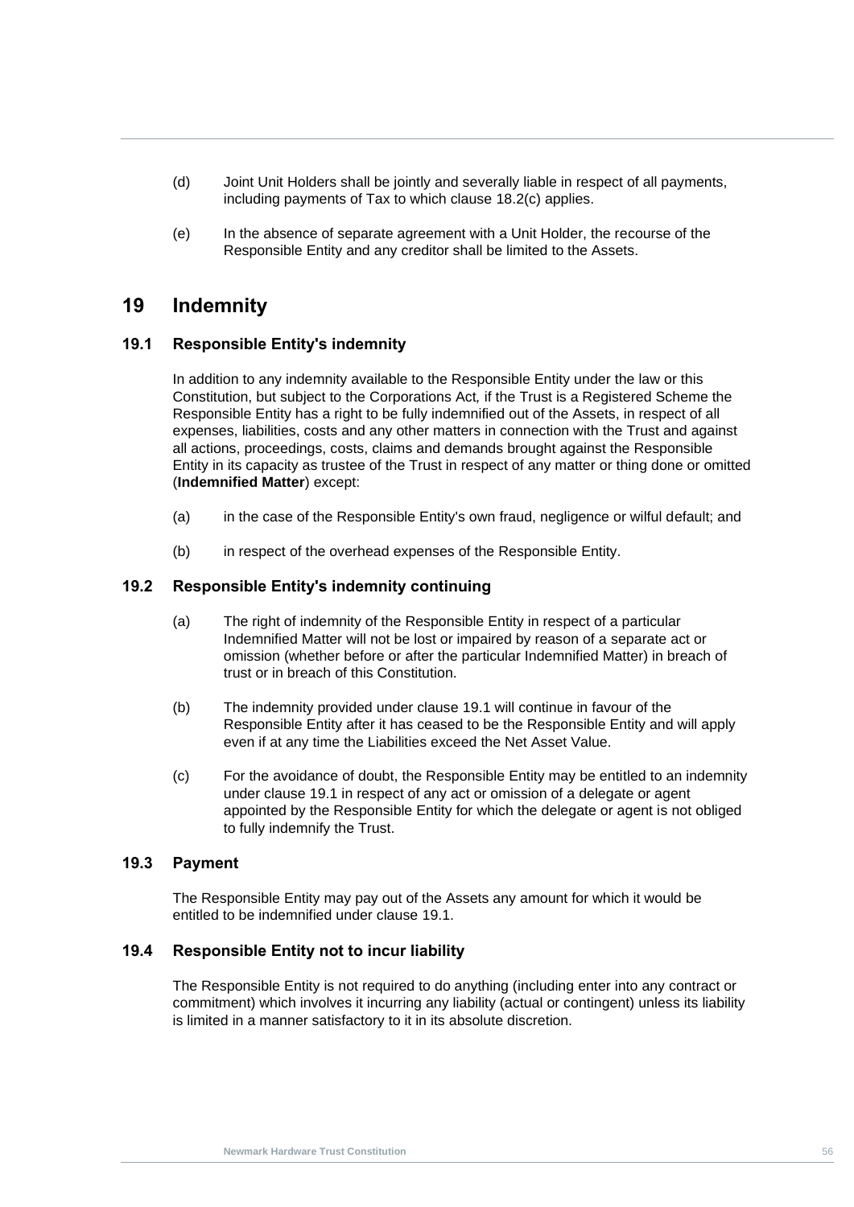(d) Joint Unit Holders shall be jointly and severally liable in respect of all payments, including payments of Tax to which clause 18.2(c) applies.

(e) In the absence of separate agreement with a Unit Holder, the recourse of the Responsible Entity and any creditor shall be limited to the Assets.

# 19 Indemnity

## 19.1 Responsible Entity's indemnity

In addition to any indemnity available to the Responsible Entity under the law or this Constitution, but subject to the Corporations Act, if the Trust is a Registered Scheme the Responsible Entity has a right to be fully indemnified out of the Assets, in respect of all expenses, liabilities, costs and any other matters in connection with the Trust and against all actions, proceedings, costs, claims and demands brought against the Responsible Entity in its capacity as trustee of the Trust in respect of any matter or thing done or omitted (**Indemnified Matter**) except:

(a) in the case of the Responsible Entity's own fraud, negligence or wilful default; and

(b) in respect of the overhead expenses of the Responsible Entity.

## 19.2 Responsible Entity's indemnity continuing

(a) The right of indemnity of the Responsible Entity in respect of a particular Indemnified Matter will not be lost or impaired by reason of a separate act or omission (whether before or after the particular Indemnified Matter) in breach of trust or in breach of this Constitution.

(b) The indemnity provided under clause 19.1 will continue in favour of the Responsible Entity after it has ceased to be the Responsible Entity and will apply even if at any time the Liabilities exceed the Net Asset Value.

(c) For the avoidance of doubt, the Responsible Entity may be entitled to an indemnity under clause 19.1 in respect of any act or omission of a delegate or agent appointed by the Responsible Entity for which the delegate or agent is not obliged to fully indemnify the Trust.

## 19.3 Payment

The Responsible Entity may pay out of the Assets any amount for which it would be entitled to be indemnified under clause 19.1.

## 19.4 Responsible Entity not to incur liability

The Responsible Entity is not required to do anything (including enter into any contract or commitment) which involves it incurring any liability (actual or contingent) unless its liability is limited in a manner satisfactory to it in its absolute discretion.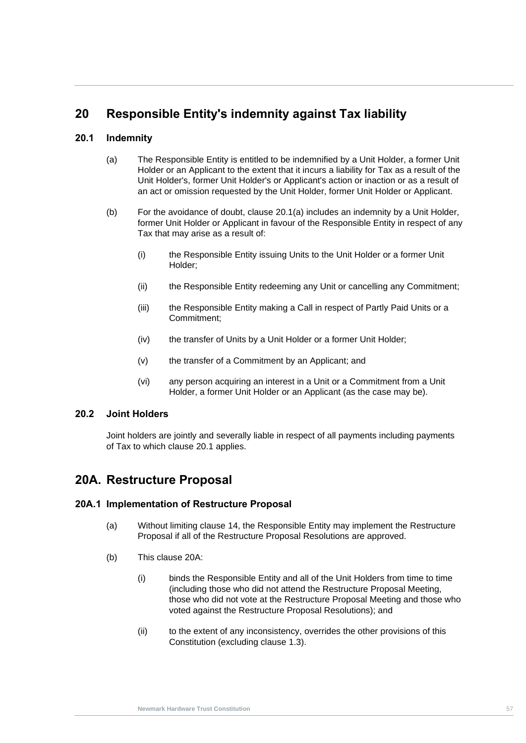# 20 Responsible Entity's indemnity against Tax liability

## 20.1 Indemnity

(a) The Responsible Entity is entitled to be indemnified by a Unit Holder, a former Unit Holder or an Applicant to the extent that it incurs a liability for Tax as a result of the Unit Holder's, former Unit Holder's or Applicant's action or inaction or as a result of an act or omission requested by the Unit Holder, former Unit Holder or Applicant.

(b) For the avoidance of doubt, clause 20.1(a) includes an indemnity by a Unit Holder, former Unit Holder or Applicant in favour of the Responsible Entity in respect of any Tax that may arise as a result of:

(i) the Responsible Entity issuing Units to the Unit Holder or a former Unit Holder;

(ii) the Responsible Entity redeeming any Unit or cancelling any Commitment;

(iii) the Responsible Entity making a Call in respect of Partly Paid Units or a Commitment;

(iv) the transfer of Units by a Unit Holder or a former Unit Holder;

(v) the transfer of a Commitment by an Applicant; and

(vi) any person acquiring an interest in a Unit or a Commitment from a Unit Holder, a former Unit Holder or an Applicant (as the case may be).

## 20.2 Joint Holders

Joint holders are jointly and severally liable in respect of all payments including payments of Tax to which clause 20.1 applies.

# 20A. Restructure Proposal

## 20A.1 Implementation of Restructure Proposal

(a) Without limiting clause 14, the Responsible Entity may implement the Restructure Proposal if all of the Restructure Proposal Resolutions are approved.

(b) This clause 20A:

(i) binds the Responsible Entity and all of the Unit Holders from time to time (including those who did not attend the Restructure Proposal Meeting, those who did not vote at the Restructure Proposal Meeting and those who voted against the Restructure Proposal Resolutions); and

(ii) to the extent of any inconsistency, overrides the other provisions of this Constitution (excluding clause 1.3).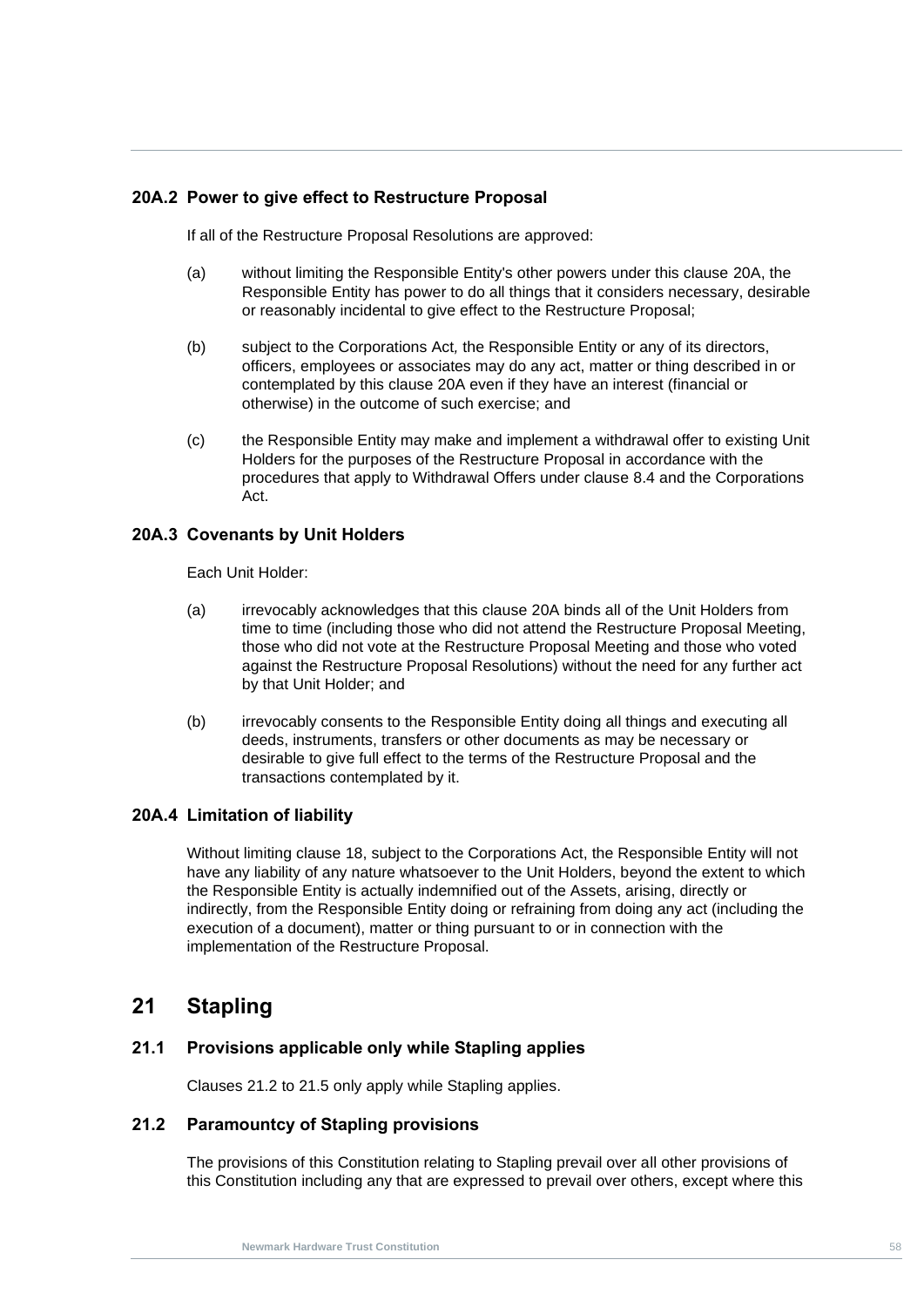### 20A.2 Power to give effect to Restructure Proposal

If all of the Restructure Proposal Resolutions are approved:

(a) without limiting the Responsible Entity's other powers under this clause 20A, the Responsible Entity has power to do all things that it considers necessary, desirable or reasonably incidental to give effect to the Restructure Proposal;

(b) subject to the Corporations Act, the Responsible Entity or any of its directors, officers, employees or associates may do any act, matter or thing described in or contemplated by this clause 20A even if they have an interest (financial or otherwise) in the outcome of such exercise; and

(c) the Responsible Entity may make and implement a withdrawal offer to existing Unit Holders for the purposes of the Restructure Proposal in accordance with the procedures that apply to Withdrawal Offers under clause 8.4 and the Corporations Act.

### 20A.3 Covenants by Unit Holders

Each Unit Holder:

(a) irrevocably acknowledges that this clause 20A binds all of the Unit Holders from time to time (including those who did not attend the Restructure Proposal Meeting, those who did not vote at the Restructure Proposal Meeting and those who voted against the Restructure Proposal Resolutions) without the need for any further act by that Unit Holder; and

(b) irrevocably consents to the Responsible Entity doing all things and executing all deeds, instruments, transfers or other documents as may be necessary or desirable to give full effect to the terms of the Restructure Proposal and the transactions contemplated by it.

### 20A.4 Limitation of liability

Without limiting clause 18, subject to the Corporations Act, the Responsible Entity will not have any liability of any nature whatsoever to the Unit Holders, beyond the extent to which the Responsible Entity is actually indemnified out of the Assets, arising, directly or indirectly, from the Responsible Entity doing or refraining from doing any act (including the execution of a document), matter or thing pursuant to or in connection with the implementation of the Restructure Proposal.

## 21 Stapling

### 21.1 Provisions applicable only while Stapling applies

Clauses 21.2 to 21.5 only apply while Stapling applies.

### 21.2 Paramountcy of Stapling provisions

The provisions of this Constitution relating to Stapling prevail over all other provisions of this Constitution including any that are expressed to prevail over others, except where this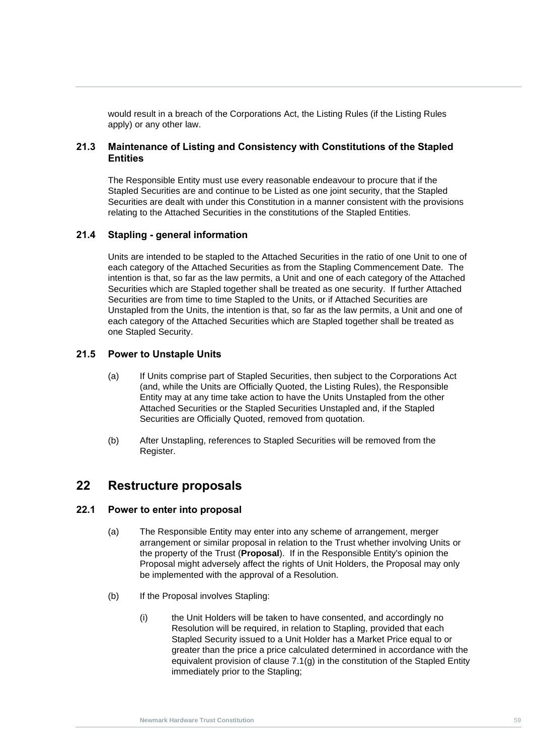would result in a breach of the Corporations Act, the Listing Rules (if the Listing Rules apply) or any other law.

### 21.3 Maintenance of Listing and Consistency with Constitutions of the Stapled Entities

The Responsible Entity must use every reasonable endeavour to procure that if the Stapled Securities are and continue to be Listed as one joint security, that the Stapled Securities are dealt with under this Constitution in a manner consistent with the provisions relating to the Attached Securities in the constitutions of the Stapled Entities.

### 21.4 Stapling - general information

Units are intended to be stapled to the Attached Securities in the ratio of one Unit to one of each category of the Attached Securities as from the Stapling Commencement Date. The intention is that, so far as the law permits, a Unit and one of each category of the Attached Securities which are Stapled together shall be treated as one security. If further Attached Securities are from time to time Stapled to the Units, or if Attached Securities are Unstapled from the Units, the intention is that, so far as the law permits, a Unit and one of each category of the Attached Securities which are Stapled together shall be treated as one Stapled Security.

### 21.5 Power to Unstaple Units

(a) If Units comprise part of Stapled Securities, then subject to the Corporations Act (and, while the Units are Officially Quoted, the Listing Rules), the Responsible Entity may at any time take action to have the Units Unstapled from the other Attached Securities or the Stapled Securities Unstapled and, if the Stapled Securities are Officially Quoted, removed from quotation.

(b) After Unstapling, references to Stapled Securities will be removed from the Register.

## 22 Restructure proposals

### 22.1 Power to enter into proposal

(a) The Responsible Entity may enter into any scheme of arrangement, merger arrangement or similar proposal in relation to the Trust whether involving Units or the property of the Trust (**Proposal**). If in the Responsible Entity's opinion the Proposal might adversely affect the rights of Unit Holders, the Proposal may only be implemented with the approval of a Resolution.

(b) If the Proposal involves Stapling:

(i) the Unit Holders will be taken to have consented, and accordingly no Resolution will be required, in relation to Stapling, provided that each Stapled Security issued to a Unit Holder has a Market Price equal to or greater than the price a price calculated determined in accordance with the equivalent provision of clause 7.1(g) in the constitution of the Stapled Entity immediately prior to the Stapling;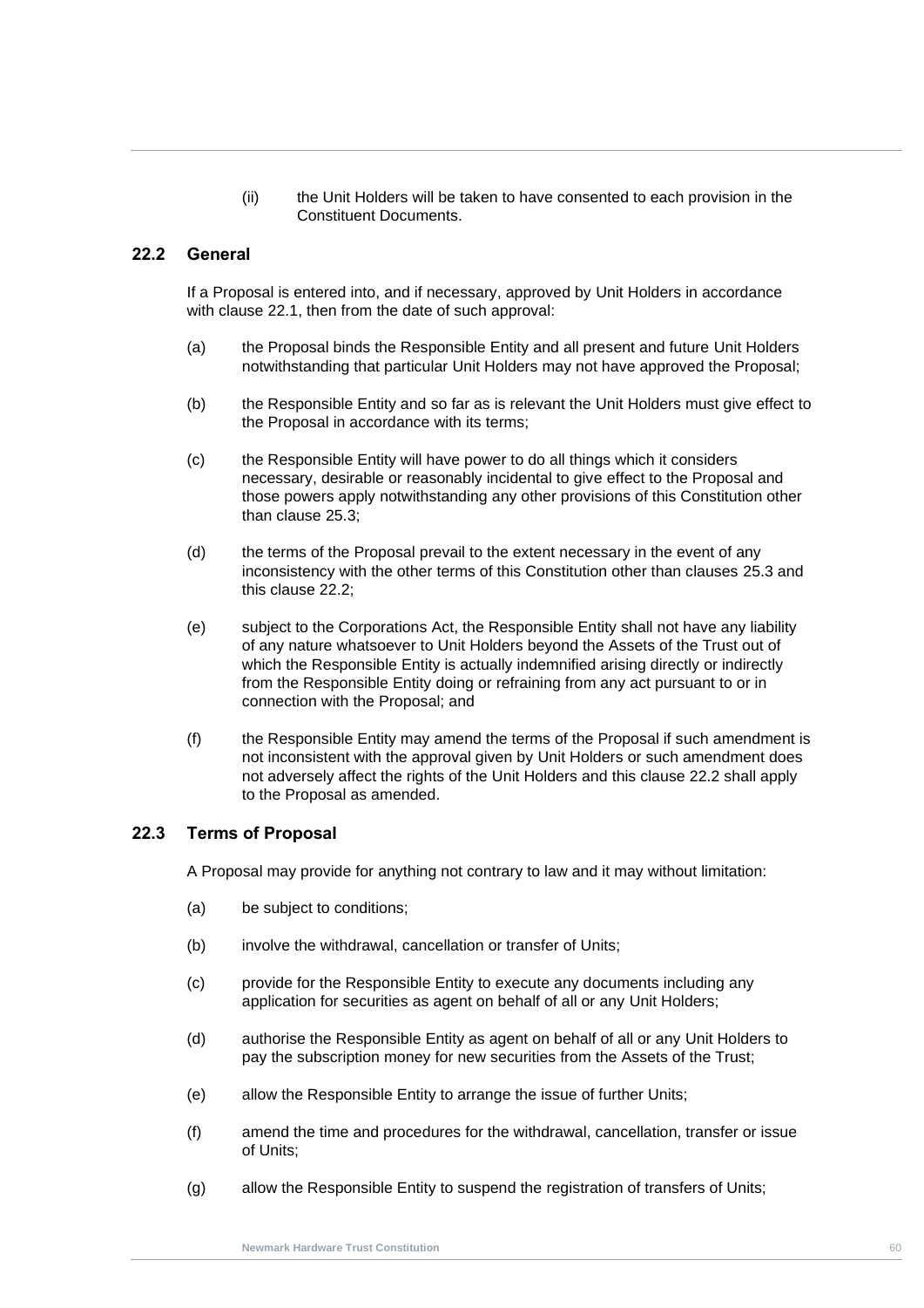(ii) the Unit Holders will be taken to have consented to each provision in the Constituent Documents.

## 22.2 General

If a Proposal is entered into, and if necessary, approved by Unit Holders in accordance with clause 22.1, then from the date of such approval:

(a) the Proposal binds the Responsible Entity and all present and future Unit Holders notwithstanding that particular Unit Holders may not have approved the Proposal;

(b) the Responsible Entity and so far as is relevant the Unit Holders must give effect to the Proposal in accordance with its terms;

(c) the Responsible Entity will have power to do all things which it considers necessary, desirable or reasonably incidental to give effect to the Proposal and those powers apply notwithstanding any other provisions of this Constitution other than clause 25.3;

(d) the terms of the Proposal prevail to the extent necessary in the event of any inconsistency with the other terms of this Constitution other than clauses 25.3 and this clause 22.2;

(e) subject to the Corporations Act, the Responsible Entity shall not have any liability of any nature whatsoever to Unit Holders beyond the Assets of the Trust out of which the Responsible Entity is actually indemnified arising directly or indirectly from the Responsible Entity doing or refraining from any act pursuant to or in connection with the Proposal; and

(f) the Responsible Entity may amend the terms of the Proposal if such amendment is not inconsistent with the approval given by Unit Holders or such amendment does not adversely affect the rights of the Unit Holders and this clause 22.2 shall apply to the Proposal as amended.

## 22.3 Terms of Proposal

A Proposal may provide for anything not contrary to law and it may without limitation:

(a) be subject to conditions;

(b) involve the withdrawal, cancellation or transfer of Units;

(c) provide for the Responsible Entity to execute any documents including any application for securities as agent on behalf of all or any Unit Holders;

(d) authorise the Responsible Entity as agent on behalf of all or any Unit Holders to pay the subscription money for new securities from the Assets of the Trust;

(e) allow the Responsible Entity to arrange the issue of further Units;

(f) amend the time and procedures for the withdrawal, cancellation, transfer or issue of Units;

(g) allow the Responsible Entity to suspend the registration of transfers of Units;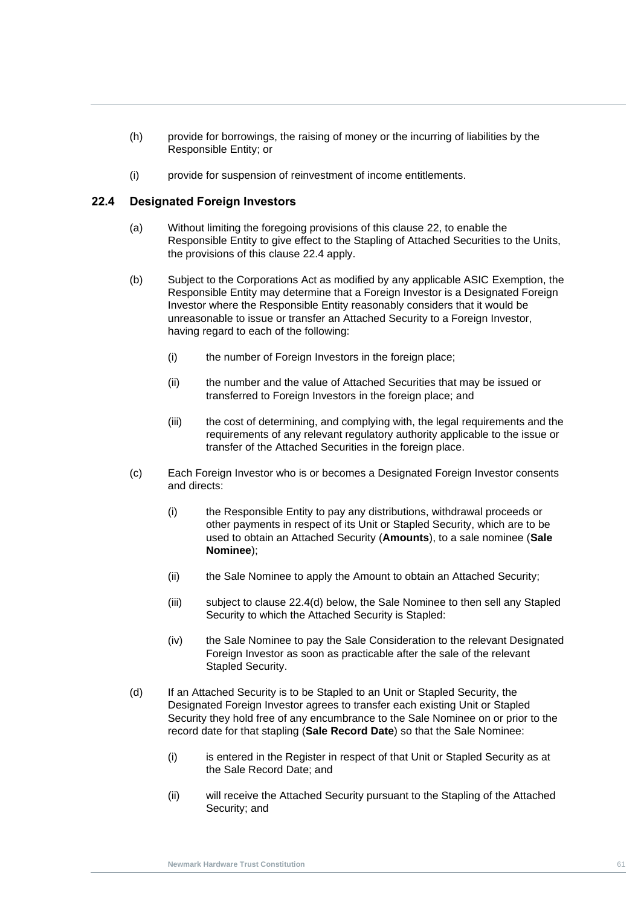(h) provide for borrowings, the raising of money or the incurring of liabilities by the Responsible Entity; or

(i) provide for suspension of reinvestment of income entitlements.

### 22.4 Designated Foreign Investors

(a) Without limiting the foregoing provisions of this clause 22, to enable the Responsible Entity to give effect to the Stapling of Attached Securities to the Units, the provisions of this clause 22.4 apply.

(b) Subject to the Corporations Act as modified by any applicable ASIC Exemption, the Responsible Entity may determine that a Foreign Investor is a Designated Foreign Investor where the Responsible Entity reasonably considers that it would be unreasonable to issue or transfer an Attached Security to a Foreign Investor, having regard to each of the following:

   (i) the number of Foreign Investors in the foreign place;

   (ii) the number and the value of Attached Securities that may be issued or transferred to Foreign Investors in the foreign place; and

   (iii) the cost of determining, and complying with, the legal requirements and the requirements of any relevant regulatory authority applicable to the issue or transfer of the Attached Securities in the foreign place.

(c) Each Foreign Investor who is or becomes a Designated Foreign Investor consents and directs:

   (i) the Responsible Entity to pay any distributions, withdrawal proceeds or other payments in respect of its Unit or Stapled Security, which are to be used to obtain an Attached Security (**Amounts**), to a sale nominee (**Sale Nominee**);

   (ii) the Sale Nominee to apply the Amount to obtain an Attached Security;

   (iii) subject to clause 22.4(d) below, the Sale Nominee to then sell any Stapled Security to which the Attached Security is Stapled:

   (iv) the Sale Nominee to pay the Sale Consideration to the relevant Designated Foreign Investor as soon as practicable after the sale of the relevant Stapled Security.

(d) If an Attached Security is to be Stapled to an Unit or Stapled Security, the Designated Foreign Investor agrees to transfer each existing Unit or Stapled Security they hold free of any encumbrance to the Sale Nominee on or prior to the record date for that stapling (**Sale Record Date**) so that the Sale Nominee:

   (i) is entered in the Register in respect of that Unit or Stapled Security as at the Sale Record Date; and

   (ii) will receive the Attached Security pursuant to the Stapling of the Attached Security; and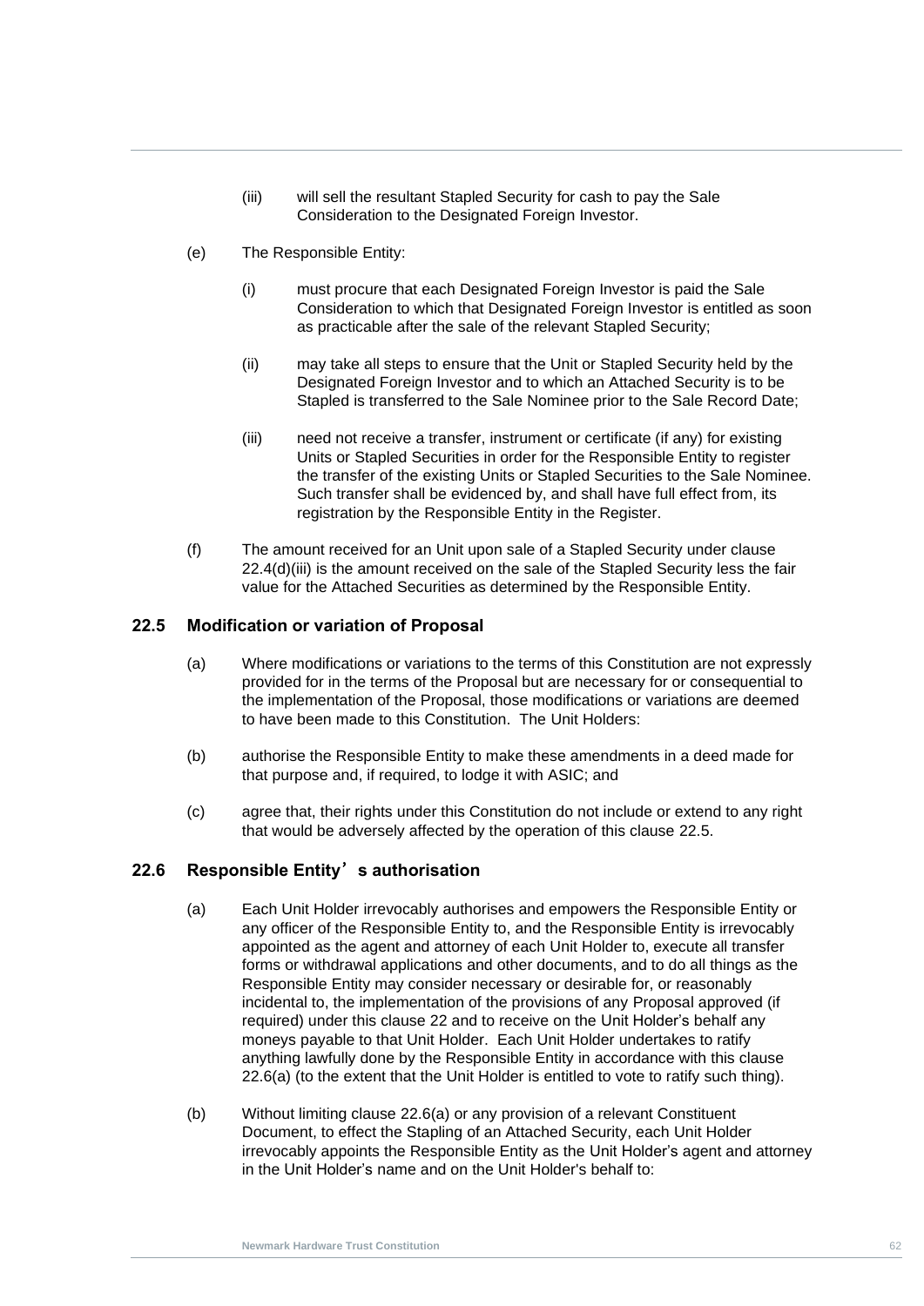(iii) will sell the resultant Stapled Security for cash to pay the Sale Consideration to the Designated Foreign Investor.

(e) The Responsible Entity:

(i) must procure that each Designated Foreign Investor is paid the Sale Consideration to which that Designated Foreign Investor is entitled as soon as practicable after the sale of the relevant Stapled Security;

(ii) may take all steps to ensure that the Unit or Stapled Security held by the Designated Foreign Investor and to which an Attached Security is to be Stapled is transferred to the Sale Nominee prior to the Sale Record Date;

(iii) need not receive a transfer, instrument or certificate (if any) for existing Units or Stapled Securities in order for the Responsible Entity to register the transfer of the existing Units or Stapled Securities to the Sale Nominee. Such transfer shall be evidenced by, and shall have full effect from, its registration by the Responsible Entity in the Register.

(f) The amount received for an Unit upon sale of a Stapled Security under clause 22.4(d)(iii) is the amount received on the sale of the Stapled Security less the fair value for the Attached Securities as determined by the Responsible Entity.

### 22.5 Modification or variation of Proposal

(a) Where modifications or variations to the terms of this Constitution are not expressly provided for in the terms of the Proposal but are necessary for or consequential to the implementation of the Proposal, those modifications or variations are deemed to have been made to this Constitution. The Unit Holders:

(b) authorise the Responsible Entity to make these amendments in a deed made for that purpose and, if required, to lodge it with ASIC; and

(c) agree that, their rights under this Constitution do not include or extend to any right that would be adversely affected by the operation of this clause 22.5.

### 22.6 Responsible Entity’s authorisation

(a) Each Unit Holder irrevocably authorises and empowers the Responsible Entity or any officer of the Responsible Entity to, and the Responsible Entity is irrevocably appointed as the agent and attorney of each Unit Holder to, execute all transfer forms or withdrawal applications and other documents, and to do all things as the Responsible Entity may consider necessary or desirable for, or reasonably incidental to, the implementation of the provisions of any Proposal approved (if required) under this clause 22 and to receive on the Unit Holder’s behalf any moneys payable to that Unit Holder. Each Unit Holder undertakes to ratify anything lawfully done by the Responsible Entity in accordance with this clause 22.6(a) (to the extent that the Unit Holder is entitled to vote to ratify such thing).

(b) Without limiting clause 22.6(a) or any provision of a relevant Constituent Document, to effect the Stapling of an Attached Security, each Unit Holder irrevocably appoints the Responsible Entity as the Unit Holder’s agent and attorney in the Unit Holder’s name and on the Unit Holder's behalf to: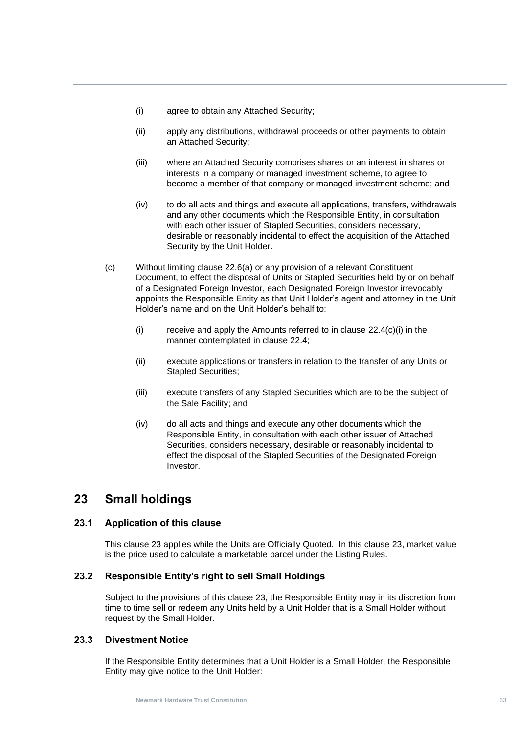(i) agree to obtain any Attached Security;

(ii) apply any distributions, withdrawal proceeds or other payments to obtain an Attached Security;

(iii) where an Attached Security comprises shares or an interest in shares or interests in a company or managed investment scheme, to agree to become a member of that company or managed investment scheme; and

(iv) to do all acts and things and execute all applications, transfers, withdrawals and any other documents which the Responsible Entity, in consultation with each other issuer of Stapled Securities, considers necessary, desirable or reasonably incidental to effect the acquisition of the Attached Security by the Unit Holder.

(c) Without limiting clause 22.6(a) or any provision of a relevant Constituent Document, to effect the disposal of Units or Stapled Securities held by or on behalf of a Designated Foreign Investor, each Designated Foreign Investor irrevocably appoints the Responsible Entity as that Unit Holder's agent and attorney in the Unit Holder's name and on the Unit Holder's behalf to:

(i) receive and apply the Amounts referred to in clause 22.4(c)(i) in the manner contemplated in clause 22.4;

(ii) execute applications or transfers in relation to the transfer of any Units or Stapled Securities;

(iii) execute transfers of any Stapled Securities which are to be the subject of the Sale Facility; and

(iv) do all acts and things and execute any other documents which the Responsible Entity, in consultation with each other issuer of Attached Securities, considers necessary, desirable or reasonably incidental to effect the disposal of the Stapled Securities of the Designated Foreign Investor.

# 23 Small holdings

## 23.1 Application of this clause

This clause 23 applies while the Units are Officially Quoted. In this clause 23, market value is the price used to calculate a marketable parcel under the Listing Rules.

## 23.2 Responsible Entity's right to sell Small Holdings

Subject to the provisions of this clause 23, the Responsible Entity may in its discretion from time to time sell or redeem any Units held by a Unit Holder that is a Small Holder without request by the Small Holder.

## 23.3 Divestment Notice

If the Responsible Entity determines that a Unit Holder is a Small Holder, the Responsible Entity may give notice to the Unit Holder: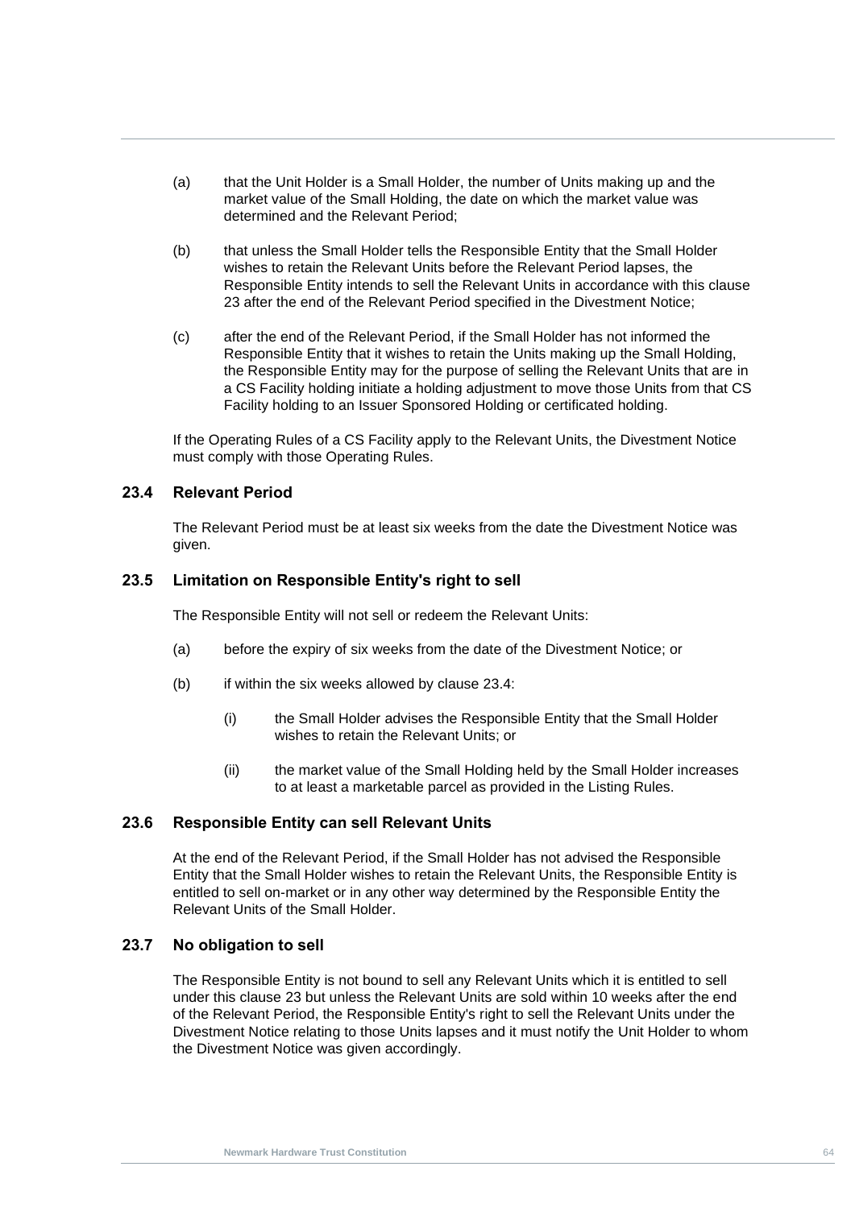(a) that the Unit Holder is a Small Holder, the number of Units making up and the market value of the Small Holding, the date on which the market value was determined and the Relevant Period;

(b) that unless the Small Holder tells the Responsible Entity that the Small Holder wishes to retain the Relevant Units before the Relevant Period lapses, the Responsible Entity intends to sell the Relevant Units in accordance with this clause 23 after the end of the Relevant Period specified in the Divestment Notice;

(c) after the end of the Relevant Period, if the Small Holder has not informed the Responsible Entity that it wishes to retain the Units making up the Small Holding, the Responsible Entity may for the purpose of selling the Relevant Units that are in a CS Facility holding initiate a holding adjustment to move those Units from that CS Facility holding to an Issuer Sponsored Holding or certificated holding.

If the Operating Rules of a CS Facility apply to the Relevant Units, the Divestment Notice must comply with those Operating Rules.

### 23.4 Relevant Period

The Relevant Period must be at least six weeks from the date the Divestment Notice was given.

### 23.5 Limitation on Responsible Entity's right to sell

The Responsible Entity will not sell or redeem the Relevant Units:

(a) before the expiry of six weeks from the date of the Divestment Notice; or

(b) if within the six weeks allowed by clause 23.4:

  (i) the Small Holder advises the Responsible Entity that the Small Holder wishes to retain the Relevant Units; or

  (ii) the market value of the Small Holding held by the Small Holder increases to at least a marketable parcel as provided in the Listing Rules.

### 23.6 Responsible Entity can sell Relevant Units

At the end of the Relevant Period, if the Small Holder has not advised the Responsible Entity that the Small Holder wishes to retain the Relevant Units, the Responsible Entity is entitled to sell on-market or in any other way determined by the Responsible Entity the Relevant Units of the Small Holder.

### 23.7 No obligation to sell

The Responsible Entity is not bound to sell any Relevant Units which it is entitled to sell under this clause 23 but unless the Relevant Units are sold within 10 weeks after the end of the Relevant Period, the Responsible Entity's right to sell the Relevant Units under the Divestment Notice relating to those Units lapses and it must notify the Unit Holder to whom the Divestment Notice was given accordingly.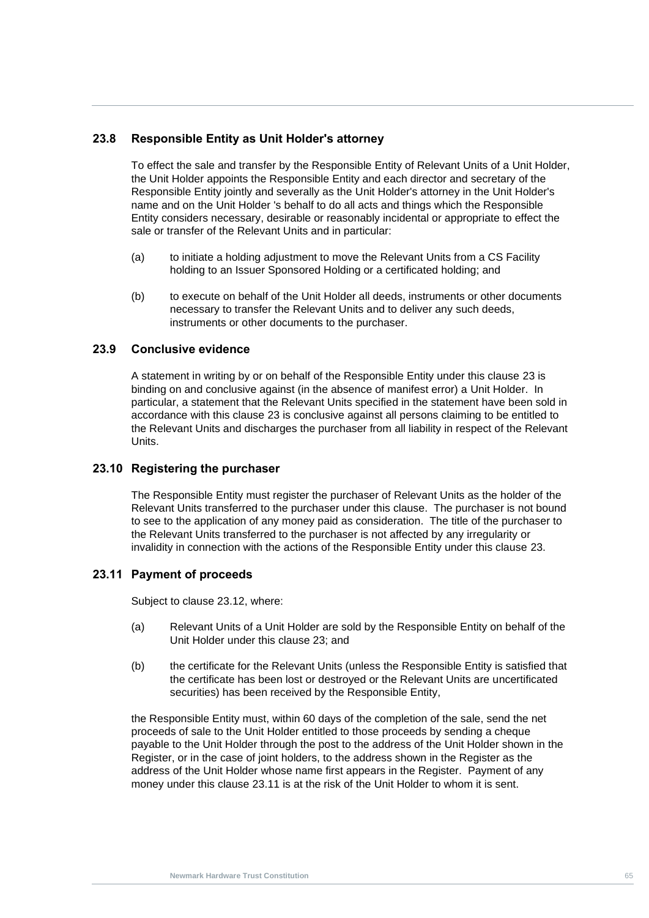### 23.8 Responsible Entity as Unit Holder's attorney

To effect the sale and transfer by the Responsible Entity of Relevant Units of a Unit Holder, the Unit Holder appoints the Responsible Entity and each director and secretary of the Responsible Entity jointly and severally as the Unit Holder's attorney in the Unit Holder's name and on the Unit Holder 's behalf to do all acts and things which the Responsible Entity considers necessary, desirable or reasonably incidental or appropriate to effect the sale or transfer of the Relevant Units and in particular:

(a) to initiate a holding adjustment to move the Relevant Units from a CS Facility holding to an Issuer Sponsored Holding or a certificated holding; and

(b) to execute on behalf of the Unit Holder all deeds, instruments or other documents necessary to transfer the Relevant Units and to deliver any such deeds, instruments or other documents to the purchaser.

### 23.9 Conclusive evidence

A statement in writing by or on behalf of the Responsible Entity under this clause 23 is binding on and conclusive against (in the absence of manifest error) a Unit Holder. In particular, a statement that the Relevant Units specified in the statement have been sold in accordance with this clause 23 is conclusive against all persons claiming to be entitled to the Relevant Units and discharges the purchaser from all liability in respect of the Relevant Units.

### 23.10 Registering the purchaser

The Responsible Entity must register the purchaser of Relevant Units as the holder of the Relevant Units transferred to the purchaser under this clause. The purchaser is not bound to see to the application of any money paid as consideration. The title of the purchaser to the Relevant Units transferred to the purchaser is not affected by any irregularity or invalidity in connection with the actions of the Responsible Entity under this clause 23.

### 23.11 Payment of proceeds

Subject to clause 23.12, where:

(a) Relevant Units of a Unit Holder are sold by the Responsible Entity on behalf of the Unit Holder under this clause 23; and

(b) the certificate for the Relevant Units (unless the Responsible Entity is satisfied that the certificate has been lost or destroyed or the Relevant Units are uncertificated securities) has been received by the Responsible Entity,

the Responsible Entity must, within 60 days of the completion of the sale, send the net proceeds of sale to the Unit Holder entitled to those proceeds by sending a cheque payable to the Unit Holder through the post to the address of the Unit Holder shown in the Register, or in the case of joint holders, to the address shown in the Register as the address of the Unit Holder whose name first appears in the Register. Payment of any money under this clause 23.11 is at the risk of the Unit Holder to whom it is sent.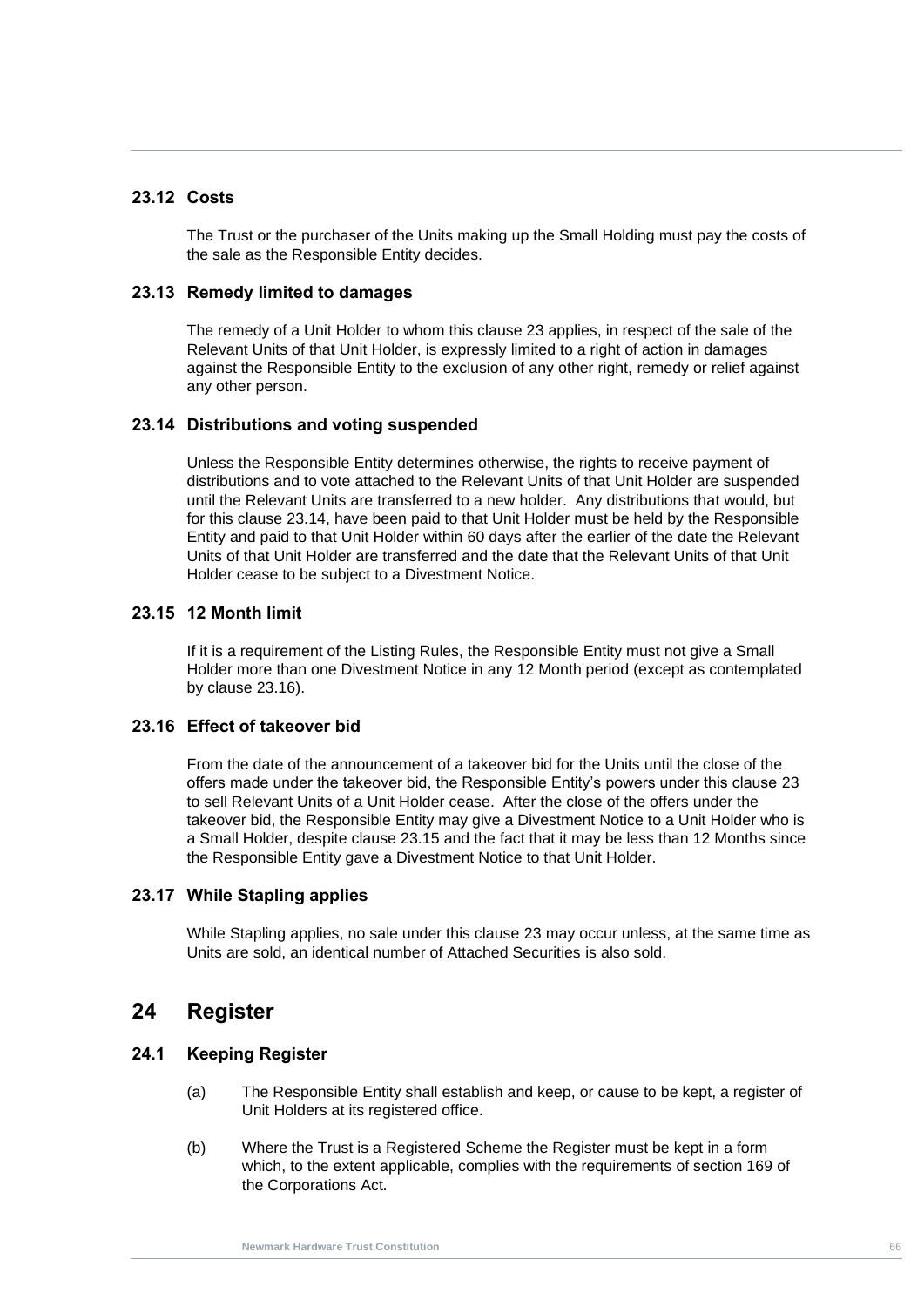### 23.12 Costs

The Trust or the purchaser of the Units making up the Small Holding must pay the costs of the sale as the Responsible Entity decides.

### 23.13 Remedy limited to damages

The remedy of a Unit Holder to whom this clause 23 applies, in respect of the sale of the Relevant Units of that Unit Holder, is expressly limited to a right of action in damages against the Responsible Entity to the exclusion of any other right, remedy or relief against any other person.

### 23.14 Distributions and voting suspended

Unless the Responsible Entity determines otherwise, the rights to receive payment of distributions and to vote attached to the Relevant Units of that Unit Holder are suspended until the Relevant Units are transferred to a new holder. Any distributions that would, but for this clause 23.14, have been paid to that Unit Holder must be held by the Responsible Entity and paid to that Unit Holder within 60 days after the earlier of the date the Relevant Units of that Unit Holder are transferred and the date that the Relevant Units of that Unit Holder cease to be subject to a Divestment Notice.

### 23.15 12 Month limit

If it is a requirement of the Listing Rules, the Responsible Entity must not give a Small Holder more than one Divestment Notice in any 12 Month period (except as contemplated by clause 23.16).

### 23.16 Effect of takeover bid

From the date of the announcement of a takeover bid for the Units until the close of the offers made under the takeover bid, the Responsible Entity's powers under this clause 23 to sell Relevant Units of a Unit Holder cease. After the close of the offers under the takeover bid, the Responsible Entity may give a Divestment Notice to a Unit Holder who is a Small Holder, despite clause 23.15 and the fact that it may be less than 12 Months since the Responsible Entity gave a Divestment Notice to that Unit Holder.

### 23.17 While Stapling applies

While Stapling applies, no sale under this clause 23 may occur unless, at the same time as Units are sold, an identical number of Attached Securities is also sold.

## 24 Register

### 24.1 Keeping Register

(a) The Responsible Entity shall establish and keep, or cause to be kept, a register of Unit Holders at its registered office.

(b) Where the Trust is a Registered Scheme the Register must be kept in a form which, to the extent applicable, complies with the requirements of section 169 of the Corporations Act.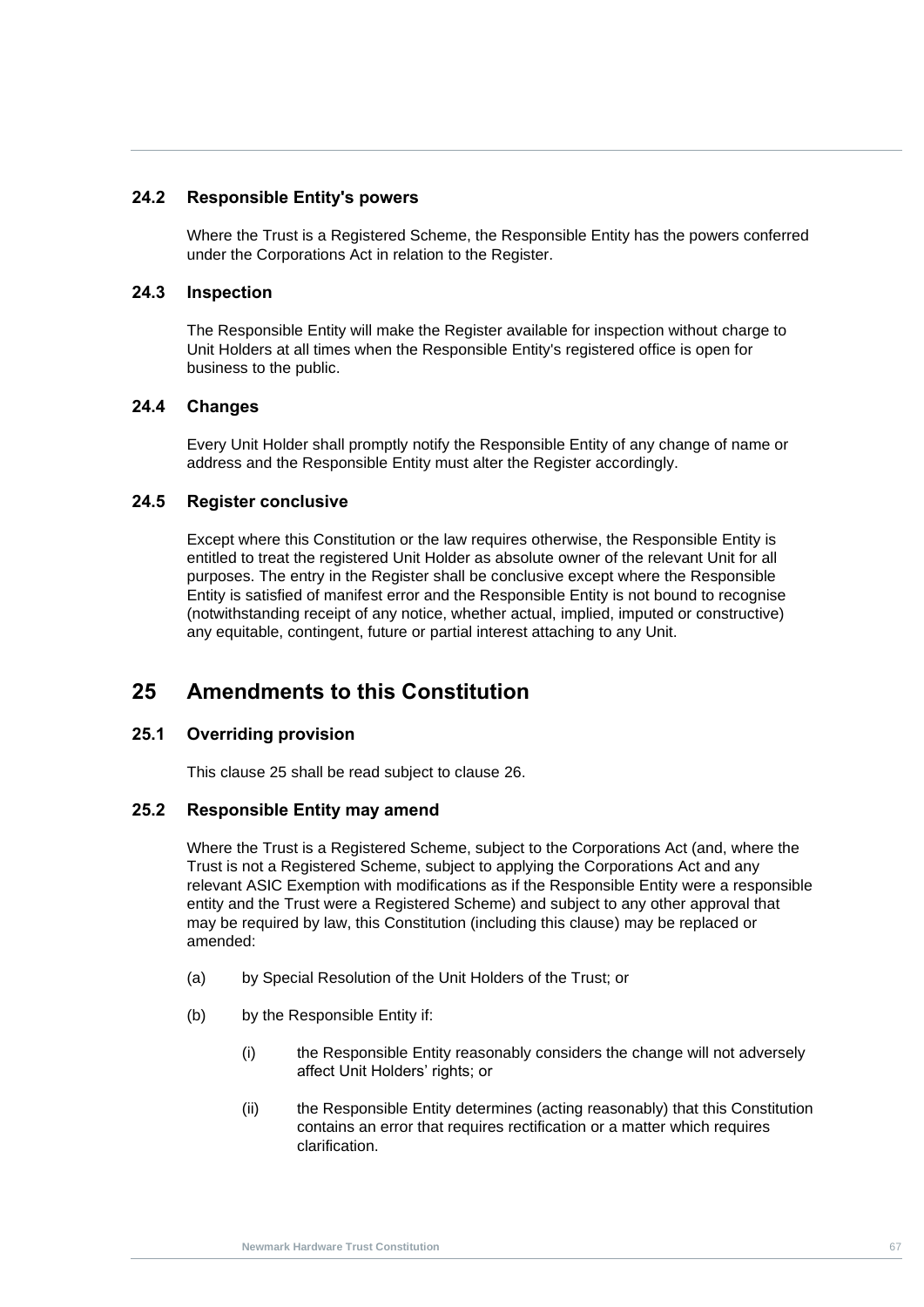### 24.2 Responsible Entity's powers

Where the Trust is a Registered Scheme, the Responsible Entity has the powers conferred under the Corporations Act in relation to the Register.

### 24.3 Inspection

The Responsible Entity will make the Register available for inspection without charge to Unit Holders at all times when the Responsible Entity's registered office is open for business to the public.

### 24.4 Changes

Every Unit Holder shall promptly notify the Responsible Entity of any change of name or address and the Responsible Entity must alter the Register accordingly.

### 24.5 Register conclusive

Except where this Constitution or the law requires otherwise, the Responsible Entity is entitled to treat the registered Unit Holder as absolute owner of the relevant Unit for all purposes. The entry in the Register shall be conclusive except where the Responsible Entity is satisfied of manifest error and the Responsible Entity is not bound to recognise (notwithstanding receipt of any notice, whether actual, implied, imputed or constructive) any equitable, contingent, future or partial interest attaching to any Unit.

## 25 Amendments to this Constitution

### 25.1 Overriding provision

This clause 25 shall be read subject to clause 26.

### 25.2 Responsible Entity may amend

Where the Trust is a Registered Scheme, subject to the Corporations Act (and, where the Trust is not a Registered Scheme, subject to applying the Corporations Act and any relevant ASIC Exemption with modifications as if the Responsible Entity were a responsible entity and the Trust were a Registered Scheme) and subject to any other approval that may be required by law, this Constitution (including this clause) may be replaced or amended:

(a) by Special Resolution of the Unit Holders of the Trust; or

(b) by the Responsible Entity if:

(i) the Responsible Entity reasonably considers the change will not adversely affect Unit Holders' rights; or

(ii) the Responsible Entity determines (acting reasonably) that this Constitution contains an error that requires rectification or a matter which requires clarification.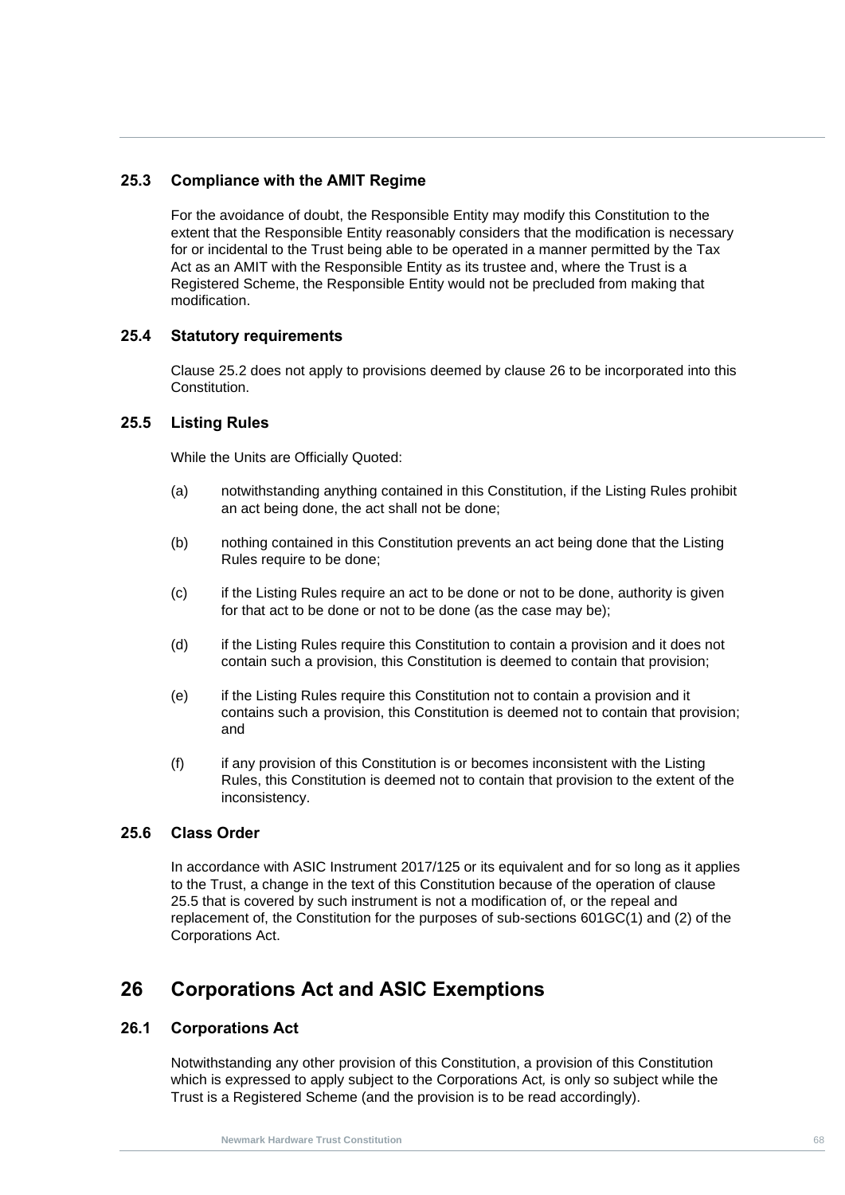### 25.3 Compliance with the AMIT Regime

For the avoidance of doubt, the Responsible Entity may modify this Constitution to the extent that the Responsible Entity reasonably considers that the modification is necessary for or incidental to the Trust being able to be operated in a manner permitted by the Tax Act as an AMIT with the Responsible Entity as its trustee and, where the Trust is a Registered Scheme, the Responsible Entity would not be precluded from making that modification.

### 25.4 Statutory requirements

Clause 25.2 does not apply to provisions deemed by clause 26 to be incorporated into this Constitution.

### 25.5 Listing Rules

While the Units are Officially Quoted:

(a) notwithstanding anything contained in this Constitution, if the Listing Rules prohibit an act being done, the act shall not be done;

(b) nothing contained in this Constitution prevents an act being done that the Listing Rules require to be done;

(c) if the Listing Rules require an act to be done or not to be done, authority is given for that act to be done or not to be done (as the case may be);

(d) if the Listing Rules require this Constitution to contain a provision and it does not contain such a provision, this Constitution is deemed to contain that provision;

(e) if the Listing Rules require this Constitution not to contain a provision and it contains such a provision, this Constitution is deemed not to contain that provision; and

(f) if any provision of this Constitution is or becomes inconsistent with the Listing Rules, this Constitution is deemed not to contain that provision to the extent of the inconsistency.

### 25.6 Class Order

In accordance with ASIC Instrument 2017/125 or its equivalent and for so long as it applies to the Trust, a change in the text of this Constitution because of the operation of clause 25.5 that is covered by such instrument is not a modification of, or the repeal and replacement of, the Constitution for the purposes of sub-sections 601GC(1) and (2) of the Corporations Act.

## 26 Corporations Act and ASIC Exemptions

### 26.1 Corporations Act

Notwithstanding any other provision of this Constitution, a provision of this Constitution which is expressed to apply subject to the Corporations Act*,* is only so subject while the Trust is a Registered Scheme (and the provision is to be read accordingly).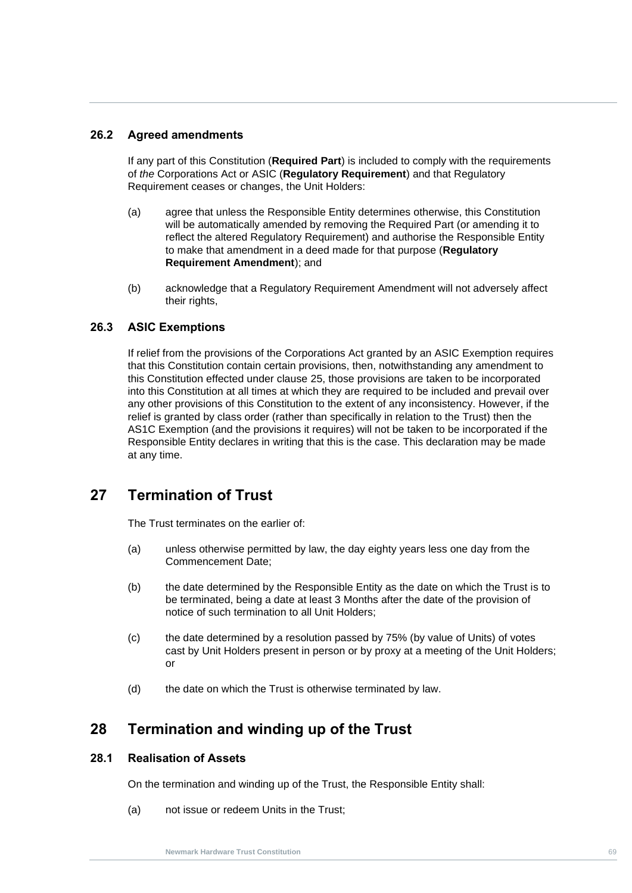### 26.2 Agreed amendments

If any part of this Constitution (**Required Part**) is included to comply with the requirements of *the* Corporations Act or ASIC (**Regulatory Requirement**) and that Regulatory Requirement ceases or changes, the Unit Holders:

(a) agree that unless the Responsible Entity determines otherwise, this Constitution will be automatically amended by removing the Required Part (or amending it to reflect the altered Regulatory Requirement) and authorise the Responsible Entity to make that amendment in a deed made for that purpose (**Regulatory Requirement Amendment**); and

(b) acknowledge that a Regulatory Requirement Amendment will not adversely affect their rights,

### 26.3 ASIC Exemptions

If relief from the provisions of the Corporations Act granted by an ASIC Exemption requires that this Constitution contain certain provisions, then, notwithstanding any amendment to this Constitution effected under clause 25, those provisions are taken to be incorporated into this Constitution at all times at which they are required to be included and prevail over any other provisions of this Constitution to the extent of any inconsistency. However, if the relief is granted by class order (rather than specifically in relation to the Trust) then the AS1C Exemption (and the provisions it requires) will not be taken to be incorporated if the Responsible Entity declares in writing that this is the case. This declaration may be made at any time.

## 27 Termination of Trust

The Trust terminates on the earlier of:

(a) unless otherwise permitted by law, the day eighty years less one day from the Commencement Date;

(b) the date determined by the Responsible Entity as the date on which the Trust is to be terminated, being a date at least 3 Months after the date of the provision of notice of such termination to all Unit Holders;

(c) the date determined by a resolution passed by 75% (by value of Units) of votes cast by Unit Holders present in person or by proxy at a meeting of the Unit Holders; or

(d) the date on which the Trust is otherwise terminated by law.

## 28 Termination and winding up of the Trust

### 28.1 Realisation of Assets

On the termination and winding up of the Trust, the Responsible Entity shall:

(a) not issue or redeem Units in the Trust;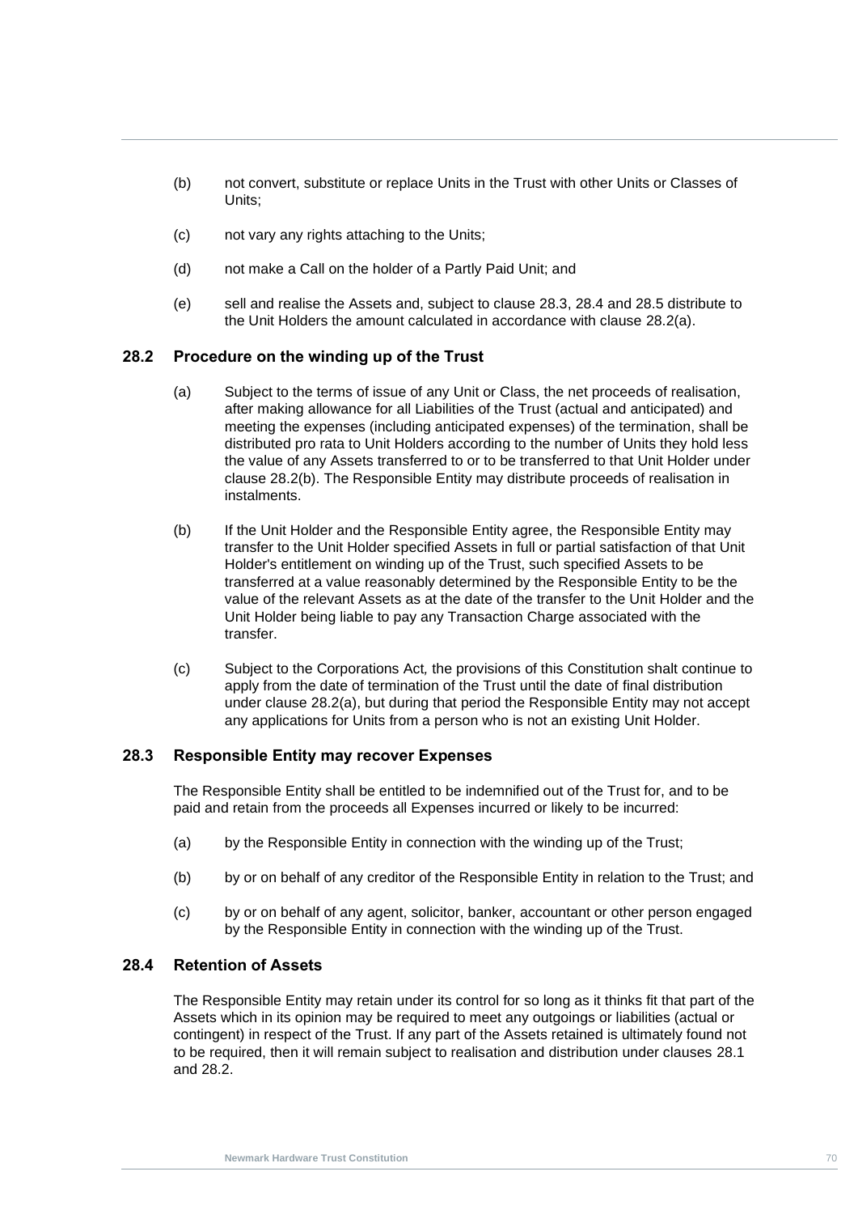(b) not convert, substitute or replace Units in the Trust with other Units or Classes of Units;

(c) not vary any rights attaching to the Units;

(d) not make a Call on the holder of a Partly Paid Unit; and

(e) sell and realise the Assets and, subject to clause 28.3, 28.4 and 28.5 distribute to the Unit Holders the amount calculated in accordance with clause 28.2(a).

## 28.2 Procedure on the winding up of the Trust

(a) Subject to the terms of issue of any Unit or Class, the net proceeds of realisation, after making allowance for all Liabilities of the Trust (actual and anticipated) and meeting the expenses (including anticipated expenses) of the termination, shall be distributed pro rata to Unit Holders according to the number of Units they hold less the value of any Assets transferred to or to be transferred to that Unit Holder under clause 28.2(b). The Responsible Entity may distribute proceeds of realisation in instalments.

(b) If the Unit Holder and the Responsible Entity agree, the Responsible Entity may transfer to the Unit Holder specified Assets in full or partial satisfaction of that Unit Holder's entitlement on winding up of the Trust, such specified Assets to be transferred at a value reasonably determined by the Responsible Entity to be the value of the relevant Assets as at the date of the transfer to the Unit Holder and the Unit Holder being liable to pay any Transaction Charge associated with the transfer.

(c) Subject to the Corporations Act*,* the provisions of this Constitution shalt continue to apply from the date of termination of the Trust until the date of final distribution under clause 28.2(a), but during that period the Responsible Entity may not accept any applications for Units from a person who is not an existing Unit Holder.

## 28.3 Responsible Entity may recover Expenses

The Responsible Entity shall be entitled to be indemnified out of the Trust for, and to be paid and retain from the proceeds all Expenses incurred or likely to be incurred:

(a) by the Responsible Entity in connection with the winding up of the Trust;

(b) by or on behalf of any creditor of the Responsible Entity in relation to the Trust; and

(c) by or on behalf of any agent, solicitor, banker, accountant or other person engaged by the Responsible Entity in connection with the winding up of the Trust.

## 28.4 Retention of Assets

The Responsible Entity may retain under its control for so long as it thinks fit that part of the Assets which in its opinion may be required to meet any outgoings or liabilities (actual or contingent) in respect of the Trust. If any part of the Assets retained is ultimately found not to be required, then it will remain subject to realisation and distribution under clauses 28.1 and 28.2.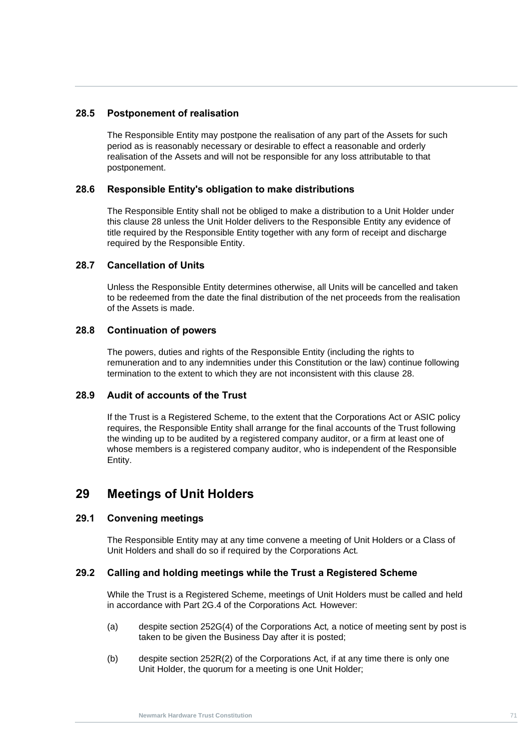### 28.5 Postponement of realisation

The Responsible Entity may postpone the realisation of any part of the Assets for such period as is reasonably necessary or desirable to effect a reasonable and orderly realisation of the Assets and will not be responsible for any loss attributable to that postponement.

### 28.6 Responsible Entity's obligation to make distributions

The Responsible Entity shall not be obliged to make a distribution to a Unit Holder under this clause 28 unless the Unit Holder delivers to the Responsible Entity any evidence of title required by the Responsible Entity together with any form of receipt and discharge required by the Responsible Entity.

### 28.7 Cancellation of Units

Unless the Responsible Entity determines otherwise, all Units will be cancelled and taken to be redeemed from the date the final distribution of the net proceeds from the realisation of the Assets is made.

### 28.8 Continuation of powers

The powers, duties and rights of the Responsible Entity (including the rights to remuneration and to any indemnities under this Constitution or the law) continue following termination to the extent to which they are not inconsistent with this clause 28.

### 28.9 Audit of accounts of the Trust

If the Trust is a Registered Scheme, to the extent that the Corporations Act or ASIC policy requires, the Responsible Entity shall arrange for the final accounts of the Trust following the winding up to be audited by a registered company auditor, or a firm at least one of whose members is a registered company auditor, who is independent of the Responsible Entity.

## 29 Meetings of Unit Holders

### 29.1 Convening meetings

The Responsible Entity may at any time convene a meeting of Unit Holders or a Class of Unit Holders and shall do so if required by the Corporations Act.

### 29.2 Calling and holding meetings while the Trust a Registered Scheme

While the Trust is a Registered Scheme, meetings of Unit Holders must be called and held in accordance with Part 2G.4 of the Corporations Act. However:

(a) despite section 252G(4) of the Corporations Act, a notice of meeting sent by post is taken to be given the Business Day after it is posted;

(b) despite section 252R(2) of the Corporations Act, if at any time there is only one Unit Holder, the quorum for a meeting is one Unit Holder;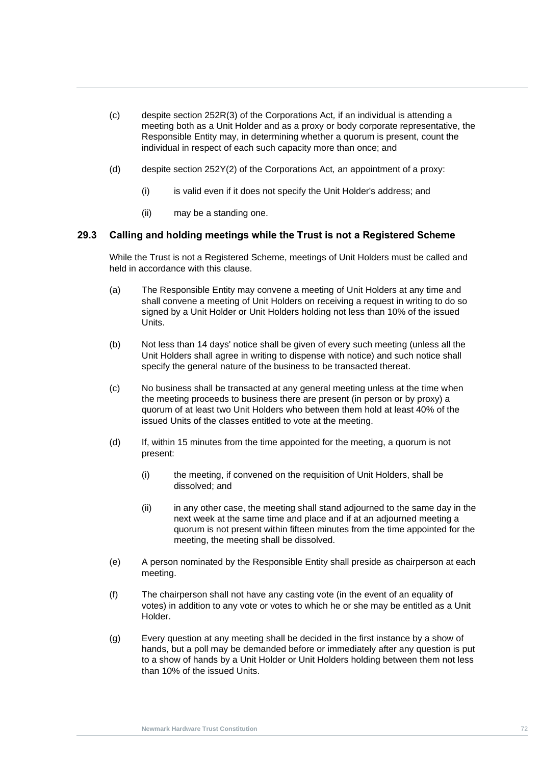(c) despite section 252R(3) of the Corporations Act*,* if an individual is attending a meeting both as a Unit Holder and as a proxy or body corporate representative, the Responsible Entity may, in determining whether a quorum is present, count the individual in respect of each such capacity more than once; and

(d) despite section 252Y(2) of the Corporations Act*,* an appointment of a proxy:

   (i) is valid even if it does not specify the Unit Holder's address; and

   (ii) may be a standing one.

### 29.3 Calling and holding meetings while the Trust is not a Registered Scheme

While the Trust is not a Registered Scheme, meetings of Unit Holders must be called and held in accordance with this clause.

(a) The Responsible Entity may convene a meeting of Unit Holders at any time and shall convene a meeting of Unit Holders on receiving a request in writing to do so signed by a Unit Holder or Unit Holders holding not less than 10% of the issued Units.

(b) Not less than 14 days' notice shall be given of every such meeting (unless all the Unit Holders shall agree in writing to dispense with notice) and such notice shall specify the general nature of the business to be transacted thereat.

(c) No business shall be transacted at any general meeting unless at the time when the meeting proceeds to business there are present (in person or by proxy) a quorum of at least two Unit Holders who between them hold at least 40% of the issued Units of the classes entitled to vote at the meeting.

(d) If, within 15 minutes from the time appointed for the meeting, a quorum is not present:

   (i) the meeting, if convened on the requisition of Unit Holders, shall be dissolved; and

   (ii) in any other case, the meeting shall stand adjourned to the same day in the next week at the same time and place and if at an adjourned meeting a quorum is not present within fifteen minutes from the time appointed for the meeting, the meeting shall be dissolved.

(e) A person nominated by the Responsible Entity shall preside as chairperson at each meeting.

(f) The chairperson shall not have any casting vote (in the event of an equality of votes) in addition to any vote or votes to which he or she may be entitled as a Unit Holder.

(g) Every question at any meeting shall be decided in the first instance by a show of hands, but a poll may be demanded before or immediately after any question is put to a show of hands by a Unit Holder or Unit Holders holding between them not less than 10% of the issued Units.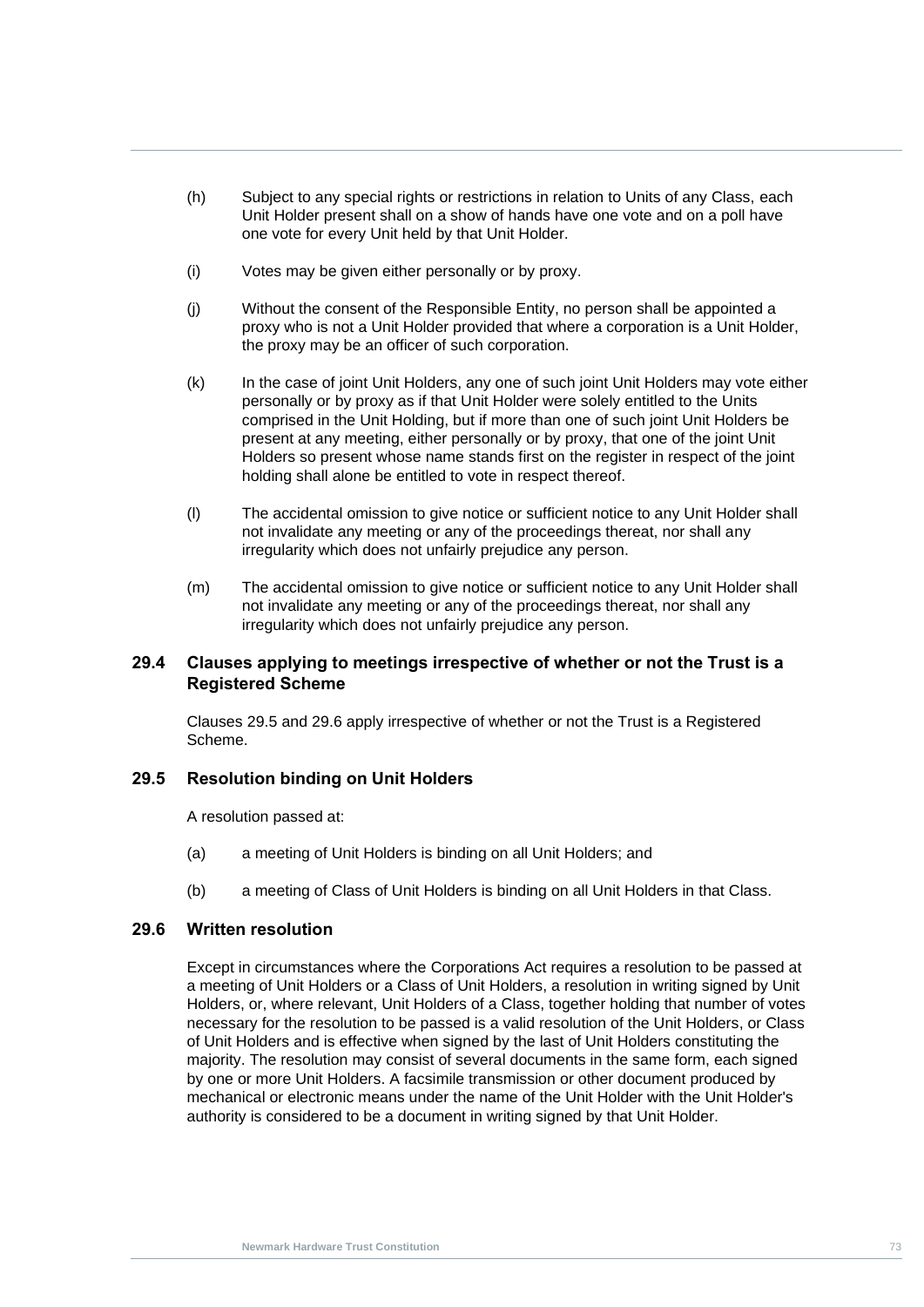(h) Subject to any special rights or restrictions in relation to Units of any Class, each Unit Holder present shall on a show of hands have one vote and on a poll have one vote for every Unit held by that Unit Holder.

(i) Votes may be given either personally or by proxy.

(j) Without the consent of the Responsible Entity, no person shall be appointed a proxy who is not a Unit Holder provided that where a corporation is a Unit Holder, the proxy may be an officer of such corporation.

(k) In the case of joint Unit Holders, any one of such joint Unit Holders may vote either personally or by proxy as if that Unit Holder were solely entitled to the Units comprised in the Unit Holding, but if more than one of such joint Unit Holders be present at any meeting, either personally or by proxy, that one of the joint Unit Holders so present whose name stands first on the register in respect of the joint holding shall alone be entitled to vote in respect thereof.

(l) The accidental omission to give notice or sufficient notice to any Unit Holder shall not invalidate any meeting or any of the proceedings thereat, nor shall any irregularity which does not unfairly prejudice any person.

(m) The accidental omission to give notice or sufficient notice to any Unit Holder shall not invalidate any meeting or any of the proceedings thereat, nor shall any irregularity which does not unfairly prejudice any person.

### 29.4 Clauses applying to meetings irrespective of whether or not the Trust is a Registered Scheme

Clauses 29.5 and 29.6 apply irrespective of whether or not the Trust is a Registered Scheme.

### 29.5 Resolution binding on Unit Holders

A resolution passed at:

(a) a meeting of Unit Holders is binding on all Unit Holders; and

(b) a meeting of Class of Unit Holders is binding on all Unit Holders in that Class.

### 29.6 Written resolution

Except in circumstances where the Corporations Act requires a resolution to be passed at a meeting of Unit Holders or a Class of Unit Holders, a resolution in writing signed by Unit Holders, or, where relevant, Unit Holders of a Class, together holding that number of votes necessary for the resolution to be passed is a valid resolution of the Unit Holders, or Class of Unit Holders and is effective when signed by the last of Unit Holders constituting the majority. The resolution may consist of several documents in the same form, each signed by one or more Unit Holders. A facsimile transmission or other document produced by mechanical or electronic means under the name of the Unit Holder with the Unit Holder's authority is considered to be a document in writing signed by that Unit Holder.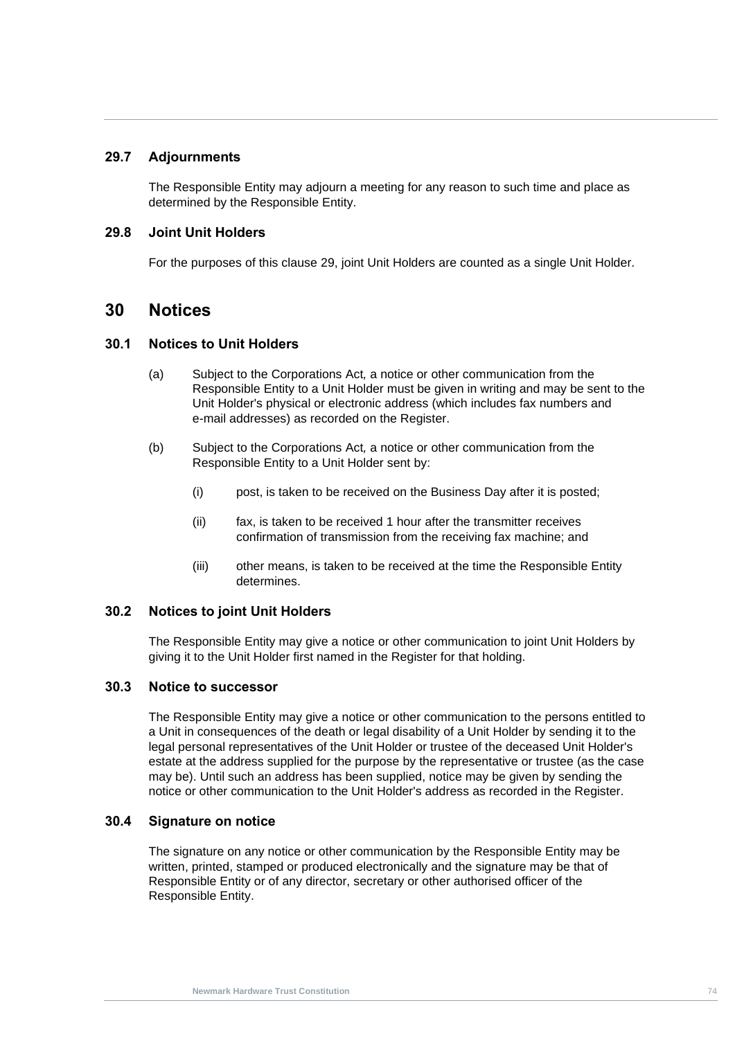### 29.7 Adjournments

The Responsible Entity may adjourn a meeting for any reason to such time and place as determined by the Responsible Entity.

### 29.8 Joint Unit Holders

For the purposes of this clause 29, joint Unit Holders are counted as a single Unit Holder.

## 30 Notices

### 30.1 Notices to Unit Holders

(a) Subject to the Corporations Act*,* a notice or other communication from the Responsible Entity to a Unit Holder must be given in writing and may be sent to the Unit Holder's physical or electronic address (which includes fax numbers and e-mail addresses) as recorded on the Register.

(b) Subject to the Corporations Act*,* a notice or other communication from the Responsible Entity to a Unit Holder sent by:

(i) post, is taken to be received on the Business Day after it is posted;

(ii) fax, is taken to be received 1 hour after the transmitter receives confirmation of transmission from the receiving fax machine; and

(iii) other means, is taken to be received at the time the Responsible Entity determines.

### 30.2 Notices to joint Unit Holders

The Responsible Entity may give a notice or other communication to joint Unit Holders by giving it to the Unit Holder first named in the Register for that holding.

### 30.3 Notice to successor

The Responsible Entity may give a notice or other communication to the persons entitled to a Unit in consequences of the death or legal disability of a Unit Holder by sending it to the legal personal representatives of the Unit Holder or trustee of the deceased Unit Holder's estate at the address supplied for the purpose by the representative or trustee (as the case may be). Until such an address has been supplied, notice may be given by sending the notice or other communication to the Unit Holder's address as recorded in the Register.

### 30.4 Signature on notice

The signature on any notice or other communication by the Responsible Entity may be written, printed, stamped or produced electronically and the signature may be that of Responsible Entity or of any director, secretary or other authorised officer of the Responsible Entity.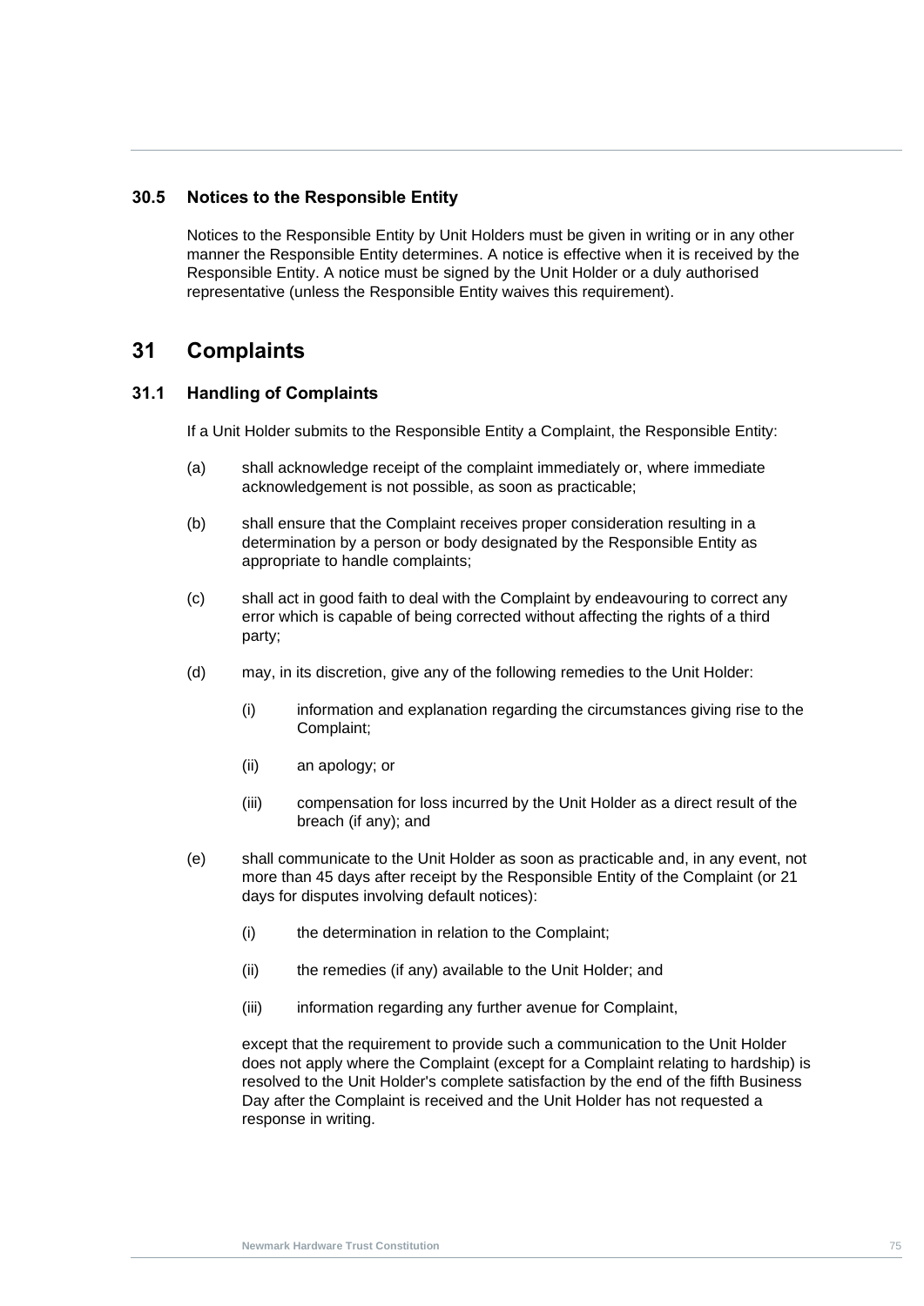### 30.5 Notices to the Responsible Entity

Notices to the Responsible Entity by Unit Holders must be given in writing or in any other manner the Responsible Entity determines. A notice is effective when it is received by the Responsible Entity. A notice must be signed by the Unit Holder or a duly authorised representative (unless the Responsible Entity waives this requirement).

## 31 Complaints

### 31.1 Handling of Complaints

If a Unit Holder submits to the Responsible Entity a Complaint, the Responsible Entity:

(a) shall acknowledge receipt of the complaint immediately or, where immediate acknowledgement is not possible, as soon as practicable;

(b) shall ensure that the Complaint receives proper consideration resulting in a determination by a person or body designated by the Responsible Entity as appropriate to handle complaints;

(c) shall act in good faith to deal with the Complaint by endeavouring to correct any error which is capable of being corrected without affecting the rights of a third party;

(d) may, in its discretion, give any of the following remedies to the Unit Holder:

  (i) information and explanation regarding the circumstances giving rise to the Complaint;

  (ii) an apology; or

  (iii) compensation for loss incurred by the Unit Holder as a direct result of the breach (if any); and

(e) shall communicate to the Unit Holder as soon as practicable and, in any event, not more than 45 days after receipt by the Responsible Entity of the Complaint (or 21 days for disputes involving default notices):

  (i) the determination in relation to the Complaint;

  (ii) the remedies (if any) available to the Unit Holder; and

  (iii) information regarding any further avenue for Complaint,

except that the requirement to provide such a communication to the Unit Holder does not apply where the Complaint (except for a Complaint relating to hardship) is resolved to the Unit Holder's complete satisfaction by the end of the fifth Business Day after the Complaint is received and the Unit Holder has not requested a response in writing.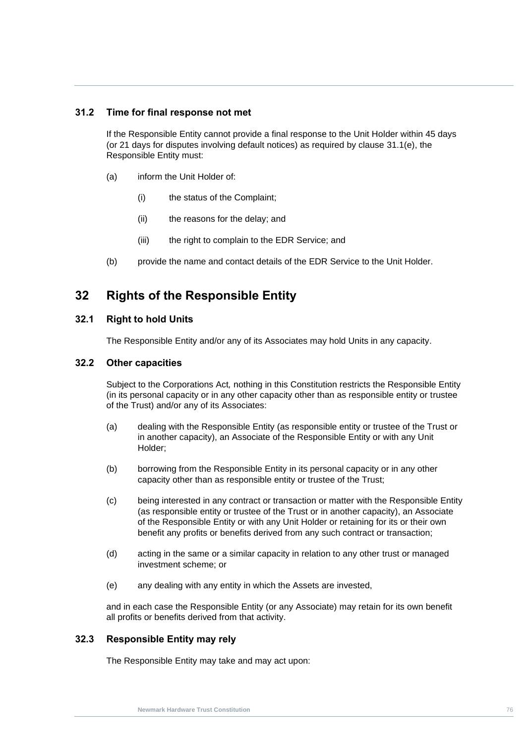### 31.2 Time for final response not met

If the Responsible Entity cannot provide a final response to the Unit Holder within 45 days (or 21 days for disputes involving default notices) as required by clause 31.1(e), the Responsible Entity must:

(a) inform the Unit Holder of:

(i) the status of the Complaint;

(ii) the reasons for the delay; and

(iii) the right to complain to the EDR Service; and

(b) provide the name and contact details of the EDR Service to the Unit Holder.

## 32 Rights of the Responsible Entity

### 32.1 Right to hold Units

The Responsible Entity and/or any of its Associates may hold Units in any capacity.

### 32.2 Other capacities

Subject to the Corporations Act*,* nothing in this Constitution restricts the Responsible Entity (in its personal capacity or in any other capacity other than as responsible entity or trustee of the Trust) and/or any of its Associates:

(a) dealing with the Responsible Entity (as responsible entity or trustee of the Trust or in another capacity), an Associate of the Responsible Entity or with any Unit Holder;

(b) borrowing from the Responsible Entity in its personal capacity or in any other capacity other than as responsible entity or trustee of the Trust;

(c) being interested in any contract or transaction or matter with the Responsible Entity (as responsible entity or trustee of the Trust or in another capacity), an Associate of the Responsible Entity or with any Unit Holder or retaining for its or their own benefit any profits or benefits derived from any such contract or transaction;

(d) acting in the same or a similar capacity in relation to any other trust or managed investment scheme; or

(e) any dealing with any entity in which the Assets are invested,

and in each case the Responsible Entity (or any Associate) may retain for its own benefit all profits or benefits derived from that activity.

### 32.3 Responsible Entity may rely

The Responsible Entity may take and may act upon: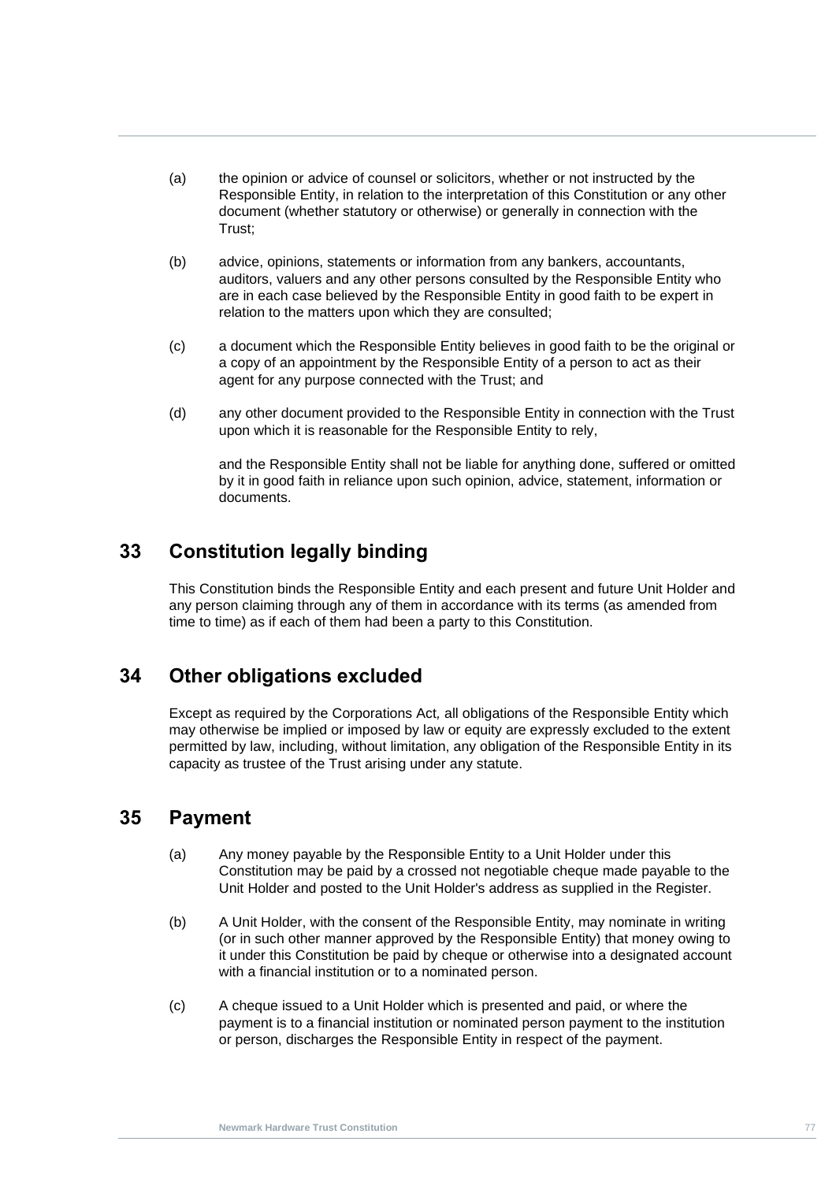(a) the opinion or advice of counsel or solicitors, whether or not instructed by the Responsible Entity, in relation to the interpretation of this Constitution or any other document (whether statutory or otherwise) or generally in connection with the Trust;

(b) advice, opinions, statements or information from any bankers, accountants, auditors, valuers and any other persons consulted by the Responsible Entity who are in each case believed by the Responsible Entity in good faith to be expert in relation to the matters upon which they are consulted;

(c) a document which the Responsible Entity believes in good faith to be the original or a copy of an appointment by the Responsible Entity of a person to act as their agent for any purpose connected with the Trust; and

(d) any other document provided to the Responsible Entity in connection with the Trust upon which it is reasonable for the Responsible Entity to rely,

and the Responsible Entity shall not be liable for anything done, suffered or omitted by it in good faith in reliance upon such opinion, advice, statement, information or documents.

## 33 Constitution legally binding

This Constitution binds the Responsible Entity and each present and future Unit Holder and any person claiming through any of them in accordance with its terms (as amended from time to time) as if each of them had been a party to this Constitution.

## 34 Other obligations excluded

Except as required by the Corporations Act*,* all obligations of the Responsible Entity which may otherwise be implied or imposed by law or equity are expressly excluded to the extent permitted by law, including, without limitation, any obligation of the Responsible Entity in its capacity as trustee of the Trust arising under any statute.

## 35 Payment

(a) Any money payable by the Responsible Entity to a Unit Holder under this Constitution may be paid by a crossed not negotiable cheque made payable to the Unit Holder and posted to the Unit Holder's address as supplied in the Register.

(b) A Unit Holder, with the consent of the Responsible Entity, may nominate in writing (or in such other manner approved by the Responsible Entity) that money owing to it under this Constitution be paid by cheque or otherwise into a designated account with a financial institution or to a nominated person.

(c) A cheque issued to a Unit Holder which is presented and paid, or where the payment is to a financial institution or nominated person payment to the institution or person, discharges the Responsible Entity in respect of the payment.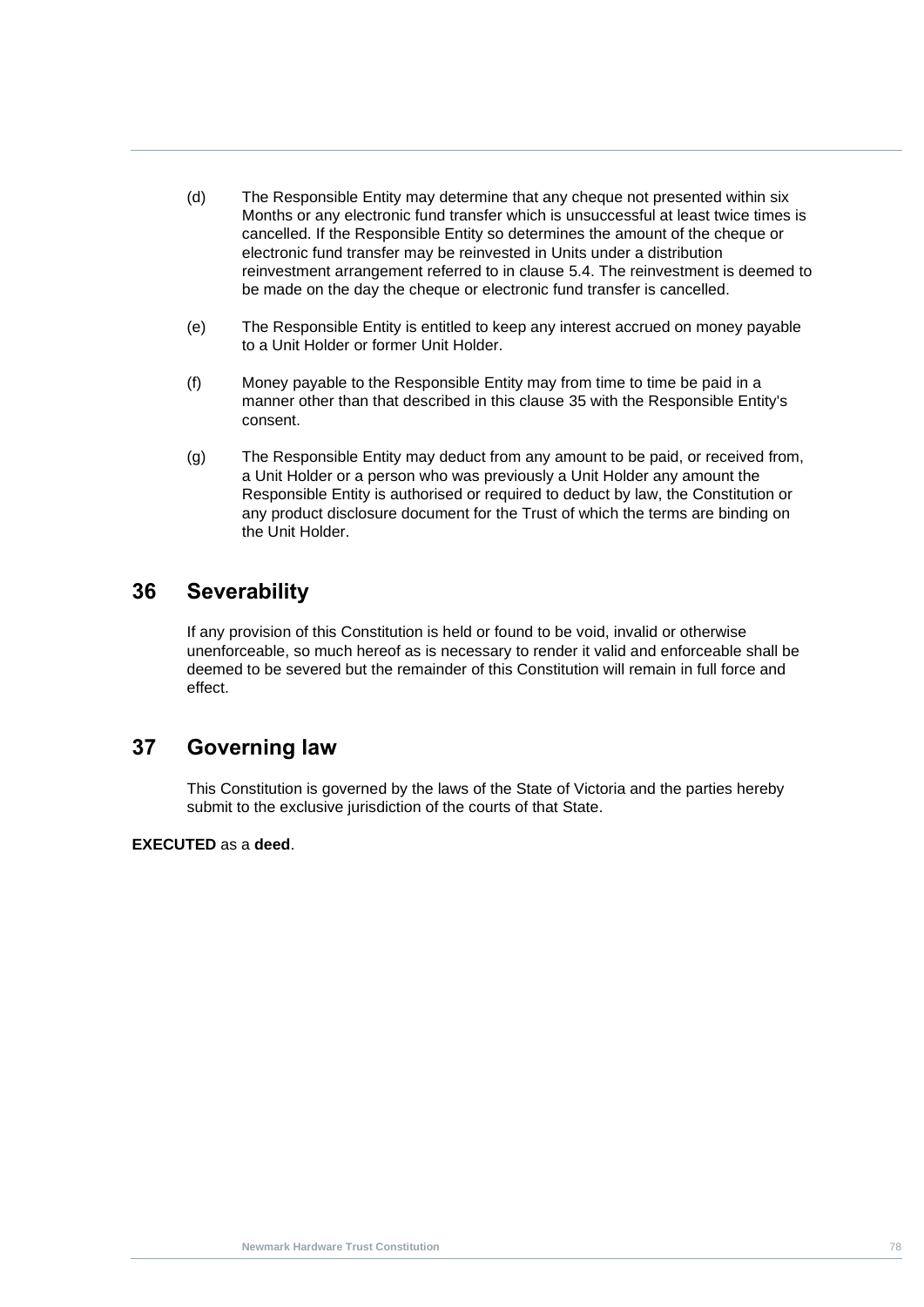(d) The Responsible Entity may determine that any cheque not presented within six Months or any electronic fund transfer which is unsuccessful at least twice times is cancelled. If the Responsible Entity so determines the amount of the cheque or electronic fund transfer may be reinvested in Units under a distribution reinvestment arrangement referred to in clause 5.4. The reinvestment is deemed to be made on the day the cheque or electronic fund transfer is cancelled.

(e) The Responsible Entity is entitled to keep any interest accrued on money payable to a Unit Holder or former Unit Holder.

(f) Money payable to the Responsible Entity may from time to time be paid in a manner other than that described in this clause 35 with the Responsible Entity's consent.

(g) The Responsible Entity may deduct from any amount to be paid, or received from, a Unit Holder or a person who was previously a Unit Holder any amount the Responsible Entity is authorised or required to deduct by law, the Constitution or any product disclosure document for the Trust of which the terms are binding on the Unit Holder.

## 36 Severability

If any provision of this Constitution is held or found to be void, invalid or otherwise unenforceable, so much hereof as is necessary to render it valid and enforceable shall be deemed to be severed but the remainder of this Constitution will remain in full force and effect.

## 37 Governing law

This Constitution is governed by the laws of the State of Victoria and the parties hereby submit to the exclusive jurisdiction of the courts of that State.

**EXECUTED** as a **deed**.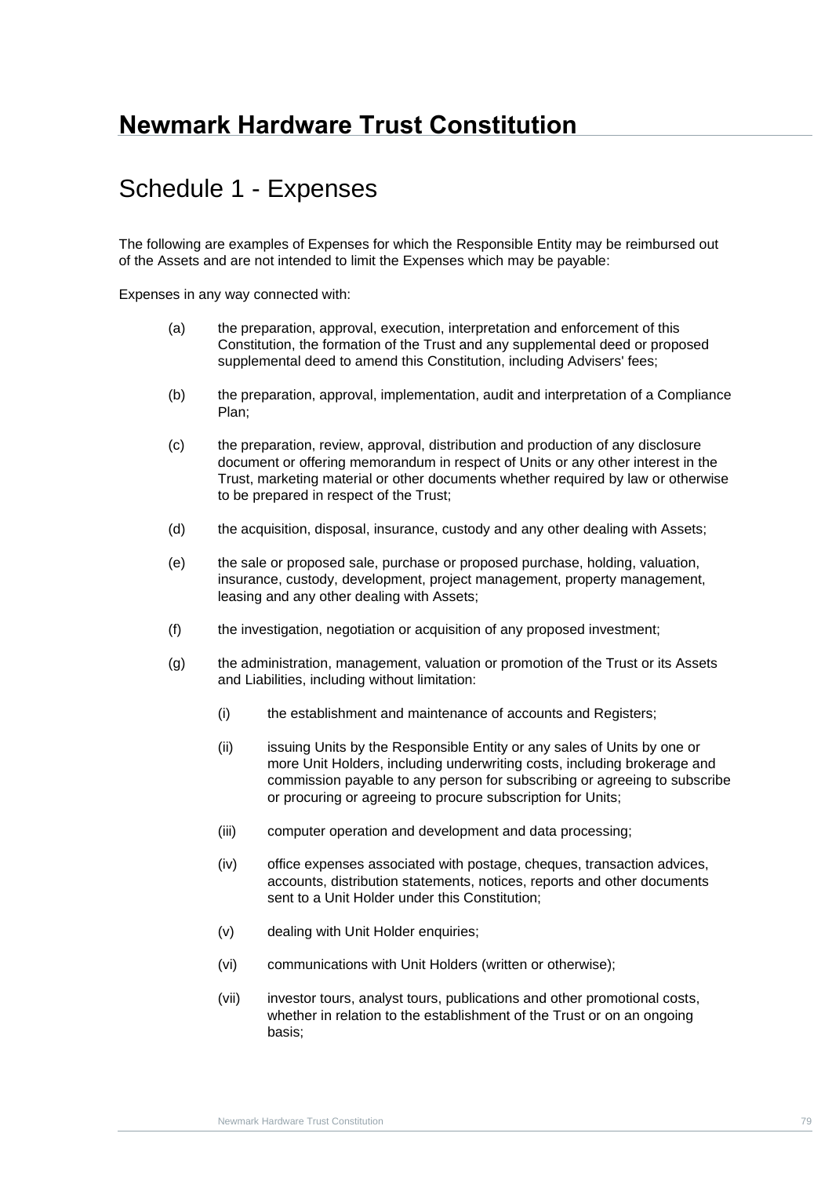# Newmark Hardware Trust Constitution

## Schedule 1 - Expenses

The following are examples of Expenses for which the Responsible Entity may be reimbursed out of the Assets and are not intended to limit the Expenses which may be payable:

Expenses in any way connected with:

(a) the preparation, approval, execution, interpretation and enforcement of this Constitution, the formation of the Trust and any supplemental deed or proposed supplemental deed to amend this Constitution, including Advisers' fees;

(b) the preparation, approval, implementation, audit and interpretation of a Compliance Plan;

(c) the preparation, review, approval, distribution and production of any disclosure document or offering memorandum in respect of Units or any other interest in the Trust, marketing material or other documents whether required by law or otherwise to be prepared in respect of the Trust;

(d) the acquisition, disposal, insurance, custody and any other dealing with Assets;

(e) the sale or proposed sale, purchase or proposed purchase, holding, valuation, insurance, custody, development, project management, property management, leasing and any other dealing with Assets;

(f) the investigation, negotiation or acquisition of any proposed investment;

(g) the administration, management, valuation or promotion of the Trust or its Assets and Liabilities, including without limitation:

   (i) the establishment and maintenance of accounts and Registers;

   (ii) issuing Units by the Responsible Entity or any sales of Units by one or more Unit Holders, including underwriting costs, including brokerage and commission payable to any person for subscribing or agreeing to subscribe or procuring or agreeing to procure subscription for Units;

   (iii) computer operation and development and data processing;

   (iv) office expenses associated with postage, cheques, transaction advices, accounts, distribution statements, notices, reports and other documents sent to a Unit Holder under this Constitution;

   (v) dealing with Unit Holder enquiries;

   (vi) communications with Unit Holders (written or otherwise);

   (vii) investor tours, analyst tours, publications and other promotional costs, whether in relation to the establishment of the Trust or on an ongoing basis;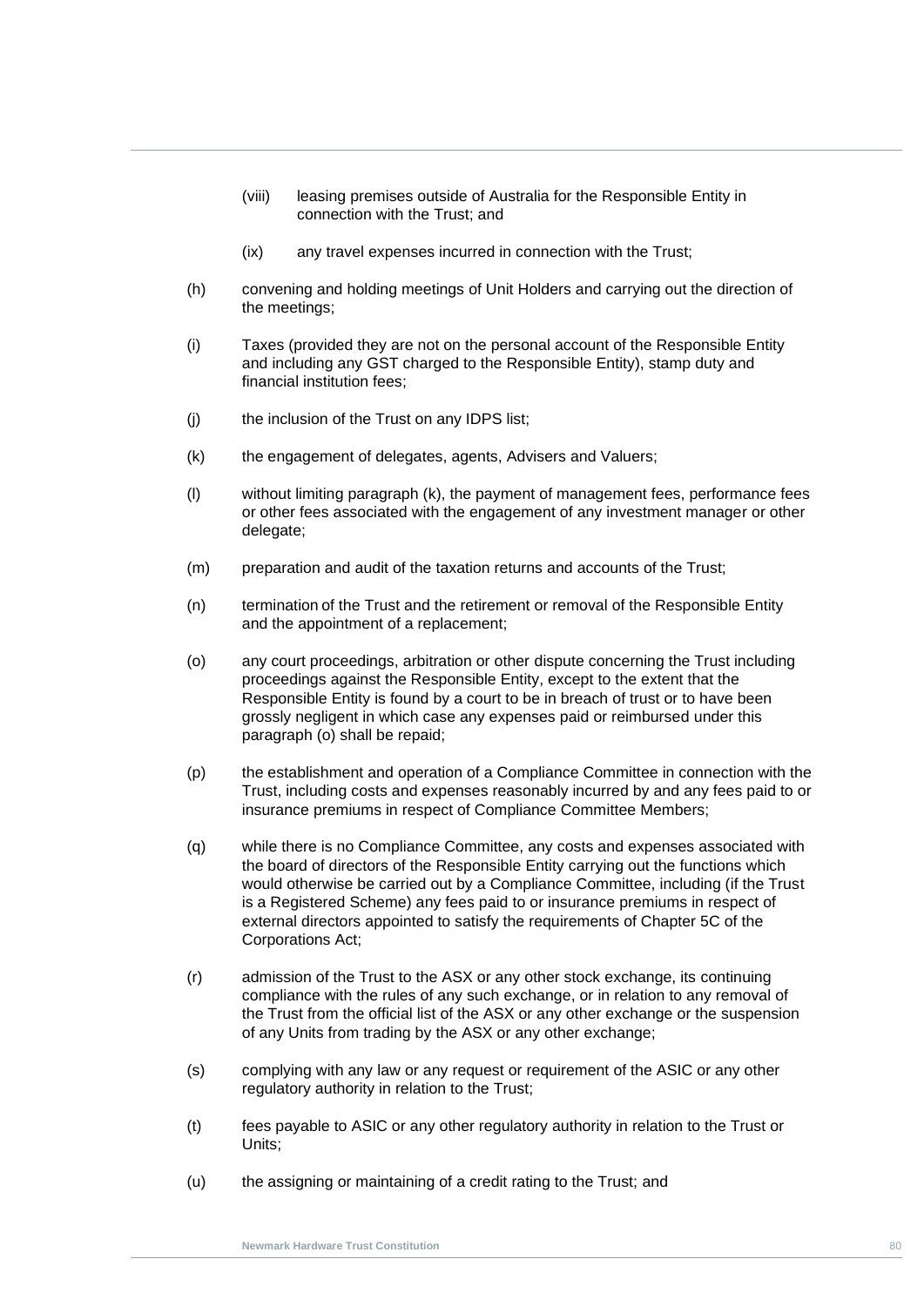(viii) leasing premises outside of Australia for the Responsible Entity in connection with the Trust; and

(ix) any travel expenses incurred in connection with the Trust;

(h) convening and holding meetings of Unit Holders and carrying out the direction of the meetings;

(i) Taxes (provided they are not on the personal account of the Responsible Entity and including any GST charged to the Responsible Entity), stamp duty and financial institution fees;

(j) the inclusion of the Trust on any IDPS list;

(k) the engagement of delegates, agents, Advisers and Valuers;

(l) without limiting paragraph (k), the payment of management fees, performance fees or other fees associated with the engagement of any investment manager or other delegate;

(m) preparation and audit of the taxation returns and accounts of the Trust;

(n) termination of the Trust and the retirement or removal of the Responsible Entity and the appointment of a replacement;

(o) any court proceedings, arbitration or other dispute concerning the Trust including proceedings against the Responsible Entity, except to the extent that the Responsible Entity is found by a court to be in breach of trust or to have been grossly negligent in which case any expenses paid or reimbursed under this paragraph (o) shall be repaid;

(p) the establishment and operation of a Compliance Committee in connection with the Trust, including costs and expenses reasonably incurred by and any fees paid to or insurance premiums in respect of Compliance Committee Members;

(q) while there is no Compliance Committee, any costs and expenses associated with the board of directors of the Responsible Entity carrying out the functions which would otherwise be carried out by a Compliance Committee, including (if the Trust is a Registered Scheme) any fees paid to or insurance premiums in respect of external directors appointed to satisfy the requirements of Chapter 5C of the Corporations Act;

(r) admission of the Trust to the ASX or any other stock exchange, its continuing compliance with the rules of any such exchange, or in relation to any removal of the Trust from the official list of the ASX or any other exchange or the suspension of any Units from trading by the ASX or any other exchange;

(s) complying with any law or any request or requirement of the ASIC or any other regulatory authority in relation to the Trust;

(t) fees payable to ASIC or any other regulatory authority in relation to the Trust or Units;

(u) the assigning or maintaining of a credit rating to the Trust; and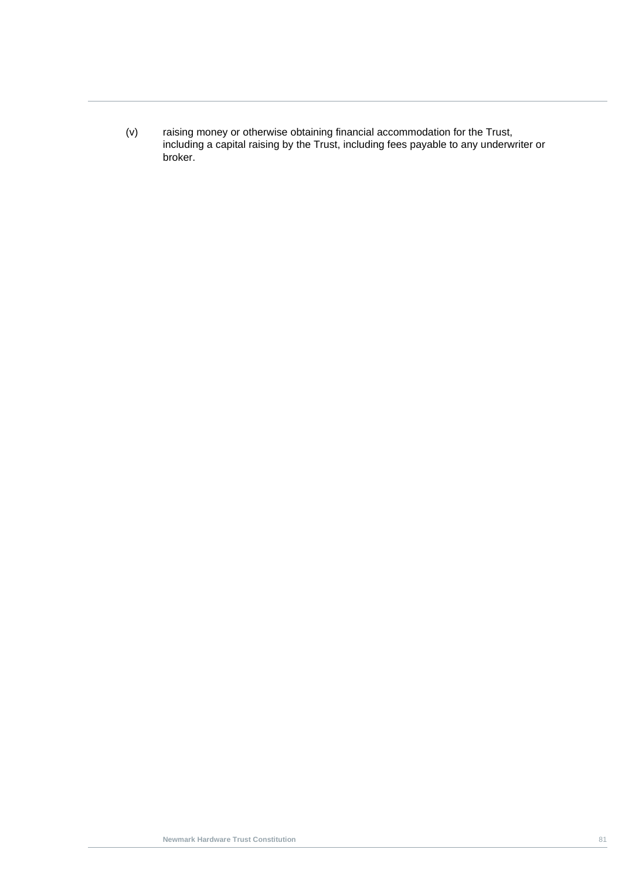(v) raising money or otherwise obtaining financial accommodation for the Trust, including a capital raising by the Trust, including fees payable to any underwriter or broker.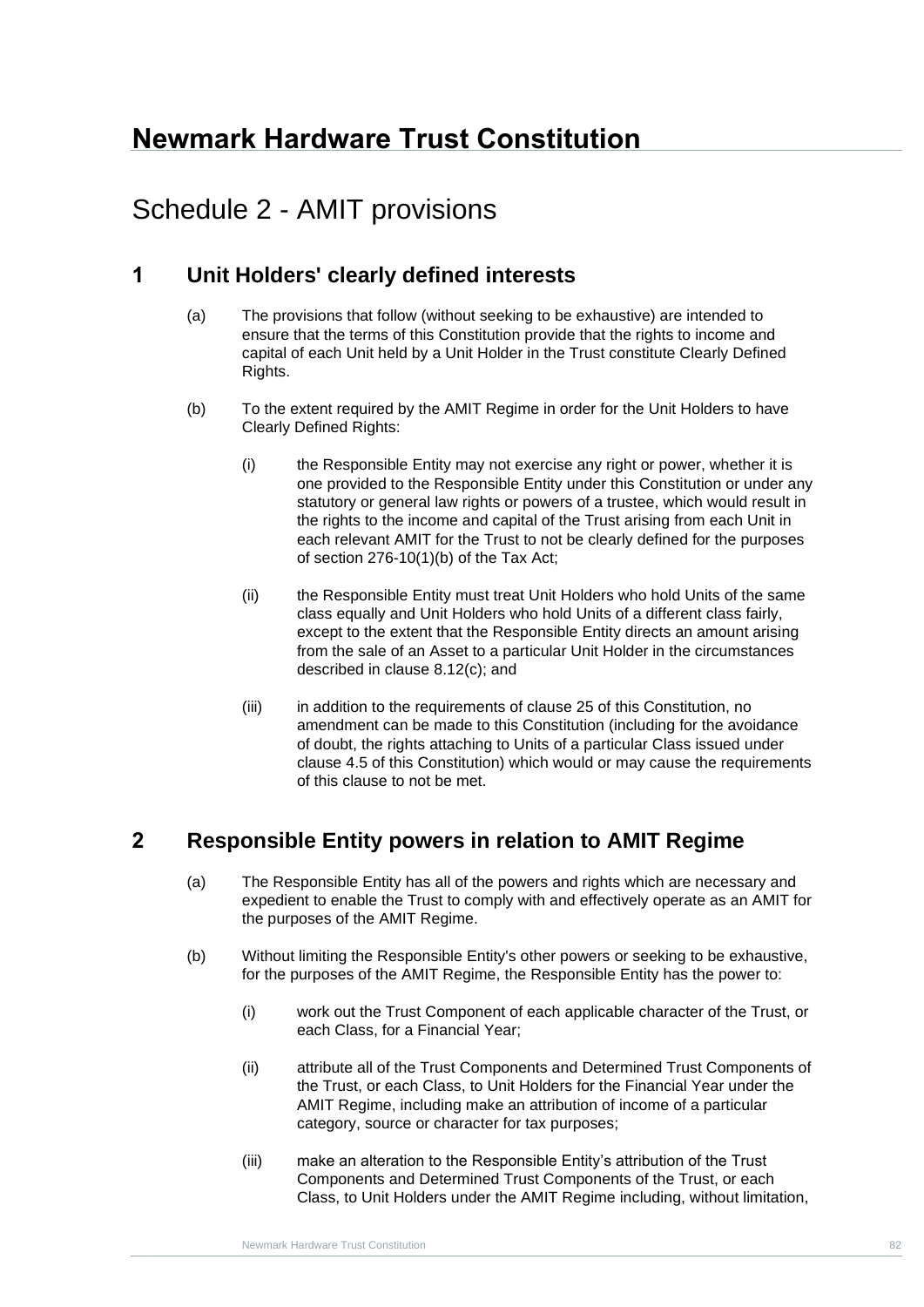# Newmark Hardware Trust Constitution

## Schedule 2 - AMIT provisions

### 1 Unit Holders' clearly defined interests

(a) The provisions that follow (without seeking to be exhaustive) are intended to ensure that the terms of this Constitution provide that the rights to income and capital of each Unit held by a Unit Holder in the Trust constitute Clearly Defined Rights.

(b) To the extent required by the AMIT Regime in order for the Unit Holders to have Clearly Defined Rights:

(i) the Responsible Entity may not exercise any right or power, whether it is one provided to the Responsible Entity under this Constitution or under any statutory or general law rights or powers of a trustee, which would result in the rights to the income and capital of the Trust arising from each Unit in each relevant AMIT for the Trust to not be clearly defined for the purposes of section 276-10(1)(b) of the Tax Act;

(ii) the Responsible Entity must treat Unit Holders who hold Units of the same class equally and Unit Holders who hold Units of a different class fairly, except to the extent that the Responsible Entity directs an amount arising from the sale of an Asset to a particular Unit Holder in the circumstances described in clause 8.12(c); and

(iii) in addition to the requirements of clause 25 of this Constitution, no amendment can be made to this Constitution (including for the avoidance of doubt, the rights attaching to Units of a particular Class issued under clause 4.5 of this Constitution) which would or may cause the requirements of this clause to not be met.

### 2 Responsible Entity powers in relation to AMIT Regime

(a) The Responsible Entity has all of the powers and rights which are necessary and expedient to enable the Trust to comply with and effectively operate as an AMIT for the purposes of the AMIT Regime.

(b) Without limiting the Responsible Entity's other powers or seeking to be exhaustive, for the purposes of the AMIT Regime, the Responsible Entity has the power to:

(i) work out the Trust Component of each applicable character of the Trust, or each Class, for a Financial Year;

(ii) attribute all of the Trust Components and Determined Trust Components of the Trust, or each Class, to Unit Holders for the Financial Year under the AMIT Regime, including make an attribution of income of a particular category, source or character for tax purposes;

(iii) make an alteration to the Responsible Entity's attribution of the Trust Components and Determined Trust Components of the Trust, or each Class, to Unit Holders under the AMIT Regime including, without limitation,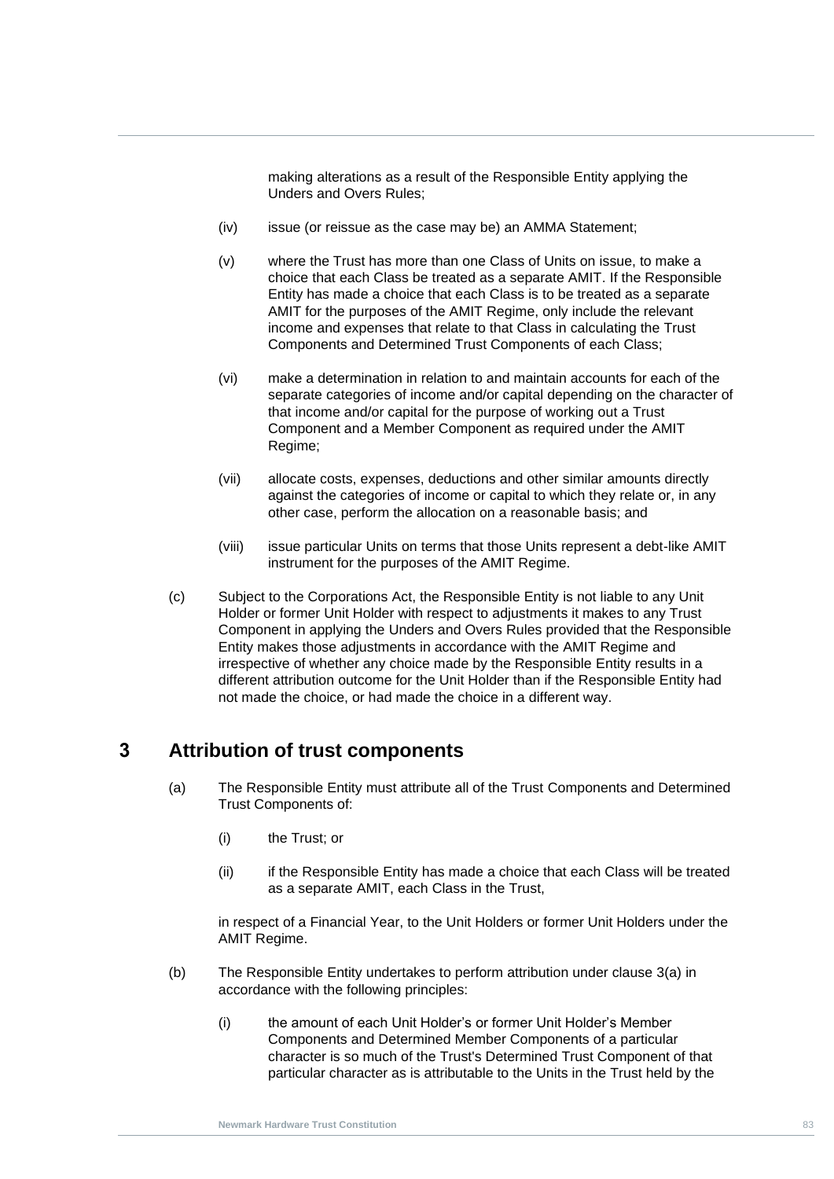making alterations as a result of the Responsible Entity applying the Unders and Overs Rules;

(iv) issue (or reissue as the case may be) an AMMA Statement;

(v) where the Trust has more than one Class of Units on issue, to make a choice that each Class be treated as a separate AMIT. If the Responsible Entity has made a choice that each Class is to be treated as a separate AMIT for the purposes of the AMIT Regime, only include the relevant income and expenses that relate to that Class in calculating the Trust Components and Determined Trust Components of each Class;

(vi) make a determination in relation to and maintain accounts for each of the separate categories of income and/or capital depending on the character of that income and/or capital for the purpose of working out a Trust Component and a Member Component as required under the AMIT Regime;

(vii) allocate costs, expenses, deductions and other similar amounts directly against the categories of income or capital to which they relate or, in any other case, perform the allocation on a reasonable basis; and

(viii) issue particular Units on terms that those Units represent a debt-like AMIT instrument for the purposes of the AMIT Regime.

(c) Subject to the Corporations Act, the Responsible Entity is not liable to any Unit Holder or former Unit Holder with respect to adjustments it makes to any Trust Component in applying the Unders and Overs Rules provided that the Responsible Entity makes those adjustments in accordance with the AMIT Regime and irrespective of whether any choice made by the Responsible Entity results in a different attribution outcome for the Unit Holder than if the Responsible Entity had not made the choice, or had made the choice in a different way.

## 3 Attribution of trust components

(a) The Responsible Entity must attribute all of the Trust Components and Determined Trust Components of:

(i) the Trust; or

(ii) if the Responsible Entity has made a choice that each Class will be treated as a separate AMIT, each Class in the Trust,

in respect of a Financial Year, to the Unit Holders or former Unit Holders under the AMIT Regime.

(b) The Responsible Entity undertakes to perform attribution under clause 3(a) in accordance with the following principles:

(i) the amount of each Unit Holder's or former Unit Holder's Member Components and Determined Member Components of a particular character is so much of the Trust's Determined Trust Component of that particular character as is attributable to the Units in the Trust held by the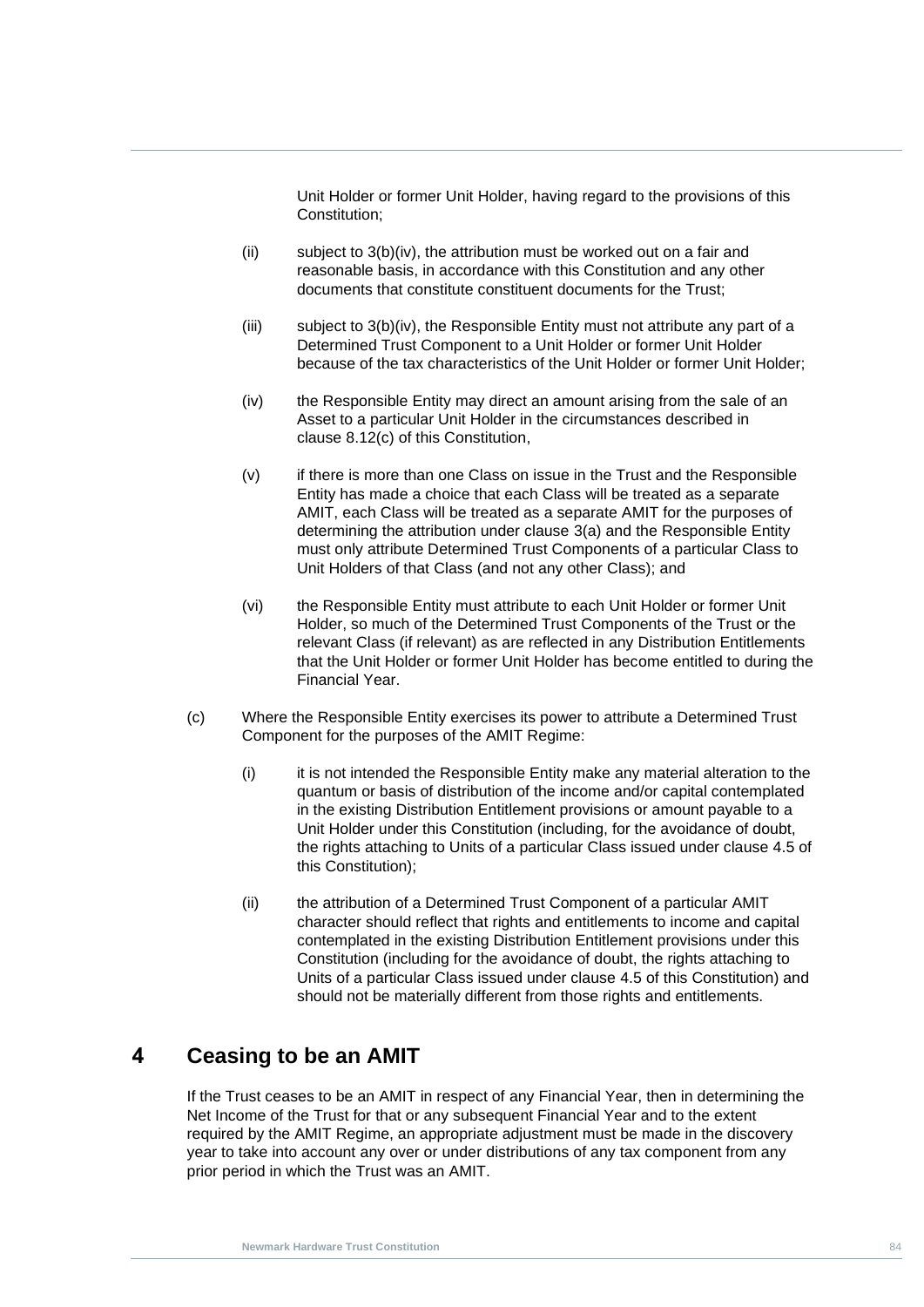Unit Holder or former Unit Holder, having regard to the provisions of this Constitution;

(ii) subject to 3(b)(iv), the attribution must be worked out on a fair and reasonable basis, in accordance with this Constitution and any other documents that constitute constituent documents for the Trust;

(iii) subject to 3(b)(iv), the Responsible Entity must not attribute any part of a Determined Trust Component to a Unit Holder or former Unit Holder because of the tax characteristics of the Unit Holder or former Unit Holder;

(iv) the Responsible Entity may direct an amount arising from the sale of an Asset to a particular Unit Holder in the circumstances described in clause 8.12(c) of this Constitution,

(v) if there is more than one Class on issue in the Trust and the Responsible Entity has made a choice that each Class will be treated as a separate AMIT, each Class will be treated as a separate AMIT for the purposes of determining the attribution under clause 3(a) and the Responsible Entity must only attribute Determined Trust Components of a particular Class to Unit Holders of that Class (and not any other Class); and

(vi) the Responsible Entity must attribute to each Unit Holder or former Unit Holder, so much of the Determined Trust Components of the Trust or the relevant Class (if relevant) as are reflected in any Distribution Entitlements that the Unit Holder or former Unit Holder has become entitled to during the Financial Year.

(c) Where the Responsible Entity exercises its power to attribute a Determined Trust Component for the purposes of the AMIT Regime:

(i) it is not intended the Responsible Entity make any material alteration to the quantum or basis of distribution of the income and/or capital contemplated in the existing Distribution Entitlement provisions or amount payable to a Unit Holder under this Constitution (including, for the avoidance of doubt, the rights attaching to Units of a particular Class issued under clause 4.5 of this Constitution);

(ii) the attribution of a Determined Trust Component of a particular AMIT character should reflect that rights and entitlements to income and capital contemplated in the existing Distribution Entitlement provisions under this Constitution (including for the avoidance of doubt, the rights attaching to Units of a particular Class issued under clause 4.5 of this Constitution) and should not be materially different from those rights and entitlements.

# 4 Ceasing to be an AMIT

If the Trust ceases to be an AMIT in respect of any Financial Year, then in determining the Net Income of the Trust for that or any subsequent Financial Year and to the extent required by the AMIT Regime, an appropriate adjustment must be made in the discovery year to take into account any over or under distributions of any tax component from any prior period in which the Trust was an AMIT.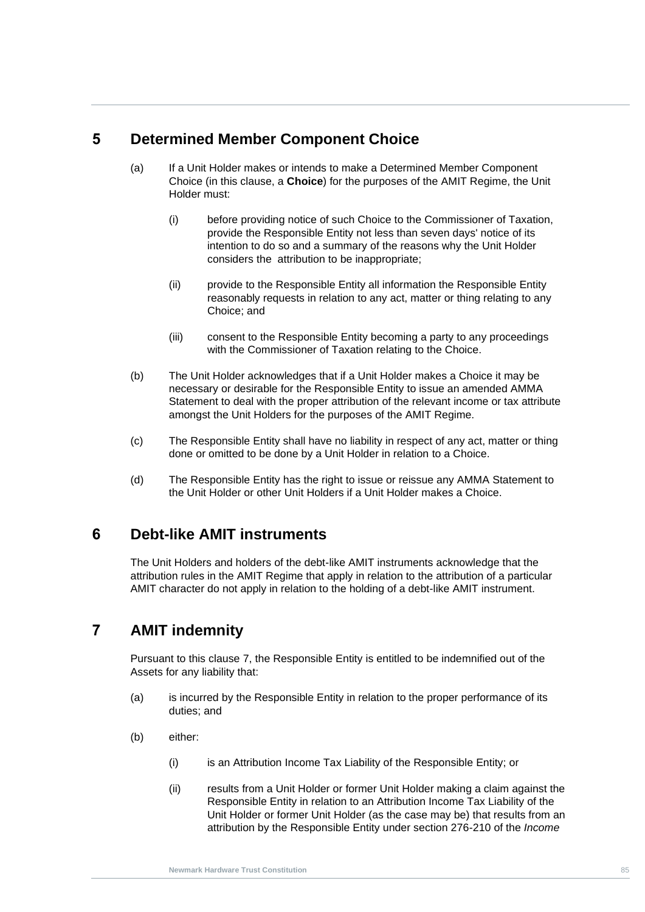## 5 Determined Member Component Choice

(a) If a Unit Holder makes or intends to make a Determined Member Component Choice (in this clause, a **Choice**) for the purposes of the AMIT Regime, the Unit Holder must:

(i) before providing notice of such Choice to the Commissioner of Taxation, provide the Responsible Entity not less than seven days' notice of its intention to do so and a summary of the reasons why the Unit Holder considers the attribution to be inappropriate;

(ii) provide to the Responsible Entity all information the Responsible Entity reasonably requests in relation to any act, matter or thing relating to any Choice; and

(iii) consent to the Responsible Entity becoming a party to any proceedings with the Commissioner of Taxation relating to the Choice.

(b) The Unit Holder acknowledges that if a Unit Holder makes a Choice it may be necessary or desirable for the Responsible Entity to issue an amended AMMA Statement to deal with the proper attribution of the relevant income or tax attribute amongst the Unit Holders for the purposes of the AMIT Regime.

(c) The Responsible Entity shall have no liability in respect of any act, matter or thing done or omitted to be done by a Unit Holder in relation to a Choice.

(d) The Responsible Entity has the right to issue or reissue any AMMA Statement to the Unit Holder or other Unit Holders if a Unit Holder makes a Choice.

## 6 Debt-like AMIT instruments

The Unit Holders and holders of the debt-like AMIT instruments acknowledge that the attribution rules in the AMIT Regime that apply in relation to the attribution of a particular AMIT character do not apply in relation to the holding of a debt-like AMIT instrument.

## 7 AMIT indemnity

Pursuant to this clause 7, the Responsible Entity is entitled to be indemnified out of the Assets for any liability that:

(a) is incurred by the Responsible Entity in relation to the proper performance of its duties; and

(b) either:

(i) is an Attribution Income Tax Liability of the Responsible Entity; or

(ii) results from a Unit Holder or former Unit Holder making a claim against the Responsible Entity in relation to an Attribution Income Tax Liability of the Unit Holder or former Unit Holder (as the case may be) that results from an attribution by the Responsible Entity under section 276-210 of the *Income*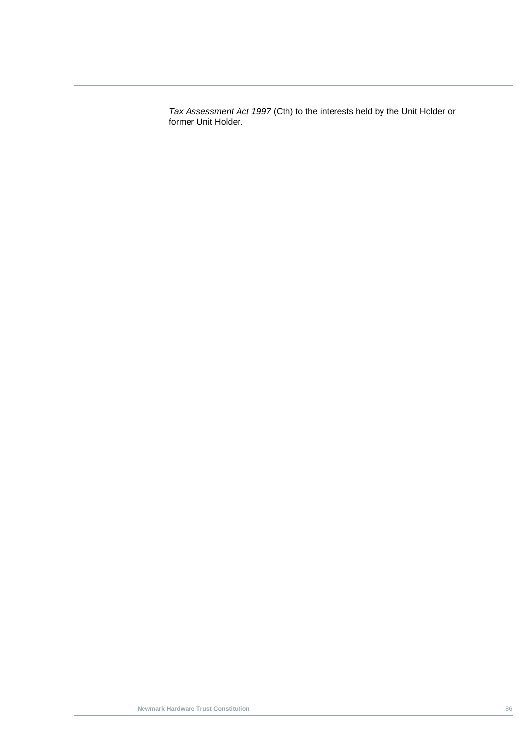*Tax Assessment Act 1997* (Cth) to the interests held by the Unit Holder or former Unit Holder.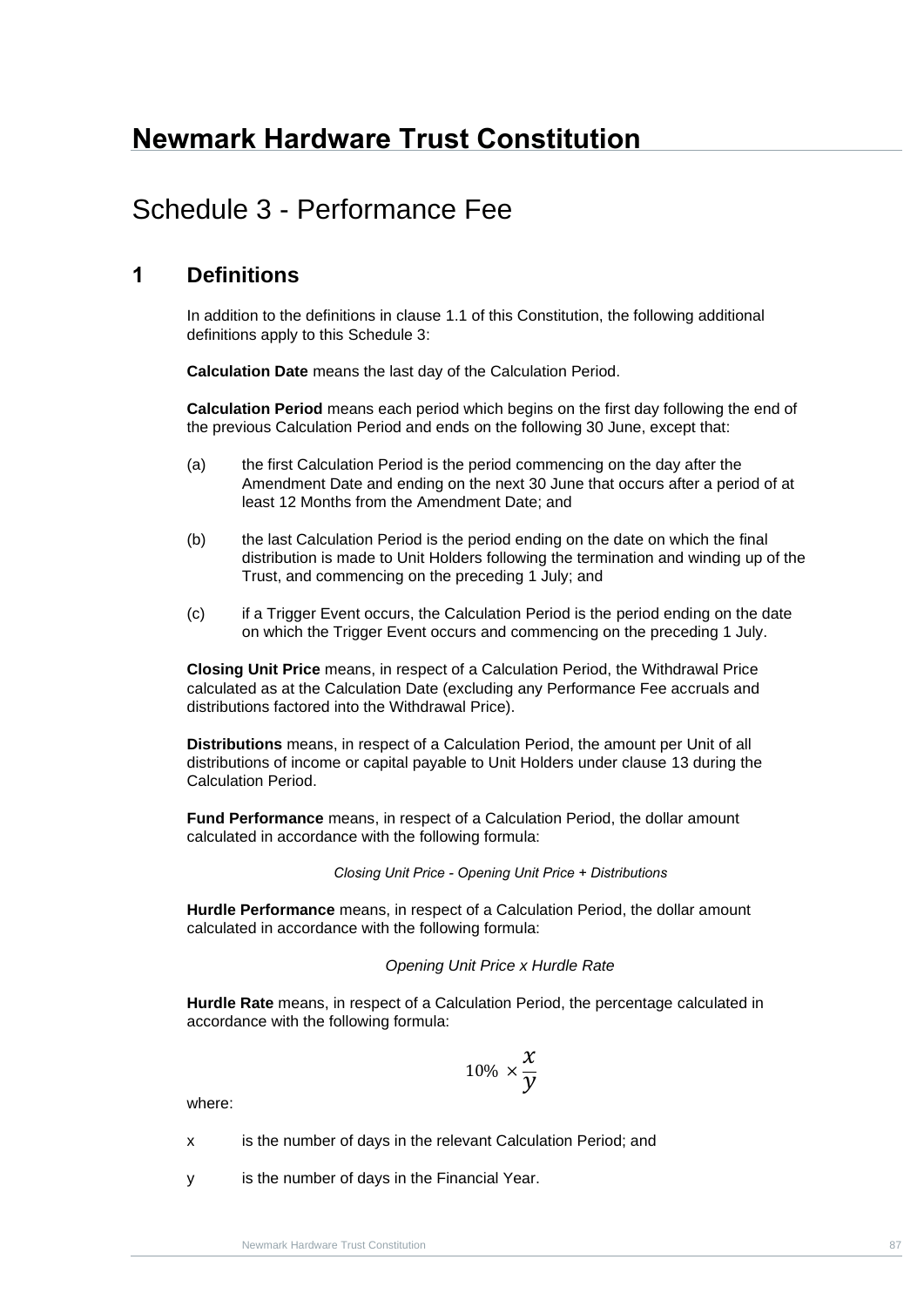# Newmark Hardware Trust Constitution

## Schedule 3 - Performance Fee

### 1 Definitions

In addition to the definitions in clause 1.1 of this Constitution, the following additional definitions apply to this Schedule 3:

**Calculation Date** means the last day of the Calculation Period.

**Calculation Period** means each period which begins on the first day following the end of the previous Calculation Period and ends on the following 30 June, except that:

(a) the first Calculation Period is the period commencing on the day after the Amendment Date and ending on the next 30 June that occurs after a period of at least 12 Months from the Amendment Date; and

(b) the last Calculation Period is the period ending on the date on which the final distribution is made to Unit Holders following the termination and winding up of the Trust, and commencing on the preceding 1 July; and

(c) if a Trigger Event occurs, the Calculation Period is the period ending on the date on which the Trigger Event occurs and commencing on the preceding 1 July.

**Closing Unit Price** means, in respect of a Calculation Period, the Withdrawal Price calculated as at the Calculation Date (excluding any Performance Fee accruals and distributions factored into the Withdrawal Price).

**Distributions** means, in respect of a Calculation Period, the amount per Unit of all distributions of income or capital payable to Unit Holders under clause 13 during the Calculation Period.

**Fund Performance** means, in respect of a Calculation Period, the dollar amount calculated in accordance with the following formula:

*Closing Unit Price - Opening Unit Price + Distributions*

**Hurdle Performance** means, in respect of a Calculation Period, the dollar amount calculated in accordance with the following formula:

*Opening Unit Price x Hurdle Rate*

**Hurdle Rate** means, in respect of a Calculation Period, the percentage calculated in accordance with the following formula:

$$10\% \times \frac{x}{y}$$

where:

x is the number of days in the relevant Calculation Period; and

y is the number of days in the Financial Year.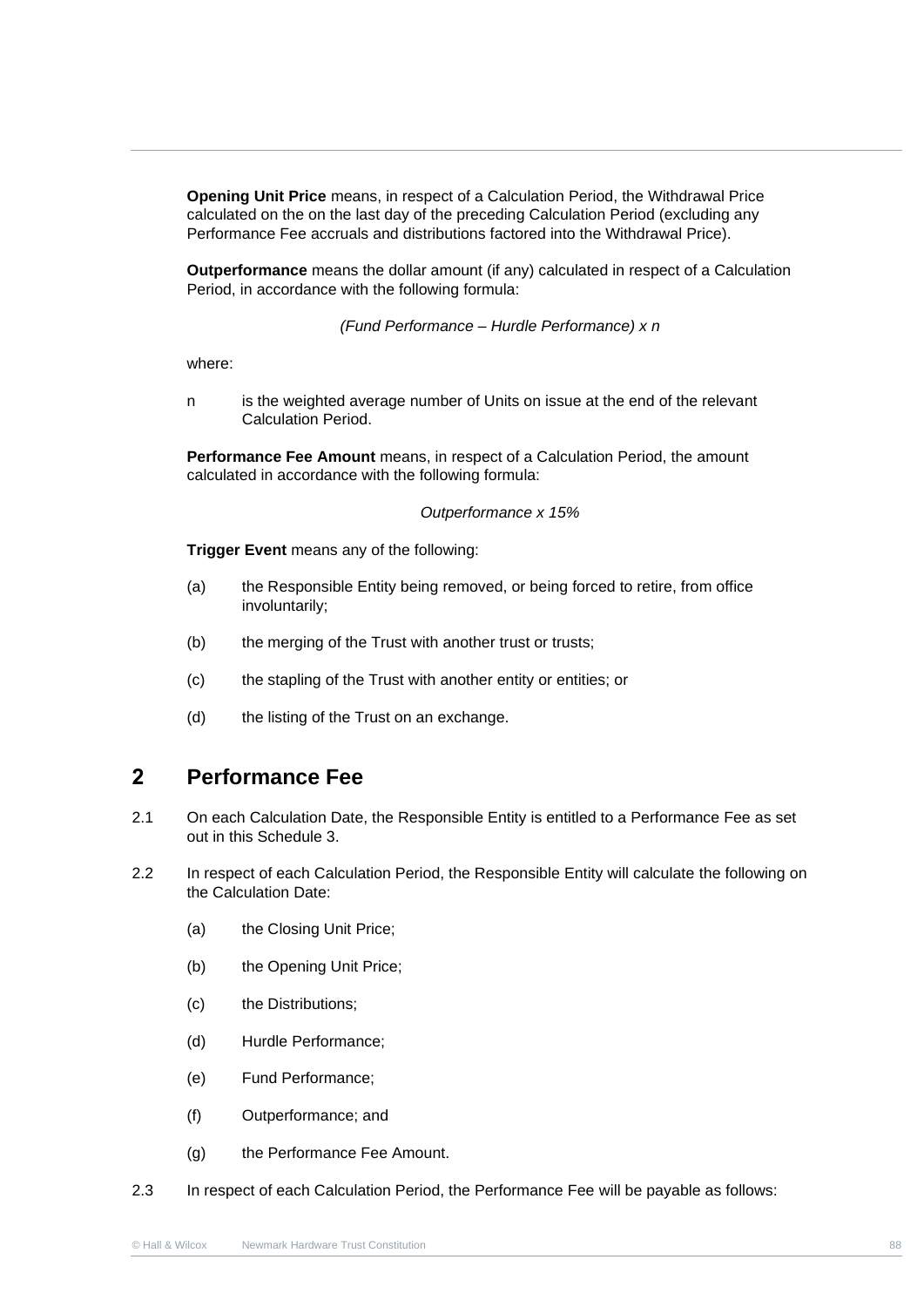**Opening Unit Price** means, in respect of a Calculation Period, the Withdrawal Price calculated on the on the last day of the preceding Calculation Period (excluding any Performance Fee accruals and distributions factored into the Withdrawal Price).

**Outperformance** means the dollar amount (if any) calculated in respect of a Calculation Period, in accordance with the following formula:

*(Fund Performance – Hurdle Performance) x n*

where:

n is the weighted average number of Units on issue at the end of the relevant Calculation Period.

**Performance Fee Amount** means, in respect of a Calculation Period, the amount calculated in accordance with the following formula:

*Outperformance x 15%*

**Trigger Event** means any of the following:

(a) the Responsible Entity being removed, or being forced to retire, from office involuntarily;

(b) the merging of the Trust with another trust or trusts;

(c) the stapling of the Trust with another entity or entities; or

(d) the listing of the Trust on an exchange.

## 2 Performance Fee

2.1 On each Calculation Date, the Responsible Entity is entitled to a Performance Fee as set out in this Schedule 3.

2.2 In respect of each Calculation Period, the Responsible Entity will calculate the following on the Calculation Date:

(a) the Closing Unit Price;

(b) the Opening Unit Price;

(c) the Distributions;

(d) Hurdle Performance;

(e) Fund Performance;

(f) Outperformance; and

(g) the Performance Fee Amount.

2.3 In respect of each Calculation Period, the Performance Fee will be payable as follows: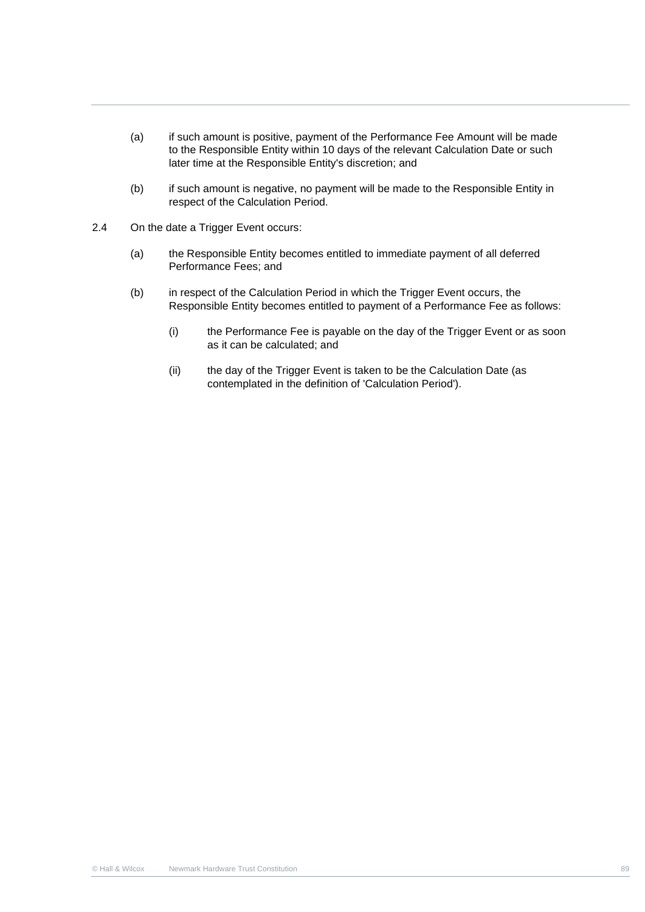(a) if such amount is positive, payment of the Performance Fee Amount will be made to the Responsible Entity within 10 days of the relevant Calculation Date or such later time at the Responsible Entity's discretion; and

(b) if such amount is negative, no payment will be made to the Responsible Entity in respect of the Calculation Period.

2.4 On the date a Trigger Event occurs:

(a) the Responsible Entity becomes entitled to immediate payment of all deferred Performance Fees; and

(b) in respect of the Calculation Period in which the Trigger Event occurs, the Responsible Entity becomes entitled to payment of a Performance Fee as follows:

(i) the Performance Fee is payable on the day of the Trigger Event or as soon as it can be calculated; and

(ii) the day of the Trigger Event is taken to be the Calculation Date (as contemplated in the definition of 'Calculation Period').